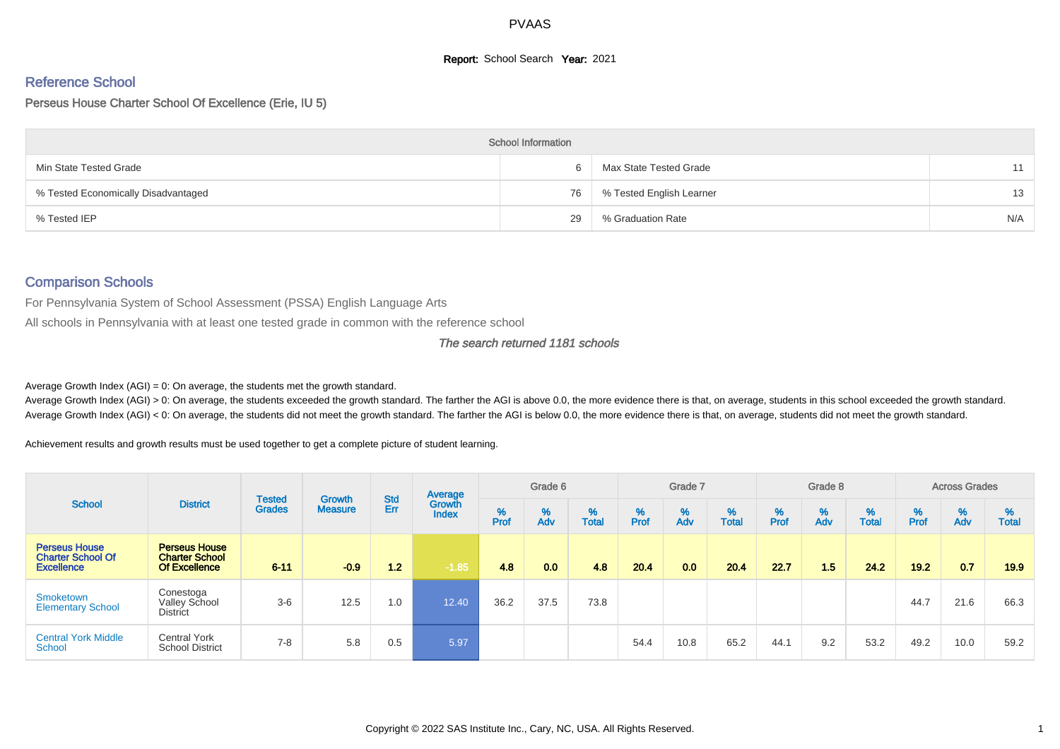# PVAAS

**Report:** School Search **Year:** 2021

## Reference School

### Perseus House Charter School Of Excellence (Erie, IU 5)

| School Information | | | |
|---|---|---|---|
| Min State Tested Grade | 6 | Max State Tested Grade | 11 |
| % Tested Economically Disadvantaged | 76 | % Tested English Learner | 13 |
| % Tested IEP | 29 | % Graduation Rate | N/A |

## Comparison Schools

For Pennsylvania System of School Assessment (PSSA) English Language Arts

All schools in Pennsylvania with at least one tested grade in common with the reference school

*The search returned 1181 schools*

Average Growth Index (AGI) = 0: On average, the students met the growth standard.

Average Growth Index (AGI) > 0: On average, the students exceeded the growth standard. The farther the AGI is above 0.0, the more evidence there is that, on average, students in this school exceeded the growth standard.

Average Growth Index (AGI) < 0: On average, the students did not meet the growth standard. The farther the AGI is below 0.0, the more evidence there is that, on average, students did not meet the growth standard.

Achievement results and growth results must be used together to get a complete picture of student learning.

| School | District | Tested Grades | Growth Measure | Std Err | Average Growth Index | Grade 6 | | | Grade 7 | | | Grade 8 | | | Across Grades | | |
|---|---|---|---|---|---|---|---|---|---|---|---|---|---|---|---|---|---|
| | | | | | | % Prof | % Adv | % Total | % Prof | % Adv | % Total | % Prof | % Adv | % Total | % Prof | % Adv | % Total |
| **Perseus House Charter School Of Excellence** | **Perseus House Charter School Of Excellence** | **6-11** | **-0.9** | **1.2** | **-1.85** | **4.8** | **0.0** | **4.8** | **20.4** | **0.0** | **20.4** | **22.7** | **1.5** | **24.2** | **19.2** | **0.7** | **19.9** |
| Smoketown Elementary School | Conestoga Valley School District | 3-6 | 12.5 | 1.0 | 12.40 | 36.2 | 37.5 | 73.8 | | | | | | | 44.7 | 21.6 | 66.3 |
| Central York Middle School | Central York School District | 7-8 | 5.8 | 0.5 | 5.97 | | | | 54.4 | 10.8 | 65.2 | 44.1 | 9.2 | 53.2 | 49.2 | 10.0 | 59.2 |

Copyright © 2022 SAS Institute Inc., Cary, NC, USA. All Rights Reserved.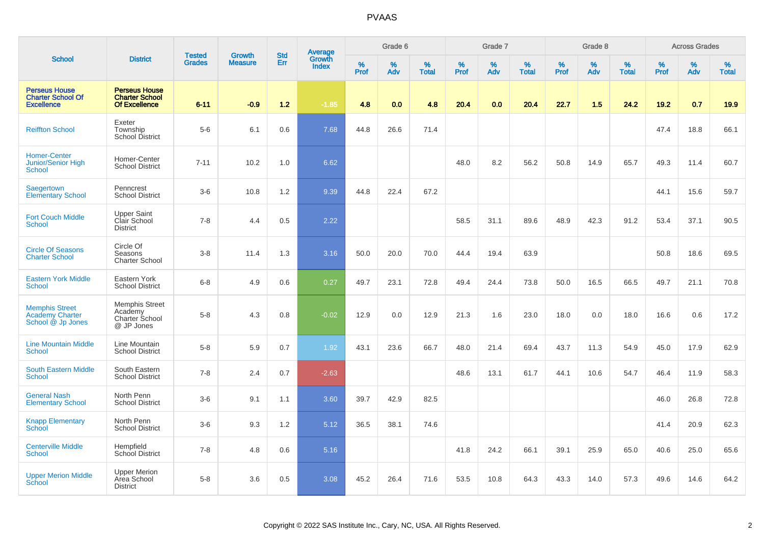# PVAAS

| School | District | Tested Grades | Growth Measure | Std Err | Average Growth Index | Grade 6 | | | Grade 7 | | | Grade 8 | | | Across Grades | | |
|---|---|---|---|---|---|---|---|---|---|---|---|---|---|---|---|---|---|
| | | | | | | % Prof | % Adv | % Total | % Prof | % Adv | % Total | % Prof | % Adv | % Total | % Prof | % Adv | % Total |
| **Perseus House Charter School Of Excellence** | **Perseus House Charter School Of Excellence** | **6-11** | **-0.9** | **1.2** | **-1.85** | **4.8** | **0.0** | **4.8** | **20.4** | **0.0** | **20.4** | **22.7** | **1.5** | **24.2** | **19.2** | **0.7** | **19.9** |
| Reiffton School | Exeter Township School District | 5-6 | 6.1 | 0.6 | 7.68 | 44.8 | 26.6 | 71.4 | | | | | | | 47.4 | 18.8 | 66.1 |
| Homer-Center Junior/Senior High School | Homer-Center School District | 7-11 | 10.2 | 1.0 | 6.62 | | | | 48.0 | 8.2 | 56.2 | 50.8 | 14.9 | 65.7 | 49.3 | 11.4 | 60.7 |
| Saegertown Elementary School | Penncrest School District | 3-6 | 10.8 | 1.2 | 9.39 | 44.8 | 22.4 | 67.2 | | | | | | | 44.1 | 15.6 | 59.7 |
| Fort Couch Middle School | Upper Saint Clair School District | 7-8 | 4.4 | 0.5 | 2.22 | | | | 58.5 | 31.1 | 89.6 | 48.9 | 42.3 | 91.2 | 53.4 | 37.1 | 90.5 |
| Circle Of Seasons Charter School | Circle Of Seasons Charter School | 3-8 | 11.4 | 1.3 | 3.16 | 50.0 | 20.0 | 70.0 | 44.4 | 19.4 | 63.9 | | | | 50.8 | 18.6 | 69.5 |
| Eastern York Middle School | Eastern York School District | 6-8 | 4.9 | 0.6 | 0.27 | 49.7 | 23.1 | 72.8 | 49.4 | 24.4 | 73.8 | 50.0 | 16.5 | 66.5 | 49.7 | 21.1 | 70.8 |
| Memphis Street Academy Charter School @ Jp Jones | Memphis Street Academy Charter School @ JP Jones | 5-8 | 4.3 | 0.8 | -0.02 | 12.9 | 0.0 | 12.9 | 21.3 | 1.6 | 23.0 | 18.0 | 0.0 | 18.0 | 16.6 | 0.6 | 17.2 |
| Line Mountain Middle School | Line Mountain School District | 5-8 | 5.9 | 0.7 | 1.92 | 43.1 | 23.6 | 66.7 | 48.0 | 21.4 | 69.4 | 43.7 | 11.3 | 54.9 | 45.0 | 17.9 | 62.9 |
| South Eastern Middle School | South Eastern School District | 7-8 | 2.4 | 0.7 | -2.63 | | | | 48.6 | 13.1 | 61.7 | 44.1 | 10.6 | 54.7 | 46.4 | 11.9 | 58.3 |
| General Nash Elementary School | North Penn School District | 3-6 | 9.1 | 1.1 | 3.60 | 39.7 | 42.9 | 82.5 | | | | | | | 46.0 | 26.8 | 72.8 |
| Knapp Elementary School | North Penn School District | 3-6 | 9.3 | 1.2 | 5.12 | 36.5 | 38.1 | 74.6 | | | | | | | 41.4 | 20.9 | 62.3 |
| Centerville Middle School | Hempfield School District | 7-8 | 4.8 | 0.6 | 5.16 | | | | 41.8 | 24.2 | 66.1 | 39.1 | 25.9 | 65.0 | 40.6 | 25.0 | 65.6 |
| Upper Merion Middle School | Upper Merion Area School District | 5-8 | 3.6 | 0.5 | 3.08 | 45.2 | 26.4 | 71.6 | 53.5 | 10.8 | 64.3 | 43.3 | 14.0 | 57.3 | 49.6 | 14.6 | 64.2 |

Copyright © 2022 SAS Institute Inc., Cary, NC, USA. All Rights Reserved.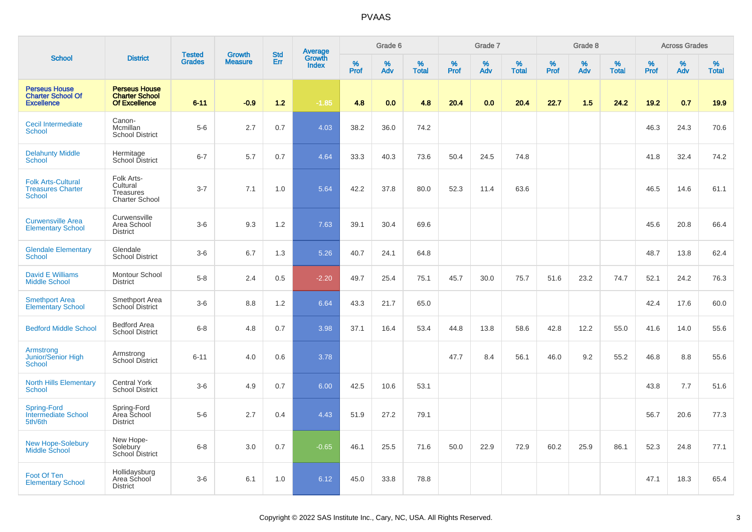# PVAAS

| School | District | Tested Grades | Growth Measure | Std Err | Average Growth Index | Grade 6 | | | Grade 7 | | | Grade 8 | | | Across Grades | | |
|---|---|---|---|---|---|---|---|---|---|---|---|---|---|---|---|---|---|
| | | | | | | % Prof | % Adv | % Total | % Prof | % Adv | % Total | % Prof | % Adv | % Total | % Prof | % Adv | % Total |
| **Perseus House Charter School Of Excellence** | **Perseus House Charter School Of Excellence** | **6-11** | **-0.9** | **1.2** | **-1.85** | **4.8** | **0.0** | **4.8** | **20.4** | **0.0** | **20.4** | **22.7** | **1.5** | **24.2** | **19.2** | **0.7** | **19.9** |
| Cecil Intermediate School | Canon-Mcmillan School District | 5-6 | 2.7 | 0.7 | 4.03 | 38.2 | 36.0 | 74.2 | | | | | | | 46.3 | 24.3 | 70.6 |
| Delahunty Middle School | Hermitage School District | 6-7 | 5.7 | 0.7 | 4.64 | 33.3 | 40.3 | 73.6 | 50.4 | 24.5 | 74.8 | | | | 41.8 | 32.4 | 74.2 |
| Folk Arts-Cultural Treasures Charter School | Folk Arts-Cultural Treasures Charter School | 3-7 | 7.1 | 1.0 | 5.64 | 42.2 | 37.8 | 80.0 | 52.3 | 11.4 | 63.6 | | | | 46.5 | 14.6 | 61.1 |
| Curwensville Area Elementary School | Curwensville Area School District | 3-6 | 9.3 | 1.2 | 7.63 | 39.1 | 30.4 | 69.6 | | | | | | | 45.6 | 20.8 | 66.4 |
| Glendale Elementary School | Glendale School District | 3-6 | 6.7 | 1.3 | 5.26 | 40.7 | 24.1 | 64.8 | | | | | | | 48.7 | 13.8 | 62.4 |
| David E Williams Middle School | Montour School District | 5-8 | 2.4 | 0.5 | -2.20 | 49.7 | 25.4 | 75.1 | 45.7 | 30.0 | 75.7 | 51.6 | 23.2 | 74.7 | 52.1 | 24.2 | 76.3 |
| Smethport Area Elementary School | Smethport Area School District | 3-6 | 8.8 | 1.2 | 6.64 | 43.3 | 21.7 | 65.0 | | | | | | | 42.4 | 17.6 | 60.0 |
| Bedford Middle School | Bedford Area School District | 6-8 | 4.8 | 0.7 | 3.98 | 37.1 | 16.4 | 53.4 | 44.8 | 13.8 | 58.6 | 42.8 | 12.2 | 55.0 | 41.6 | 14.0 | 55.6 |
| Armstrong Junior/Senior High School | Armstrong School District | 6-11 | 4.0 | 0.6 | 3.78 | | | | 47.7 | 8.4 | 56.1 | 46.0 | 9.2 | 55.2 | 46.8 | 8.8 | 55.6 |
| North Hills Elementary School | Central York School District | 3-6 | 4.9 | 0.7 | 6.00 | 42.5 | 10.6 | 53.1 | | | | | | | 43.8 | 7.7 | 51.6 |
| Spring-Ford Intermediate School 5th/6th | Spring-Ford Area School District | 5-6 | 2.7 | 0.4 | 4.43 | 51.9 | 27.2 | 79.1 | | | | | | | 56.7 | 20.6 | 77.3 |
| New Hope-Solebury Middle School | New Hope-Solebury School District | 6-8 | 3.0 | 0.7 | -0.65 | 46.1 | 25.5 | 71.6 | 50.0 | 22.9 | 72.9 | 60.2 | 25.9 | 86.1 | 52.3 | 24.8 | 77.1 |
| Foot Of Ten Elementary School | Hollidaysburg Area School District | 3-6 | 6.1 | 1.0 | 6.12 | 45.0 | 33.8 | 78.8 | | | | | | | 47.1 | 18.3 | 65.4 |

Copyright © 2022 SAS Institute Inc., Cary, NC, USA. All Rights Reserved.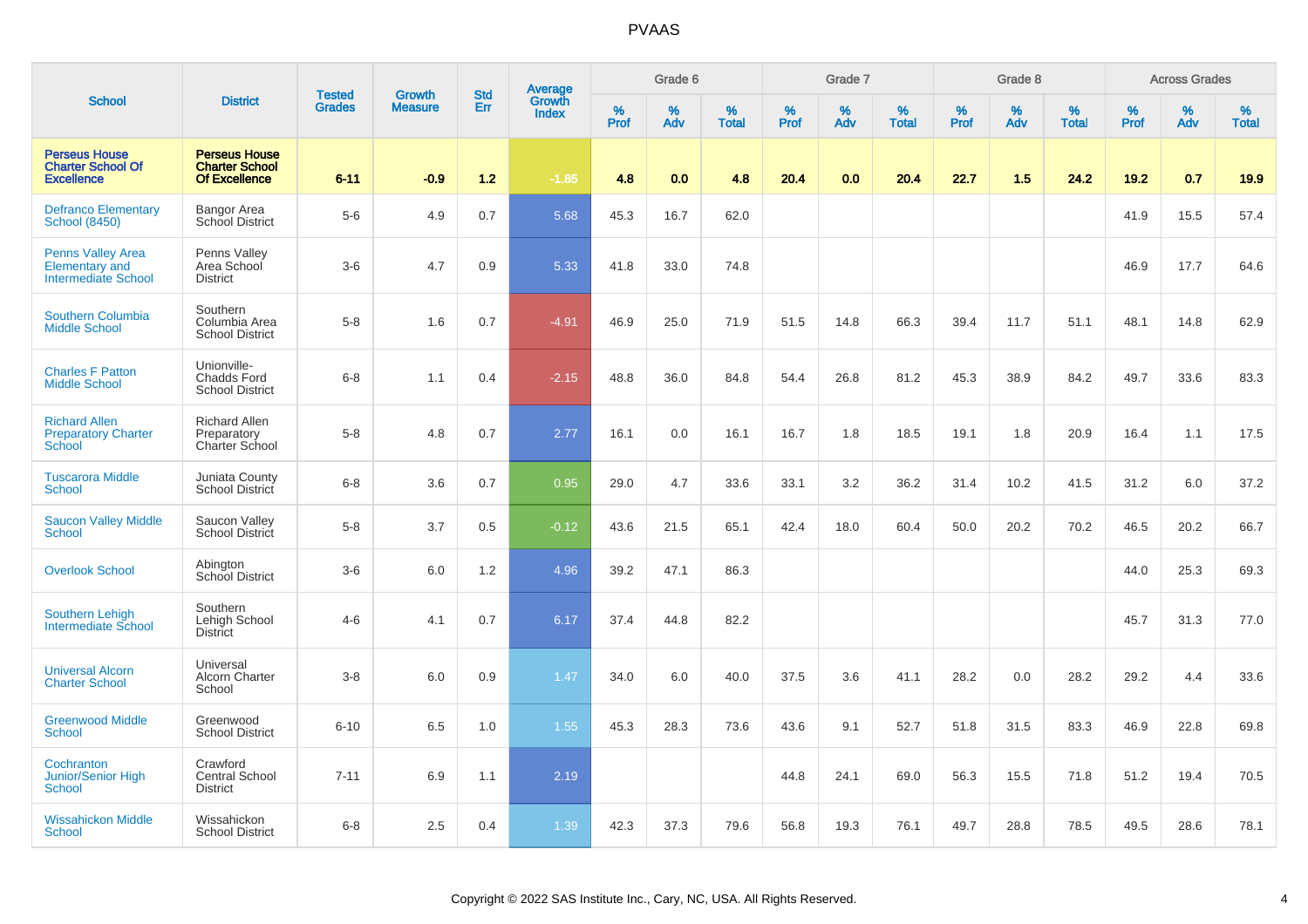# PVAAS

| School | District | Tested Grades | Growth Measure | Std Err | Average Growth Index | Grade 6 | | | Grade 7 | | | Grade 8 | | | Across Grades | | |
|---|---|---|---|---|---|---|---|---|---|---|---|---|---|---|---|---|---|
| | | | | | | % Prof | % Adv | % Total | % Prof | % Adv | % Total | % Prof | % Adv | % Total | % Prof | % Adv | % Total |
| **Perseus House Charter School Of Excellence** | **Perseus House Charter School Of Excellence** | **6-11** | **-0.9** | **1.2** | **-1.85** | **4.8** | **0.0** | **4.8** | **20.4** | **0.0** | **20.4** | **22.7** | **1.5** | **24.2** | **19.2** | **0.7** | **19.9** |
| Defranco Elementary School (8450) | Bangor Area School District | 5-6 | 4.9 | 0.7 | 5.68 | 45.3 | 16.7 | 62.0 | | | | | | | 41.9 | 15.5 | 57.4 |
| Penns Valley Area Elementary and Intermediate School | Penns Valley Area School District | 3-6 | 4.7 | 0.9 | 5.33 | 41.8 | 33.0 | 74.8 | | | | | | | 46.9 | 17.7 | 64.6 |
| Southern Columbia Middle School | Southern Columbia Area School District | 5-8 | 1.6 | 0.7 | -4.91 | 46.9 | 25.0 | 71.9 | 51.5 | 14.8 | 66.3 | 39.4 | 11.7 | 51.1 | 48.1 | 14.8 | 62.9 |
| Charles F Patton Middle School | Unionville-Chadds Ford School District | 6-8 | 1.1 | 0.4 | -2.15 | 48.8 | 36.0 | 84.8 | 54.4 | 26.8 | 81.2 | 45.3 | 38.9 | 84.2 | 49.7 | 33.6 | 83.3 |
| Richard Allen Preparatory Charter School | Richard Allen Preparatory Charter School | 5-8 | 4.8 | 0.7 | 2.77 | 16.1 | 0.0 | 16.1 | 16.7 | 1.8 | 18.5 | 19.1 | 1.8 | 20.9 | 16.4 | 1.1 | 17.5 |
| Tuscarora Middle School | Juniata County School District | 6-8 | 3.6 | 0.7 | 0.95 | 29.0 | 4.7 | 33.6 | 33.1 | 3.2 | 36.2 | 31.4 | 10.2 | 41.5 | 31.2 | 6.0 | 37.2 |
| Saucon Valley Middle School | Saucon Valley School District | 5-8 | 3.7 | 0.5 | -0.12 | 43.6 | 21.5 | 65.1 | 42.4 | 18.0 | 60.4 | 50.0 | 20.2 | 70.2 | 46.5 | 20.2 | 66.7 |
| Overlook School | Abington School District | 3-6 | 6.0 | 1.2 | 4.96 | 39.2 | 47.1 | 86.3 | | | | | | | 44.0 | 25.3 | 69.3 |
| Southern Lehigh Intermediate School | Southern Lehigh School District | 4-6 | 4.1 | 0.7 | 6.17 | 37.4 | 44.8 | 82.2 | | | | | | | 45.7 | 31.3 | 77.0 |
| Universal Alcorn Charter School | Universal Alcorn Charter School | 3-8 | 6.0 | 0.9 | 1.47 | 34.0 | 6.0 | 40.0 | 37.5 | 3.6 | 41.1 | 28.2 | 0.0 | 28.2 | 29.2 | 4.4 | 33.6 |
| Greenwood Middle School | Greenwood School District | 6-10 | 6.5 | 1.0 | 1.55 | 45.3 | 28.3 | 73.6 | 43.6 | 9.1 | 52.7 | 51.8 | 31.5 | 83.3 | 46.9 | 22.8 | 69.8 |
| Cochranton Junior/Senior High School | Crawford Central School District | 7-11 | 6.9 | 1.1 | 2.19 | | | | 44.8 | 24.1 | 69.0 | 56.3 | 15.5 | 71.8 | 51.2 | 19.4 | 70.5 |
| Wissahickon Middle School | Wissahickon School District | 6-8 | 2.5 | 0.4 | 1.39 | 42.3 | 37.3 | 79.6 | 56.8 | 19.3 | 76.1 | 49.7 | 28.8 | 78.5 | 49.5 | 28.6 | 78.1 |

Copyright © 2022 SAS Institute Inc., Cary, NC, USA. All Rights Reserved.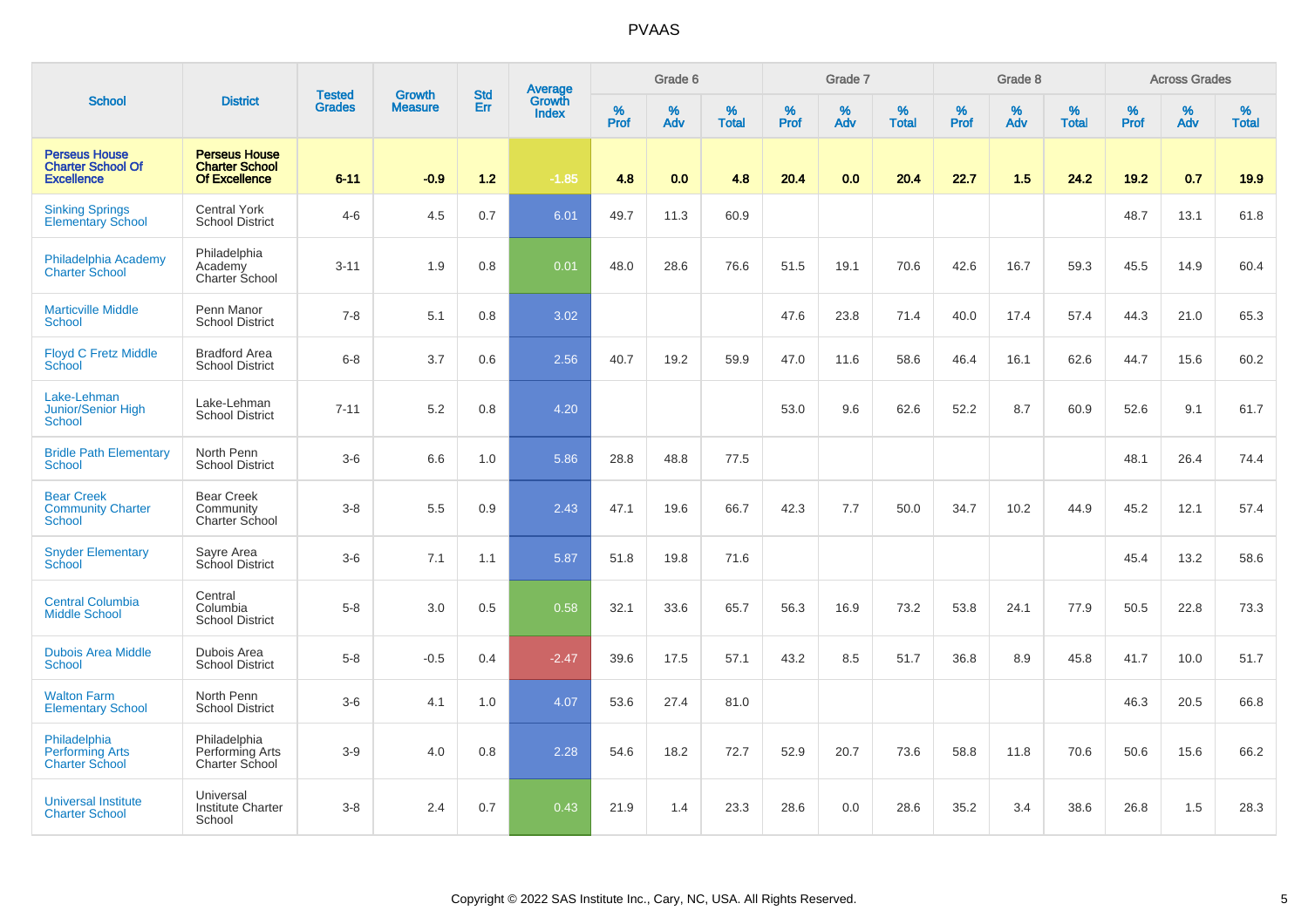# PVAAS

| School | District | Tested Grades | Growth Measure | Std Err | Average Growth Index | Grade 6 | | | Grade 7 | | | Grade 8 | | | Across Grades | | |
|---|---|---|---|---|---|---|---|---|---|---|---|---|---|---|---|---|---|
| | | | | | | % Prof | % Adv | % Total | % Prof | % Adv | % Total | % Prof | % Adv | % Total | % Prof | % Adv | % Total |
| **Perseus House Charter School Of Excellence** | **Perseus House Charter School Of Excellence** | **6-11** | **-0.9** | **1.2** | **-1.85** | **4.8** | **0.0** | **4.8** | **20.4** | **0.0** | **20.4** | **22.7** | **1.5** | **24.2** | **19.2** | **0.7** | **19.9** |
| Sinking Springs Elementary School | Central York School District | 4-6 | 4.5 | 0.7 | 6.01 | 49.7 | 11.3 | 60.9 | | | | | | | 48.7 | 13.1 | 61.8 |
| Philadelphia Academy Charter School | Philadelphia Academy Charter School | 3-11 | 1.9 | 0.8 | 0.01 | 48.0 | 28.6 | 76.6 | 51.5 | 19.1 | 70.6 | 42.6 | 16.7 | 59.3 | 45.5 | 14.9 | 60.4 |
| Marticville Middle School | Penn Manor School District | 7-8 | 5.1 | 0.8 | 3.02 | | | | 47.6 | 23.8 | 71.4 | 40.0 | 17.4 | 57.4 | 44.3 | 21.0 | 65.3 |
| Floyd C Fretz Middle School | Bradford Area School District | 6-8 | 3.7 | 0.6 | 2.56 | 40.7 | 19.2 | 59.9 | 47.0 | 11.6 | 58.6 | 46.4 | 16.1 | 62.6 | 44.7 | 15.6 | 60.2 |
| Lake-Lehman Junior/Senior High School | Lake-Lehman School District | 7-11 | 5.2 | 0.8 | 4.20 | | | | 53.0 | 9.6 | 62.6 | 52.2 | 8.7 | 60.9 | 52.6 | 9.1 | 61.7 |
| Bridle Path Elementary School | North Penn School District | 3-6 | 6.6 | 1.0 | 5.86 | 28.8 | 48.8 | 77.5 | | | | | | | 48.1 | 26.4 | 74.4 |
| Bear Creek Community Charter School | Bear Creek Community Charter School | 3-8 | 5.5 | 0.9 | 2.43 | 47.1 | 19.6 | 66.7 | 42.3 | 7.7 | 50.0 | 34.7 | 10.2 | 44.9 | 45.2 | 12.1 | 57.4 |
| Snyder Elementary School | Sayre Area School District | 3-6 | 7.1 | 1.1 | 5.87 | 51.8 | 19.8 | 71.6 | | | | | | | 45.4 | 13.2 | 58.6 |
| Central Columbia Middle School | Central Columbia School District | 5-8 | 3.0 | 0.5 | 0.58 | 32.1 | 33.6 | 65.7 | 56.3 | 16.9 | 73.2 | 53.8 | 24.1 | 77.9 | 50.5 | 22.8 | 73.3 |
| Dubois Area Middle School | Dubois Area School District | 5-8 | -0.5 | 0.4 | -2.47 | 39.6 | 17.5 | 57.1 | 43.2 | 8.5 | 51.7 | 36.8 | 8.9 | 45.8 | 41.7 | 10.0 | 51.7 |
| Walton Farm Elementary School | North Penn School District | 3-6 | 4.1 | 1.0 | 4.07 | 53.6 | 27.4 | 81.0 | | | | | | | 46.3 | 20.5 | 66.8 |
| Philadelphia Performing Arts Charter School | Philadelphia Performing Arts Charter School | 3-9 | 4.0 | 0.8 | 2.28 | 54.6 | 18.2 | 72.7 | 52.9 | 20.7 | 73.6 | 58.8 | 11.8 | 70.6 | 50.6 | 15.6 | 66.2 |
| Universal Institute Charter School | Universal Institute Charter School | 3-8 | 2.4 | 0.7 | 0.43 | 21.9 | 1.4 | 23.3 | 28.6 | 0.0 | 28.6 | 35.2 | 3.4 | 38.6 | 26.8 | 1.5 | 28.3 |

Copyright © 2022 SAS Institute Inc., Cary, NC, USA. All Rights Reserved.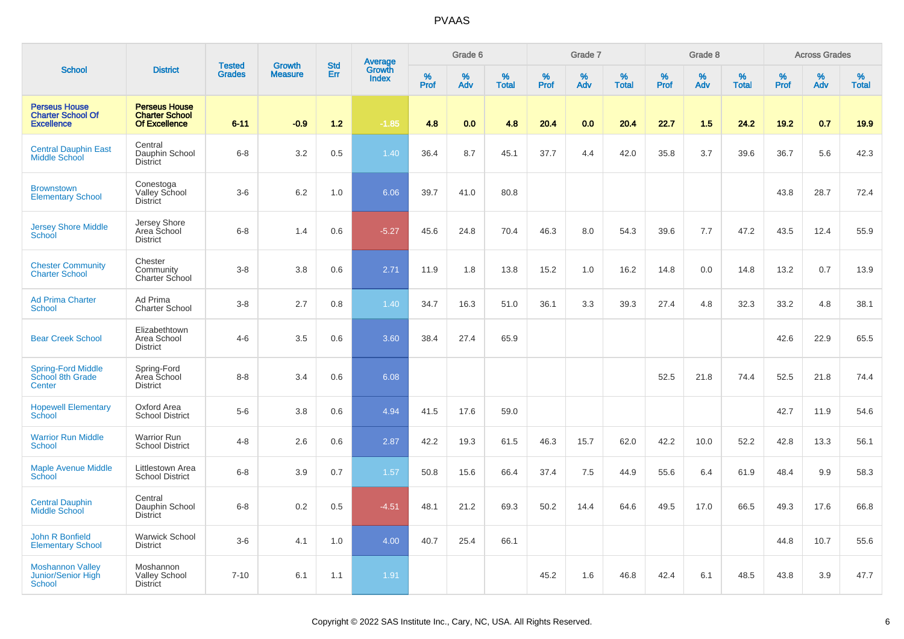# PVAAS

| School | District | Tested Grades | Growth Measure | Std Err | Average Growth Index | Grade 6 | | | Grade 7 | | | Grade 8 | | | Across Grades | | |
|---|---|---|---|---|---|---|---|---|---|---|---|---|---|---|---|---|---|
| | | | | | | % Prof | % Adv | % Total | % Prof | % Adv | % Total | % Prof | % Adv | % Total | % Prof | % Adv | % Total |
| **Perseus House Charter School Of Excellence** | **Perseus House Charter School Of Excellence** | **6-11** | **-0.9** | **1.2** | **-1.85** | **4.8** | **0.0** | **4.8** | **20.4** | **0.0** | **20.4** | **22.7** | **1.5** | **24.2** | **19.2** | **0.7** | **19.9** |
| Central Dauphin East Middle School | Central Dauphin School District | 6-8 | 3.2 | 0.5 | 1.40 | 36.4 | 8.7 | 45.1 | 37.7 | 4.4 | 42.0 | 35.8 | 3.7 | 39.6 | 36.7 | 5.6 | 42.3 |
| Brownstown Elementary School | Conestoga Valley School District | 3-6 | 6.2 | 1.0 | 6.06 | 39.7 | 41.0 | 80.8 | | | | | | | 43.8 | 28.7 | 72.4 |
| Jersey Shore Middle School | Jersey Shore Area School District | 6-8 | 1.4 | 0.6 | -5.27 | 45.6 | 24.8 | 70.4 | 46.3 | 8.0 | 54.3 | 39.6 | 7.7 | 47.2 | 43.5 | 12.4 | 55.9 |
| Chester Community Charter School | Chester Community Charter School | 3-8 | 3.8 | 0.6 | 2.71 | 11.9 | 1.8 | 13.8 | 15.2 | 1.0 | 16.2 | 14.8 | 0.0 | 14.8 | 13.2 | 0.7 | 13.9 |
| Ad Prima Charter School | Ad Prima Charter School | 3-8 | 2.7 | 0.8 | 1.40 | 34.7 | 16.3 | 51.0 | 36.1 | 3.3 | 39.3 | 27.4 | 4.8 | 32.3 | 33.2 | 4.8 | 38.1 |
| Bear Creek School | Elizabethtown Area School District | 4-6 | 3.5 | 0.6 | 3.60 | 38.4 | 27.4 | 65.9 | | | | | | | 42.6 | 22.9 | 65.5 |
| Spring-Ford Middle School 8th Grade Center | Spring-Ford Area School District | 8-8 | 3.4 | 0.6 | 6.08 | | | | | | | 52.5 | 21.8 | 74.4 | 52.5 | 21.8 | 74.4 |
| Hopewell Elementary School | Oxford Area School District | 5-6 | 3.8 | 0.6 | 4.94 | 41.5 | 17.6 | 59.0 | | | | | | | 42.7 | 11.9 | 54.6 |
| Warrior Run Middle School | Warrior Run School District | 4-8 | 2.6 | 0.6 | 2.87 | 42.2 | 19.3 | 61.5 | 46.3 | 15.7 | 62.0 | 42.2 | 10.0 | 52.2 | 42.8 | 13.3 | 56.1 |
| Maple Avenue Middle School | Littlestown Area School District | 6-8 | 3.9 | 0.7 | 1.57 | 50.8 | 15.6 | 66.4 | 37.4 | 7.5 | 44.9 | 55.6 | 6.4 | 61.9 | 48.4 | 9.9 | 58.3 |
| Central Dauphin Middle School | Central Dauphin School District | 6-8 | 0.2 | 0.5 | -4.51 | 48.1 | 21.2 | 69.3 | 50.2 | 14.4 | 64.6 | 49.5 | 17.0 | 66.5 | 49.3 | 17.6 | 66.8 |
| John R Bonfield Elementary School | Warwick School District | 3-6 | 4.1 | 1.0 | 4.00 | 40.7 | 25.4 | 66.1 | | | | | | | 44.8 | 10.7 | 55.6 |
| Moshannon Valley Junior/Senior High School | Moshannon Valley School District | 7-10 | 6.1 | 1.1 | 1.91 | | | | 45.2 | 1.6 | 46.8 | 42.4 | 6.1 | 48.5 | 43.8 | 3.9 | 47.7 |

Copyright © 2022 SAS Institute Inc., Cary, NC, USA. All Rights Reserved.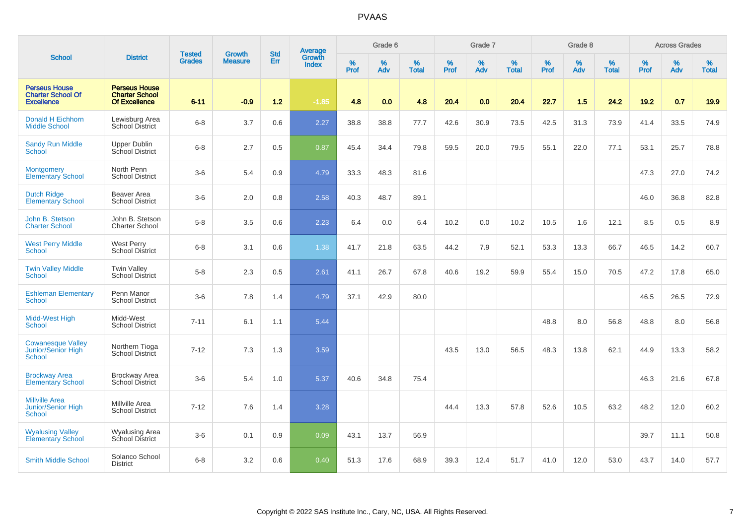# PVAAS

| School | District | Tested Grades | Growth Measure | Std Err | Average Growth Index | Grade 6 | | | Grade 7 | | | Grade 8 | | | Across Grades | | |
|---|---|---|---|---|---|---|---|---|---|---|---|---|---|---|---|---|---|
| | | | | | | % Prof | % Adv | % Total | % Prof | % Adv | % Total | % Prof | % Adv | % Total | % Prof | % Adv | % Total |
| **Perseus House Charter School Of Excellence** | **Perseus House Charter School Of Excellence** | **6-11** | **-0.9** | **1.2** | **-1.85** | **4.8** | **0.0** | **4.8** | **20.4** | **0.0** | **20.4** | **22.7** | **1.5** | **24.2** | **19.2** | **0.7** | **19.9** |
| Donald H Eichhorn Middle School | Lewisburg Area School District | 6-8 | 3.7 | 0.6 | 2.27 | 38.8 | 38.8 | 77.7 | 42.6 | 30.9 | 73.5 | 42.5 | 31.3 | 73.9 | 41.4 | 33.5 | 74.9 |
| Sandy Run Middle School | Upper Dublin School District | 6-8 | 2.7 | 0.5 | 0.87 | 45.4 | 34.4 | 79.8 | 59.5 | 20.0 | 79.5 | 55.1 | 22.0 | 77.1 | 53.1 | 25.7 | 78.8 |
| Montgomery Elementary School | North Penn School District | 3-6 | 5.4 | 0.9 | 4.79 | 33.3 | 48.3 | 81.6 | | | | | | | 47.3 | 27.0 | 74.2 |
| Dutch Ridge Elementary School | Beaver Area School District | 3-6 | 2.0 | 0.8 | 2.58 | 40.3 | 48.7 | 89.1 | | | | | | | 46.0 | 36.8 | 82.8 |
| John B. Stetson Charter School | John B. Stetson Charter School | 5-8 | 3.5 | 0.6 | 2.23 | 6.4 | 0.0 | 6.4 | 10.2 | 0.0 | 10.2 | 10.5 | 1.6 | 12.1 | 8.5 | 0.5 | 8.9 |
| West Perry Middle School | West Perry School District | 6-8 | 3.1 | 0.6 | 1.38 | 41.7 | 21.8 | 63.5 | 44.2 | 7.9 | 52.1 | 53.3 | 13.3 | 66.7 | 46.5 | 14.2 | 60.7 |
| Twin Valley Middle School | Twin Valley School District | 5-8 | 2.3 | 0.5 | 2.61 | 41.1 | 26.7 | 67.8 | 40.6 | 19.2 | 59.9 | 55.4 | 15.0 | 70.5 | 47.2 | 17.8 | 65.0 |
| Eshleman Elementary School | Penn Manor School District | 3-6 | 7.8 | 1.4 | 4.79 | 37.1 | 42.9 | 80.0 | | | | | | | 46.5 | 26.5 | 72.9 |
| Midd-West High School | Midd-West School District | 7-11 | 6.1 | 1.1 | 5.44 | | | | | | | 48.8 | 8.0 | 56.8 | 48.8 | 8.0 | 56.8 |
| Cowanesque Valley Junior/Senior High School | Northern Tioga School District | 7-12 | 7.3 | 1.3 | 3.59 | | | | 43.5 | 13.0 | 56.5 | 48.3 | 13.8 | 62.1 | 44.9 | 13.3 | 58.2 |
| Brockway Area Elementary School | Brockway Area School District | 3-6 | 5.4 | 1.0 | 5.37 | 40.6 | 34.8 | 75.4 | | | | | | | 46.3 | 21.6 | 67.8 |
| Millville Area Junior/Senior High School | Millville Area School District | 7-12 | 7.6 | 1.4 | 3.28 | | | | 44.4 | 13.3 | 57.8 | 52.6 | 10.5 | 63.2 | 48.2 | 12.0 | 60.2 |
| Wyalusing Valley Elementary School | Wyalusing Area School District | 3-6 | 0.1 | 0.9 | 0.09 | 43.1 | 13.7 | 56.9 | | | | | | | 39.7 | 11.1 | 50.8 |
| Smith Middle School | Solanco School District | 6-8 | 3.2 | 0.6 | 0.40 | 51.3 | 17.6 | 68.9 | 39.3 | 12.4 | 51.7 | 41.0 | 12.0 | 53.0 | 43.7 | 14.0 | 57.7 |

Copyright © 2022 SAS Institute Inc., Cary, NC, USA. All Rights Reserved.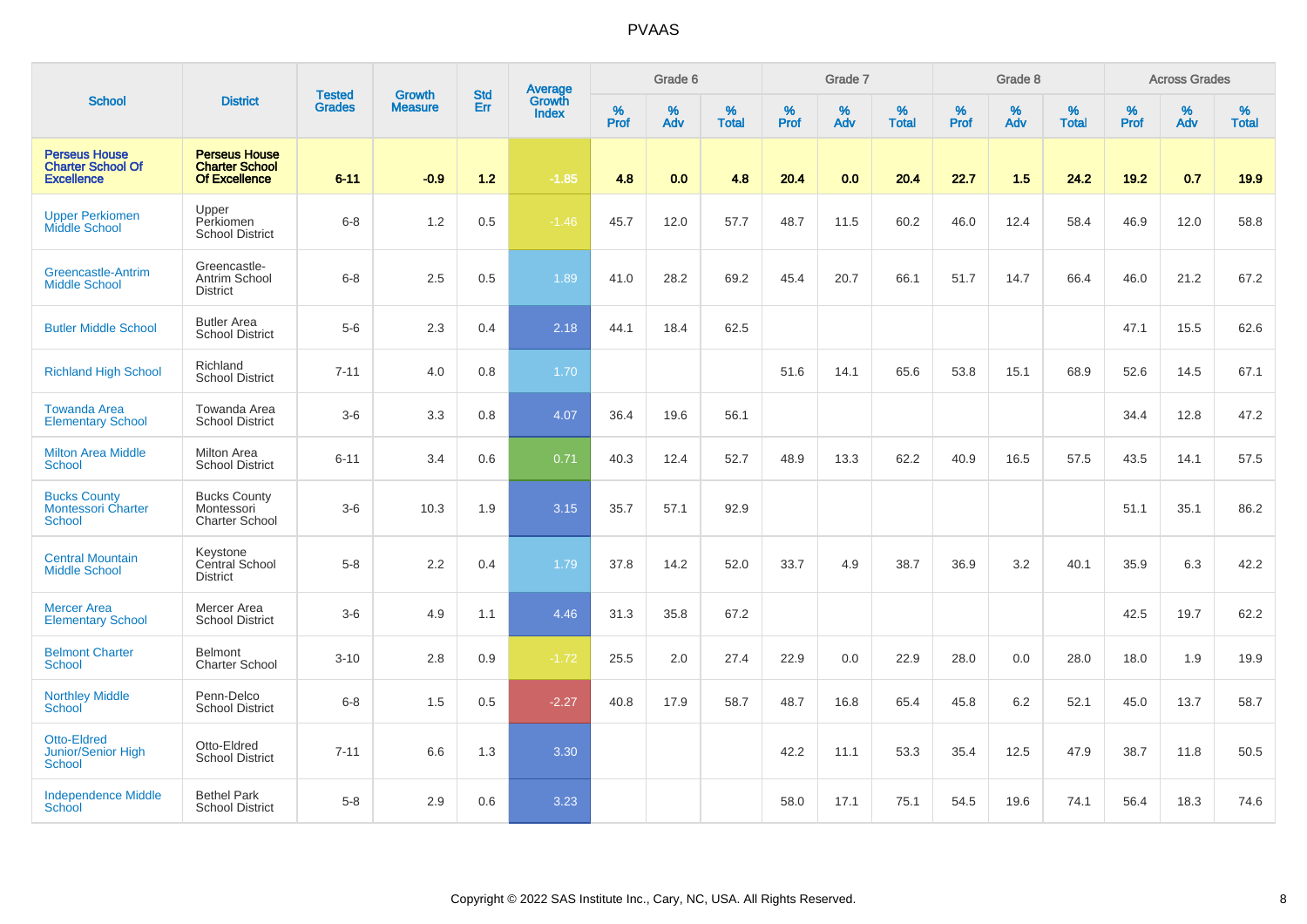# PVAAS

| School | District | Tested Grades | Growth Measure | Std Err | Average Growth Index | Grade 6 | | | Grade 7 | | | Grade 8 | | | Across Grades | | |
|---|---|---|---|---|---|---|---|---|---|---|---|---|---|---|---|---|---|
| | | | | | | % Prof | % Adv | % Total | % Prof | % Adv | % Total | % Prof | % Adv | % Total | % Prof | % Adv | % Total |
| **Perseus House Charter School Of Excellence** | **Perseus House Charter School Of Excellence** | **6-11** | **-0.9** | **1.2** | **-1.85** | **4.8** | **0.0** | **4.8** | **20.4** | **0.0** | **20.4** | **22.7** | **1.5** | **24.2** | **19.2** | **0.7** | **19.9** |
| Upper Perkiomen Middle School | Upper Perkiomen School District | 6-8 | 1.2 | 0.5 | -1.46 | 45.7 | 12.0 | 57.7 | 48.7 | 11.5 | 60.2 | 46.0 | 12.4 | 58.4 | 46.9 | 12.0 | 58.8 |
| Greencastle-Antrim Middle School | Greencastle-Antrim School District | 6-8 | 2.5 | 0.5 | 1.89 | 41.0 | 28.2 | 69.2 | 45.4 | 20.7 | 66.1 | 51.7 | 14.7 | 66.4 | 46.0 | 21.2 | 67.2 |
| Butler Middle School | Butler Area School District | 5-6 | 2.3 | 0.4 | 2.18 | 44.1 | 18.4 | 62.5 | | | | | | | 47.1 | 15.5 | 62.6 |
| Richland High School | Richland School District | 7-11 | 4.0 | 0.8 | 1.70 | | | | 51.6 | 14.1 | 65.6 | 53.8 | 15.1 | 68.9 | 52.6 | 14.5 | 67.1 |
| Towanda Area Elementary School | Towanda Area School District | 3-6 | 3.3 | 0.8 | 4.07 | 36.4 | 19.6 | 56.1 | | | | | | | 34.4 | 12.8 | 47.2 |
| Milton Area Middle School | Milton Area School District | 6-11 | 3.4 | 0.6 | 0.71 | 40.3 | 12.4 | 52.7 | 48.9 | 13.3 | 62.2 | 40.9 | 16.5 | 57.5 | 43.5 | 14.1 | 57.5 |
| Bucks County Montessori Charter School | Bucks County Montessori Charter School | 3-6 | 10.3 | 1.9 | 3.15 | 35.7 | 57.1 | 92.9 | | | | | | | 51.1 | 35.1 | 86.2 |
| Central Mountain Middle School | Keystone Central School District | 5-8 | 2.2 | 0.4 | 1.79 | 37.8 | 14.2 | 52.0 | 33.7 | 4.9 | 38.7 | 36.9 | 3.2 | 40.1 | 35.9 | 6.3 | 42.2 |
| Mercer Area Elementary School | Mercer Area School District | 3-6 | 4.9 | 1.1 | 4.46 | 31.3 | 35.8 | 67.2 | | | | | | | 42.5 | 19.7 | 62.2 |
| Belmont Charter School | Belmont Charter School | 3-10 | 2.8 | 0.9 | -1.72 | 25.5 | 2.0 | 27.4 | 22.9 | 0.0 | 22.9 | 28.0 | 0.0 | 28.0 | 18.0 | 1.9 | 19.9 |
| Northley Middle School | Penn-Delco School District | 6-8 | 1.5 | 0.5 | -2.27 | 40.8 | 17.9 | 58.7 | 48.7 | 16.8 | 65.4 | 45.8 | 6.2 | 52.1 | 45.0 | 13.7 | 58.7 |
| Otto-Eldred Junior/Senior High School | Otto-Eldred School District | 7-11 | 6.6 | 1.3 | 3.30 | | | | 42.2 | 11.1 | 53.3 | 35.4 | 12.5 | 47.9 | 38.7 | 11.8 | 50.5 |
| Independence Middle School | Bethel Park School District | 5-8 | 2.9 | 0.6 | 3.23 | | | | 58.0 | 17.1 | 75.1 | 54.5 | 19.6 | 74.1 | 56.4 | 18.3 | 74.6 |

Copyright © 2022 SAS Institute Inc., Cary, NC, USA. All Rights Reserved.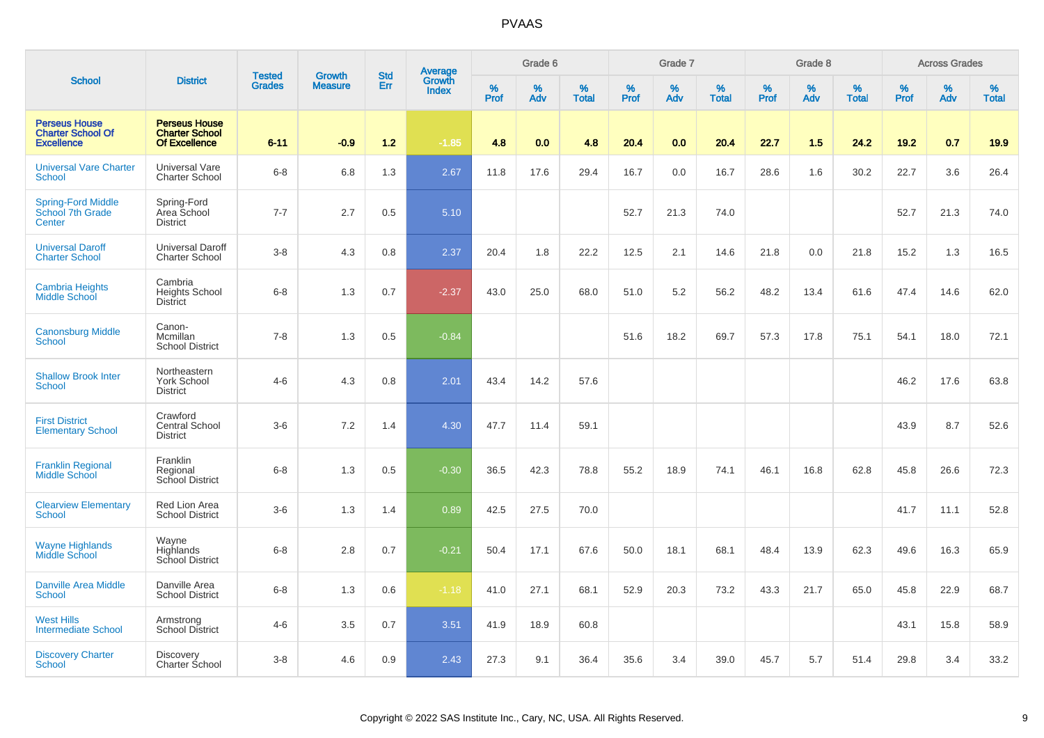# PVAAS

| School | District | Tested Grades | Growth Measure | Std Err | Average Growth Index | Grade 6 | | | Grade 7 | | | Grade 8 | | | Across Grades | | |
|---|---|---|---|---|---|---|---|---|---|---|---|---|---|---|---|---|---|
| | | | | | | % Prof | % Adv | % Total | % Prof | % Adv | % Total | % Prof | % Adv | % Total | % Prof | % Adv | % Total |
| **Perseus House Charter School Of Excellence** | **Perseus House Charter School Of Excellence** | **6-11** | **-0.9** | **1.2** | **-1.85** | **4.8** | **0.0** | **4.8** | **20.4** | **0.0** | **20.4** | **22.7** | **1.5** | **24.2** | **19.2** | **0.7** | **19.9** |
| Universal Vare Charter School | Universal Vare Charter School | 6-8 | 6.8 | 1.3 | 2.67 | 11.8 | 17.6 | 29.4 | 16.7 | 0.0 | 16.7 | 28.6 | 1.6 | 30.2 | 22.7 | 3.6 | 26.4 |
| Spring-Ford Middle School 7th Grade Center | Spring-Ford Area School District | 7-7 | 2.7 | 0.5 | 5.10 | | | | 52.7 | 21.3 | 74.0 | | | | 52.7 | 21.3 | 74.0 |
| Universal Daroff Charter School | Universal Daroff Charter School | 3-8 | 4.3 | 0.8 | 2.37 | 20.4 | 1.8 | 22.2 | 12.5 | 2.1 | 14.6 | 21.8 | 0.0 | 21.8 | 15.2 | 1.3 | 16.5 |
| Cambria Heights Middle School | Cambria Heights School District | 6-8 | 1.3 | 0.7 | -2.37 | 43.0 | 25.0 | 68.0 | 51.0 | 5.2 | 56.2 | 48.2 | 13.4 | 61.6 | 47.4 | 14.6 | 62.0 |
| Canonsburg Middle School | Canon-Mcmillan School District | 7-8 | 1.3 | 0.5 | -0.84 | | | | 51.6 | 18.2 | 69.7 | 57.3 | 17.8 | 75.1 | 54.1 | 18.0 | 72.1 |
| Shallow Brook Inter School | Northeastern York School District | 4-6 | 4.3 | 0.8 | 2.01 | 43.4 | 14.2 | 57.6 | | | | | | | 46.2 | 17.6 | 63.8 |
| First District Elementary School | Crawford Central School District | 3-6 | 7.2 | 1.4 | 4.30 | 47.7 | 11.4 | 59.1 | | | | | | | 43.9 | 8.7 | 52.6 |
| Franklin Regional Middle School | Franklin Regional School District | 6-8 | 1.3 | 0.5 | -0.30 | 36.5 | 42.3 | 78.8 | 55.2 | 18.9 | 74.1 | 46.1 | 16.8 | 62.8 | 45.8 | 26.6 | 72.3 |
| Clearview Elementary School | Red Lion Area School District | 3-6 | 1.3 | 1.4 | 0.89 | 42.5 | 27.5 | 70.0 | | | | | | | 41.7 | 11.1 | 52.8 |
| Wayne Highlands Middle School | Wayne Highlands School District | 6-8 | 2.8 | 0.7 | -0.21 | 50.4 | 17.1 | 67.6 | 50.0 | 18.1 | 68.1 | 48.4 | 13.9 | 62.3 | 49.6 | 16.3 | 65.9 |
| Danville Area Middle School | Danville Area School District | 6-8 | 1.3 | 0.6 | -1.18 | 41.0 | 27.1 | 68.1 | 52.9 | 20.3 | 73.2 | 43.3 | 21.7 | 65.0 | 45.8 | 22.9 | 68.7 |
| West Hills Intermediate School | Armstrong School District | 4-6 | 3.5 | 0.7 | 3.51 | 41.9 | 18.9 | 60.8 | | | | | | | 43.1 | 15.8 | 58.9 |
| Discovery Charter School | Discovery Charter School | 3-8 | 4.6 | 0.9 | 2.43 | 27.3 | 9.1 | 36.4 | 35.6 | 3.4 | 39.0 | 45.7 | 5.7 | 51.4 | 29.8 | 3.4 | 33.2 |

Copyright © 2022 SAS Institute Inc., Cary, NC, USA. All Rights Reserved.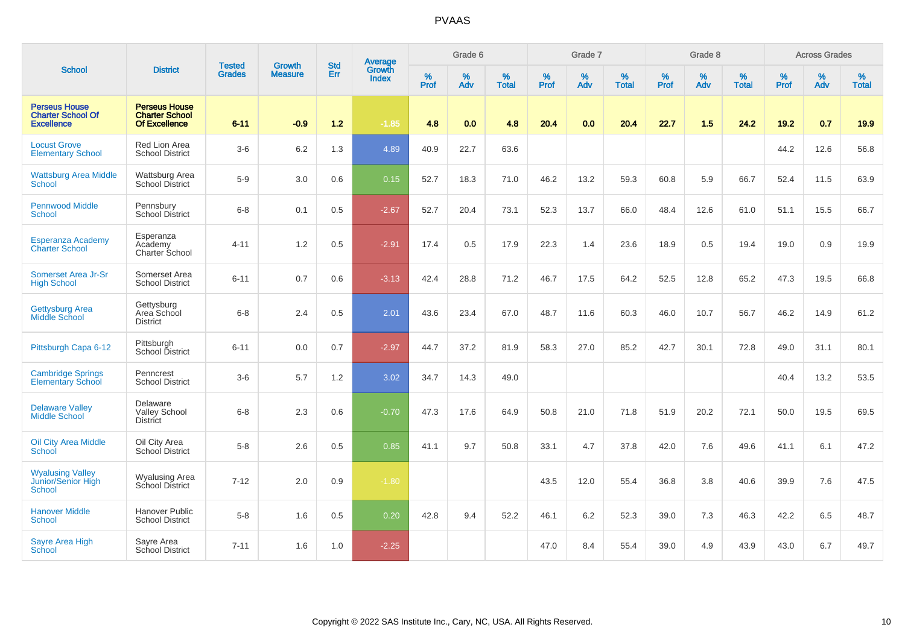# PVAAS

| School | District | Tested Grades | Growth Measure | Std Err | Average Growth Index | Grade 6 | | | Grade 7 | | | Grade 8 | | | Across Grades | | |
|---|---|---|---|---|---|---|---|---|---|---|---|---|---|---|---|---|---|
| | | | | | | % Prof | % Adv | % Total | % Prof | % Adv | % Total | % Prof | % Adv | % Total | % Prof | % Adv | % Total |
| **Perseus House Charter School Of Excellence** | **Perseus House Charter School Of Excellence** | **6-11** | **-0.9** | **1.2** | **-1.85** | **4.8** | **0.0** | **4.8** | **20.4** | **0.0** | **20.4** | **22.7** | **1.5** | **24.2** | **19.2** | **0.7** | **19.9** |
| Locust Grove Elementary School | Red Lion Area School District | 3-6 | 6.2 | 1.3 | 4.89 | 40.9 | 22.7 | 63.6 | | | | | | | 44.2 | 12.6 | 56.8 |
| Wattsburg Area Middle School | Wattsburg Area School District | 5-9 | 3.0 | 0.6 | 0.15 | 52.7 | 18.3 | 71.0 | 46.2 | 13.2 | 59.3 | 60.8 | 5.9 | 66.7 | 52.4 | 11.5 | 63.9 |
| Pennwood Middle School | Pennsbury School District | 6-8 | 0.1 | 0.5 | -2.67 | 52.7 | 20.4 | 73.1 | 52.3 | 13.7 | 66.0 | 48.4 | 12.6 | 61.0 | 51.1 | 15.5 | 66.7 |
| Esperanza Academy Charter School | Esperanza Academy Charter School | 4-11 | 1.2 | 0.5 | -2.91 | 17.4 | 0.5 | 17.9 | 22.3 | 1.4 | 23.6 | 18.9 | 0.5 | 19.4 | 19.0 | 0.9 | 19.9 |
| Somerset Area Jr-Sr High School | Somerset Area School District | 6-11 | 0.7 | 0.6 | -3.13 | 42.4 | 28.8 | 71.2 | 46.7 | 17.5 | 64.2 | 52.5 | 12.8 | 65.2 | 47.3 | 19.5 | 66.8 |
| Gettysburg Area Middle School | Gettysburg Area School District | 6-8 | 2.4 | 0.5 | 2.01 | 43.6 | 23.4 | 67.0 | 48.7 | 11.6 | 60.3 | 46.0 | 10.7 | 56.7 | 46.2 | 14.9 | 61.2 |
| Pittsburgh Capa 6-12 | Pittsburgh School District | 6-11 | 0.0 | 0.7 | -2.97 | 44.7 | 37.2 | 81.9 | 58.3 | 27.0 | 85.2 | 42.7 | 30.1 | 72.8 | 49.0 | 31.1 | 80.1 |
| Cambridge Springs Elementary School | Penncrest School District | 3-6 | 5.7 | 1.2 | 3.02 | 34.7 | 14.3 | 49.0 | | | | | | | 40.4 | 13.2 | 53.5 |
| Delaware Valley Middle School | Delaware Valley School District | 6-8 | 2.3 | 0.6 | -0.70 | 47.3 | 17.6 | 64.9 | 50.8 | 21.0 | 71.8 | 51.9 | 20.2 | 72.1 | 50.0 | 19.5 | 69.5 |
| Oil City Area Middle School | Oil City Area School District | 5-8 | 2.6 | 0.5 | 0.85 | 41.1 | 9.7 | 50.8 | 33.1 | 4.7 | 37.8 | 42.0 | 7.6 | 49.6 | 41.1 | 6.1 | 47.2 |
| Wyalusing Valley Junior/Senior High School | Wyalusing Area School District | 7-12 | 2.0 | 0.9 | -1.80 | | | | 43.5 | 12.0 | 55.4 | 36.8 | 3.8 | 40.6 | 39.9 | 7.6 | 47.5 |
| Hanover Middle School | Hanover Public School District | 5-8 | 1.6 | 0.5 | 0.20 | 42.8 | 9.4 | 52.2 | 46.1 | 6.2 | 52.3 | 39.0 | 7.3 | 46.3 | 42.2 | 6.5 | 48.7 |
| Sayre Area High School | Sayre Area School District | 7-11 | 1.6 | 1.0 | -2.25 | | | | 47.0 | 8.4 | 55.4 | 39.0 | 4.9 | 43.9 | 43.0 | 6.7 | 49.7 |

Copyright © 2022 SAS Institute Inc., Cary, NC, USA. All Rights Reserved.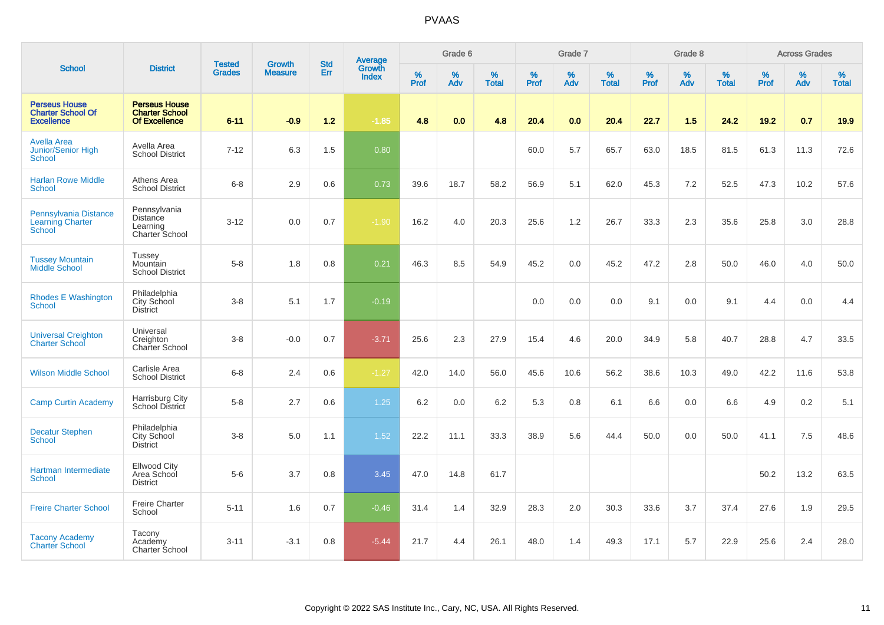# PVAAS

| School | District | Tested Grades | Growth Measure | Std Err | Average Growth Index | Grade 6 | | | Grade 7 | | | Grade 8 | | | Across Grades | | |
|---|---|---|---|---|---|---|---|---|---|---|---|---|---|---|---|---|---|
| | | | | | | % Prof | % Adv | % Total | % Prof | % Adv | % Total | % Prof | % Adv | % Total | % Prof | % Adv | % Total |
| **Perseus House Charter School Of Excellence** | **Perseus House Charter School Of Excellence** | **6-11** | **-0.9** | **1.2** | **-1.85** | **4.8** | **0.0** | **4.8** | **20.4** | **0.0** | **20.4** | **22.7** | **1.5** | **24.2** | **19.2** | **0.7** | **19.9** |
| Avella Area Junior/Senior High School | Avella Area School District | 7-12 | 6.3 | 1.5 | 0.80 | | | | 60.0 | 5.7 | 65.7 | 63.0 | 18.5 | 81.5 | 61.3 | 11.3 | 72.6 |
| Harlan Rowe Middle School | Athens Area School District | 6-8 | 2.9 | 0.6 | 0.73 | 39.6 | 18.7 | 58.2 | 56.9 | 5.1 | 62.0 | 45.3 | 7.2 | 52.5 | 47.3 | 10.2 | 57.6 |
| Pennsylvania Distance Learning Charter School | Pennsylvania Distance Learning Charter School | 3-12 | 0.0 | 0.7 | -1.90 | 16.2 | 4.0 | 20.3 | 25.6 | 1.2 | 26.7 | 33.3 | 2.3 | 35.6 | 25.8 | 3.0 | 28.8 |
| Tussey Mountain Middle School | Tussey Mountain School District | 5-8 | 1.8 | 0.8 | 0.21 | 46.3 | 8.5 | 54.9 | 45.2 | 0.0 | 45.2 | 47.2 | 2.8 | 50.0 | 46.0 | 4.0 | 50.0 |
| Rhodes E Washington School | Philadelphia City School District | 3-8 | 5.1 | 1.7 | -0.19 | | | | 0.0 | 0.0 | 0.0 | 9.1 | 0.0 | 9.1 | 4.4 | 0.0 | 4.4 |
| Universal Creighton Charter School | Universal Creighton Charter School | 3-8 | -0.0 | 0.7 | -3.71 | 25.6 | 2.3 | 27.9 | 15.4 | 4.6 | 20.0 | 34.9 | 5.8 | 40.7 | 28.8 | 4.7 | 33.5 |
| Wilson Middle School | Carlisle Area School District | 6-8 | 2.4 | 0.6 | -1.27 | 42.0 | 14.0 | 56.0 | 45.6 | 10.6 | 56.2 | 38.6 | 10.3 | 49.0 | 42.2 | 11.6 | 53.8 |
| Camp Curtin Academy | Harrisburg City School District | 5-8 | 2.7 | 0.6 | 1.25 | 6.2 | 0.0 | 6.2 | 5.3 | 0.8 | 6.1 | 6.6 | 0.0 | 6.6 | 4.9 | 0.2 | 5.1 |
| Decatur Stephen School | Philadelphia City School District | 3-8 | 5.0 | 1.1 | 1.52 | 22.2 | 11.1 | 33.3 | 38.9 | 5.6 | 44.4 | 50.0 | 0.0 | 50.0 | 41.1 | 7.5 | 48.6 |
| Hartman Intermediate School | Ellwood City Area School District | 5-6 | 3.7 | 0.8 | 3.45 | 47.0 | 14.8 | 61.7 | | | | | | | 50.2 | 13.2 | 63.5 |
| Freire Charter School | Freire Charter School | 5-11 | 1.6 | 0.7 | -0.46 | 31.4 | 1.4 | 32.9 | 28.3 | 2.0 | 30.3 | 33.6 | 3.7 | 37.4 | 27.6 | 1.9 | 29.5 |
| Tacony Academy Charter School | Tacony Academy Charter School | 3-11 | -3.1 | 0.8 | -5.44 | 21.7 | 4.4 | 26.1 | 48.0 | 1.4 | 49.3 | 17.1 | 5.7 | 22.9 | 25.6 | 2.4 | 28.0 |

Copyright © 2022 SAS Institute Inc., Cary, NC, USA. All Rights Reserved.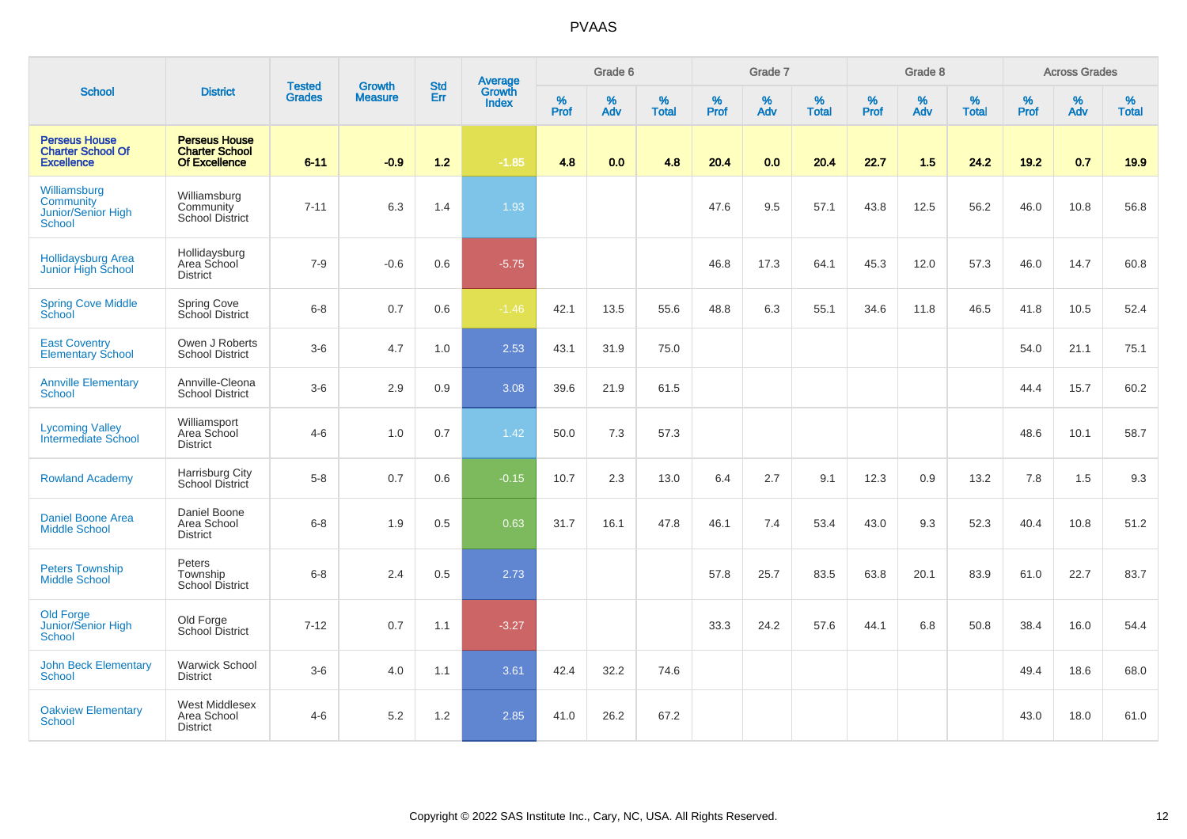# PVAAS

| School | District | Tested Grades | Growth Measure | Std Err | Average Growth Index | Grade 6 | | | Grade 7 | | | Grade 8 | | | Across Grades | | |
|---|---|---|---|---|---|---|---|---|---|---|---|---|---|---|---|---|---|
| | | | | | | % Prof | % Adv | % Total | % Prof | % Adv | % Total | % Prof | % Adv | % Total | % Prof | % Adv | % Total |
| **Perseus House Charter School Of Excellence** | **Perseus House Charter School Of Excellence** | **6-11** | **-0.9** | **1.2** | **-1.85** | **4.8** | **0.0** | **4.8** | **20.4** | **0.0** | **20.4** | **22.7** | **1.5** | **24.2** | **19.2** | **0.7** | **19.9** |
| Williamsburg Community Junior/Senior High School | Williamsburg Community School District | 7-11 | 6.3 | 1.4 | 1.93 | | | | 47.6 | 9.5 | 57.1 | 43.8 | 12.5 | 56.2 | 46.0 | 10.8 | 56.8 |
| Hollidaysburg Area Junior High School | Hollidaysburg Area School District | 7-9 | -0.6 | 0.6 | -5.75 | | | | 46.8 | 17.3 | 64.1 | 45.3 | 12.0 | 57.3 | 46.0 | 14.7 | 60.8 |
| Spring Cove Middle School | Spring Cove School District | 6-8 | 0.7 | 0.6 | -1.46 | 42.1 | 13.5 | 55.6 | 48.8 | 6.3 | 55.1 | 34.6 | 11.8 | 46.5 | 41.8 | 10.5 | 52.4 |
| East Coventry Elementary School | Owen J Roberts School District | 3-6 | 4.7 | 1.0 | 2.53 | 43.1 | 31.9 | 75.0 | | | | | | | 54.0 | 21.1 | 75.1 |
| Annville Elementary School | Annville-Cleona School District | 3-6 | 2.9 | 0.9 | 3.08 | 39.6 | 21.9 | 61.5 | | | | | | | 44.4 | 15.7 | 60.2 |
| Lycoming Valley Intermediate School | Williamsport Area School District | 4-6 | 1.0 | 0.7 | 1.42 | 50.0 | 7.3 | 57.3 | | | | | | | 48.6 | 10.1 | 58.7 |
| Rowland Academy | Harrisburg City School District | 5-8 | 0.7 | 0.6 | -0.15 | 10.7 | 2.3 | 13.0 | 6.4 | 2.7 | 9.1 | 12.3 | 0.9 | 13.2 | 7.8 | 1.5 | 9.3 |
| Daniel Boone Area Middle School | Daniel Boone Area School District | 6-8 | 1.9 | 0.5 | 0.63 | 31.7 | 16.1 | 47.8 | 46.1 | 7.4 | 53.4 | 43.0 | 9.3 | 52.3 | 40.4 | 10.8 | 51.2 |
| Peters Township Middle School | Peters Township School District | 6-8 | 2.4 | 0.5 | 2.73 | | | | 57.8 | 25.7 | 83.5 | 63.8 | 20.1 | 83.9 | 61.0 | 22.7 | 83.7 |
| Old Forge Junior/Senior High School | Old Forge School District | 7-12 | 0.7 | 1.1 | -3.27 | | | | 33.3 | 24.2 | 57.6 | 44.1 | 6.8 | 50.8 | 38.4 | 16.0 | 54.4 |
| John Beck Elementary School | Warwick School District | 3-6 | 4.0 | 1.1 | 3.61 | 42.4 | 32.2 | 74.6 | | | | | | | 49.4 | 18.6 | 68.0 |
| Oakview Elementary School | West Middlesex Area School District | 4-6 | 5.2 | 1.2 | 2.85 | 41.0 | 26.2 | 67.2 | | | | | | | 43.0 | 18.0 | 61.0 |

Copyright © 2022 SAS Institute Inc., Cary, NC, USA. All Rights Reserved.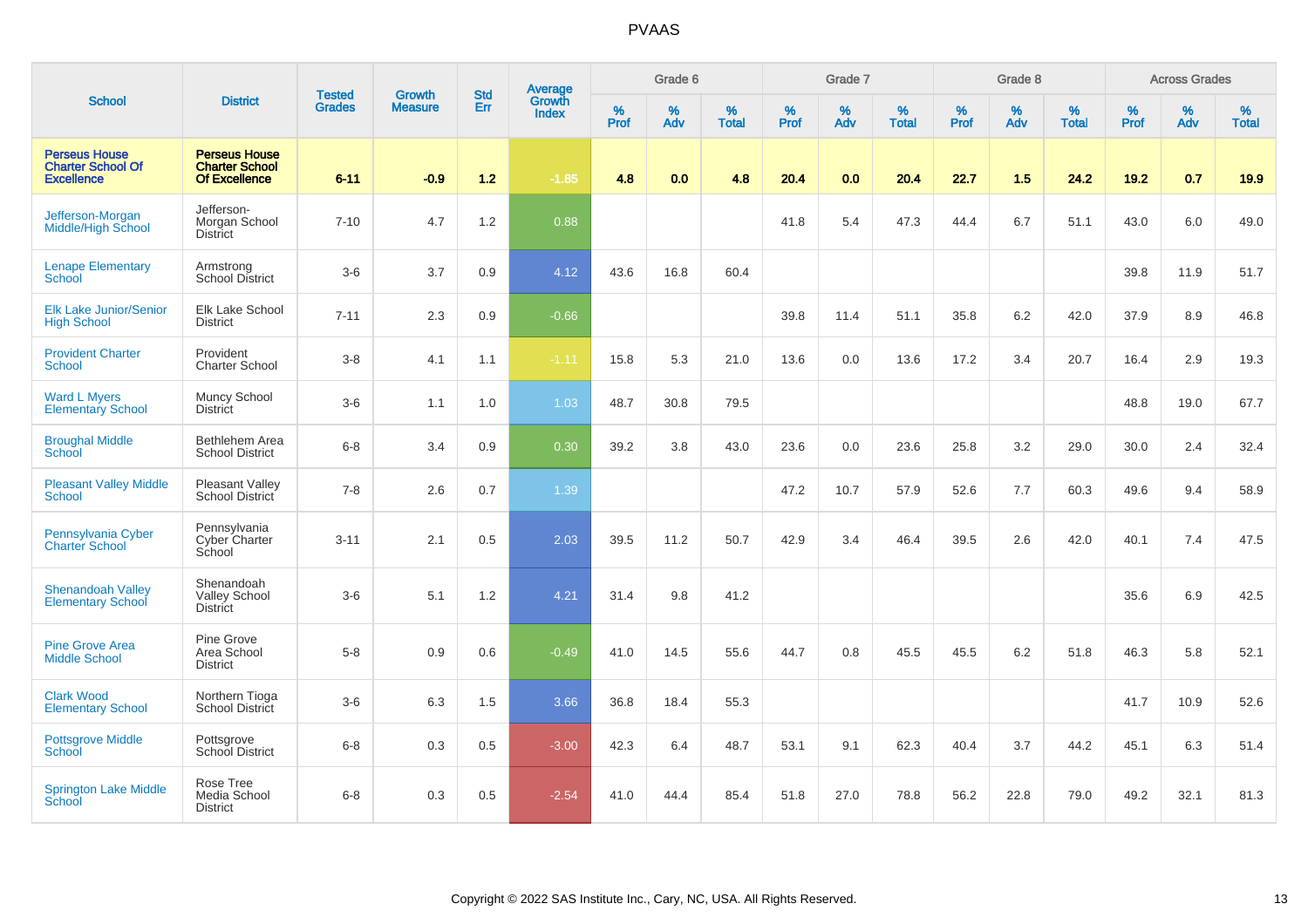# PVAAS

| School | District | Tested Grades | Growth Measure | Std Err | Average Growth Index | Grade 6 | | | Grade 7 | | | Grade 8 | | | Across Grades | | |
|---|---|---|---|---|---|---|---|---|---|---|---|---|---|---|---|---|---|
| | | | | | | % Prof | % Adv | % Total | % Prof | % Adv | % Total | % Prof | % Adv | % Total | % Prof | % Adv | % Total |
| **Perseus House Charter School Of Excellence** | **Perseus House Charter School Of Excellence** | **6-11** | **-0.9** | **1.2** | **-1.85** | **4.8** | **0.0** | **4.8** | **20.4** | **0.0** | **20.4** | **22.7** | **1.5** | **24.2** | **19.2** | **0.7** | **19.9** |
| Jefferson-Morgan Middle/High School | Jefferson-Morgan School District | 7-10 | 4.7 | 1.2 | 0.88 | | | | 41.8 | 5.4 | 47.3 | 44.4 | 6.7 | 51.1 | 43.0 | 6.0 | 49.0 |
| Lenape Elementary School | Armstrong School District | 3-6 | 3.7 | 0.9 | 4.12 | 43.6 | 16.8 | 60.4 | | | | | | | 39.8 | 11.9 | 51.7 |
| Elk Lake Junior/Senior High School | Elk Lake School District | 7-11 | 2.3 | 0.9 | -0.66 | | | | 39.8 | 11.4 | 51.1 | 35.8 | 6.2 | 42.0 | 37.9 | 8.9 | 46.8 |
| Provident Charter School | Provident Charter School | 3-8 | 4.1 | 1.1 | -1.11 | 15.8 | 5.3 | 21.0 | 13.6 | 0.0 | 13.6 | 17.2 | 3.4 | 20.7 | 16.4 | 2.9 | 19.3 |
| Ward L Myers Elementary School | Muncy School District | 3-6 | 1.1 | 1.0 | 1.03 | 48.7 | 30.8 | 79.5 | | | | | | | 48.8 | 19.0 | 67.7 |
| Broughal Middle School | Bethlehem Area School District | 6-8 | 3.4 | 0.9 | 0.30 | 39.2 | 3.8 | 43.0 | 23.6 | 0.0 | 23.6 | 25.8 | 3.2 | 29.0 | 30.0 | 2.4 | 32.4 |
| Pleasant Valley Middle School | Pleasant Valley School District | 7-8 | 2.6 | 0.7 | 1.39 | | | | 47.2 | 10.7 | 57.9 | 52.6 | 7.7 | 60.3 | 49.6 | 9.4 | 58.9 |
| Pennsylvania Cyber Charter School | Pennsylvania Cyber Charter School | 3-11 | 2.1 | 0.5 | 2.03 | 39.5 | 11.2 | 50.7 | 42.9 | 3.4 | 46.4 | 39.5 | 2.6 | 42.0 | 40.1 | 7.4 | 47.5 |
| Shenandoah Valley Elementary School | Shenandoah Valley School District | 3-6 | 5.1 | 1.2 | 4.21 | 31.4 | 9.8 | 41.2 | | | | | | | 35.6 | 6.9 | 42.5 |
| Pine Grove Area Middle School | Pine Grove Area School District | 5-8 | 0.9 | 0.6 | -0.49 | 41.0 | 14.5 | 55.6 | 44.7 | 0.8 | 45.5 | 45.5 | 6.2 | 51.8 | 46.3 | 5.8 | 52.1 |
| Clark Wood Elementary School | Northern Tioga School District | 3-6 | 6.3 | 1.5 | 3.66 | 36.8 | 18.4 | 55.3 | | | | | | | 41.7 | 10.9 | 52.6 |
| Pottsgrove Middle School | Pottsgrove School District | 6-8 | 0.3 | 0.5 | -3.00 | 42.3 | 6.4 | 48.7 | 53.1 | 9.1 | 62.3 | 40.4 | 3.7 | 44.2 | 45.1 | 6.3 | 51.4 |
| Springton Lake Middle School | Rose Tree Media School District | 6-8 | 0.3 | 0.5 | -2.54 | 41.0 | 44.4 | 85.4 | 51.8 | 27.0 | 78.8 | 56.2 | 22.8 | 79.0 | 49.2 | 32.1 | 81.3 |

Copyright © 2022 SAS Institute Inc., Cary, NC, USA. All Rights Reserved.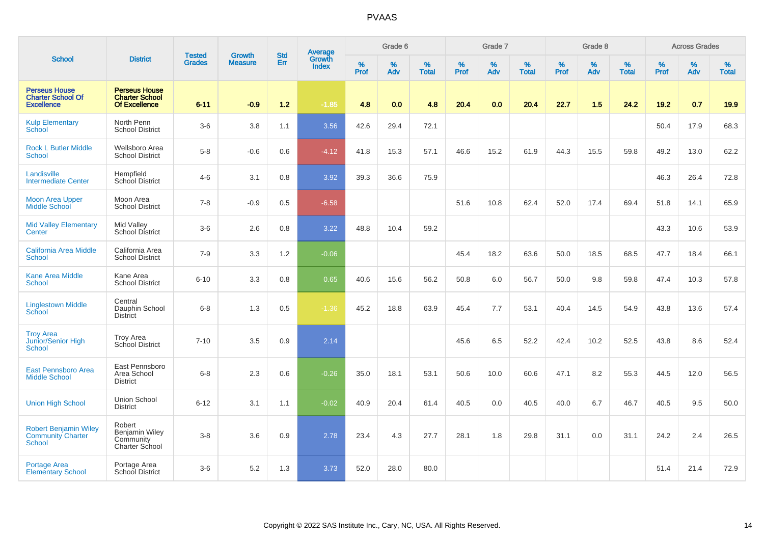# PVAAS

| School | District | Tested Grades | Growth Measure | Std Err | Average Growth Index | Grade 6 | | | Grade 7 | | | Grade 8 | | | Across Grades | | |
|---|---|---|---|---|---|---|---|---|---|---|---|---|---|---|---|---|---|
| | | | | | | % Prof | % Adv | % Total | % Prof | % Adv | % Total | % Prof | % Adv | % Total | % Prof | % Adv | % Total |
| **Perseus House Charter School Of Excellence** | **Perseus House Charter School Of Excellence** | **6-11** | **-0.9** | **1.2** | **-1.85** | **4.8** | **0.0** | **4.8** | **20.4** | **0.0** | **20.4** | **22.7** | **1.5** | **24.2** | **19.2** | **0.7** | **19.9** |
| Kulp Elementary School | North Penn School District | 3-6 | 3.8 | 1.1 | 3.56 | 42.6 | 29.4 | 72.1 | | | | | | | 50.4 | 17.9 | 68.3 |
| Rock L Butler Middle School | Wellsboro Area School District | 5-8 | -0.6 | 0.6 | -4.12 | 41.8 | 15.3 | 57.1 | 46.6 | 15.2 | 61.9 | 44.3 | 15.5 | 59.8 | 49.2 | 13.0 | 62.2 |
| Landisville Intermediate Center | Hempfield School District | 4-6 | 3.1 | 0.8 | 3.92 | 39.3 | 36.6 | 75.9 | | | | | | | 46.3 | 26.4 | 72.8 |
| Moon Area Upper Middle School | Moon Area School District | 7-8 | -0.9 | 0.5 | -6.58 | | | | 51.6 | 10.8 | 62.4 | 52.0 | 17.4 | 69.4 | 51.8 | 14.1 | 65.9 |
| Mid Valley Elementary Center | Mid Valley School District | 3-6 | 2.6 | 0.8 | 3.22 | 48.8 | 10.4 | 59.2 | | | | | | | 43.3 | 10.6 | 53.9 |
| California Area Middle School | California Area School District | 7-9 | 3.3 | 1.2 | -0.06 | | | | 45.4 | 18.2 | 63.6 | 50.0 | 18.5 | 68.5 | 47.7 | 18.4 | 66.1 |
| Kane Area Middle School | Kane Area School District | 6-10 | 3.3 | 0.8 | 0.65 | 40.6 | 15.6 | 56.2 | 50.8 | 6.0 | 56.7 | 50.0 | 9.8 | 59.8 | 47.4 | 10.3 | 57.8 |
| Linglestown Middle School | Central Dauphin School District | 6-8 | 1.3 | 0.5 | -1.36 | 45.2 | 18.8 | 63.9 | 45.4 | 7.7 | 53.1 | 40.4 | 14.5 | 54.9 | 43.8 | 13.6 | 57.4 |
| Troy Area Junior/Senior High School | Troy Area School District | 7-10 | 3.5 | 0.9 | 2.14 | | | | 45.6 | 6.5 | 52.2 | 42.4 | 10.2 | 52.5 | 43.8 | 8.6 | 52.4 |
| East Pennsboro Area Middle School | East Pennsboro Area School District | 6-8 | 2.3 | 0.6 | -0.26 | 35.0 | 18.1 | 53.1 | 50.6 | 10.0 | 60.6 | 47.1 | 8.2 | 55.3 | 44.5 | 12.0 | 56.5 |
| Union High School | Union School District | 6-12 | 3.1 | 1.1 | -0.02 | 40.9 | 20.4 | 61.4 | 40.5 | 0.0 | 40.5 | 40.0 | 6.7 | 46.7 | 40.5 | 9.5 | 50.0 |
| Robert Benjamin Wiley Community Charter School | Robert Benjamin Wiley Community Charter School | 3-8 | 3.6 | 0.9 | 2.78 | 23.4 | 4.3 | 27.7 | 28.1 | 1.8 | 29.8 | 31.1 | 0.0 | 31.1 | 24.2 | 2.4 | 26.5 |
| Portage Area Elementary School | Portage Area School District | 3-6 | 5.2 | 1.3 | 3.73 | 52.0 | 28.0 | 80.0 | | | | | | | 51.4 | 21.4 | 72.9 |

Copyright © 2022 SAS Institute Inc., Cary, NC, USA. All Rights Reserved.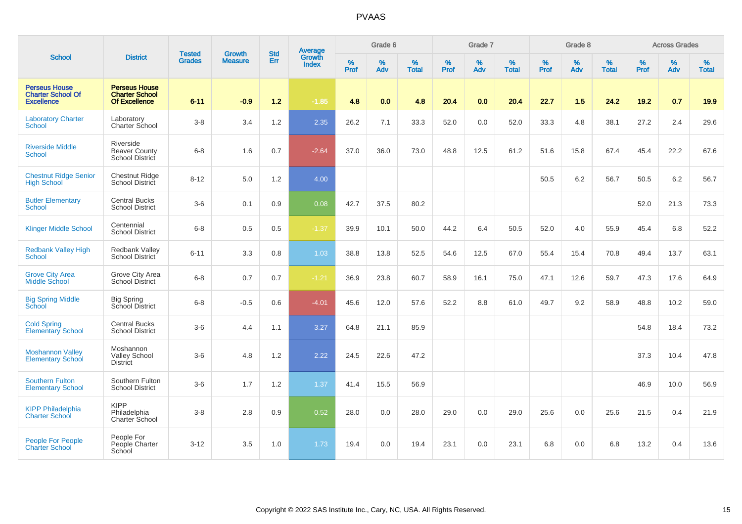# PVAAS

| School | District | Tested Grades | Growth Measure | Std Err | Average Growth Index | Grade 6 | | | Grade 7 | | | Grade 8 | | | Across Grades | | |
|---|---|---|---|---|---|---|---|---|---|---|---|---|---|---|---|---|---|
| | | | | | | % Prof | % Adv | % Total | % Prof | % Adv | % Total | % Prof | % Adv | % Total | % Prof | % Adv | % Total |
| **Perseus House Charter School Of Excellence** | **Perseus House Charter School Of Excellence** | **6-11** | **-0.9** | **1.2** | **-1.85** | **4.8** | **0.0** | **4.8** | **20.4** | **0.0** | **20.4** | **22.7** | **1.5** | **24.2** | **19.2** | **0.7** | **19.9** |
| Laboratory Charter School | Laboratory Charter School | 3-8 | 3.4 | 1.2 | 2.35 | 26.2 | 7.1 | 33.3 | 52.0 | 0.0 | 52.0 | 33.3 | 4.8 | 38.1 | 27.2 | 2.4 | 29.6 |
| Riverside Middle School | Riverside Beaver County School District | 6-8 | 1.6 | 0.7 | -2.64 | 37.0 | 36.0 | 73.0 | 48.8 | 12.5 | 61.2 | 51.6 | 15.8 | 67.4 | 45.4 | 22.2 | 67.6 |
| Chestnut Ridge Senior High School | Chestnut Ridge School District | 8-12 | 5.0 | 1.2 | 4.00 | | | | | | | 50.5 | 6.2 | 56.7 | 50.5 | 6.2 | 56.7 |
| Butler Elementary School | Central Bucks School District | 3-6 | 0.1 | 0.9 | 0.08 | 42.7 | 37.5 | 80.2 | | | | | | | 52.0 | 21.3 | 73.3 |
| Klinger Middle School | Centennial School District | 6-8 | 0.5 | 0.5 | -1.37 | 39.9 | 10.1 | 50.0 | 44.2 | 6.4 | 50.5 | 52.0 | 4.0 | 55.9 | 45.4 | 6.8 | 52.2 |
| Redbank Valley High School | Redbank Valley School District | 6-11 | 3.3 | 0.8 | 1.03 | 38.8 | 13.8 | 52.5 | 54.6 | 12.5 | 67.0 | 55.4 | 15.4 | 70.8 | 49.4 | 13.7 | 63.1 |
| Grove City Area Middle School | Grove City Area School District | 6-8 | 0.7 | 0.7 | -1.21 | 36.9 | 23.8 | 60.7 | 58.9 | 16.1 | 75.0 | 47.1 | 12.6 | 59.7 | 47.3 | 17.6 | 64.9 |
| Big Spring Middle School | Big Spring School District | 6-8 | -0.5 | 0.6 | -4.01 | 45.6 | 12.0 | 57.6 | 52.2 | 8.8 | 61.0 | 49.7 | 9.2 | 58.9 | 48.8 | 10.2 | 59.0 |
| Cold Spring Elementary School | Central Bucks School District | 3-6 | 4.4 | 1.1 | 3.27 | 64.8 | 21.1 | 85.9 | | | | | | | 54.8 | 18.4 | 73.2 |
| Moshannon Valley Elementary School | Moshannon Valley School District | 3-6 | 4.8 | 1.2 | 2.22 | 24.5 | 22.6 | 47.2 | | | | | | | 37.3 | 10.4 | 47.8 |
| Southern Fulton Elementary School | Southern Fulton School District | 3-6 | 1.7 | 1.2 | 1.37 | 41.4 | 15.5 | 56.9 | | | | | | | 46.9 | 10.0 | 56.9 |
| KIPP Philadelphia Charter School | KIPP Philadelphia Charter School | 3-8 | 2.8 | 0.9 | 0.52 | 28.0 | 0.0 | 28.0 | 29.0 | 0.0 | 29.0 | 25.6 | 0.0 | 25.6 | 21.5 | 0.4 | 21.9 |
| People For People Charter School | People For People Charter School | 3-12 | 3.5 | 1.0 | 1.73 | 19.4 | 0.0 | 19.4 | 23.1 | 0.0 | 23.1 | 6.8 | 0.0 | 6.8 | 13.2 | 0.4 | 13.6 |

Copyright © 2022 SAS Institute Inc., Cary, NC, USA. All Rights Reserved.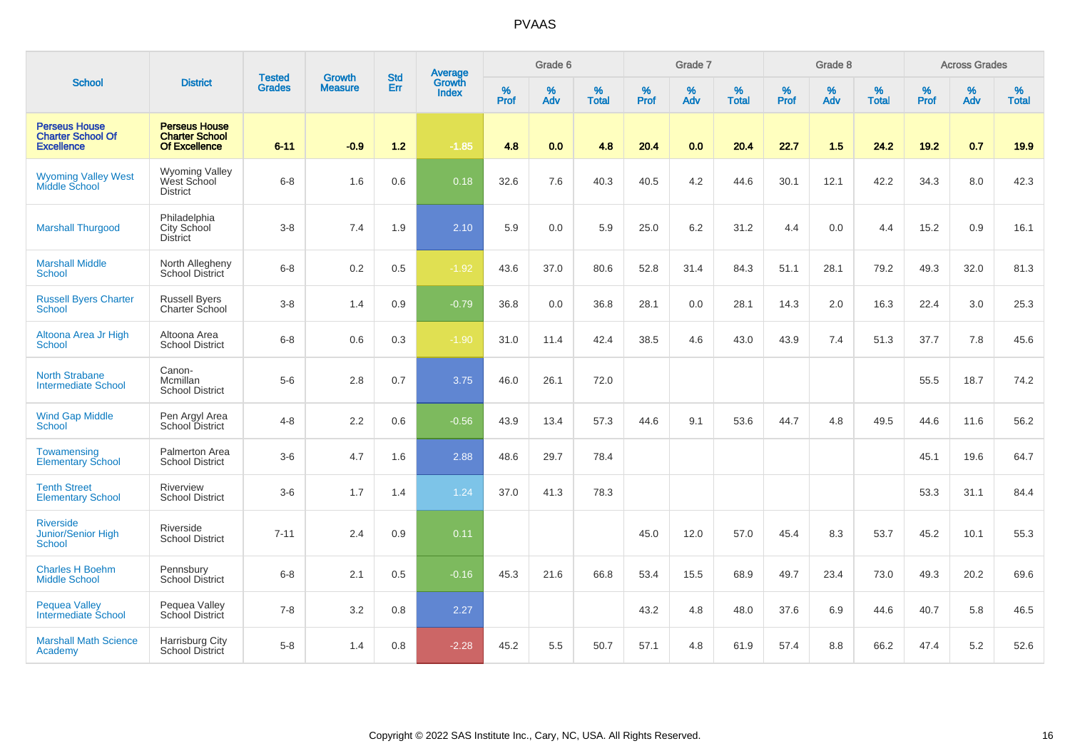# PVAAS

| School | District | Tested Grades | Growth Measure | Std Err | Average Growth Index | Grade 6 | | | Grade 7 | | | Grade 8 | | | Across Grades | | |
|---|---|---|---|---|---|---|---|---|---|---|---|---|---|---|---|---|---|
| | | | | | | % Prof | % Adv | % Total | % Prof | % Adv | % Total | % Prof | % Adv | % Total | % Prof | % Adv | % Total |
| **Perseus House Charter School Of Excellence** | **Perseus House Charter School Of Excellence** | **6-11** | **-0.9** | **1.2** | **-1.85** | **4.8** | **0.0** | **4.8** | **20.4** | **0.0** | **20.4** | **22.7** | **1.5** | **24.2** | **19.2** | **0.7** | **19.9** |
| Wyoming Valley West Middle School | Wyoming Valley West School District | 6-8 | 1.6 | 0.6 | 0.18 | 32.6 | 7.6 | 40.3 | 40.5 | 4.2 | 44.6 | 30.1 | 12.1 | 42.2 | 34.3 | 8.0 | 42.3 |
| Marshall Thurgood | Philadelphia City School District | 3-8 | 7.4 | 1.9 | 2.10 | 5.9 | 0.0 | 5.9 | 25.0 | 6.2 | 31.2 | 4.4 | 0.0 | 4.4 | 15.2 | 0.9 | 16.1 |
| Marshall Middle School | North Allegheny School District | 6-8 | 0.2 | 0.5 | -1.92 | 43.6 | 37.0 | 80.6 | 52.8 | 31.4 | 84.3 | 51.1 | 28.1 | 79.2 | 49.3 | 32.0 | 81.3 |
| Russell Byers Charter School | Russell Byers Charter School | 3-8 | 1.4 | 0.9 | -0.79 | 36.8 | 0.0 | 36.8 | 28.1 | 0.0 | 28.1 | 14.3 | 2.0 | 16.3 | 22.4 | 3.0 | 25.3 |
| Altoona Area Jr High School | Altoona Area School District | 6-8 | 0.6 | 0.3 | -1.90 | 31.0 | 11.4 | 42.4 | 38.5 | 4.6 | 43.0 | 43.9 | 7.4 | 51.3 | 37.7 | 7.8 | 45.6 |
| North Strabane Intermediate School | Canon-Mcmillan School District | 5-6 | 2.8 | 0.7 | 3.75 | 46.0 | 26.1 | 72.0 | | | | | | | 55.5 | 18.7 | 74.2 |
| Wind Gap Middle School | Pen Argyl Area School District | 4-8 | 2.2 | 0.6 | -0.56 | 43.9 | 13.4 | 57.3 | 44.6 | 9.1 | 53.6 | 44.7 | 4.8 | 49.5 | 44.6 | 11.6 | 56.2 |
| Towamensing Elementary School | Palmerton Area School District | 3-6 | 4.7 | 1.6 | 2.88 | 48.6 | 29.7 | 78.4 | | | | | | | 45.1 | 19.6 | 64.7 |
| Tenth Street Elementary School | Riverview School District | 3-6 | 1.7 | 1.4 | 1.24 | 37.0 | 41.3 | 78.3 | | | | | | | 53.3 | 31.1 | 84.4 |
| Riverside Junior/Senior High School | Riverside School District | 7-11 | 2.4 | 0.9 | 0.11 | | | | 45.0 | 12.0 | 57.0 | 45.4 | 8.3 | 53.7 | 45.2 | 10.1 | 55.3 |
| Charles H Boehm Middle School | Pennsbury School District | 6-8 | 2.1 | 0.5 | -0.16 | 45.3 | 21.6 | 66.8 | 53.4 | 15.5 | 68.9 | 49.7 | 23.4 | 73.0 | 49.3 | 20.2 | 69.6 |
| Pequea Valley Intermediate School | Pequea Valley School District | 7-8 | 3.2 | 0.8 | 2.27 | | | | 43.2 | 4.8 | 48.0 | 37.6 | 6.9 | 44.6 | 40.7 | 5.8 | 46.5 |
| Marshall Math Science Academy | Harrisburg City School District | 5-8 | 1.4 | 0.8 | -2.28 | 45.2 | 5.5 | 50.7 | 57.1 | 4.8 | 61.9 | 57.4 | 8.8 | 66.2 | 47.4 | 5.2 | 52.6 |

Copyright © 2022 SAS Institute Inc., Cary, NC, USA. All Rights Reserved.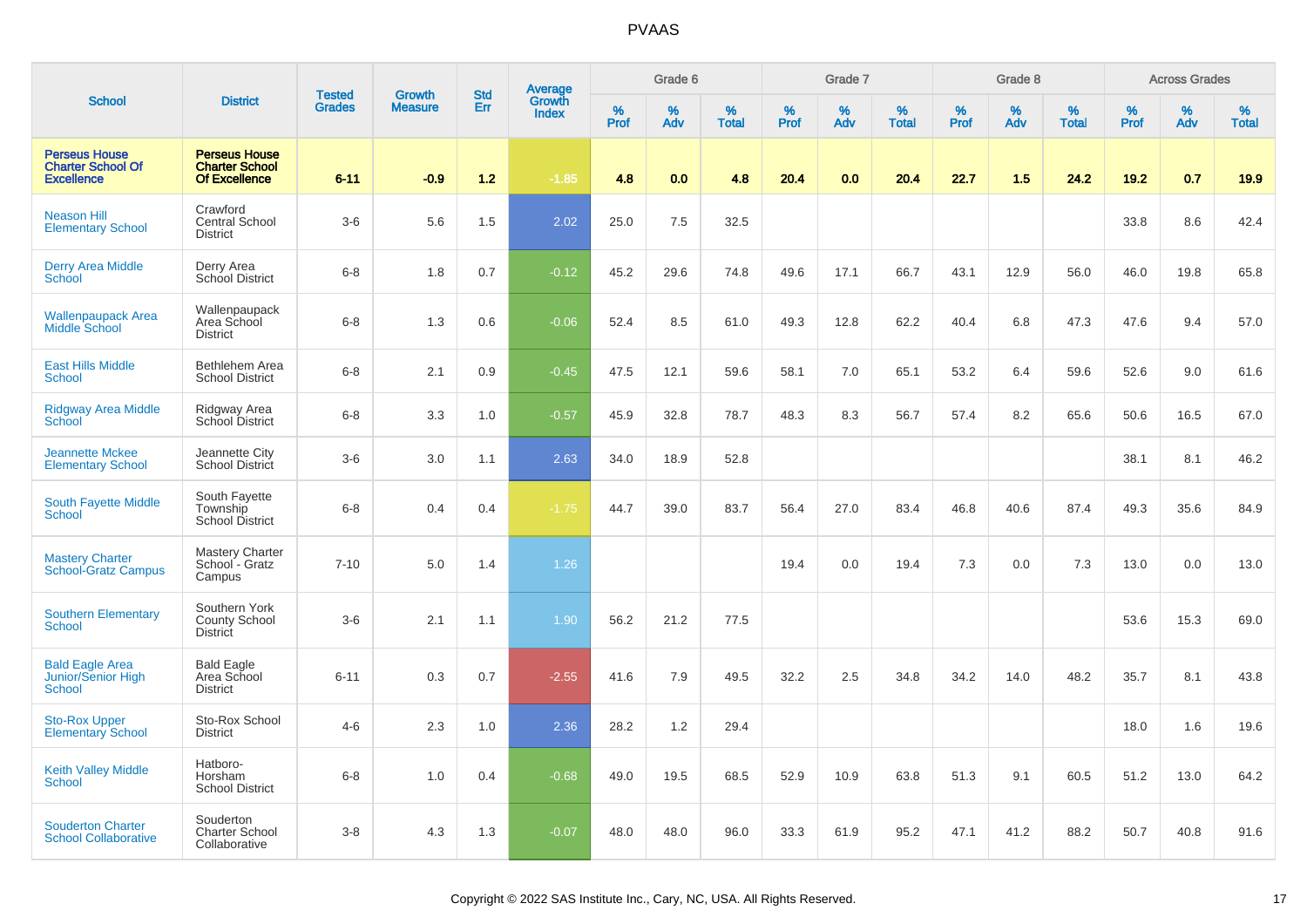# PVAAS

| School | District | Tested Grades | Growth Measure | Std Err | Average Growth Index | Grade 6 | | | Grade 7 | | | Grade 8 | | | Across Grades | | |
|---|---|---|---|---|---|---|---|---|---|---|---|---|---|---|---|---|---|
| | | | | | | % Prof | % Adv | % Total | % Prof | % Adv | % Total | % Prof | % Adv | % Total | % Prof | % Adv | % Total |
| **Perseus House Charter School Of Excellence** | **Perseus House Charter School Of Excellence** | **6-11** | **-0.9** | **1.2** | **-1.85** | **4.8** | **0.0** | **4.8** | **20.4** | **0.0** | **20.4** | **22.7** | **1.5** | **24.2** | **19.2** | **0.7** | **19.9** |
| Neason Hill Elementary School | Crawford Central School District | 3-6 | 5.6 | 1.5 | 2.02 | 25.0 | 7.5 | 32.5 | | | | | | | 33.8 | 8.6 | 42.4 |
| Derry Area Middle School | Derry Area School District | 6-8 | 1.8 | 0.7 | -0.12 | 45.2 | 29.6 | 74.8 | 49.6 | 17.1 | 66.7 | 43.1 | 12.9 | 56.0 | 46.0 | 19.8 | 65.8 |
| Wallenpaupack Area Middle School | Wallenpaupack Area School District | 6-8 | 1.3 | 0.6 | -0.06 | 52.4 | 8.5 | 61.0 | 49.3 | 12.8 | 62.2 | 40.4 | 6.8 | 47.3 | 47.6 | 9.4 | 57.0 |
| East Hills Middle School | Bethlehem Area School District | 6-8 | 2.1 | 0.9 | -0.45 | 47.5 | 12.1 | 59.6 | 58.1 | 7.0 | 65.1 | 53.2 | 6.4 | 59.6 | 52.6 | 9.0 | 61.6 |
| Ridgway Area Middle School | Ridgway Area School District | 6-8 | 3.3 | 1.0 | -0.57 | 45.9 | 32.8 | 78.7 | 48.3 | 8.3 | 56.7 | 57.4 | 8.2 | 65.6 | 50.6 | 16.5 | 67.0 |
| Jeannette Mckee Elementary School | Jeannette City School District | 3-6 | 3.0 | 1.1 | 2.63 | 34.0 | 18.9 | 52.8 | | | | | | | 38.1 | 8.1 | 46.2 |
| South Fayette Middle School | South Fayette Township School District | 6-8 | 0.4 | 0.4 | -1.75 | 44.7 | 39.0 | 83.7 | 56.4 | 27.0 | 83.4 | 46.8 | 40.6 | 87.4 | 49.3 | 35.6 | 84.9 |
| Mastery Charter School-Gratz Campus | Mastery Charter School - Gratz Campus | 7-10 | 5.0 | 1.4 | 1.26 | | | | 19.4 | 0.0 | 19.4 | 7.3 | 0.0 | 7.3 | 13.0 | 0.0 | 13.0 |
| Southern Elementary School | Southern York County School District | 3-6 | 2.1 | 1.1 | 1.90 | 56.2 | 21.2 | 77.5 | | | | | | | 53.6 | 15.3 | 69.0 |
| Bald Eagle Area Junior/Senior High School | Bald Eagle Area School District | 6-11 | 0.3 | 0.7 | -2.55 | 41.6 | 7.9 | 49.5 | 32.2 | 2.5 | 34.8 | 34.2 | 14.0 | 48.2 | 35.7 | 8.1 | 43.8 |
| Sto-Rox Upper Elementary School | Sto-Rox School District | 4-6 | 2.3 | 1.0 | 2.36 | 28.2 | 1.2 | 29.4 | | | | | | | 18.0 | 1.6 | 19.6 |
| Keith Valley Middle School | Hatboro-Horsham School District | 6-8 | 1.0 | 0.4 | -0.68 | 49.0 | 19.5 | 68.5 | 52.9 | 10.9 | 63.8 | 51.3 | 9.1 | 60.5 | 51.2 | 13.0 | 64.2 |
| Souderton Charter School Collaborative | Souderton Charter School Collaborative | 3-8 | 4.3 | 1.3 | -0.07 | 48.0 | 48.0 | 96.0 | 33.3 | 61.9 | 95.2 | 47.1 | 41.2 | 88.2 | 50.7 | 40.8 | 91.6 |

Copyright © 2022 SAS Institute Inc., Cary, NC, USA. All Rights Reserved.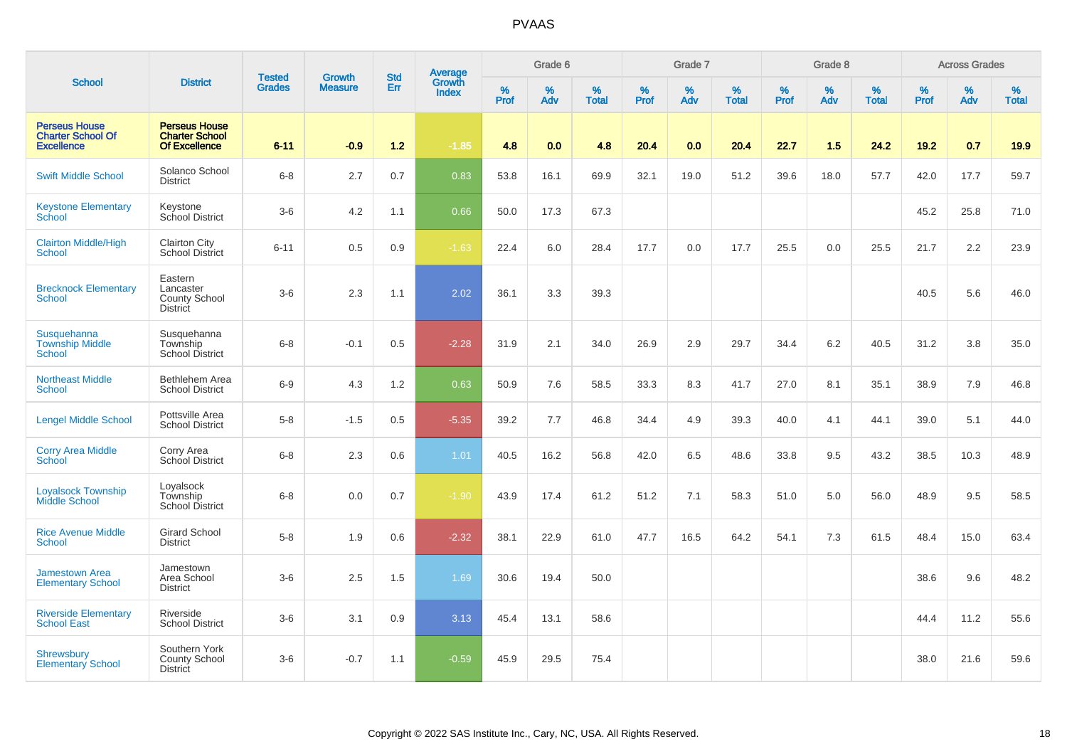# PVAAS

| School | District | Tested Grades | Growth Measure | Std Err | Average Growth Index | Grade 6 | | | Grade 7 | | | Grade 8 | | | Across Grades | | |
|---|---|---|---|---|---|---|---|---|---|---|---|---|---|---|---|---|---|
| | | | | | | % Prof | % Adv | % Total | % Prof | % Adv | % Total | % Prof | % Adv | % Total | % Prof | % Adv | % Total |
| **Perseus House Charter School Of Excellence** | **Perseus House Charter School Of Excellence** | **6-11** | **-0.9** | **1.2** | **-1.85** | **4.8** | **0.0** | **4.8** | **20.4** | **0.0** | **20.4** | **22.7** | **1.5** | **24.2** | **19.2** | **0.7** | **19.9** |
| Swift Middle School | Solanco School District | 6-8 | 2.7 | 0.7 | 0.83 | 53.8 | 16.1 | 69.9 | 32.1 | 19.0 | 51.2 | 39.6 | 18.0 | 57.7 | 42.0 | 17.7 | 59.7 |
| Keystone Elementary School | Keystone School District | 3-6 | 4.2 | 1.1 | 0.66 | 50.0 | 17.3 | 67.3 | | | | | | | 45.2 | 25.8 | 71.0 |
| Clairton Middle/High School | Clairton City School District | 6-11 | 0.5 | 0.9 | -1.63 | 22.4 | 6.0 | 28.4 | 17.7 | 0.0 | 17.7 | 25.5 | 0.0 | 25.5 | 21.7 | 2.2 | 23.9 |
| Brecknock Elementary School | Eastern Lancaster County School District | 3-6 | 2.3 | 1.1 | 2.02 | 36.1 | 3.3 | 39.3 | | | | | | | 40.5 | 5.6 | 46.0 |
| Susquehanna Township Middle School | Susquehanna Township School District | 6-8 | -0.1 | 0.5 | -2.28 | 31.9 | 2.1 | 34.0 | 26.9 | 2.9 | 29.7 | 34.4 | 6.2 | 40.5 | 31.2 | 3.8 | 35.0 |
| Northeast Middle School | Bethlehem Area School District | 6-9 | 4.3 | 1.2 | 0.63 | 50.9 | 7.6 | 58.5 | 33.3 | 8.3 | 41.7 | 27.0 | 8.1 | 35.1 | 38.9 | 7.9 | 46.8 |
| Lengel Middle School | Pottsville Area School District | 5-8 | -1.5 | 0.5 | -5.35 | 39.2 | 7.7 | 46.8 | 34.4 | 4.9 | 39.3 | 40.0 | 4.1 | 44.1 | 39.0 | 5.1 | 44.0 |
| Corry Area Middle School | Corry Area School District | 6-8 | 2.3 | 0.6 | 1.01 | 40.5 | 16.2 | 56.8 | 42.0 | 6.5 | 48.6 | 33.8 | 9.5 | 43.2 | 38.5 | 10.3 | 48.9 |
| Loyalsock Township Middle School | Loyalsock Township School District | 6-8 | 0.0 | 0.7 | -1.90 | 43.9 | 17.4 | 61.2 | 51.2 | 7.1 | 58.3 | 51.0 | 5.0 | 56.0 | 48.9 | 9.5 | 58.5 |
| Rice Avenue Middle School | Girard School District | 5-8 | 1.9 | 0.6 | -2.32 | 38.1 | 22.9 | 61.0 | 47.7 | 16.5 | 64.2 | 54.1 | 7.3 | 61.5 | 48.4 | 15.0 | 63.4 |
| Jamestown Area Elementary School | Jamestown Area School District | 3-6 | 2.5 | 1.5 | 1.69 | 30.6 | 19.4 | 50.0 | | | | | | | 38.6 | 9.6 | 48.2 |
| Riverside Elementary School East | Riverside School District | 3-6 | 3.1 | 0.9 | 3.13 | 45.4 | 13.1 | 58.6 | | | | | | | 44.4 | 11.2 | 55.6 |
| Shrewsbury Elementary School | Southern York County School District | 3-6 | -0.7 | 1.1 | -0.59 | 45.9 | 29.5 | 75.4 | | | | | | | 38.0 | 21.6 | 59.6 |

Copyright © 2022 SAS Institute Inc., Cary, NC, USA. All Rights Reserved.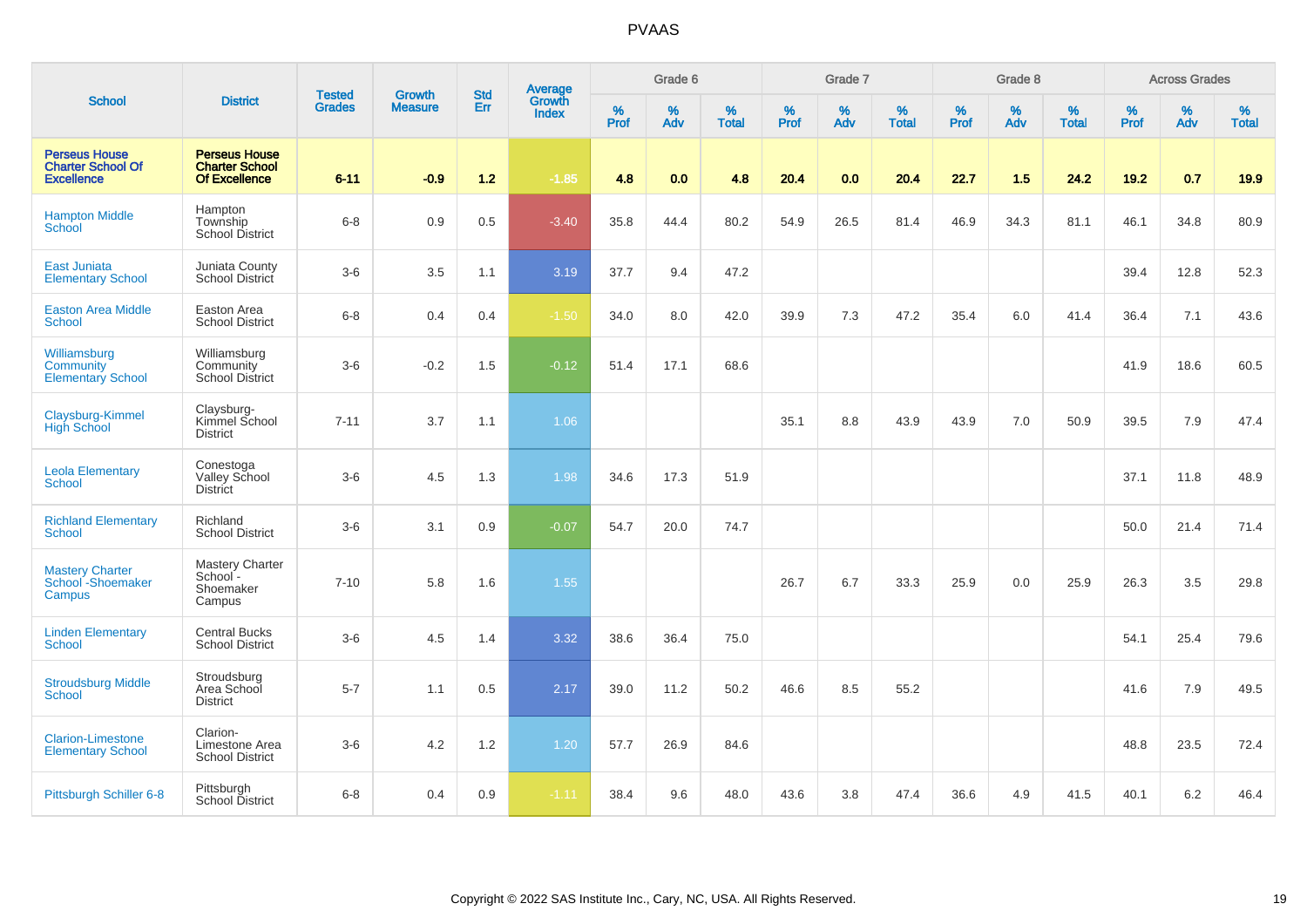# PVAAS

| School | District | Tested Grades | Growth Measure | Std Err | Average Growth Index | Grade 6 | | | Grade 7 | | | Grade 8 | | | Across Grades | | |
|---|---|---|---|---|---|---|---|---|---|---|---|---|---|---|---|---|---|
| | | | | | | % Prof | % Adv | % Total | % Prof | % Adv | % Total | % Prof | % Adv | % Total | % Prof | % Adv | % Total |
| **Perseus House Charter School Of Excellence** | **Perseus House Charter School Of Excellence** | **6-11** | **-0.9** | **1.2** | **-1.85** | **4.8** | **0.0** | **4.8** | **20.4** | **0.0** | **20.4** | **22.7** | **1.5** | **24.2** | **19.2** | **0.7** | **19.9** |
| Hampton Middle School | Hampton Township School District | 6-8 | 0.9 | 0.5 | -3.40 | 35.8 | 44.4 | 80.2 | 54.9 | 26.5 | 81.4 | 46.9 | 34.3 | 81.1 | 46.1 | 34.8 | 80.9 |
| East Juniata Elementary School | Juniata County School District | 3-6 | 3.5 | 1.1 | 3.19 | 37.7 | 9.4 | 47.2 | | | | | | | 39.4 | 12.8 | 52.3 |
| Easton Area Middle School | Easton Area School District | 6-8 | 0.4 | 0.4 | -1.50 | 34.0 | 8.0 | 42.0 | 39.9 | 7.3 | 47.2 | 35.4 | 6.0 | 41.4 | 36.4 | 7.1 | 43.6 |
| Williamsburg Community Elementary School | Williamsburg Community School District | 3-6 | -0.2 | 1.5 | -0.12 | 51.4 | 17.1 | 68.6 | | | | | | | 41.9 | 18.6 | 60.5 |
| Claysburg-Kimmel High School | Claysburg-Kimmel School District | 7-11 | 3.7 | 1.1 | 1.06 | | | | 35.1 | 8.8 | 43.9 | 43.9 | 7.0 | 50.9 | 39.5 | 7.9 | 47.4 |
| Leola Elementary School | Conestoga Valley School District | 3-6 | 4.5 | 1.3 | 1.98 | 34.6 | 17.3 | 51.9 | | | | | | | 37.1 | 11.8 | 48.9 |
| Richland Elementary School | Richland School District | 3-6 | 3.1 | 0.9 | -0.07 | 54.7 | 20.0 | 74.7 | | | | | | | 50.0 | 21.4 | 71.4 |
| Mastery Charter School -Shoemaker Campus | Mastery Charter School - Shoemaker Campus | 7-10 | 5.8 | 1.6 | 1.55 | | | | 26.7 | 6.7 | 33.3 | 25.9 | 0.0 | 25.9 | 26.3 | 3.5 | 29.8 |
| Linden Elementary School | Central Bucks School District | 3-6 | 4.5 | 1.4 | 3.32 | 38.6 | 36.4 | 75.0 | | | | | | | 54.1 | 25.4 | 79.6 |
| Stroudsburg Middle School | Stroudsburg Area School District | 5-7 | 1.1 | 0.5 | 2.17 | 39.0 | 11.2 | 50.2 | 46.6 | 8.5 | 55.2 | | | | 41.6 | 7.9 | 49.5 |
| Clarion-Limestone Elementary School | Clarion-Limestone Area School District | 3-6 | 4.2 | 1.2 | 1.20 | 57.7 | 26.9 | 84.6 | | | | | | | 48.8 | 23.5 | 72.4 |
| Pittsburgh Schiller 6-8 | Pittsburgh School District | 6-8 | 0.4 | 0.9 | -1.11 | 38.4 | 9.6 | 48.0 | 43.6 | 3.8 | 47.4 | 36.6 | 4.9 | 41.5 | 40.1 | 6.2 | 46.4 |

Copyright © 2022 SAS Institute Inc., Cary, NC, USA. All Rights Reserved.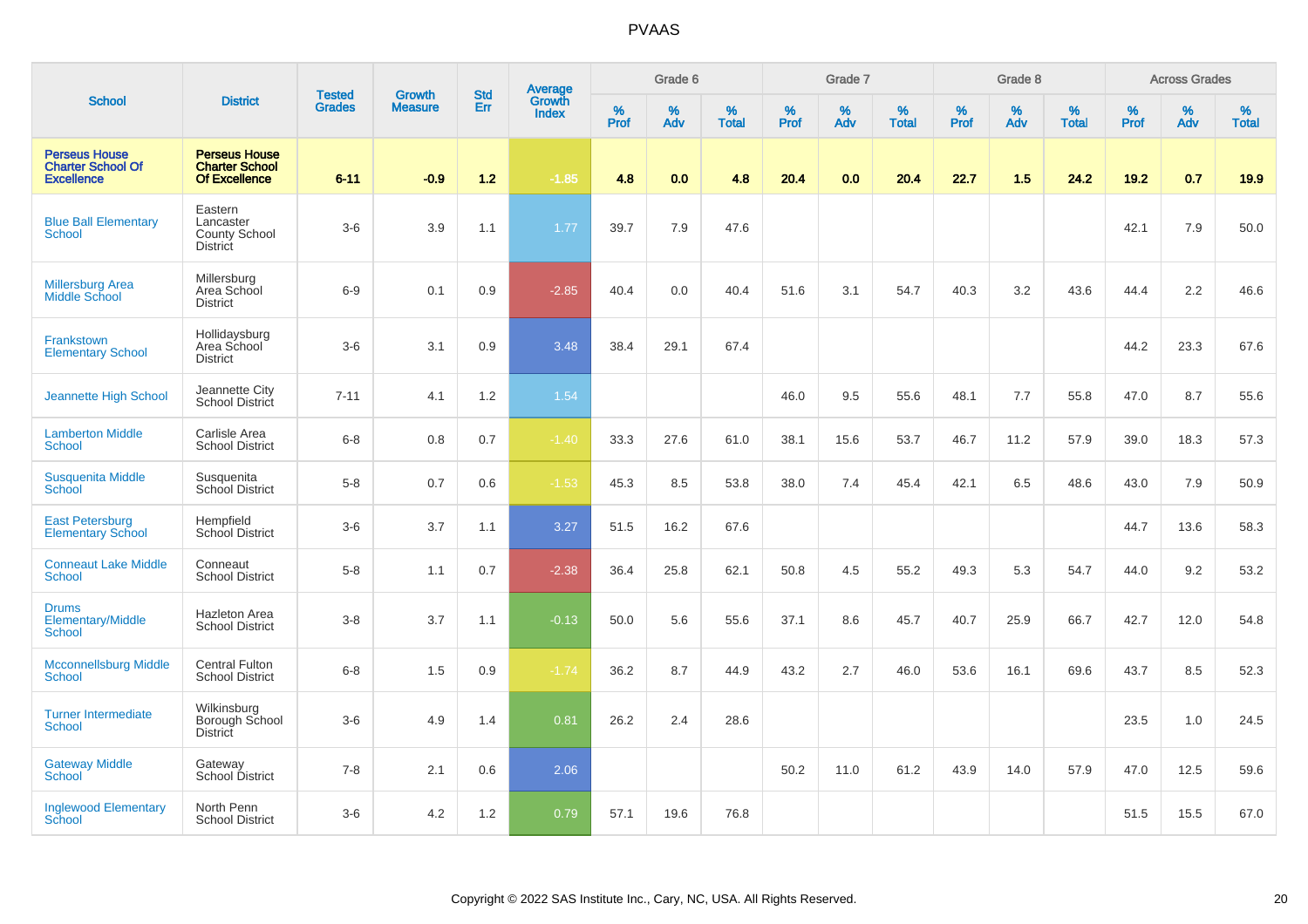# PVAAS

| School | District | Tested Grades | Growth Measure | Std Err | Average Growth Index | Grade 6 | | | Grade 7 | | | Grade 8 | | | Across Grades | | |
|---|---|---|---|---|---|---|---|---|---|---|---|---|---|---|---|---|---|
| | | | | | | % Prof | % Adv | % Total | % Prof | % Adv | % Total | % Prof | % Adv | % Total | % Prof | % Adv | % Total |
| **Perseus House Charter School Of Excellence** | **Perseus House Charter School Of Excellence** | **6-11** | **-0.9** | **1.2** | **-1.85** | **4.8** | **0.0** | **4.8** | **20.4** | **0.0** | **20.4** | **22.7** | **1.5** | **24.2** | **19.2** | **0.7** | **19.9** |
| Blue Ball Elementary School | Eastern Lancaster County School District | 3-6 | 3.9 | 1.1 | 1.77 | 39.7 | 7.9 | 47.6 | | | | | | | 42.1 | 7.9 | 50.0 |
| Millersburg Area Middle School | Millersburg Area School District | 6-9 | 0.1 | 0.9 | -2.85 | 40.4 | 0.0 | 40.4 | 51.6 | 3.1 | 54.7 | 40.3 | 3.2 | 43.6 | 44.4 | 2.2 | 46.6 |
| Frankstown Elementary School | Hollidaysburg Area School District | 3-6 | 3.1 | 0.9 | 3.48 | 38.4 | 29.1 | 67.4 | | | | | | | 44.2 | 23.3 | 67.6 |
| Jeannette High School | Jeannette City School District | 7-11 | 4.1 | 1.2 | 1.54 | | | | 46.0 | 9.5 | 55.6 | 48.1 | 7.7 | 55.8 | 47.0 | 8.7 | 55.6 |
| Lamberton Middle School | Carlisle Area School District | 6-8 | 0.8 | 0.7 | -1.40 | 33.3 | 27.6 | 61.0 | 38.1 | 15.6 | 53.7 | 46.7 | 11.2 | 57.9 | 39.0 | 18.3 | 57.3 |
| Susquenita Middle School | Susquenita School District | 5-8 | 0.7 | 0.6 | -1.53 | 45.3 | 8.5 | 53.8 | 38.0 | 7.4 | 45.4 | 42.1 | 6.5 | 48.6 | 43.0 | 7.9 | 50.9 |
| East Petersburg Elementary School | Hempfield School District | 3-6 | 3.7 | 1.1 | 3.27 | 51.5 | 16.2 | 67.6 | | | | | | | 44.7 | 13.6 | 58.3 |
| Conneaut Lake Middle School | Conneaut School District | 5-8 | 1.1 | 0.7 | -2.38 | 36.4 | 25.8 | 62.1 | 50.8 | 4.5 | 55.2 | 49.3 | 5.3 | 54.7 | 44.0 | 9.2 | 53.2 |
| Drums Elementary/Middle School | Hazleton Area School District | 3-8 | 3.7 | 1.1 | -0.13 | 50.0 | 5.6 | 55.6 | 37.1 | 8.6 | 45.7 | 40.7 | 25.9 | 66.7 | 42.7 | 12.0 | 54.8 |
| Mcconnellsburg Middle School | Central Fulton School District | 6-8 | 1.5 | 0.9 | -1.74 | 36.2 | 8.7 | 44.9 | 43.2 | 2.7 | 46.0 | 53.6 | 16.1 | 69.6 | 43.7 | 8.5 | 52.3 |
| Turner Intermediate School | Wilkinsburg Borough School District | 3-6 | 4.9 | 1.4 | 0.81 | 26.2 | 2.4 | 28.6 | | | | | | | 23.5 | 1.0 | 24.5 |
| Gateway Middle School | Gateway School District | 7-8 | 2.1 | 0.6 | 2.06 | | | | 50.2 | 11.0 | 61.2 | 43.9 | 14.0 | 57.9 | 47.0 | 12.5 | 59.6 |
| Inglewood Elementary School | North Penn School District | 3-6 | 4.2 | 1.2 | 0.79 | 57.1 | 19.6 | 76.8 | | | | | | | 51.5 | 15.5 | 67.0 |

Copyright © 2022 SAS Institute Inc., Cary, NC, USA. All Rights Reserved.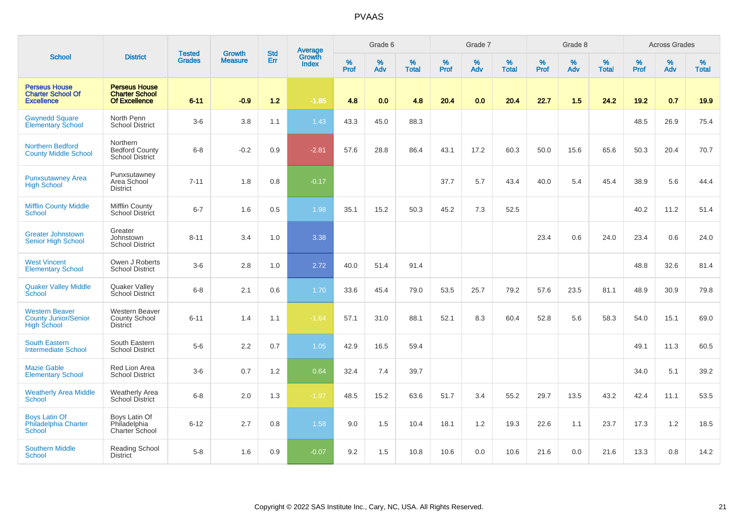# PVAAS

| School | District | Tested Grades | Growth Measure | Std Err | Average Growth Index | Grade 6 | | | Grade 7 | | | Grade 8 | | | Across Grades | | |
|---|---|---|---|---|---|---|---|---|---|---|---|---|---|---|---|---|---|
| | | | | | | % Prof | % Adv | % Total | % Prof | % Adv | % Total | % Prof | % Adv | % Total | % Prof | % Adv | % Total |
| **Perseus House Charter School Of Excellence** | **Perseus House Charter School Of Excellence** | **6-11** | **-0.9** | **1.2** | **-1.85** | **4.8** | **0.0** | **4.8** | **20.4** | **0.0** | **20.4** | **22.7** | **1.5** | **24.2** | **19.2** | **0.7** | **19.9** |
| Gwynedd Square Elementary School | North Penn School District | 3-6 | 3.8 | 1.1 | 1.43 | 43.3 | 45.0 | 88.3 | | | | | | | 48.5 | 26.9 | 75.4 |
| Northern Bedford County Middle School | Northern Bedford County School District | 6-8 | -0.2 | 0.9 | -2.81 | 57.6 | 28.8 | 86.4 | 43.1 | 17.2 | 60.3 | 50.0 | 15.6 | 65.6 | 50.3 | 20.4 | 70.7 |
| Punxsutawney Area High School | Punxsutawney Area School District | 7-11 | 1.8 | 0.8 | -0.17 | | | | 37.7 | 5.7 | 43.4 | 40.0 | 5.4 | 45.4 | 38.9 | 5.6 | 44.4 |
| Mifflin County Middle School | Mifflin County School District | 6-7 | 1.6 | 0.5 | 1.98 | 35.1 | 15.2 | 50.3 | 45.2 | 7.3 | 52.5 | | | | 40.2 | 11.2 | 51.4 |
| Greater Johnstown Senior High School | Greater Johnstown School District | 8-11 | 3.4 | 1.0 | 3.38 | | | | | | | 23.4 | 0.6 | 24.0 | 23.4 | 0.6 | 24.0 |
| West Vincent Elementary School | Owen J Roberts School District | 3-6 | 2.8 | 1.0 | 2.72 | 40.0 | 51.4 | 91.4 | | | | | | | 48.8 | 32.6 | 81.4 |
| Quaker Valley Middle School | Quaker Valley School District | 6-8 | 2.1 | 0.6 | 1.70 | 33.6 | 45.4 | 79.0 | 53.5 | 25.7 | 79.2 | 57.6 | 23.5 | 81.1 | 48.9 | 30.9 | 79.8 |
| Western Beaver County Junior/Senior High School | Western Beaver County School District | 6-11 | 1.4 | 1.1 | -1.64 | 57.1 | 31.0 | 88.1 | 52.1 | 8.3 | 60.4 | 52.8 | 5.6 | 58.3 | 54.0 | 15.1 | 69.0 |
| South Eastern Intermediate School | South Eastern School District | 5-6 | 2.2 | 0.7 | 1.05 | 42.9 | 16.5 | 59.4 | | | | | | | 49.1 | 11.3 | 60.5 |
| Mazie Gable Elementary School | Red Lion Area School District | 3-6 | 0.7 | 1.2 | 0.64 | 32.4 | 7.4 | 39.7 | | | | | | | 34.0 | 5.1 | 39.2 |
| Weatherly Area Middle School | Weatherly Area School District | 6-8 | 2.0 | 1.3 | -1.97 | 48.5 | 15.2 | 63.6 | 51.7 | 3.4 | 55.2 | 29.7 | 13.5 | 43.2 | 42.4 | 11.1 | 53.5 |
| Boys Latin Of Philadelphia Charter School | Boys Latin Of Philadelphia Charter School | 6-12 | 2.7 | 0.8 | 1.58 | 9.0 | 1.5 | 10.4 | 18.1 | 1.2 | 19.3 | 22.6 | 1.1 | 23.7 | 17.3 | 1.2 | 18.5 |
| Southern Middle School | Reading School District | 5-8 | 1.6 | 0.9 | -0.07 | 9.2 | 1.5 | 10.8 | 10.6 | 0.0 | 10.6 | 21.6 | 0.0 | 21.6 | 13.3 | 0.8 | 14.2 |

Copyright © 2022 SAS Institute Inc., Cary, NC, USA. All Rights Reserved.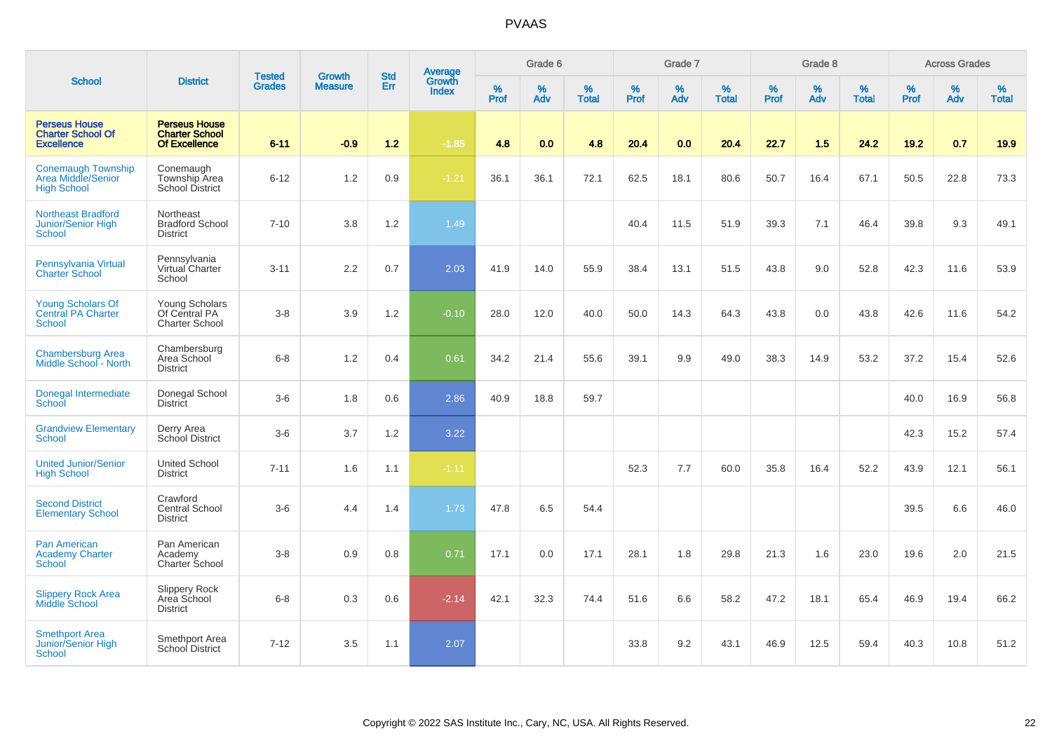# PVAAS

| School | District | Tested Grades | Growth Measure | Std Err | Average Growth Index | Grade 6 | | | Grade 7 | | | Grade 8 | | | Across Grades | | |
|---|---|---|---|---|---|---|---|---|---|---|---|---|---|---|---|---|---|
| | | | | | | % Prof | % Adv | % Total | % Prof | % Adv | % Total | % Prof | % Adv | % Total | % Prof | % Adv | % Total |
| **Perseus House Charter School Of Excellence** | **Perseus House Charter School Of Excellence** | **6-11** | **-0.9** | **1.2** | **-1.85** | **4.8** | **0.0** | **4.8** | **20.4** | **0.0** | **20.4** | **22.7** | **1.5** | **24.2** | **19.2** | **0.7** | **19.9** |
| Conemaugh Township Area Middle/Senior High School | Conemaugh Township Area School District | 6-12 | 1.2 | 0.9 | -1.21 | 36.1 | 36.1 | 72.1 | 62.5 | 18.1 | 80.6 | 50.7 | 16.4 | 67.1 | 50.5 | 22.8 | 73.3 |
| Northeast Bradford Junior/Senior High School | Northeast Bradford School District | 7-10 | 3.8 | 1.2 | 1.49 | | | | 40.4 | 11.5 | 51.9 | 39.3 | 7.1 | 46.4 | 39.8 | 9.3 | 49.1 |
| Pennsylvania Virtual Charter School | Pennsylvania Virtual Charter School | 3-11 | 2.2 | 0.7 | 2.03 | 41.9 | 14.0 | 55.9 | 38.4 | 13.1 | 51.5 | 43.8 | 9.0 | 52.8 | 42.3 | 11.6 | 53.9 |
| Young Scholars Of Central PA Charter School | Young Scholars Of Central PA Charter School | 3-8 | 3.9 | 1.2 | -0.10 | 28.0 | 12.0 | 40.0 | 50.0 | 14.3 | 64.3 | 43.8 | 0.0 | 43.8 | 42.6 | 11.6 | 54.2 |
| Chambersburg Area Middle School - North | Chambersburg Area School District | 6-8 | 1.2 | 0.4 | 0.61 | 34.2 | 21.4 | 55.6 | 39.1 | 9.9 | 49.0 | 38.3 | 14.9 | 53.2 | 37.2 | 15.4 | 52.6 |
| Donegal Intermediate School | Donegal School District | 3-6 | 1.8 | 0.6 | 2.86 | 40.9 | 18.8 | 59.7 | | | | | | | 40.0 | 16.9 | 56.8 |
| Grandview Elementary School | Derry Area School District | 3-6 | 3.7 | 1.2 | 3.22 | | | | | | | | | | 42.3 | 15.2 | 57.4 |
| United Junior/Senior High School | United School District | 7-11 | 1.6 | 1.1 | -1.11 | | | | 52.3 | 7.7 | 60.0 | 35.8 | 16.4 | 52.2 | 43.9 | 12.1 | 56.1 |
| Second District Elementary School | Crawford Central School District | 3-6 | 4.4 | 1.4 | 1.73 | 47.8 | 6.5 | 54.4 | | | | | | | 39.5 | 6.6 | 46.0 |
| Pan American Academy Charter School | Pan American Academy Charter School | 3-8 | 0.9 | 0.8 | 0.71 | 17.1 | 0.0 | 17.1 | 28.1 | 1.8 | 29.8 | 21.3 | 1.6 | 23.0 | 19.6 | 2.0 | 21.5 |
| Slippery Rock Area Middle School | Slippery Rock Area School District | 6-8 | 0.3 | 0.6 | -2.14 | 42.1 | 32.3 | 74.4 | 51.6 | 6.6 | 58.2 | 47.2 | 18.1 | 65.4 | 46.9 | 19.4 | 66.2 |
| Smethport Area Junior/Senior High School | Smethport Area School District | 7-12 | 3.5 | 1.1 | 2.07 | | | | 33.8 | 9.2 | 43.1 | 46.9 | 12.5 | 59.4 | 40.3 | 10.8 | 51.2 |

Copyright © 2022 SAS Institute Inc., Cary, NC, USA. All Rights Reserved.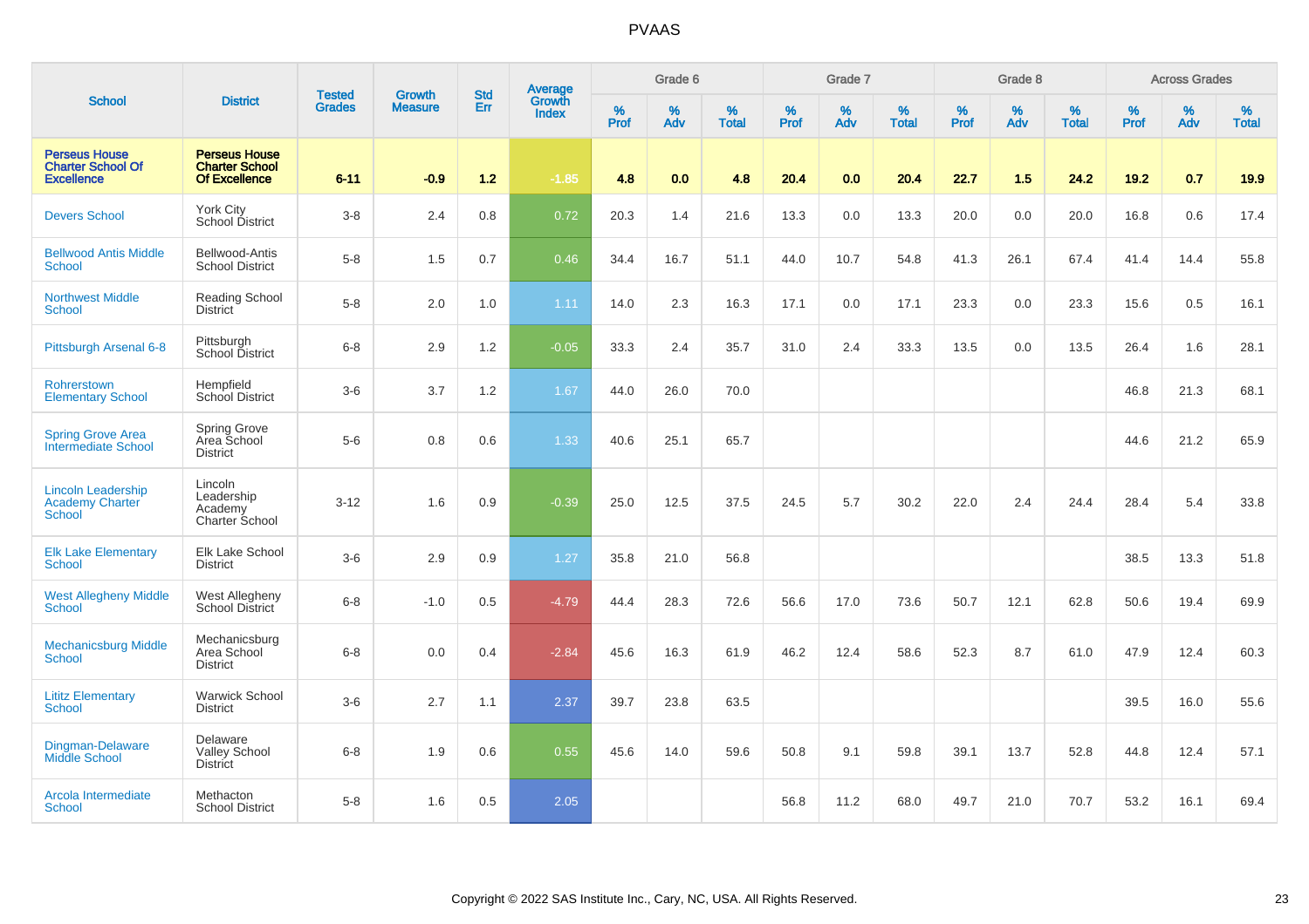| School | District | Tested Grades | Growth Measure | Std Err | Average Growth Index | Grade 6 | | | Grade 7 | | | Grade 8 | | | Across Grades | | |
|---|---|---|---|---|---|---|---|---|---|---|---|---|---|---|---|---|---|
| | | | | | | % Prof | % Adv | % Total | % Prof | % Adv | % Total | % Prof | % Adv | % Total | % Prof | % Adv | % Total |
| **Perseus House Charter School Of Excellence** | **Perseus House Charter School Of Excellence** | **6-11** | **-0.9** | **1.2** | **-1.85** | **4.8** | **0.0** | **4.8** | **20.4** | **0.0** | **20.4** | **22.7** | **1.5** | **24.2** | **19.2** | **0.7** | **19.9** |
| Devers School | York City School District | 3-8 | 2.4 | 0.8 | 0.72 | 20.3 | 1.4 | 21.6 | 13.3 | 0.0 | 13.3 | 20.0 | 0.0 | 20.0 | 16.8 | 0.6 | 17.4 |
| Bellwood Antis Middle School | Bellwood-Antis School District | 5-8 | 1.5 | 0.7 | 0.46 | 34.4 | 16.7 | 51.1 | 44.0 | 10.7 | 54.8 | 41.3 | 26.1 | 67.4 | 41.4 | 14.4 | 55.8 |
| Northwest Middle School | Reading School District | 5-8 | 2.0 | 1.0 | 1.11 | 14.0 | 2.3 | 16.3 | 17.1 | 0.0 | 17.1 | 23.3 | 0.0 | 23.3 | 15.6 | 0.5 | 16.1 |
| Pittsburgh Arsenal 6-8 | Pittsburgh School District | 6-8 | 2.9 | 1.2 | -0.05 | 33.3 | 2.4 | 35.7 | 31.0 | 2.4 | 33.3 | 13.5 | 0.0 | 13.5 | 26.4 | 1.6 | 28.1 |
| Rohrerstown Elementary School | Hempfield School District | 3-6 | 3.7 | 1.2 | 1.67 | 44.0 | 26.0 | 70.0 | | | | | | | 46.8 | 21.3 | 68.1 |
| Spring Grove Area Intermediate School | Spring Grove Area School District | 5-6 | 0.8 | 0.6 | 1.33 | 40.6 | 25.1 | 65.7 | | | | | | | 44.6 | 21.2 | 65.9 |
| Lincoln Leadership Academy Charter School | Lincoln Leadership Academy Charter School | 3-12 | 1.6 | 0.9 | -0.39 | 25.0 | 12.5 | 37.5 | 24.5 | 5.7 | 30.2 | 22.0 | 2.4 | 24.4 | 28.4 | 5.4 | 33.8 |
| Elk Lake Elementary School | Elk Lake School District | 3-6 | 2.9 | 0.9 | 1.27 | 35.8 | 21.0 | 56.8 | | | | | | | 38.5 | 13.3 | 51.8 |
| West Allegheny Middle School | West Allegheny School District | 6-8 | -1.0 | 0.5 | -4.79 | 44.4 | 28.3 | 72.6 | 56.6 | 17.0 | 73.6 | 50.7 | 12.1 | 62.8 | 50.6 | 19.4 | 69.9 |
| Mechanicsburg Middle School | Mechanicsburg Area School District | 6-8 | 0.0 | 0.4 | -2.84 | 45.6 | 16.3 | 61.9 | 46.2 | 12.4 | 58.6 | 52.3 | 8.7 | 61.0 | 47.9 | 12.4 | 60.3 |
| Lititz Elementary School | Warwick School District | 3-6 | 2.7 | 1.1 | 2.37 | 39.7 | 23.8 | 63.5 | | | | | | | 39.5 | 16.0 | 55.6 |
| Dingman-Delaware Middle School | Delaware Valley School District | 6-8 | 1.9 | 0.6 | 0.55 | 45.6 | 14.0 | 59.6 | 50.8 | 9.1 | 59.8 | 39.1 | 13.7 | 52.8 | 44.8 | 12.4 | 57.1 |
| Arcola Intermediate School | Methacton School District | 5-8 | 1.6 | 0.5 | 2.05 | | | | 56.8 | 11.2 | 68.0 | 49.7 | 21.0 | 70.7 | 53.2 | 16.1 | 69.4 |

Copyright © 2022 SAS Institute Inc., Cary, NC, USA. All Rights Reserved.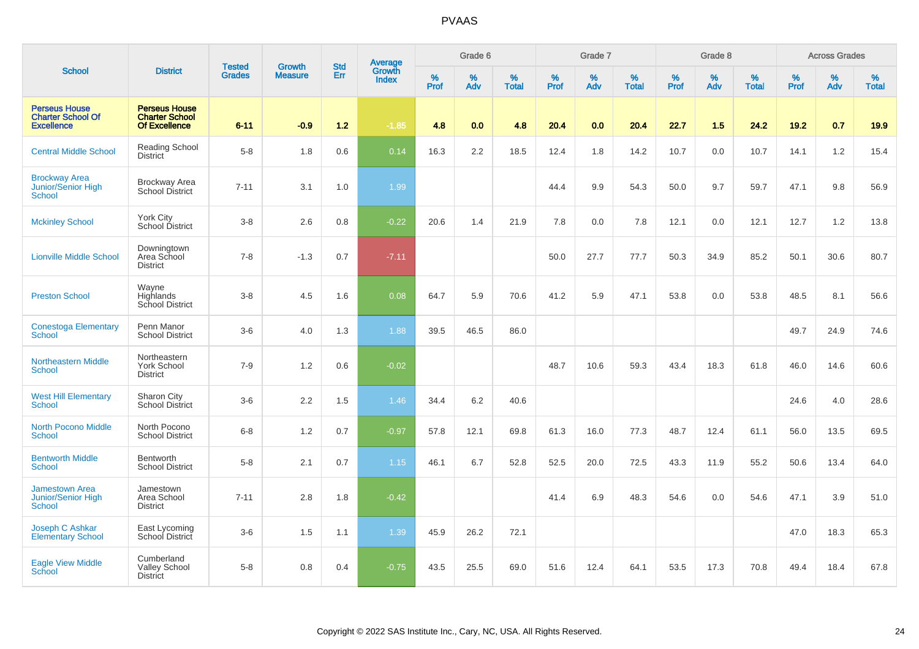# PVAAS

| School | District | Tested Grades | Growth Measure | Std Err | Average Growth Index | Grade 6 | | | Grade 7 | | | Grade 8 | | | Across Grades | | |
|---|---|---|---|---|---|---|---|---|---|---|---|---|---|---|---|---|---|
| | | | | | | % Prof | % Adv | % Total | % Prof | % Adv | % Total | % Prof | % Adv | % Total | % Prof | % Adv | % Total |
| Perseus House Charter School Of Excellence | Perseus House Charter School Of Excellence | 6-11 | -0.9 | 1.2 | -1.85 | 4.8 | 0.0 | 4.8 | 20.4 | 0.0 | 20.4 | 22.7 | 1.5 | 24.2 | 19.2 | 0.7 | 19.9 |
| Central Middle School | Reading School District | 5-8 | 1.8 | 0.6 | 0.14 | 16.3 | 2.2 | 18.5 | 12.4 | 1.8 | 14.2 | 10.7 | 0.0 | 10.7 | 14.1 | 1.2 | 15.4 |
| Brockway Area Junior/Senior High School | Brockway Area School District | 7-11 | 3.1 | 1.0 | 1.99 | | | | 44.4 | 9.9 | 54.3 | 50.0 | 9.7 | 59.7 | 47.1 | 9.8 | 56.9 |
| Mckinley School | York City School District | 3-8 | 2.6 | 0.8 | -0.22 | 20.6 | 1.4 | 21.9 | 7.8 | 0.0 | 7.8 | 12.1 | 0.0 | 12.1 | 12.7 | 1.2 | 13.8 |
| Lionville Middle School | Downingtown Area School District | 7-8 | -1.3 | 0.7 | -7.11 | | | | 50.0 | 27.7 | 77.7 | 50.3 | 34.9 | 85.2 | 50.1 | 30.6 | 80.7 |
| Preston School | Wayne Highlands School District | 3-8 | 4.5 | 1.6 | 0.08 | 64.7 | 5.9 | 70.6 | 41.2 | 5.9 | 47.1 | 53.8 | 0.0 | 53.8 | 48.5 | 8.1 | 56.6 |
| Conestoga Elementary School | Penn Manor School District | 3-6 | 4.0 | 1.3 | 1.88 | 39.5 | 46.5 | 86.0 | | | | | | | 49.7 | 24.9 | 74.6 |
| Northeastern Middle School | Northeastern York School District | 7-9 | 1.2 | 0.6 | -0.02 | | | | 48.7 | 10.6 | 59.3 | 43.4 | 18.3 | 61.8 | 46.0 | 14.6 | 60.6 |
| West Hill Elementary School | Sharon City School District | 3-6 | 2.2 | 1.5 | 1.46 | 34.4 | 6.2 | 40.6 | | | | | | | 24.6 | 4.0 | 28.6 |
| North Pocono Middle School | North Pocono School District | 6-8 | 1.2 | 0.7 | -0.97 | 57.8 | 12.1 | 69.8 | 61.3 | 16.0 | 77.3 | 48.7 | 12.4 | 61.1 | 56.0 | 13.5 | 69.5 |
| Bentworth Middle School | Bentworth School District | 5-8 | 2.1 | 0.7 | 1.15 | 46.1 | 6.7 | 52.8 | 52.5 | 20.0 | 72.5 | 43.3 | 11.9 | 55.2 | 50.6 | 13.4 | 64.0 |
| Jamestown Area Junior/Senior High School | Jamestown Area School District | 7-11 | 2.8 | 1.8 | -0.42 | | | | 41.4 | 6.9 | 48.3 | 54.6 | 0.0 | 54.6 | 47.1 | 3.9 | 51.0 |
| Joseph C Ashkar Elementary School | East Lycoming School District | 3-6 | 1.5 | 1.1 | 1.39 | 45.9 | 26.2 | 72.1 | | | | | | | 47.0 | 18.3 | 65.3 |
| Eagle View Middle School | Cumberland Valley School District | 5-8 | 0.8 | 0.4 | -0.75 | 43.5 | 25.5 | 69.0 | 51.6 | 12.4 | 64.1 | 53.5 | 17.3 | 70.8 | 49.4 | 18.4 | 67.8 |

Copyright © 2022 SAS Institute Inc., Cary, NC, USA. All Rights Reserved.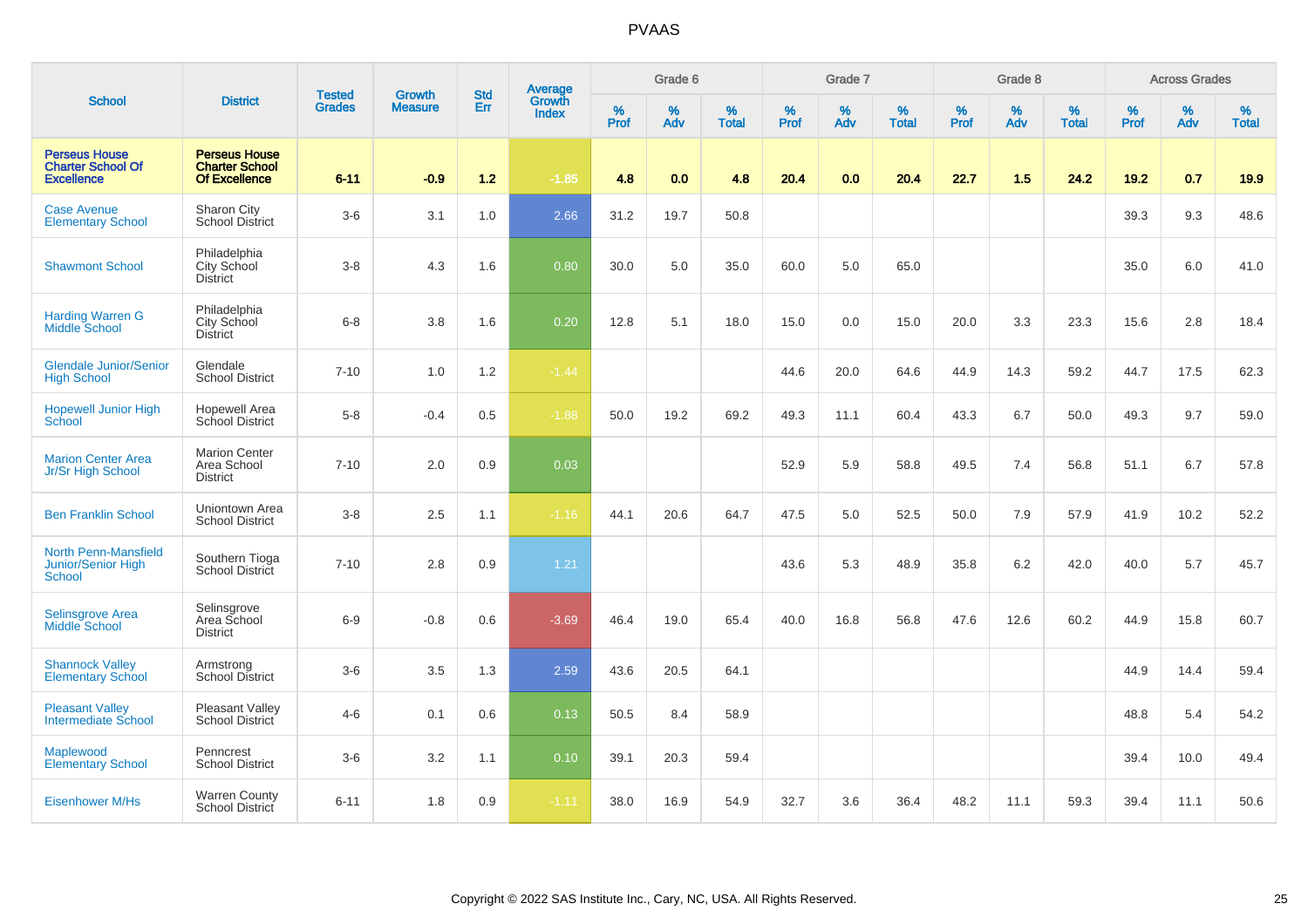| School | District | Tested Grades | Growth Measure | Std Err | Average Growth Index | Grade 6 | | | Grade 7 | | | Grade 8 | | | Across Grades | | |
|---|---|---|---|---|---|---|---|---|---|---|---|---|---|---|---|---|---|
| | | | | | | % Prof | % Adv | % Total | % Prof | % Adv | % Total | % Prof | % Adv | % Total | % Prof | % Adv | % Total |
| **Perseus House Charter School Of Excellence** | **Perseus House Charter School Of Excellence** | **6-11** | **-0.9** | **1.2** | **-1.85** | **4.8** | **0.0** | **4.8** | **20.4** | **0.0** | **20.4** | **22.7** | **1.5** | **24.2** | **19.2** | **0.7** | **19.9** |
| Case Avenue Elementary School | Sharon City School District | 3-6 | 3.1 | 1.0 | 2.66 | 31.2 | 19.7 | 50.8 | | | | | | | 39.3 | 9.3 | 48.6 |
| Shawmont School | Philadelphia City School District | 3-8 | 4.3 | 1.6 | 0.80 | 30.0 | 5.0 | 35.0 | 60.0 | 5.0 | 65.0 | | | | 35.0 | 6.0 | 41.0 |
| Harding Warren G Middle School | Philadelphia City School District | 6-8 | 3.8 | 1.6 | 0.20 | 12.8 | 5.1 | 18.0 | 15.0 | 0.0 | 15.0 | 20.0 | 3.3 | 23.3 | 15.6 | 2.8 | 18.4 |
| Glendale Junior/Senior High School | Glendale School District | 7-10 | 1.0 | 1.2 | -1.44 | | | | 44.6 | 20.0 | 64.6 | 44.9 | 14.3 | 59.2 | 44.7 | 17.5 | 62.3 |
| Hopewell Junior High School | Hopewell Area School District | 5-8 | -0.4 | 0.5 | -1.88 | 50.0 | 19.2 | 69.2 | 49.3 | 11.1 | 60.4 | 43.3 | 6.7 | 50.0 | 49.3 | 9.7 | 59.0 |
| Marion Center Area Jr/Sr High School | Marion Center Area School District | 7-10 | 2.0 | 0.9 | 0.03 | | | | 52.9 | 5.9 | 58.8 | 49.5 | 7.4 | 56.8 | 51.1 | 6.7 | 57.8 |
| Ben Franklin School | Uniontown Area School District | 3-8 | 2.5 | 1.1 | -1.16 | 44.1 | 20.6 | 64.7 | 47.5 | 5.0 | 52.5 | 50.0 | 7.9 | 57.9 | 41.9 | 10.2 | 52.2 |
| North Penn-Mansfield Junior/Senior High School | Southern Tioga School District | 7-10 | 2.8 | 0.9 | 1.21 | | | | 43.6 | 5.3 | 48.9 | 35.8 | 6.2 | 42.0 | 40.0 | 5.7 | 45.7 |
| Selinsgrove Area Middle School | Selinsgrove Area School District | 6-9 | -0.8 | 0.6 | -3.69 | 46.4 | 19.0 | 65.4 | 40.0 | 16.8 | 56.8 | 47.6 | 12.6 | 60.2 | 44.9 | 15.8 | 60.7 |
| Shannock Valley Elementary School | Armstrong School District | 3-6 | 3.5 | 1.3 | 2.59 | 43.6 | 20.5 | 64.1 | | | | | | | 44.9 | 14.4 | 59.4 |
| Pleasant Valley Intermediate School | Pleasant Valley School District | 4-6 | 0.1 | 0.6 | 0.13 | 50.5 | 8.4 | 58.9 | | | | | | | 48.8 | 5.4 | 54.2 |
| Maplewood Elementary School | Penncrest School District | 3-6 | 3.2 | 1.1 | 0.10 | 39.1 | 20.3 | 59.4 | | | | | | | 39.4 | 10.0 | 49.4 |
| Eisenhower M/Hs | Warren County School District | 6-11 | 1.8 | 0.9 | -1.11 | 38.0 | 16.9 | 54.9 | 32.7 | 3.6 | 36.4 | 48.2 | 11.1 | 59.3 | 39.4 | 11.1 | 50.6 |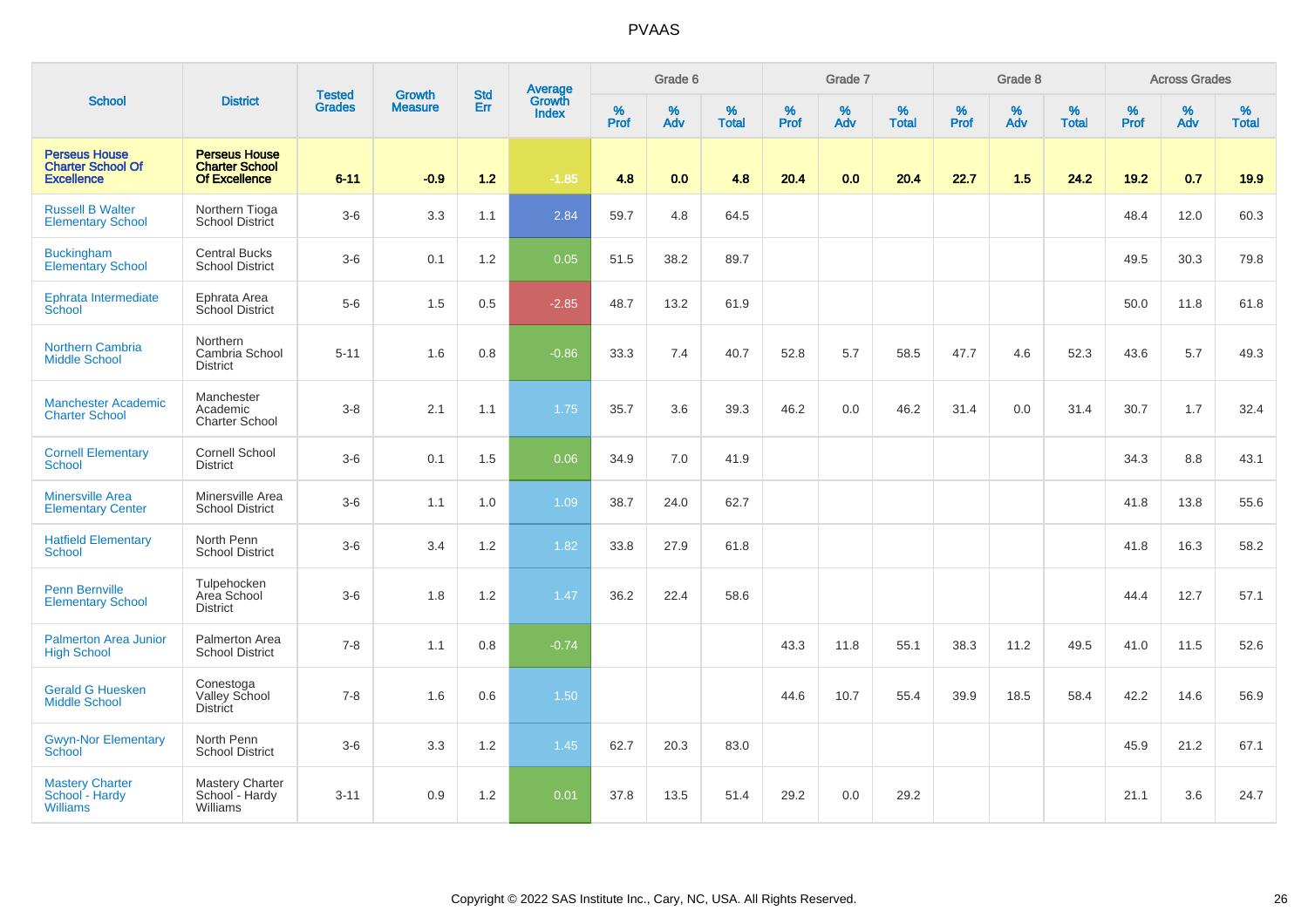# PVAAS

| School | District | Tested Grades | Growth Measure | Std Err | Average Growth Index | Grade 6 | | | Grade 7 | | | Grade 8 | | | Across Grades | | |
|---|---|---|---|---|---|---|---|---|---|---|---|---|---|---|---|---|---|
| | | | | | | % Prof | % Adv | % Total | % Prof | % Adv | % Total | % Prof | % Adv | % Total | % Prof | % Adv | % Total |
| **Perseus House Charter School Of Excellence** | **Perseus House Charter School Of Excellence** | **6-11** | **-0.9** | **1.2** | **-1.85** | **4.8** | **0.0** | **4.8** | **20.4** | **0.0** | **20.4** | **22.7** | **1.5** | **24.2** | **19.2** | **0.7** | **19.9** |
| Russell B Walter Elementary School | Northern Tioga School District | 3-6 | 3.3 | 1.1 | 2.84 | 59.7 | 4.8 | 64.5 | | | | | | | 48.4 | 12.0 | 60.3 |
| Buckingham Elementary School | Central Bucks School District | 3-6 | 0.1 | 1.2 | 0.05 | 51.5 | 38.2 | 89.7 | | | | | | | 49.5 | 30.3 | 79.8 |
| Ephrata Intermediate School | Ephrata Area School District | 5-6 | 1.5 | 0.5 | -2.85 | 48.7 | 13.2 | 61.9 | | | | | | | 50.0 | 11.8 | 61.8 |
| Northern Cambria Middle School | Northern Cambria School District | 5-11 | 1.6 | 0.8 | -0.86 | 33.3 | 7.4 | 40.7 | 52.8 | 5.7 | 58.5 | 47.7 | 4.6 | 52.3 | 43.6 | 5.7 | 49.3 |
| Manchester Academic Charter School | Manchester Academic Charter School | 3-8 | 2.1 | 1.1 | 1.75 | 35.7 | 3.6 | 39.3 | 46.2 | 0.0 | 46.2 | 31.4 | 0.0 | 31.4 | 30.7 | 1.7 | 32.4 |
| Cornell Elementary School | Cornell School District | 3-6 | 0.1 | 1.5 | 0.06 | 34.9 | 7.0 | 41.9 | | | | | | | 34.3 | 8.8 | 43.1 |
| Minersville Area Elementary Center | Minersville Area School District | 3-6 | 1.1 | 1.0 | 1.09 | 38.7 | 24.0 | 62.7 | | | | | | | 41.8 | 13.8 | 55.6 |
| Hatfield Elementary School | North Penn School District | 3-6 | 3.4 | 1.2 | 1.82 | 33.8 | 27.9 | 61.8 | | | | | | | 41.8 | 16.3 | 58.2 |
| Penn Bernville Elementary School | Tulpehocken Area School District | 3-6 | 1.8 | 1.2 | 1.47 | 36.2 | 22.4 | 58.6 | | | | | | | 44.4 | 12.7 | 57.1 |
| Palmerton Area Junior High School | Palmerton Area School District | 7-8 | 1.1 | 0.8 | -0.74 | | | | 43.3 | 11.8 | 55.1 | 38.3 | 11.2 | 49.5 | 41.0 | 11.5 | 52.6 |
| Gerald G Huesken Middle School | Conestoga Valley School District | 7-8 | 1.6 | 0.6 | 1.50 | | | | 44.6 | 10.7 | 55.4 | 39.9 | 18.5 | 58.4 | 42.2 | 14.6 | 56.9 |
| Gwyn-Nor Elementary School | North Penn School District | 3-6 | 3.3 | 1.2 | 1.45 | 62.7 | 20.3 | 83.0 | | | | | | | 45.9 | 21.2 | 67.1 |
| Mastery Charter School - Hardy Williams | Mastery Charter School - Hardy Williams | 3-11 | 0.9 | 1.2 | 0.01 | 37.8 | 13.5 | 51.4 | 29.2 | 0.0 | 29.2 | | | | 21.1 | 3.6 | 24.7 |

Copyright © 2022 SAS Institute Inc., Cary, NC, USA. All Rights Reserved.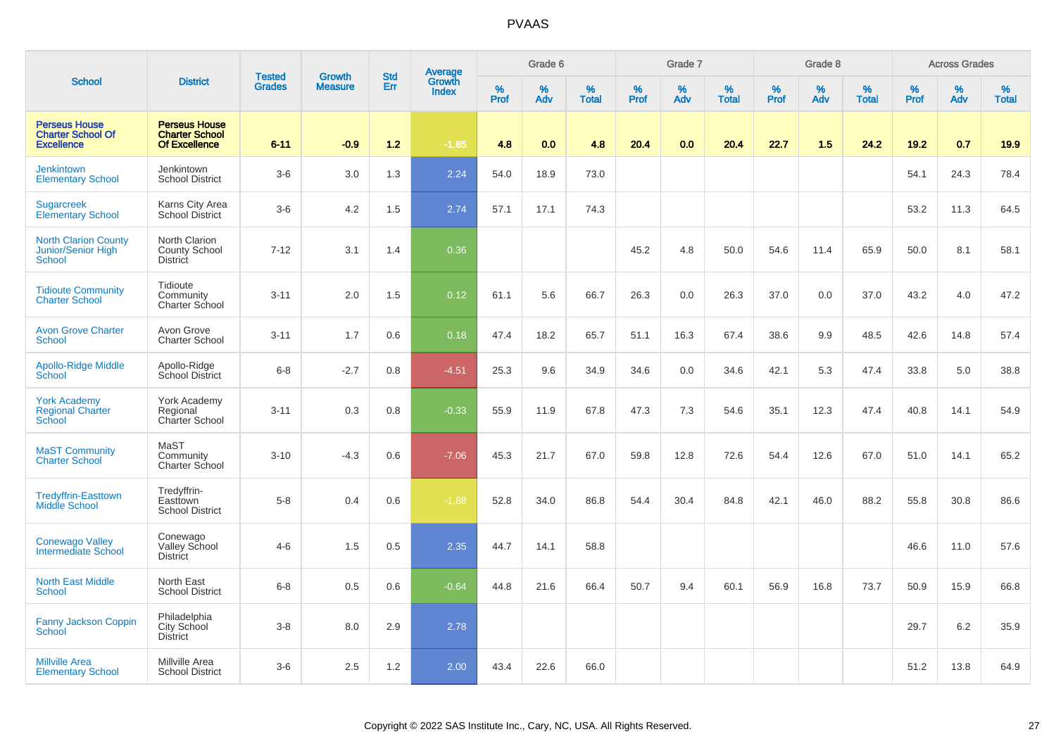# PVAAS

| School | District | Tested Grades | Growth Measure | Std Err | Average Growth Index | Grade 6 | | | Grade 7 | | | Grade 8 | | | Across Grades | | |
|---|---|---|---|---|---|---|---|---|---|---|---|---|---|---|---|---|---|
| | | | | | | % Prof | % Adv | % Total | % Prof | % Adv | % Total | % Prof | % Adv | % Total | % Prof | % Adv | % Total |
| **Perseus House Charter School Of Excellence** | **Perseus House Charter School Of Excellence** | **6-11** | **-0.9** | **1.2** | **-1.85** | **4.8** | **0.0** | **4.8** | **20.4** | **0.0** | **20.4** | **22.7** | **1.5** | **24.2** | **19.2** | **0.7** | **19.9** |
| Jenkintown Elementary School | Jenkintown School District | 3-6 | 3.0 | 1.3 | 2.24 | 54.0 | 18.9 | 73.0 | | | | | | | 54.1 | 24.3 | 78.4 |
| Sugarcreek Elementary School | Karns City Area School District | 3-6 | 4.2 | 1.5 | 2.74 | 57.1 | 17.1 | 74.3 | | | | | | | 53.2 | 11.3 | 64.5 |
| North Clarion County Junior/Senior High School | North Clarion County School District | 7-12 | 3.1 | 1.4 | 0.36 | | | | 45.2 | 4.8 | 50.0 | 54.6 | 11.4 | 65.9 | 50.0 | 8.1 | 58.1 |
| Tidioute Community Charter School | Tidioute Community Charter School | 3-11 | 2.0 | 1.5 | 0.12 | 61.1 | 5.6 | 66.7 | 26.3 | 0.0 | 26.3 | 37.0 | 0.0 | 37.0 | 43.2 | 4.0 | 47.2 |
| Avon Grove Charter School | Avon Grove Charter School | 3-11 | 1.7 | 0.6 | 0.18 | 47.4 | 18.2 | 65.7 | 51.1 | 16.3 | 67.4 | 38.6 | 9.9 | 48.5 | 42.6 | 14.8 | 57.4 |
| Apollo-Ridge Middle School | Apollo-Ridge School District | 6-8 | -2.7 | 0.8 | -4.51 | 25.3 | 9.6 | 34.9 | 34.6 | 0.0 | 34.6 | 42.1 | 5.3 | 47.4 | 33.8 | 5.0 | 38.8 |
| York Academy Regional Charter School | York Academy Regional Charter School | 3-11 | 0.3 | 0.8 | -0.33 | 55.9 | 11.9 | 67.8 | 47.3 | 7.3 | 54.6 | 35.1 | 12.3 | 47.4 | 40.8 | 14.1 | 54.9 |
| MaST Community Charter School | MaST Community Charter School | 3-10 | -4.3 | 0.6 | -7.06 | 45.3 | 21.7 | 67.0 | 59.8 | 12.8 | 72.6 | 54.4 | 12.6 | 67.0 | 51.0 | 14.1 | 65.2 |
| Tredyffrin-Easttown Middle School | Tredyffrin-Easttown School District | 5-8 | 0.4 | 0.6 | -1.88 | 52.8 | 34.0 | 86.8 | 54.4 | 30.4 | 84.8 | 42.1 | 46.0 | 88.2 | 55.8 | 30.8 | 86.6 |
| Conewago Valley Intermediate School | Conewago Valley School District | 4-6 | 1.5 | 0.5 | 2.35 | 44.7 | 14.1 | 58.8 | | | | | | | 46.6 | 11.0 | 57.6 |
| North East Middle School | North East School District | 6-8 | 0.5 | 0.6 | -0.64 | 44.8 | 21.6 | 66.4 | 50.7 | 9.4 | 60.1 | 56.9 | 16.8 | 73.7 | 50.9 | 15.9 | 66.8 |
| Fanny Jackson Coppin School | Philadelphia City School District | 3-8 | 8.0 | 2.9 | 2.78 | | | | | | | | | | 29.7 | 6.2 | 35.9 |
| Millville Area Elementary School | Millville Area School District | 3-6 | 2.5 | 1.2 | 2.00 | 43.4 | 22.6 | 66.0 | | | | | | | 51.2 | 13.8 | 64.9 |

Copyright © 2022 SAS Institute Inc., Cary, NC, USA. All Rights Reserved.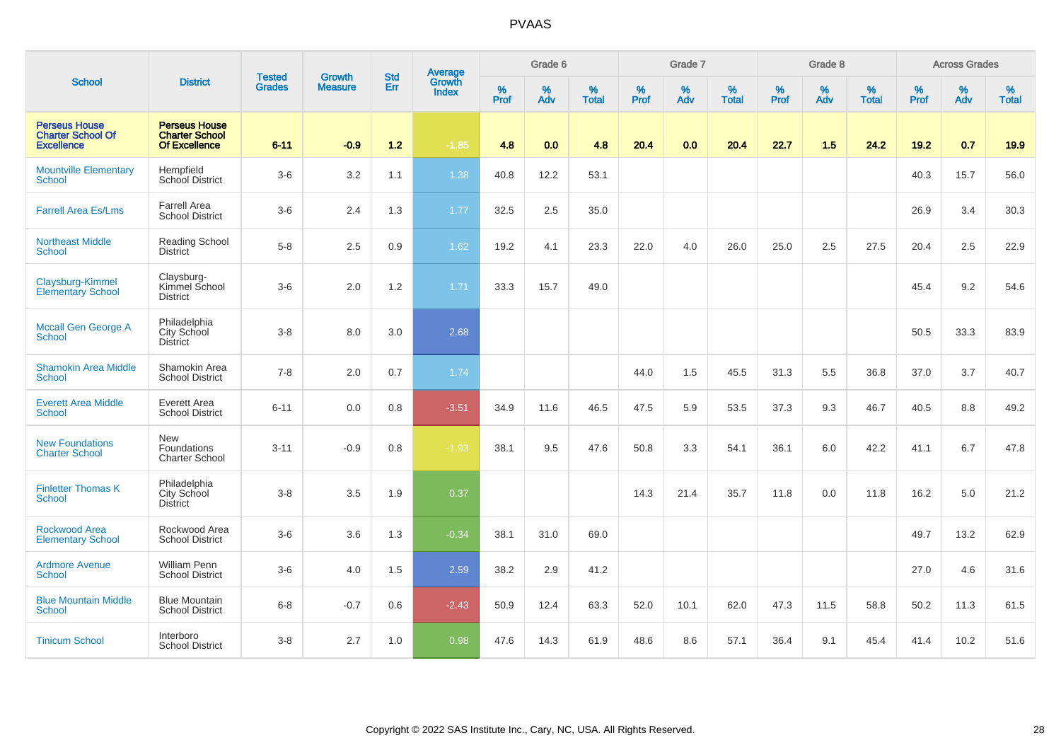# PVAAS

| School | District | Tested Grades | Growth Measure | Std Err | Average Growth Index | Grade 6 | | | Grade 7 | | | Grade 8 | | | Across Grades | | |
|---|---|---|---|---|---|---|---|---|---|---|---|---|---|---|---|---|---|
| | | | | | | % Prof | % Adv | % Total | % Prof | % Adv | % Total | % Prof | % Adv | % Total | % Prof | % Adv | % Total |
| **Perseus House Charter School Of Excellence** | **Perseus House Charter School Of Excellence** | **6-11** | **-0.9** | **1.2** | **-1.85** | **4.8** | **0.0** | **4.8** | **20.4** | **0.0** | **20.4** | **22.7** | **1.5** | **24.2** | **19.2** | **0.7** | **19.9** |
| Mountville Elementary School | Hempfield School District | 3-6 | 3.2 | 1.1 | 1.38 | 40.8 | 12.2 | 53.1 | | | | | | | 40.3 | 15.7 | 56.0 |
| Farrell Area Es/Lms | Farrell Area School District | 3-6 | 2.4 | 1.3 | 1.77 | 32.5 | 2.5 | 35.0 | | | | | | | 26.9 | 3.4 | 30.3 |
| Northeast Middle School | Reading School District | 5-8 | 2.5 | 0.9 | 1.62 | 19.2 | 4.1 | 23.3 | 22.0 | 4.0 | 26.0 | 25.0 | 2.5 | 27.5 | 20.4 | 2.5 | 22.9 |
| Claysburg-Kimmel Elementary School | Claysburg-Kimmel School District | 3-6 | 2.0 | 1.2 | 1.71 | 33.3 | 15.7 | 49.0 | | | | | | | 45.4 | 9.2 | 54.6 |
| Mccall Gen George A School | Philadelphia City School District | 3-8 | 8.0 | 3.0 | 2.68 | | | | | | | | | | 50.5 | 33.3 | 83.9 |
| Shamokin Area Middle School | Shamokin Area School District | 7-8 | 2.0 | 0.7 | 1.74 | | | | 44.0 | 1.5 | 45.5 | 31.3 | 5.5 | 36.8 | 37.0 | 3.7 | 40.7 |
| Everett Area Middle School | Everett Area School District | 6-11 | 0.0 | 0.8 | -3.51 | 34.9 | 11.6 | 46.5 | 47.5 | 5.9 | 53.5 | 37.3 | 9.3 | 46.7 | 40.5 | 8.8 | 49.2 |
| New Foundations Charter School | New Foundations Charter School | 3-11 | -0.9 | 0.8 | -1.93 | 38.1 | 9.5 | 47.6 | 50.8 | 3.3 | 54.1 | 36.1 | 6.0 | 42.2 | 41.1 | 6.7 | 47.8 |
| Finletter Thomas K School | Philadelphia City School District | 3-8 | 3.5 | 1.9 | 0.37 | | | | 14.3 | 21.4 | 35.7 | 11.8 | 0.0 | 11.8 | 16.2 | 5.0 | 21.2 |
| Rockwood Area Elementary School | Rockwood Area School District | 3-6 | 3.6 | 1.3 | -0.34 | 38.1 | 31.0 | 69.0 | | | | | | | 49.7 | 13.2 | 62.9 |
| Ardmore Avenue School | William Penn School District | 3-6 | 4.0 | 1.5 | 2.59 | 38.2 | 2.9 | 41.2 | | | | | | | 27.0 | 4.6 | 31.6 |
| Blue Mountain Middle School | Blue Mountain School District | 6-8 | -0.7 | 0.6 | -2.43 | 50.9 | 12.4 | 63.3 | 52.0 | 10.1 | 62.0 | 47.3 | 11.5 | 58.8 | 50.2 | 11.3 | 61.5 |
| Tinicum School | Interboro School District | 3-8 | 2.7 | 1.0 | 0.98 | 47.6 | 14.3 | 61.9 | 48.6 | 8.6 | 57.1 | 36.4 | 9.1 | 45.4 | 41.4 | 10.2 | 51.6 |

Copyright © 2022 SAS Institute Inc., Cary, NC, USA. All Rights Reserved.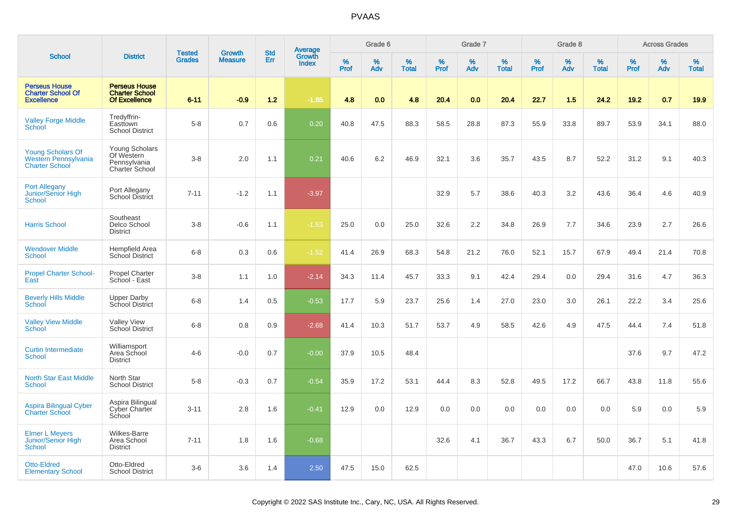# PVAAS

| School | District | Tested Grades | Growth Measure | Std Err | Average Growth Index | Grade 6 | | | Grade 7 | | | Grade 8 | | | Across Grades | | |
|---|---|---|---|---|---|---|---|---|---|---|---|---|---|---|---|---|---|
| | | | | | | % Prof | % Adv | % Total | % Prof | % Adv | % Total | % Prof | % Adv | % Total | % Prof | % Adv | % Total |
| **Perseus House Charter School Of Excellence** | **Perseus House Charter School Of Excellence** | **6-11** | **-0.9** | **1.2** | **-1.85** | **4.8** | **0.0** | **4.8** | **20.4** | **0.0** | **20.4** | **22.7** | **1.5** | **24.2** | **19.2** | **0.7** | **19.9** |
| Valley Forge Middle School | Tredyffrin-Easttown School District | 5-8 | 0.7 | 0.6 | 0.20 | 40.8 | 47.5 | 88.3 | 58.5 | 28.8 | 87.3 | 55.9 | 33.8 | 89.7 | 53.9 | 34.1 | 88.0 |
| Young Scholars Of Western Pennsylvania Charter School | Young Scholars Of Western Pennsylvania Charter School | 3-8 | 2.0 | 1.1 | 0.21 | 40.6 | 6.2 | 46.9 | 32.1 | 3.6 | 35.7 | 43.5 | 8.7 | 52.2 | 31.2 | 9.1 | 40.3 |
| Port Allegany Junior/Senior High School | Port Allegany School District | 7-11 | -1.2 | 1.1 | -3.97 | | | | 32.9 | 5.7 | 38.6 | 40.3 | 3.2 | 43.6 | 36.4 | 4.6 | 40.9 |
| Harris School | Southeast Delco School District | 3-8 | -0.6 | 1.1 | -1.53 | 25.0 | 0.0 | 25.0 | 32.6 | 2.2 | 34.8 | 26.9 | 7.7 | 34.6 | 23.9 | 2.7 | 26.6 |
| Wendover Middle School | Hempfield Area School District | 6-8 | 0.3 | 0.6 | -1.52 | 41.4 | 26.9 | 68.3 | 54.8 | 21.2 | 76.0 | 52.1 | 15.7 | 67.9 | 49.4 | 21.4 | 70.8 |
| Propel Charter School-East | Propel Charter School - East | 3-8 | 1.1 | 1.0 | -2.14 | 34.3 | 11.4 | 45.7 | 33.3 | 9.1 | 42.4 | 29.4 | 0.0 | 29.4 | 31.6 | 4.7 | 36.3 |
| Beverly Hills Middle School | Upper Darby School District | 6-8 | 1.4 | 0.5 | -0.53 | 17.7 | 5.9 | 23.7 | 25.6 | 1.4 | 27.0 | 23.0 | 3.0 | 26.1 | 22.2 | 3.4 | 25.6 |
| Valley View Middle School | Valley View School District | 6-8 | 0.8 | 0.9 | -2.68 | 41.4 | 10.3 | 51.7 | 53.7 | 4.9 | 58.5 | 42.6 | 4.9 | 47.5 | 44.4 | 7.4 | 51.8 |
| Curtin Intermediate School | Williamsport Area School District | 4-6 | -0.0 | 0.7 | -0.00 | 37.9 | 10.5 | 48.4 | | | | | | | 37.6 | 9.7 | 47.2 |
| North Star East Middle School | North Star School District | 5-8 | -0.3 | 0.7 | -0.54 | 35.9 | 17.2 | 53.1 | 44.4 | 8.3 | 52.8 | 49.5 | 17.2 | 66.7 | 43.8 | 11.8 | 55.6 |
| Aspira Bilingual Cyber Charter School | Aspira Bilingual Cyber Charter School | 3-11 | 2.8 | 1.6 | -0.41 | 12.9 | 0.0 | 12.9 | 0.0 | 0.0 | 0.0 | 0.0 | 0.0 | 0.0 | 5.9 | 0.0 | 5.9 |
| Elmer L Meyers Junior/Senior High School | Wilkes-Barre Area School District | 7-11 | 1.8 | 1.6 | -0.68 | | | | 32.6 | 4.1 | 36.7 | 43.3 | 6.7 | 50.0 | 36.7 | 5.1 | 41.8 |
| Otto-Eldred Elementary School | Otto-Eldred School District | 3-6 | 3.6 | 1.4 | 2.50 | 47.5 | 15.0 | 62.5 | | | | | | | 47.0 | 10.6 | 57.6 |

Copyright © 2022 SAS Institute Inc., Cary, NC, USA. All Rights Reserved.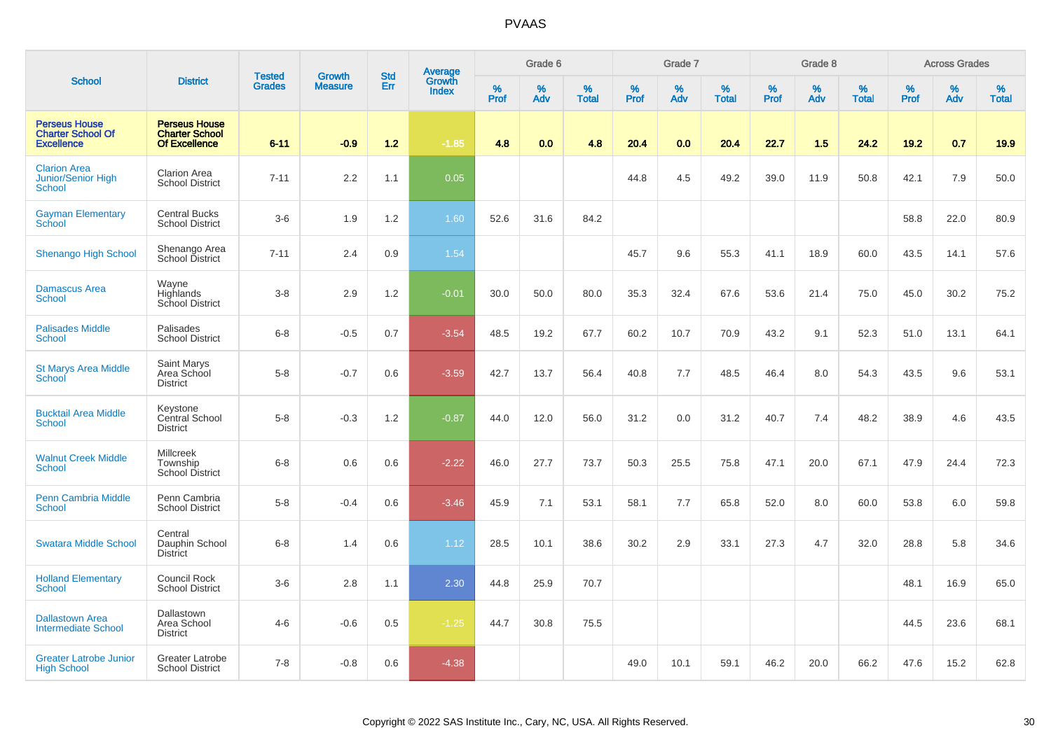# PVAAS

| School | District | Tested Grades | Growth Measure | Std Err | Average Growth Index | Grade 6 | | | Grade 7 | | | Grade 8 | | | Across Grades | | |
|---|---|---|---|---|---|---|---|---|---|---|---|---|---|---|---|---|---|
| | | | | | | % Prof | % Adv | % Total | % Prof | % Adv | % Total | % Prof | % Adv | % Total | % Prof | % Adv | % Total |
| **Perseus House Charter School Of Excellence** | **Perseus House Charter School Of Excellence** | **6-11** | **-0.9** | **1.2** | **-1.85** | **4.8** | **0.0** | **4.8** | **20.4** | **0.0** | **20.4** | **22.7** | **1.5** | **24.2** | **19.2** | **0.7** | **19.9** |
| Clarion Area Junior/Senior High School | Clarion Area School District | 7-11 | 2.2 | 1.1 | 0.05 | | | | 44.8 | 4.5 | 49.2 | 39.0 | 11.9 | 50.8 | 42.1 | 7.9 | 50.0 |
| Gayman Elementary School | Central Bucks School District | 3-6 | 1.9 | 1.2 | 1.60 | 52.6 | 31.6 | 84.2 | | | | | | | 58.8 | 22.0 | 80.9 |
| Shenango High School | Shenango Area School District | 7-11 | 2.4 | 0.9 | 1.54 | | | | 45.7 | 9.6 | 55.3 | 41.1 | 18.9 | 60.0 | 43.5 | 14.1 | 57.6 |
| Damascus Area School | Wayne Highlands School District | 3-8 | 2.9 | 1.2 | -0.01 | 30.0 | 50.0 | 80.0 | 35.3 | 32.4 | 67.6 | 53.6 | 21.4 | 75.0 | 45.0 | 30.2 | 75.2 |
| Palisades Middle School | Palisades School District | 6-8 | -0.5 | 0.7 | -3.54 | 48.5 | 19.2 | 67.7 | 60.2 | 10.7 | 70.9 | 43.2 | 9.1 | 52.3 | 51.0 | 13.1 | 64.1 |
| St Marys Area Middle School | Saint Marys Area School District | 5-8 | -0.7 | 0.6 | -3.59 | 42.7 | 13.7 | 56.4 | 40.8 | 7.7 | 48.5 | 46.4 | 8.0 | 54.3 | 43.5 | 9.6 | 53.1 |
| Bucktail Area Middle School | Keystone Central School District | 5-8 | -0.3 | 1.2 | -0.87 | 44.0 | 12.0 | 56.0 | 31.2 | 0.0 | 31.2 | 40.7 | 7.4 | 48.2 | 38.9 | 4.6 | 43.5 |
| Walnut Creek Middle School | Millcreek Township School District | 6-8 | 0.6 | 0.6 | -2.22 | 46.0 | 27.7 | 73.7 | 50.3 | 25.5 | 75.8 | 47.1 | 20.0 | 67.1 | 47.9 | 24.4 | 72.3 |
| Penn Cambria Middle School | Penn Cambria School District | 5-8 | -0.4 | 0.6 | -3.46 | 45.9 | 7.1 | 53.1 | 58.1 | 7.7 | 65.8 | 52.0 | 8.0 | 60.0 | 53.8 | 6.0 | 59.8 |
| Swatara Middle School | Central Dauphin School District | 6-8 | 1.4 | 0.6 | 1.12 | 28.5 | 10.1 | 38.6 | 30.2 | 2.9 | 33.1 | 27.3 | 4.7 | 32.0 | 28.8 | 5.8 | 34.6 |
| Holland Elementary School | Council Rock School District | 3-6 | 2.8 | 1.1 | 2.30 | 44.8 | 25.9 | 70.7 | | | | | | | 48.1 | 16.9 | 65.0 |
| Dallastown Area Intermediate School | Dallastown Area School District | 4-6 | -0.6 | 0.5 | -1.25 | 44.7 | 30.8 | 75.5 | | | | | | | 44.5 | 23.6 | 68.1 |
| Greater Latrobe Junior High School | Greater Latrobe School District | 7-8 | -0.8 | 0.6 | -4.38 | | | | 49.0 | 10.1 | 59.1 | 46.2 | 20.0 | 66.2 | 47.6 | 15.2 | 62.8 |

Copyright © 2022 SAS Institute Inc., Cary, NC, USA. All Rights Reserved.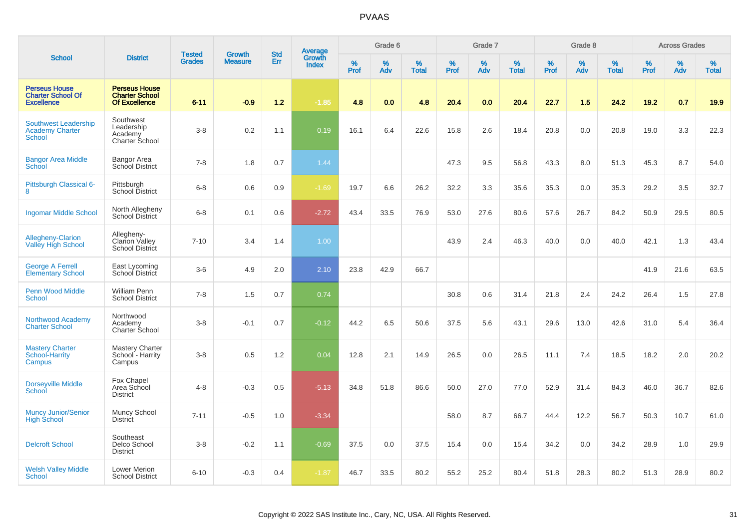PVAAS

| School | District | Tested Grades | Growth Measure | Std Err | Average Growth Index | Grade 6 | | | Grade 7 | | | Grade 8 | | | Across Grades | | |
|---|---|---|---|---|---|---|---|---|---|---|---|---|---|---|---|---|---|
| | | | | | | % Prof | % Adv | % Total | % Prof | % Adv | % Total | % Prof | % Adv | % Total | % Prof | % Adv | % Total |
| **Perseus House Charter School Of Excellence** | **Perseus House Charter School Of Excellence** | **6-11** | **-0.9** | **1.2** | **-1.85** | **4.8** | **0.0** | **4.8** | **20.4** | **0.0** | **20.4** | **22.7** | **1.5** | **24.2** | **19.2** | **0.7** | **19.9** |
| Southwest Leadership Academy Charter School | Southwest Leadership Academy Charter School | 3-8 | 0.2 | 1.1 | 0.19 | 16.1 | 6.4 | 22.6 | 15.8 | 2.6 | 18.4 | 20.8 | 0.0 | 20.8 | 19.0 | 3.3 | 22.3 |
| Bangor Area Middle School | Bangor Area School District | 7-8 | 1.8 | 0.7 | 1.44 | | | | 47.3 | 9.5 | 56.8 | 43.3 | 8.0 | 51.3 | 45.3 | 8.7 | 54.0 |
| Pittsburgh Classical 6-8 | Pittsburgh School District | 6-8 | 0.6 | 0.9 | -1.69 | 19.7 | 6.6 | 26.2 | 32.2 | 3.3 | 35.6 | 35.3 | 0.0 | 35.3 | 29.2 | 3.5 | 32.7 |
| Ingomar Middle School | North Allegheny School District | 6-8 | 0.1 | 0.6 | -2.72 | 43.4 | 33.5 | 76.9 | 53.0 | 27.6 | 80.6 | 57.6 | 26.7 | 84.2 | 50.9 | 29.5 | 80.5 |
| Allegheny-Clarion Valley High School | Allegheny-Clarion Valley School District | 7-10 | 3.4 | 1.4 | 1.00 | | | | 43.9 | 2.4 | 46.3 | 40.0 | 0.0 | 40.0 | 42.1 | 1.3 | 43.4 |
| George A Ferrell Elementary School | East Lycoming School District | 3-6 | 4.9 | 2.0 | 2.10 | 23.8 | 42.9 | 66.7 | | | | | | | 41.9 | 21.6 | 63.5 |
| Penn Wood Middle School | William Penn School District | 7-8 | 1.5 | 0.7 | 0.74 | | | | 30.8 | 0.6 | 31.4 | 21.8 | 2.4 | 24.2 | 26.4 | 1.5 | 27.8 |
| Northwood Academy Charter School | Northwood Academy Charter School | 3-8 | -0.1 | 0.7 | -0.12 | 44.2 | 6.5 | 50.6 | 37.5 | 5.6 | 43.1 | 29.6 | 13.0 | 42.6 | 31.0 | 5.4 | 36.4 |
| Mastery Charter School-Harrity Campus | Mastery Charter School - Harrity Campus | 3-8 | 0.5 | 1.2 | 0.04 | 12.8 | 2.1 | 14.9 | 26.5 | 0.0 | 26.5 | 11.1 | 7.4 | 18.5 | 18.2 | 2.0 | 20.2 |
| Dorseyville Middle School | Fox Chapel Area School District | 4-8 | -0.3 | 0.5 | -5.13 | 34.8 | 51.8 | 86.6 | 50.0 | 27.0 | 77.0 | 52.9 | 31.4 | 84.3 | 46.0 | 36.7 | 82.6 |
| Muncy Junior/Senior High School | Muncy School District | 7-11 | -0.5 | 1.0 | -3.34 | | | | 58.0 | 8.7 | 66.7 | 44.4 | 12.2 | 56.7 | 50.3 | 10.7 | 61.0 |
| Delcroft School | Southeast Delco School District | 3-8 | -0.2 | 1.1 | -0.69 | 37.5 | 0.0 | 37.5 | 15.4 | 0.0 | 15.4 | 34.2 | 0.0 | 34.2 | 28.9 | 1.0 | 29.9 |
| Welsh Valley Middle School | Lower Merion School District | 6-10 | -0.3 | 0.4 | -1.87 | 46.7 | 33.5 | 80.2 | 55.2 | 25.2 | 80.4 | 51.8 | 28.3 | 80.2 | 51.3 | 28.9 | 80.2 |

Copyright © 2022 SAS Institute Inc., Cary, NC, USA. All Rights Reserved.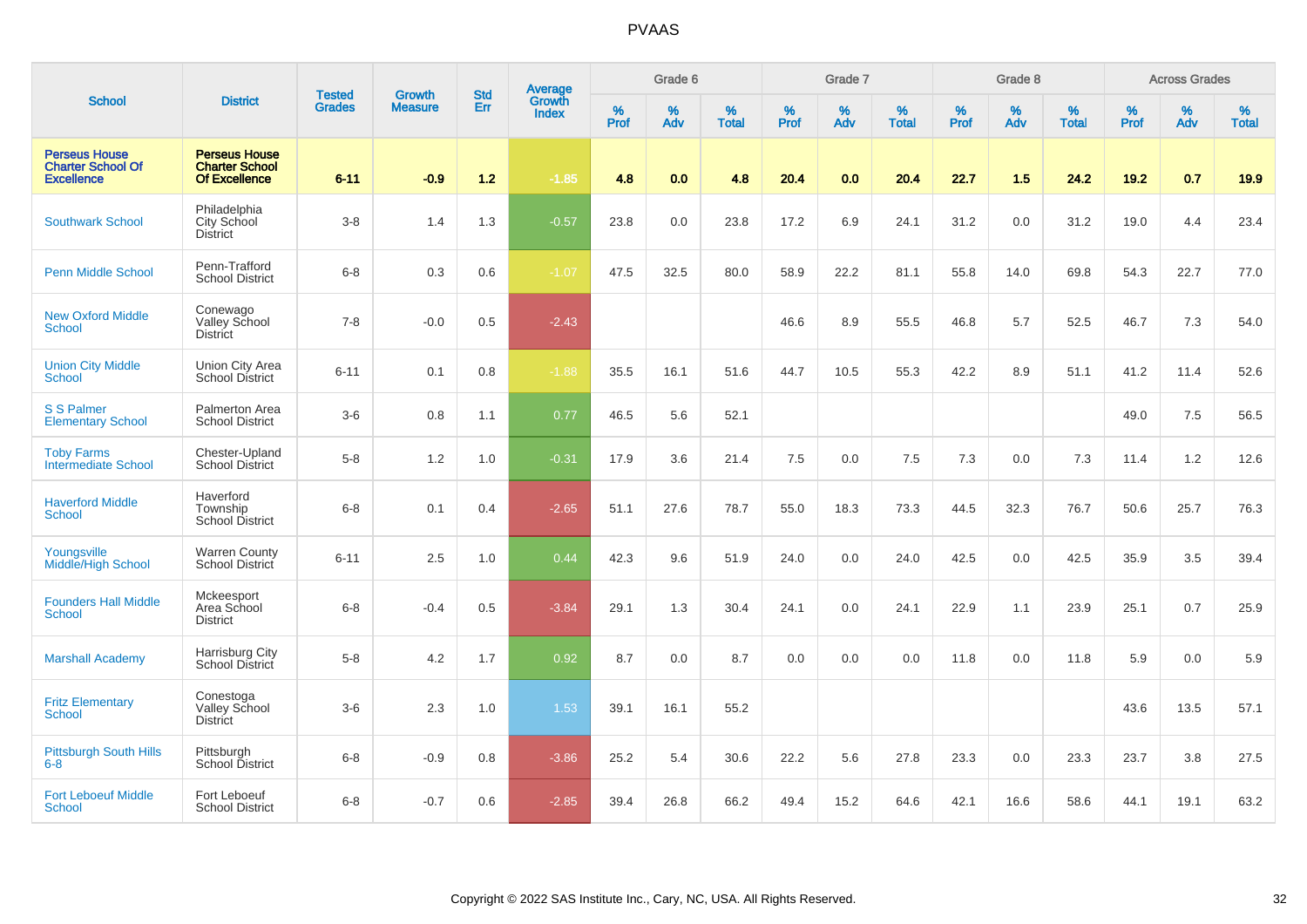# PVAAS

| School | District | Tested Grades | Growth Measure | Std Err | Average Growth Index | Grade 6 | | | Grade 7 | | | Grade 8 | | | Across Grades | | |
|---|---|---|---|---|---|---|---|---|---|---|---|---|---|---|---|---|---|
| | | | | | | % Prof | % Adv | % Total | % Prof | % Adv | % Total | % Prof | % Adv | % Total | % Prof | % Adv | % Total |
| **Perseus House Charter School Of Excellence** | **Perseus House Charter School Of Excellence** | **6-11** | **-0.9** | **1.2** | **-1.85** | **4.8** | **0.0** | **4.8** | **20.4** | **0.0** | **20.4** | **22.7** | **1.5** | **24.2** | **19.2** | **0.7** | **19.9** |
| Southwark School | Philadelphia City School District | 3-8 | 1.4 | 1.3 | -0.57 | 23.8 | 0.0 | 23.8 | 17.2 | 6.9 | 24.1 | 31.2 | 0.0 | 31.2 | 19.0 | 4.4 | 23.4 |
| Penn Middle School | Penn-Trafford School District | 6-8 | 0.3 | 0.6 | -1.07 | 47.5 | 32.5 | 80.0 | 58.9 | 22.2 | 81.1 | 55.8 | 14.0 | 69.8 | 54.3 | 22.7 | 77.0 |
| New Oxford Middle School | Conewago Valley School District | 7-8 | -0.0 | 0.5 | -2.43 | | | | 46.6 | 8.9 | 55.5 | 46.8 | 5.7 | 52.5 | 46.7 | 7.3 | 54.0 |
| Union City Middle School | Union City Area School District | 6-11 | 0.1 | 0.8 | -1.88 | 35.5 | 16.1 | 51.6 | 44.7 | 10.5 | 55.3 | 42.2 | 8.9 | 51.1 | 41.2 | 11.4 | 52.6 |
| S S Palmer Elementary School | Palmerton Area School District | 3-6 | 0.8 | 1.1 | 0.77 | 46.5 | 5.6 | 52.1 | | | | | | | 49.0 | 7.5 | 56.5 |
| Toby Farms Intermediate School | Chester-Upland School District | 5-8 | 1.2 | 1.0 | -0.31 | 17.9 | 3.6 | 21.4 | 7.5 | 0.0 | 7.5 | 7.3 | 0.0 | 7.3 | 11.4 | 1.2 | 12.6 |
| Haverford Middle School | Haverford Township School District | 6-8 | 0.1 | 0.4 | -2.65 | 51.1 | 27.6 | 78.7 | 55.0 | 18.3 | 73.3 | 44.5 | 32.3 | 76.7 | 50.6 | 25.7 | 76.3 |
| Youngsville Middle/High School | Warren County School District | 6-11 | 2.5 | 1.0 | 0.44 | 42.3 | 9.6 | 51.9 | 24.0 | 0.0 | 24.0 | 42.5 | 0.0 | 42.5 | 35.9 | 3.5 | 39.4 |
| Founders Hall Middle School | Mckeesport Area School District | 6-8 | -0.4 | 0.5 | -3.84 | 29.1 | 1.3 | 30.4 | 24.1 | 0.0 | 24.1 | 22.9 | 1.1 | 23.9 | 25.1 | 0.7 | 25.9 |
| Marshall Academy | Harrisburg City School District | 5-8 | 4.2 | 1.7 | 0.92 | 8.7 | 0.0 | 8.7 | 0.0 | 0.0 | 0.0 | 11.8 | 0.0 | 11.8 | 5.9 | 0.0 | 5.9 |
| Fritz Elementary School | Conestoga Valley School District | 3-6 | 2.3 | 1.0 | 1.53 | 39.1 | 16.1 | 55.2 | | | | | | | 43.6 | 13.5 | 57.1 |
| Pittsburgh South Hills 6-8 | Pittsburgh School District | 6-8 | -0.9 | 0.8 | -3.86 | 25.2 | 5.4 | 30.6 | 22.2 | 5.6 | 27.8 | 23.3 | 0.0 | 23.3 | 23.7 | 3.8 | 27.5 |
| Fort Leboeuf Middle School | Fort Leboeuf School District | 6-8 | -0.7 | 0.6 | -2.85 | 39.4 | 26.8 | 66.2 | 49.4 | 15.2 | 64.6 | 42.1 | 16.6 | 58.6 | 44.1 | 19.1 | 63.2 |

Copyright © 2022 SAS Institute Inc., Cary, NC, USA. All Rights Reserved.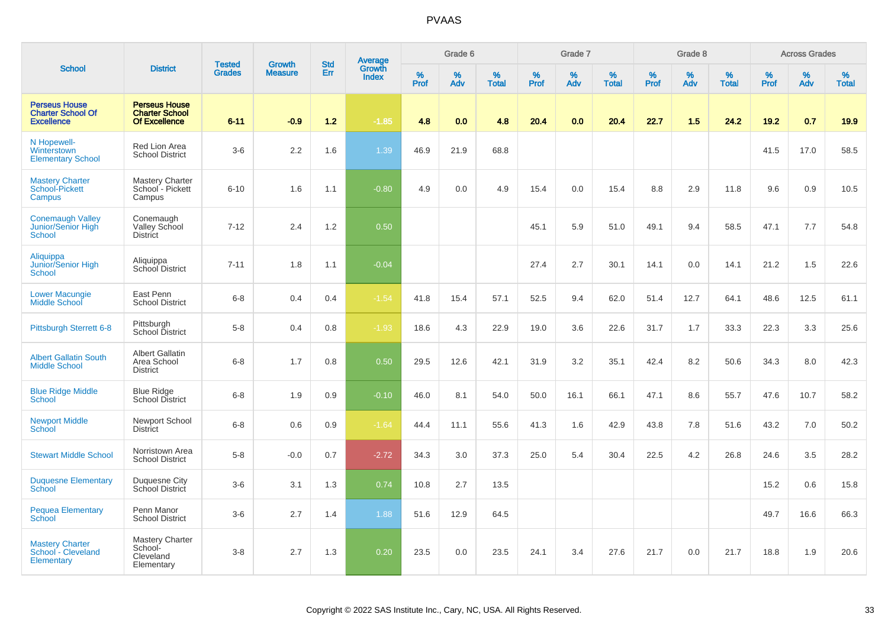# PVAAS

| School | District | Tested Grades | Growth Measure | Std Err | Average Growth Index | Grade 6 | | | Grade 7 | | | Grade 8 | | | Across Grades | | |
|---|---|---|---|---|---|---|---|---|---|---|---|---|---|---|---|---|---|
| | | | | | | % Prof | % Adv | % Total | % Prof | % Adv | % Total | % Prof | % Adv | % Total | % Prof | % Adv | % Total |
| **Perseus House Charter School Of Excellence** | **Perseus House Charter School Of Excellence** | **6-11** | **-0.9** | **1.2** | **-1.85** | **4.8** | **0.0** | **4.8** | **20.4** | **0.0** | **20.4** | **22.7** | **1.5** | **24.2** | **19.2** | **0.7** | **19.9** |
| N Hopewell-Winterstown Elementary School | Red Lion Area School District | 3-6 | 2.2 | 1.6 | 1.39 | 46.9 | 21.9 | 68.8 | | | | | | | 41.5 | 17.0 | 58.5 |
| Mastery Charter School-Pickett Campus | Mastery Charter School - Pickett Campus | 6-10 | 1.6 | 1.1 | -0.80 | 4.9 | 0.0 | 4.9 | 15.4 | 0.0 | 15.4 | 8.8 | 2.9 | 11.8 | 9.6 | 0.9 | 10.5 |
| Conemaugh Valley Junior/Senior High School | Conemaugh Valley School District | 7-12 | 2.4 | 1.2 | 0.50 | | | | 45.1 | 5.9 | 51.0 | 49.1 | 9.4 | 58.5 | 47.1 | 7.7 | 54.8 |
| Aliquippa Junior/Senior High School | Aliquippa School District | 7-11 | 1.8 | 1.1 | -0.04 | | | | 27.4 | 2.7 | 30.1 | 14.1 | 0.0 | 14.1 | 21.2 | 1.5 | 22.6 |
| Lower Macungie Middle School | East Penn School District | 6-8 | 0.4 | 0.4 | -1.54 | 41.8 | 15.4 | 57.1 | 52.5 | 9.4 | 62.0 | 51.4 | 12.7 | 64.1 | 48.6 | 12.5 | 61.1 |
| Pittsburgh Sterrett 6-8 | Pittsburgh School District | 5-8 | 0.4 | 0.8 | -1.93 | 18.6 | 4.3 | 22.9 | 19.0 | 3.6 | 22.6 | 31.7 | 1.7 | 33.3 | 22.3 | 3.3 | 25.6 |
| Albert Gallatin South Middle School | Albert Gallatin Area School District | 6-8 | 1.7 | 0.8 | 0.50 | 29.5 | 12.6 | 42.1 | 31.9 | 3.2 | 35.1 | 42.4 | 8.2 | 50.6 | 34.3 | 8.0 | 42.3 |
| Blue Ridge Middle School | Blue Ridge School District | 6-8 | 1.9 | 0.9 | -0.10 | 46.0 | 8.1 | 54.0 | 50.0 | 16.1 | 66.1 | 47.1 | 8.6 | 55.7 | 47.6 | 10.7 | 58.2 |
| Newport Middle School | Newport School District | 6-8 | 0.6 | 0.9 | -1.64 | 44.4 | 11.1 | 55.6 | 41.3 | 1.6 | 42.9 | 43.8 | 7.8 | 51.6 | 43.2 | 7.0 | 50.2 |
| Stewart Middle School | Norristown Area School District | 5-8 | -0.0 | 0.7 | -2.72 | 34.3 | 3.0 | 37.3 | 25.0 | 5.4 | 30.4 | 22.5 | 4.2 | 26.8 | 24.6 | 3.5 | 28.2 |
| Duquesne Elementary School | Duquesne City School District | 3-6 | 3.1 | 1.3 | 0.74 | 10.8 | 2.7 | 13.5 | | | | | | | 15.2 | 0.6 | 15.8 |
| Pequea Elementary School | Penn Manor School District | 3-6 | 2.7 | 1.4 | 1.88 | 51.6 | 12.9 | 64.5 | | | | | | | 49.7 | 16.6 | 66.3 |
| Mastery Charter School - Cleveland Elementary | Mastery Charter School-Cleveland Elementary | 3-8 | 2.7 | 1.3 | 0.20 | 23.5 | 0.0 | 23.5 | 24.1 | 3.4 | 27.6 | 21.7 | 0.0 | 21.7 | 18.8 | 1.9 | 20.6 |

Copyright © 2022 SAS Institute Inc., Cary, NC, USA. All Rights Reserved.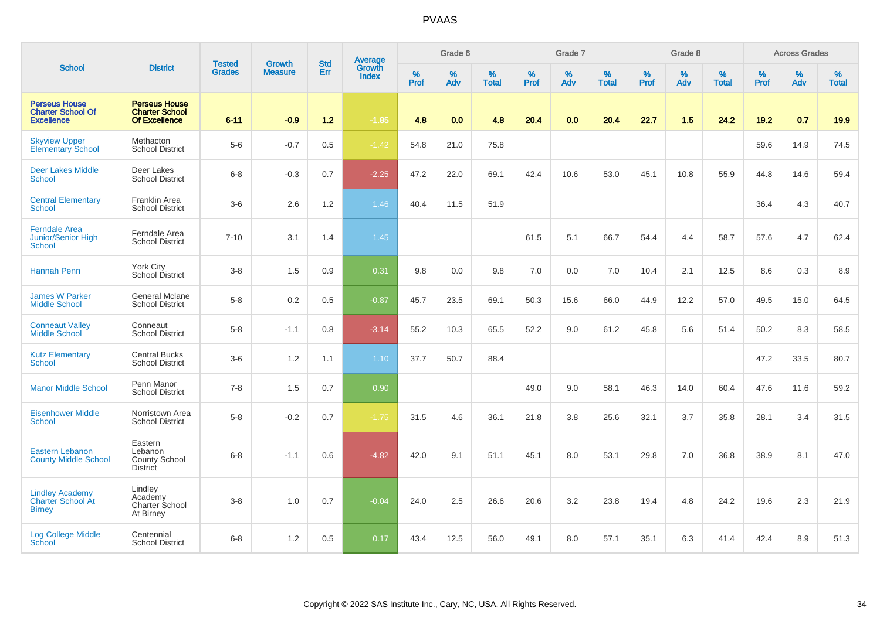# PVAAS

| School | District | Tested Grades | Growth Measure | Std Err | Average Growth Index | Grade 6 | | | Grade 7 | | | Grade 8 | | | Across Grades | | |
|---|---|---|---|---|---|---|---|---|---|---|---|---|---|---|---|---|---|
| | | | | | | % Prof | % Adv | % Total | % Prof | % Adv | % Total | % Prof | % Adv | % Total | % Prof | % Adv | % Total |
| **Perseus House Charter School Of Excellence** | **Perseus House Charter School Of Excellence** | **6-11** | **-0.9** | **1.2** | **-1.85** | **4.8** | **0.0** | **4.8** | **20.4** | **0.0** | **20.4** | **22.7** | **1.5** | **24.2** | **19.2** | **0.7** | **19.9** |
| Skyview Upper Elementary School | Methacton School District | 5-6 | -0.7 | 0.5 | -1.42 | 54.8 | 21.0 | 75.8 | | | | | | | 59.6 | 14.9 | 74.5 |
| Deer Lakes Middle School | Deer Lakes School District | 6-8 | -0.3 | 0.7 | -2.25 | 47.2 | 22.0 | 69.1 | 42.4 | 10.6 | 53.0 | 45.1 | 10.8 | 55.9 | 44.8 | 14.6 | 59.4 |
| Central Elementary School | Franklin Area School District | 3-6 | 2.6 | 1.2 | 1.46 | 40.4 | 11.5 | 51.9 | | | | | | | 36.4 | 4.3 | 40.7 |
| Ferndale Area Junior/Senior High School | Ferndale Area School District | 7-10 | 3.1 | 1.4 | 1.45 | | | | 61.5 | 5.1 | 66.7 | 54.4 | 4.4 | 58.7 | 57.6 | 4.7 | 62.4 |
| Hannah Penn | York City School District | 3-8 | 1.5 | 0.9 | 0.31 | 9.8 | 0.0 | 9.8 | 7.0 | 0.0 | 7.0 | 10.4 | 2.1 | 12.5 | 8.6 | 0.3 | 8.9 |
| James W Parker Middle School | General Mclane School District | 5-8 | 0.2 | 0.5 | -0.87 | 45.7 | 23.5 | 69.1 | 50.3 | 15.6 | 66.0 | 44.9 | 12.2 | 57.0 | 49.5 | 15.0 | 64.5 |
| Conneaut Valley Middle School | Conneaut School District | 5-8 | -1.1 | 0.8 | -3.14 | 55.2 | 10.3 | 65.5 | 52.2 | 9.0 | 61.2 | 45.8 | 5.6 | 51.4 | 50.2 | 8.3 | 58.5 |
| Kutz Elementary School | Central Bucks School District | 3-6 | 1.2 | 1.1 | 1.10 | 37.7 | 50.7 | 88.4 | | | | | | | 47.2 | 33.5 | 80.7 |
| Manor Middle School | Penn Manor School District | 7-8 | 1.5 | 0.7 | 0.90 | | | | 49.0 | 9.0 | 58.1 | 46.3 | 14.0 | 60.4 | 47.6 | 11.6 | 59.2 |
| Eisenhower Middle School | Norristown Area School District | 5-8 | -0.2 | 0.7 | -1.75 | 31.5 | 4.6 | 36.1 | 21.8 | 3.8 | 25.6 | 32.1 | 3.7 | 35.8 | 28.1 | 3.4 | 31.5 |
| Eastern Lebanon County Middle School | Eastern Lebanon County School District | 6-8 | -1.1 | 0.6 | -4.82 | 42.0 | 9.1 | 51.1 | 45.1 | 8.0 | 53.1 | 29.8 | 7.0 | 36.8 | 38.9 | 8.1 | 47.0 |
| Lindley Academy Charter School At Birney | Lindley Academy Charter School At Birney | 3-8 | 1.0 | 0.7 | -0.04 | 24.0 | 2.5 | 26.6 | 20.6 | 3.2 | 23.8 | 19.4 | 4.8 | 24.2 | 19.6 | 2.3 | 21.9 |
| Log College Middle School | Centennial School District | 6-8 | 1.2 | 0.5 | 0.17 | 43.4 | 12.5 | 56.0 | 49.1 | 8.0 | 57.1 | 35.1 | 6.3 | 41.4 | 42.4 | 8.9 | 51.3 |

Copyright © 2022 SAS Institute Inc., Cary, NC, USA. All Rights Reserved.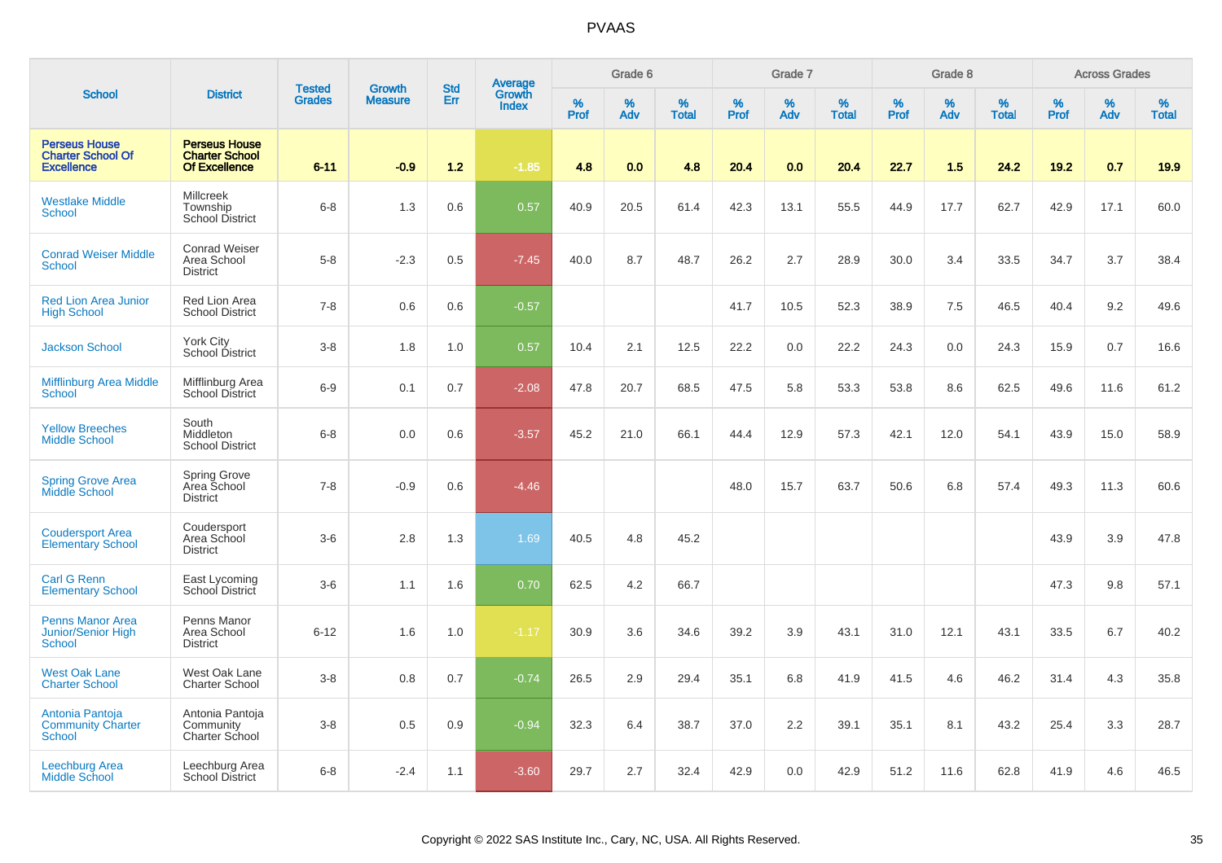# PVAAS

| School | District | Tested Grades | Growth Measure | Std Err | Average Growth Index | Grade 6 | | | Grade 7 | | | Grade 8 | | | Across Grades | | |
|---|---|---|---|---|---|---|---|---|---|---|---|---|---|---|---|---|---|
| | | | | | | % Prof | % Adv | % Total | % Prof | % Adv | % Total | % Prof | % Adv | % Total | % Prof | % Adv | % Total |
| **Perseus House Charter School Of Excellence** | **Perseus House Charter School Of Excellence** | **6-11** | **-0.9** | **1.2** | **-1.85** | **4.8** | **0.0** | **4.8** | **20.4** | **0.0** | **20.4** | **22.7** | **1.5** | **24.2** | **19.2** | **0.7** | **19.9** |
| Westlake Middle School | Millcreek Township School District | 6-8 | 1.3 | 0.6 | 0.57 | 40.9 | 20.5 | 61.4 | 42.3 | 13.1 | 55.5 | 44.9 | 17.7 | 62.7 | 42.9 | 17.1 | 60.0 |
| Conrad Weiser Middle School | Conrad Weiser Area School District | 5-8 | -2.3 | 0.5 | -7.45 | 40.0 | 8.7 | 48.7 | 26.2 | 2.7 | 28.9 | 30.0 | 3.4 | 33.5 | 34.7 | 3.7 | 38.4 |
| Red Lion Area Junior High School | Red Lion Area School District | 7-8 | 0.6 | 0.6 | -0.57 | | | | 41.7 | 10.5 | 52.3 | 38.9 | 7.5 | 46.5 | 40.4 | 9.2 | 49.6 |
| Jackson School | York City School District | 3-8 | 1.8 | 1.0 | 0.57 | 10.4 | 2.1 | 12.5 | 22.2 | 0.0 | 22.2 | 24.3 | 0.0 | 24.3 | 15.9 | 0.7 | 16.6 |
| Mifflinburg Area Middle School | Mifflinburg Area School District | 6-9 | 0.1 | 0.7 | -2.08 | 47.8 | 20.7 | 68.5 | 47.5 | 5.8 | 53.3 | 53.8 | 8.6 | 62.5 | 49.6 | 11.6 | 61.2 |
| Yellow Breeches Middle School | South Middleton School District | 6-8 | 0.0 | 0.6 | -3.57 | 45.2 | 21.0 | 66.1 | 44.4 | 12.9 | 57.3 | 42.1 | 12.0 | 54.1 | 43.9 | 15.0 | 58.9 |
| Spring Grove Area Middle School | Spring Grove Area School District | 7-8 | -0.9 | 0.6 | -4.46 | | | | 48.0 | 15.7 | 63.7 | 50.6 | 6.8 | 57.4 | 49.3 | 11.3 | 60.6 |
| Coudersport Area Elementary School | Coudersport Area School District | 3-6 | 2.8 | 1.3 | 1.69 | 40.5 | 4.8 | 45.2 | | | | | | | 43.9 | 3.9 | 47.8 |
| Carl G Renn Elementary School | East Lycoming School District | 3-6 | 1.1 | 1.6 | 0.70 | 62.5 | 4.2 | 66.7 | | | | | | | 47.3 | 9.8 | 57.1 |
| Penns Manor Area Junior/Senior High School | Penns Manor Area School District | 6-12 | 1.6 | 1.0 | -1.17 | 30.9 | 3.6 | 34.6 | 39.2 | 3.9 | 43.1 | 31.0 | 12.1 | 43.1 | 33.5 | 6.7 | 40.2 |
| West Oak Lane Charter School | West Oak Lane Charter School | 3-8 | 0.8 | 0.7 | -0.74 | 26.5 | 2.9 | 29.4 | 35.1 | 6.8 | 41.9 | 41.5 | 4.6 | 46.2 | 31.4 | 4.3 | 35.8 |
| Antonia Pantoja Community Charter School | Antonia Pantoja Community Charter School | 3-8 | 0.5 | 0.9 | -0.94 | 32.3 | 6.4 | 38.7 | 37.0 | 2.2 | 39.1 | 35.1 | 8.1 | 43.2 | 25.4 | 3.3 | 28.7 |
| Leechburg Area Middle School | Leechburg Area School District | 6-8 | -2.4 | 1.1 | -3.60 | 29.7 | 2.7 | 32.4 | 42.9 | 0.0 | 42.9 | 51.2 | 11.6 | 62.8 | 41.9 | 4.6 | 46.5 |

Copyright © 2022 SAS Institute Inc., Cary, NC, USA. All Rights Reserved.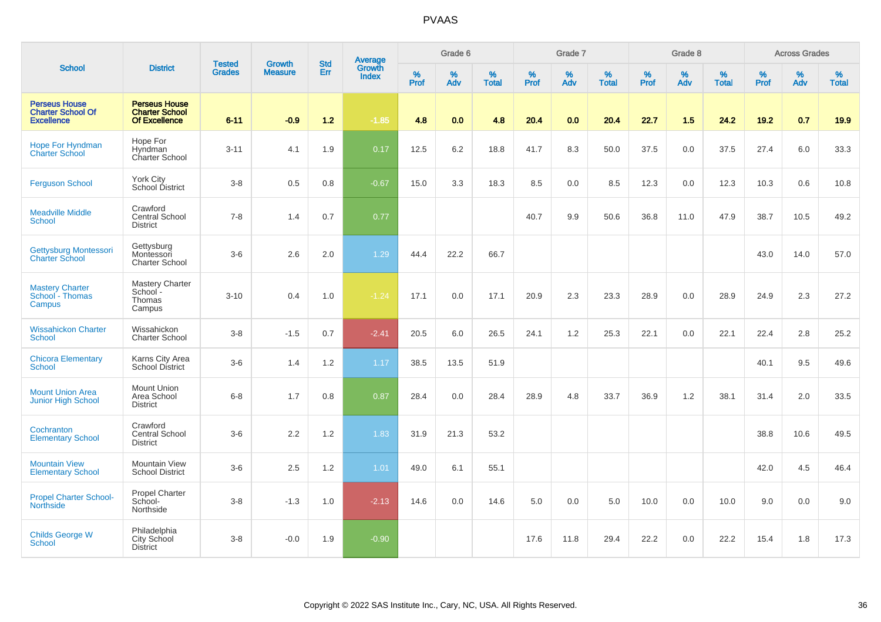# PVAAS

| School | District | Tested Grades | Growth Measure | Std Err | Average Growth Index | Grade 6 | | | Grade 7 | | | Grade 8 | | | Across Grades | | |
|---|---|---|---|---|---|---|---|---|---|---|---|---|---|---|---|---|---|
| | | | | | | % Prof | % Adv | % Total | % Prof | % Adv | % Total | % Prof | % Adv | % Total | % Prof | % Adv | % Total |
| **Perseus House Charter School Of Excellence** | **Perseus House Charter School Of Excellence** | **6-11** | **-0.9** | **1.2** | **-1.85** | **4.8** | **0.0** | **4.8** | **20.4** | **0.0** | **20.4** | **22.7** | **1.5** | **24.2** | **19.2** | **0.7** | **19.9** |
| Hope For Hyndman Charter School | Hope For Hyndman Charter School | 3-11 | 4.1 | 1.9 | 0.17 | 12.5 | 6.2 | 18.8 | 41.7 | 8.3 | 50.0 | 37.5 | 0.0 | 37.5 | 27.4 | 6.0 | 33.3 |
| Ferguson School | York City School District | 3-8 | 0.5 | 0.8 | -0.67 | 15.0 | 3.3 | 18.3 | 8.5 | 0.0 | 8.5 | 12.3 | 0.0 | 12.3 | 10.3 | 0.6 | 10.8 |
| Meadville Middle School | Crawford Central School District | 7-8 | 1.4 | 0.7 | 0.77 | | | | 40.7 | 9.9 | 50.6 | 36.8 | 11.0 | 47.9 | 38.7 | 10.5 | 49.2 |
| Gettysburg Montessori Charter School | Gettysburg Montessori Charter School | 3-6 | 2.6 | 2.0 | 1.29 | 44.4 | 22.2 | 66.7 | | | | | | | 43.0 | 14.0 | 57.0 |
| Mastery Charter School - Thomas Campus | Mastery Charter School - Thomas Campus | 3-10 | 0.4 | 1.0 | -1.24 | 17.1 | 0.0 | 17.1 | 20.9 | 2.3 | 23.3 | 28.9 | 0.0 | 28.9 | 24.9 | 2.3 | 27.2 |
| Wissahickon Charter School | Wissahickon Charter School | 3-8 | -1.5 | 0.7 | -2.41 | 20.5 | 6.0 | 26.5 | 24.1 | 1.2 | 25.3 | 22.1 | 0.0 | 22.1 | 22.4 | 2.8 | 25.2 |
| Chicora Elementary School | Karns City Area School District | 3-6 | 1.4 | 1.2 | 1.17 | 38.5 | 13.5 | 51.9 | | | | | | | 40.1 | 9.5 | 49.6 |
| Mount Union Area Junior High School | Mount Union Area School District | 6-8 | 1.7 | 0.8 | 0.87 | 28.4 | 0.0 | 28.4 | 28.9 | 4.8 | 33.7 | 36.9 | 1.2 | 38.1 | 31.4 | 2.0 | 33.5 |
| Cochranton Elementary School | Crawford Central School District | 3-6 | 2.2 | 1.2 | 1.83 | 31.9 | 21.3 | 53.2 | | | | | | | 38.8 | 10.6 | 49.5 |
| Mountain View Elementary School | Mountain View School District | 3-6 | 2.5 | 1.2 | 1.01 | 49.0 | 6.1 | 55.1 | | | | | | | 42.0 | 4.5 | 46.4 |
| Propel Charter School-Northside | Propel Charter School-Northside | 3-8 | -1.3 | 1.0 | -2.13 | 14.6 | 0.0 | 14.6 | 5.0 | 0.0 | 5.0 | 10.0 | 0.0 | 10.0 | 9.0 | 0.0 | 9.0 |
| Childs George W School | Philadelphia City School District | 3-8 | -0.0 | 1.9 | -0.90 | | | | 17.6 | 11.8 | 29.4 | 22.2 | 0.0 | 22.2 | 15.4 | 1.8 | 17.3 |

Copyright © 2022 SAS Institute Inc., Cary, NC, USA. All Rights Reserved.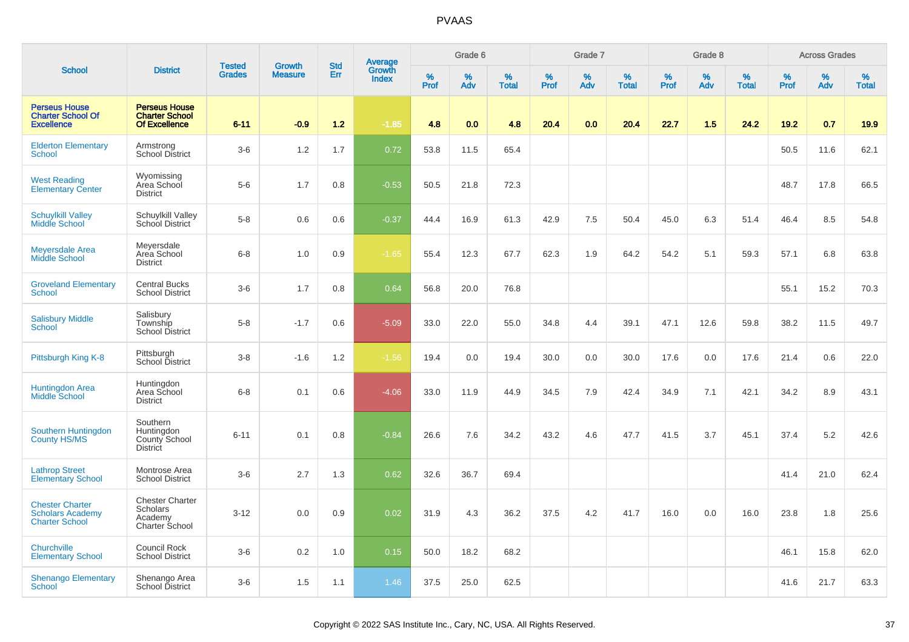| School | District | Tested Grades | Growth Measure | Std Err | Average Growth Index | Grade 6 | | | Grade 7 | | | Grade 8 | | | Across Grades | | |
|---|---|---|---|---|---|---|---|---|---|---|---|---|---|---|---|---|---|
| | | | | | | % Prof | % Adv | % Total | % Prof | % Adv | % Total | % Prof | % Adv | % Total | % Prof | % Adv | % Total |
| **Perseus House Charter School Of Excellence** | **Perseus House Charter School Of Excellence** | **6-11** | **-0.9** | **1.2** | **-1.85** | **4.8** | **0.0** | **4.8** | **20.4** | **0.0** | **20.4** | **22.7** | **1.5** | **24.2** | **19.2** | **0.7** | **19.9** |
| Elderton Elementary School | Armstrong School District | 3-6 | 1.2 | 1.7 | 0.72 | 53.8 | 11.5 | 65.4 | | | | | | | 50.5 | 11.6 | 62.1 |
| West Reading Elementary Center | Wyomissing Area School District | 5-6 | 1.7 | 0.8 | -0.53 | 50.5 | 21.8 | 72.3 | | | | | | | 48.7 | 17.8 | 66.5 |
| Schuylkill Valley Middle School | Schuylkill Valley School District | 5-8 | 0.6 | 0.6 | -0.37 | 44.4 | 16.9 | 61.3 | 42.9 | 7.5 | 50.4 | 45.0 | 6.3 | 51.4 | 46.4 | 8.5 | 54.8 |
| Meyersdale Area Middle School | Meyersdale Area School District | 6-8 | 1.0 | 0.9 | -1.65 | 55.4 | 12.3 | 67.7 | 62.3 | 1.9 | 64.2 | 54.2 | 5.1 | 59.3 | 57.1 | 6.8 | 63.8 |
| Groveland Elementary School | Central Bucks School District | 3-6 | 1.7 | 0.8 | 0.64 | 56.8 | 20.0 | 76.8 | | | | | | | 55.1 | 15.2 | 70.3 |
| Salisbury Middle School | Salisbury Township School District | 5-8 | -1.7 | 0.6 | -5.09 | 33.0 | 22.0 | 55.0 | 34.8 | 4.4 | 39.1 | 47.1 | 12.6 | 59.8 | 38.2 | 11.5 | 49.7 |
| Pittsburgh King K-8 | Pittsburgh School District | 3-8 | -1.6 | 1.2 | -1.56 | 19.4 | 0.0 | 19.4 | 30.0 | 0.0 | 30.0 | 17.6 | 0.0 | 17.6 | 21.4 | 0.6 | 22.0 |
| Huntingdon Area Middle School | Huntingdon Area School District | 6-8 | 0.1 | 0.6 | -4.06 | 33.0 | 11.9 | 44.9 | 34.5 | 7.9 | 42.4 | 34.9 | 7.1 | 42.1 | 34.2 | 8.9 | 43.1 |
| Southern Huntingdon County HS/MS | Southern Huntingdon County School District | 6-11 | 0.1 | 0.8 | -0.84 | 26.6 | 7.6 | 34.2 | 43.2 | 4.6 | 47.7 | 41.5 | 3.7 | 45.1 | 37.4 | 5.2 | 42.6 |
| Lathrop Street Elementary School | Montrose Area School District | 3-6 | 2.7 | 1.3 | 0.62 | 32.6 | 36.7 | 69.4 | | | | | | | 41.4 | 21.0 | 62.4 |
| Chester Charter Scholars Academy Charter School | Chester Charter Scholars Academy Charter School | 3-12 | 0.0 | 0.9 | 0.02 | 31.9 | 4.3 | 36.2 | 37.5 | 4.2 | 41.7 | 16.0 | 0.0 | 16.0 | 23.8 | 1.8 | 25.6 |
| Churchville Elementary School | Council Rock School District | 3-6 | 0.2 | 1.0 | 0.15 | 50.0 | 18.2 | 68.2 | | | | | | | 46.1 | 15.8 | 62.0 |
| Shenango Elementary School | Shenango Area School District | 3-6 | 1.5 | 1.1 | 1.46 | 37.5 | 25.0 | 62.5 | | | | | | | 41.6 | 21.7 | 63.3 |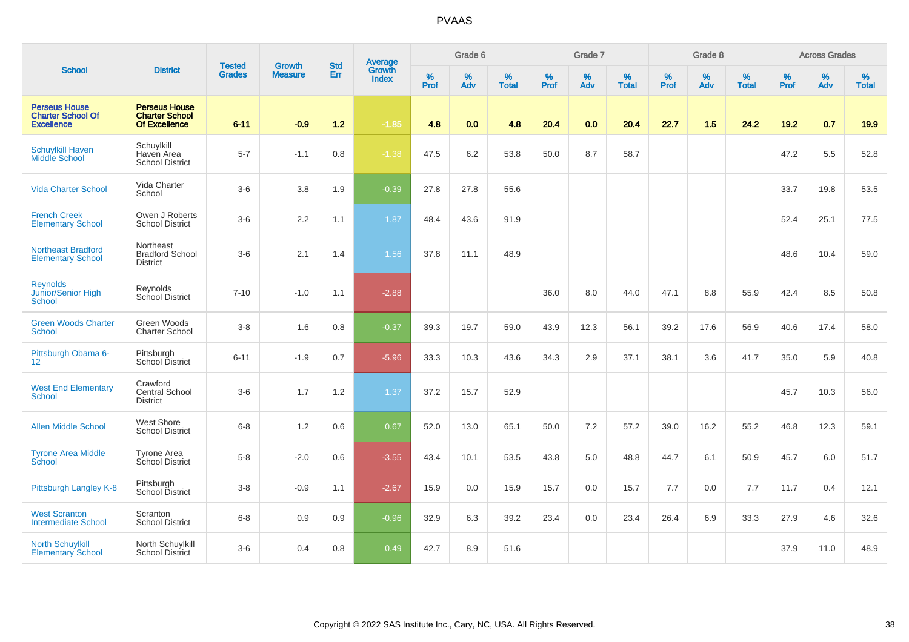# PVAAS

| School | District | Tested Grades | Growth Measure | Std Err | Average Growth Index | Grade 6 | | | Grade 7 | | | Grade 8 | | | Across Grades | | |
|---|---|---|---|---|---|---|---|---|---|---|---|---|---|---|---|---|---|
| | | | | | | % Prof | % Adv | % Total | % Prof | % Adv | % Total | % Prof | % Adv | % Total | % Prof | % Adv | % Total |
| **Perseus House Charter School Of Excellence** | **Perseus House Charter School Of Excellence** | **6-11** | **-0.9** | **1.2** | **-1.85** | **4.8** | **0.0** | **4.8** | **20.4** | **0.0** | **20.4** | **22.7** | **1.5** | **24.2** | **19.2** | **0.7** | **19.9** |
| Schuylkill Haven Middle School | Schuylkill Haven Area School District | 5-7 | -1.1 | 0.8 | -1.38 | 47.5 | 6.2 | 53.8 | 50.0 | 8.7 | 58.7 | | | | 47.2 | 5.5 | 52.8 |
| Vida Charter School | Vida Charter School | 3-6 | 3.8 | 1.9 | -0.39 | 27.8 | 27.8 | 55.6 | | | | | | | 33.7 | 19.8 | 53.5 |
| French Creek Elementary School | Owen J Roberts School District | 3-6 | 2.2 | 1.1 | 1.87 | 48.4 | 43.6 | 91.9 | | | | | | | 52.4 | 25.1 | 77.5 |
| Northeast Bradford Elementary School | Northeast Bradford School District | 3-6 | 2.1 | 1.4 | 1.56 | 37.8 | 11.1 | 48.9 | | | | | | | 48.6 | 10.4 | 59.0 |
| Reynolds Junior/Senior High School | Reynolds School District | 7-10 | -1.0 | 1.1 | -2.88 | | | | 36.0 | 8.0 | 44.0 | 47.1 | 8.8 | 55.9 | 42.4 | 8.5 | 50.8 |
| Green Woods Charter School | Green Woods Charter School | 3-8 | 1.6 | 0.8 | -0.37 | 39.3 | 19.7 | 59.0 | 43.9 | 12.3 | 56.1 | 39.2 | 17.6 | 56.9 | 40.6 | 17.4 | 58.0 |
| Pittsburgh Obama 6-12 | Pittsburgh School District | 6-11 | -1.9 | 0.7 | -5.96 | 33.3 | 10.3 | 43.6 | 34.3 | 2.9 | 37.1 | 38.1 | 3.6 | 41.7 | 35.0 | 5.9 | 40.8 |
| West End Elementary School | Crawford Central School District | 3-6 | 1.7 | 1.2 | 1.37 | 37.2 | 15.7 | 52.9 | | | | | | | 45.7 | 10.3 | 56.0 |
| Allen Middle School | West Shore School District | 6-8 | 1.2 | 0.6 | 0.67 | 52.0 | 13.0 | 65.1 | 50.0 | 7.2 | 57.2 | 39.0 | 16.2 | 55.2 | 46.8 | 12.3 | 59.1 |
| Tyrone Area Middle School | Tyrone Area School District | 5-8 | -2.0 | 0.6 | -3.55 | 43.4 | 10.1 | 53.5 | 43.8 | 5.0 | 48.8 | 44.7 | 6.1 | 50.9 | 45.7 | 6.0 | 51.7 |
| Pittsburgh Langley K-8 | Pittsburgh School District | 3-8 | -0.9 | 1.1 | -2.67 | 15.9 | 0.0 | 15.9 | 15.7 | 0.0 | 15.7 | 7.7 | 0.0 | 7.7 | 11.7 | 0.4 | 12.1 |
| West Scranton Intermediate School | Scranton School District | 6-8 | 0.9 | 0.9 | -0.96 | 32.9 | 6.3 | 39.2 | 23.4 | 0.0 | 23.4 | 26.4 | 6.9 | 33.3 | 27.9 | 4.6 | 32.6 |
| North Schuylkill Elementary School | North Schuylkill School District | 3-6 | 0.4 | 0.8 | 0.49 | 42.7 | 8.9 | 51.6 | | | | | | | 37.9 | 11.0 | 48.9 |

Copyright © 2022 SAS Institute Inc., Cary, NC, USA. All Rights Reserved.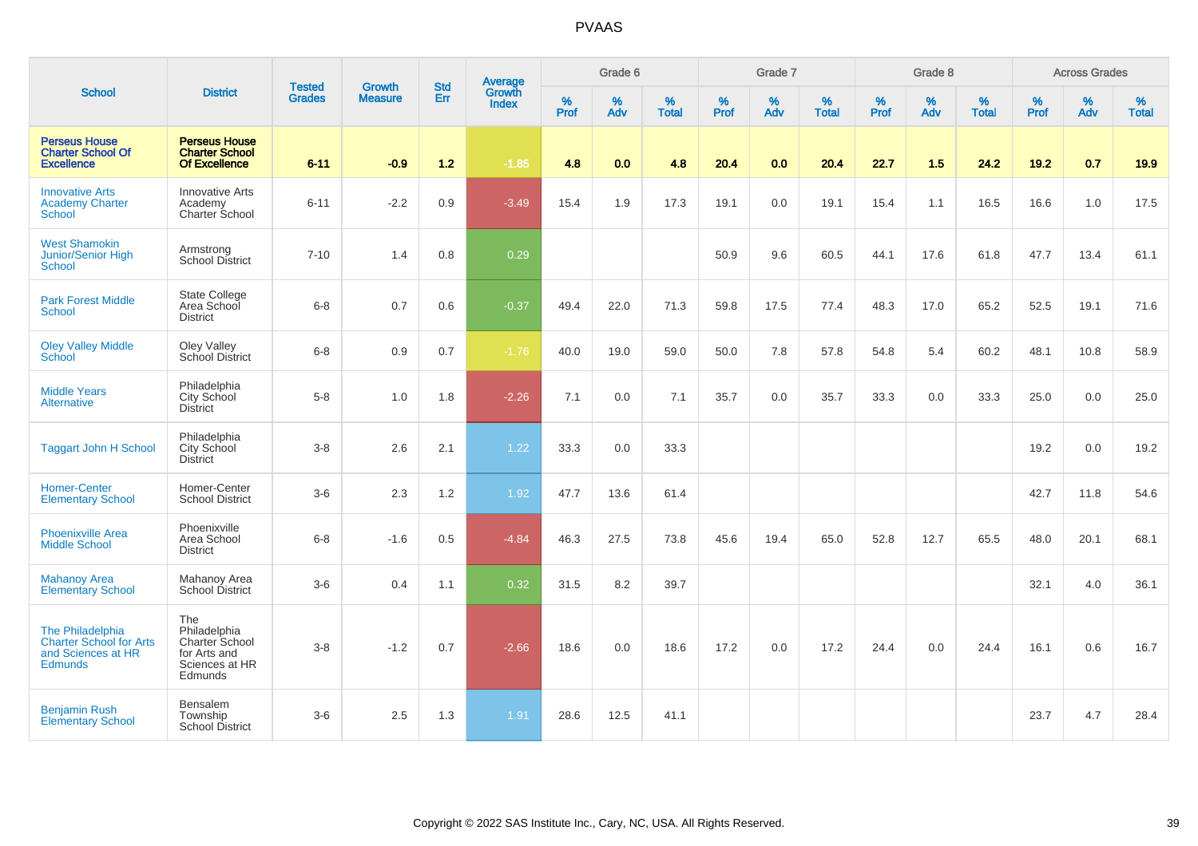# PVAAS

| School | District | Tested Grades | Growth Measure | Std Err | Average Growth Index | Grade 6 | | | Grade 7 | | | Grade 8 | | | Across Grades | | |
|---|---|---|---|---|---|---|---|---|---|---|---|---|---|---|---|---|---|
| | | | | | | % Prof | % Adv | % Total | % Prof | % Adv | % Total | % Prof | % Adv | % Total | % Prof | % Adv | % Total |
| **Perseus House Charter School Of Excellence** | **Perseus House Charter School Of Excellence** | **6-11** | **-0.9** | **1.2** | **-1.85** | **4.8** | **0.0** | **4.8** | **20.4** | **0.0** | **20.4** | **22.7** | **1.5** | **24.2** | **19.2** | **0.7** | **19.9** |
| Innovative Arts Academy Charter School | Innovative Arts Academy Charter School | 6-11 | -2.2 | 0.9 | -3.49 | 15.4 | 1.9 | 17.3 | 19.1 | 0.0 | 19.1 | 15.4 | 1.1 | 16.5 | 16.6 | 1.0 | 17.5 |
| West Shamokin Junior/Senior High School | Armstrong School District | 7-10 | 1.4 | 0.8 | 0.29 | | | | 50.9 | 9.6 | 60.5 | 44.1 | 17.6 | 61.8 | 47.7 | 13.4 | 61.1 |
| Park Forest Middle School | State College Area School District | 6-8 | 0.7 | 0.6 | -0.37 | 49.4 | 22.0 | 71.3 | 59.8 | 17.5 | 77.4 | 48.3 | 17.0 | 65.2 | 52.5 | 19.1 | 71.6 |
| Oley Valley Middle School | Oley Valley School District | 6-8 | 0.9 | 0.7 | -1.76 | 40.0 | 19.0 | 59.0 | 50.0 | 7.8 | 57.8 | 54.8 | 5.4 | 60.2 | 48.1 | 10.8 | 58.9 |
| Middle Years Alternative | Philadelphia City School District | 5-8 | 1.0 | 1.8 | -2.26 | 7.1 | 0.0 | 7.1 | 35.7 | 0.0 | 35.7 | 33.3 | 0.0 | 33.3 | 25.0 | 0.0 | 25.0 |
| Taggart John H School | Philadelphia City School District | 3-8 | 2.6 | 2.1 | 1.22 | 33.3 | 0.0 | 33.3 | | | | | | | 19.2 | 0.0 | 19.2 |
| Homer-Center Elementary School | Homer-Center School District | 3-6 | 2.3 | 1.2 | 1.92 | 47.7 | 13.6 | 61.4 | | | | | | | 42.7 | 11.8 | 54.6 |
| Phoenixville Area Middle School | Phoenixville Area School District | 6-8 | -1.6 | 0.5 | -4.84 | 46.3 | 27.5 | 73.8 | 45.6 | 19.4 | 65.0 | 52.8 | 12.7 | 65.5 | 48.0 | 20.1 | 68.1 |
| Mahanoy Area Elementary School | Mahanoy Area School District | 3-6 | 0.4 | 1.1 | 0.32 | 31.5 | 8.2 | 39.7 | | | | | | | 32.1 | 4.0 | 36.1 |
| The Philadelphia Charter School for Arts and Sciences at HR Edmunds | The Philadelphia Charter School for Arts and Sciences at HR Edmunds | 3-8 | -1.2 | 0.7 | -2.66 | 18.6 | 0.0 | 18.6 | 17.2 | 0.0 | 17.2 | 24.4 | 0.0 | 24.4 | 16.1 | 0.6 | 16.7 |
| Benjamin Rush Elementary School | Bensalem Township School District | 3-6 | 2.5 | 1.3 | 1.91 | 28.6 | 12.5 | 41.1 | | | | | | | 23.7 | 4.7 | 28.4 |

Copyright © 2022 SAS Institute Inc., Cary, NC, USA. All Rights Reserved.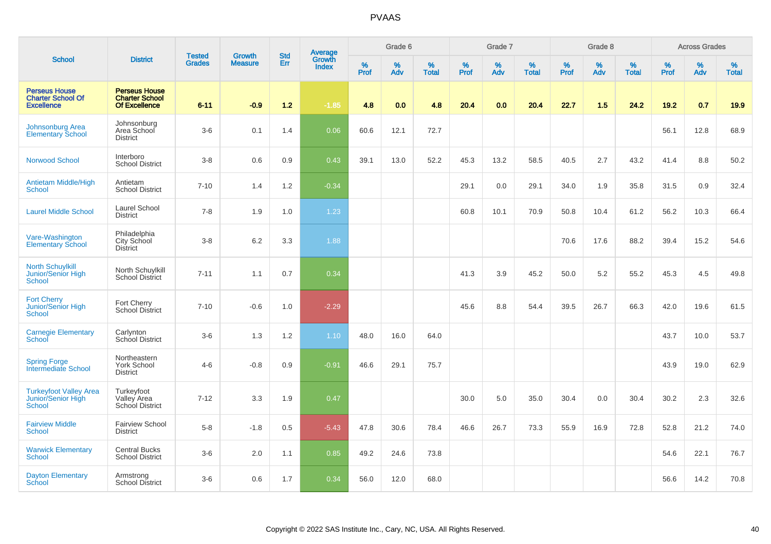# PVAAS

| School | District | Tested Grades | Growth Measure | Std Err | Average Growth Index | Grade 6 | | | Grade 7 | | | Grade 8 | | | Across Grades | | |
|---|---|---|---|---|---|---|---|---|---|---|---|---|---|---|---|---|---|
| | | | | | | % Prof | % Adv | % Total | % Prof | % Adv | % Total | % Prof | % Adv | % Total | % Prof | % Adv | % Total |
| **Perseus House Charter School Of Excellence** | **Perseus House Charter School Of Excellence** | **6-11** | **-0.9** | **1.2** | **-1.85** | **4.8** | **0.0** | **4.8** | **20.4** | **0.0** | **20.4** | **22.7** | **1.5** | **24.2** | **19.2** | **0.7** | **19.9** |
| Johnsonburg Area Elementary School | Johnsonburg Area School District | 3-6 | 0.1 | 1.4 | 0.06 | 60.6 | 12.1 | 72.7 | | | | | | | 56.1 | 12.8 | 68.9 |
| Norwood School | Interboro School District | 3-8 | 0.6 | 0.9 | 0.43 | 39.1 | 13.0 | 52.2 | 45.3 | 13.2 | 58.5 | 40.5 | 2.7 | 43.2 | 41.4 | 8.8 | 50.2 |
| Antietam Middle/High School | Antietam School District | 7-10 | 1.4 | 1.2 | -0.34 | | | | 29.1 | 0.0 | 29.1 | 34.0 | 1.9 | 35.8 | 31.5 | 0.9 | 32.4 |
| Laurel Middle School | Laurel School District | 7-8 | 1.9 | 1.0 | 1.23 | | | | 60.8 | 10.1 | 70.9 | 50.8 | 10.4 | 61.2 | 56.2 | 10.3 | 66.4 |
| Vare-Washington Elementary School | Philadelphia City School District | 3-8 | 6.2 | 3.3 | 1.88 | | | | | | | 70.6 | 17.6 | 88.2 | 39.4 | 15.2 | 54.6 |
| North Schuylkill Junior/Senior High School | North Schuylkill School District | 7-11 | 1.1 | 0.7 | 0.34 | | | | 41.3 | 3.9 | 45.2 | 50.0 | 5.2 | 55.2 | 45.3 | 4.5 | 49.8 |
| Fort Cherry Junior/Senior High School | Fort Cherry School District | 7-10 | -0.6 | 1.0 | -2.29 | | | | 45.6 | 8.8 | 54.4 | 39.5 | 26.7 | 66.3 | 42.0 | 19.6 | 61.5 |
| Carnegie Elementary School | Carlynton School District | 3-6 | 1.3 | 1.2 | 1.10 | 48.0 | 16.0 | 64.0 | | | | | | | 43.7 | 10.0 | 53.7 |
| Spring Forge Intermediate School | Northeastern York School District | 4-6 | -0.8 | 0.9 | -0.91 | 46.6 | 29.1 | 75.7 | | | | | | | 43.9 | 19.0 | 62.9 |
| Turkeyfoot Valley Area Junior/Senior High School | Turkeyfoot Valley Area School District | 7-12 | 3.3 | 1.9 | 0.47 | | | | 30.0 | 5.0 | 35.0 | 30.4 | 0.0 | 30.4 | 30.2 | 2.3 | 32.6 |
| Fairview Middle School | Fairview School District | 5-8 | -1.8 | 0.5 | -5.43 | 47.8 | 30.6 | 78.4 | 46.6 | 26.7 | 73.3 | 55.9 | 16.9 | 72.8 | 52.8 | 21.2 | 74.0 |
| Warwick Elementary School | Central Bucks School District | 3-6 | 2.0 | 1.1 | 0.85 | 49.2 | 24.6 | 73.8 | | | | | | | 54.6 | 22.1 | 76.7 |
| Dayton Elementary School | Armstrong School District | 3-6 | 0.6 | 1.7 | 0.34 | 56.0 | 12.0 | 68.0 | | | | | | | 56.6 | 14.2 | 70.8 |

Copyright © 2022 SAS Institute Inc., Cary, NC, USA. All Rights Reserved.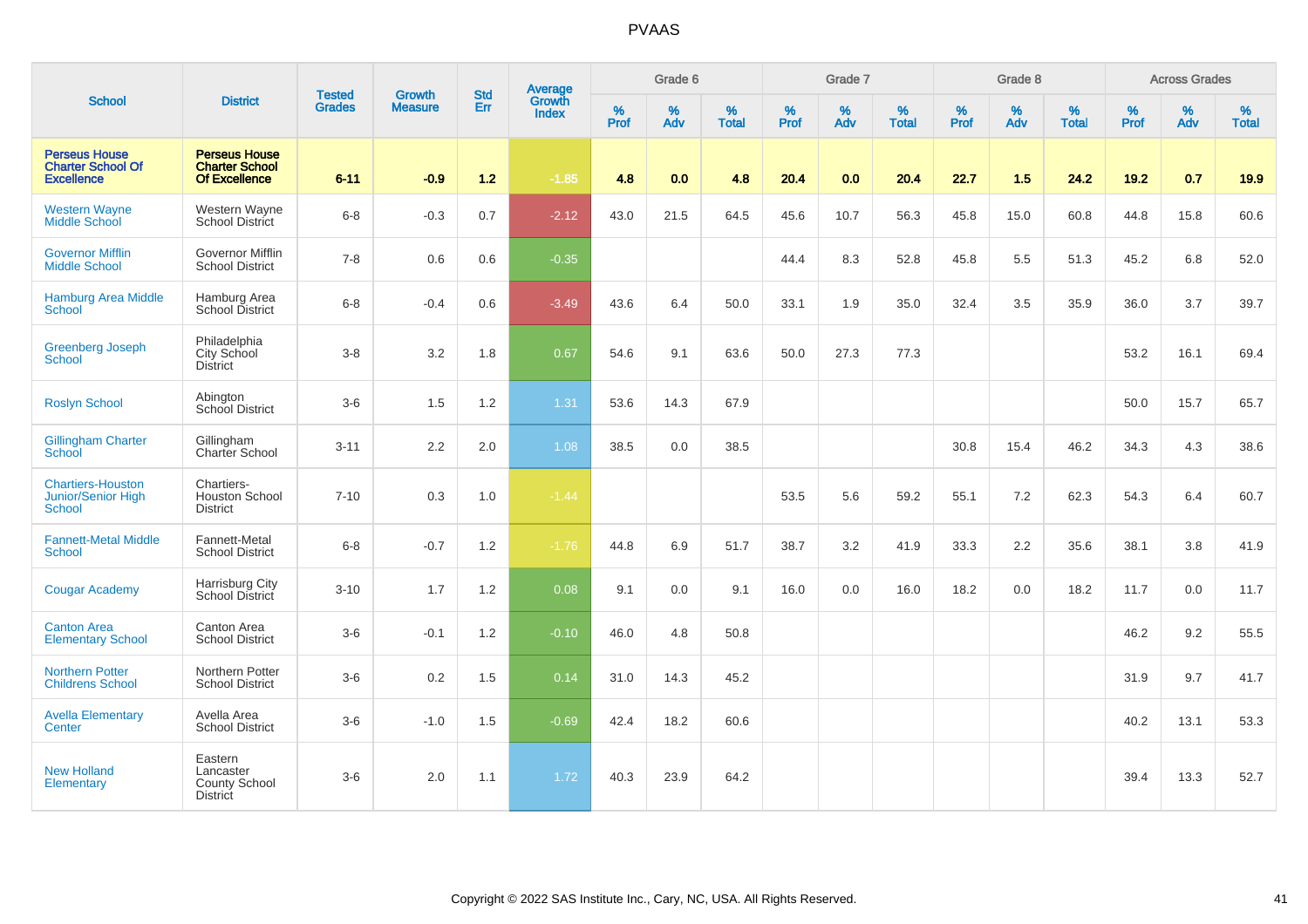# PVAAS

| School | District | Tested Grades | Growth Measure | Std Err | Average Growth Index | Grade 6 | | | Grade 7 | | | Grade 8 | | | Across Grades | | |
|---|---|---|---|---|---|---|---|---|---|---|---|---|---|---|---|---|---|
| | | | | | | % Prof | % Adv | % Total | % Prof | % Adv | % Total | % Prof | % Adv | % Total | % Prof | % Adv | % Total |
| **Perseus House Charter School Of Excellence** | **Perseus House Charter School Of Excellence** | **6-11** | **-0.9** | **1.2** | **-1.85** | **4.8** | **0.0** | **4.8** | **20.4** | **0.0** | **20.4** | **22.7** | **1.5** | **24.2** | **19.2** | **0.7** | **19.9** |
| Western Wayne Middle School | Western Wayne School District | 6-8 | -0.3 | 0.7 | -2.12 | 43.0 | 21.5 | 64.5 | 45.6 | 10.7 | 56.3 | 45.8 | 15.0 | 60.8 | 44.8 | 15.8 | 60.6 |
| Governor Mifflin Middle School | Governor Mifflin School District | 7-8 | 0.6 | 0.6 | -0.35 | | | | 44.4 | 8.3 | 52.8 | 45.8 | 5.5 | 51.3 | 45.2 | 6.8 | 52.0 |
| Hamburg Area Middle School | Hamburg Area School District | 6-8 | -0.4 | 0.6 | -3.49 | 43.6 | 6.4 | 50.0 | 33.1 | 1.9 | 35.0 | 32.4 | 3.5 | 35.9 | 36.0 | 3.7 | 39.7 |
| Greenberg Joseph School | Philadelphia City School District | 3-8 | 3.2 | 1.8 | 0.67 | 54.6 | 9.1 | 63.6 | 50.0 | 27.3 | 77.3 | | | | 53.2 | 16.1 | 69.4 |
| Roslyn School | Abington School District | 3-6 | 1.5 | 1.2 | 1.31 | 53.6 | 14.3 | 67.9 | | | | | | | 50.0 | 15.7 | 65.7 |
| Gillingham Charter School | Gillingham Charter School | 3-11 | 2.2 | 2.0 | 1.08 | 38.5 | 0.0 | 38.5 | | | | 30.8 | 15.4 | 46.2 | 34.3 | 4.3 | 38.6 |
| Chartiers-Houston Junior/Senior High School | Chartiers-Houston School District | 7-10 | 0.3 | 1.0 | -1.44 | | | | 53.5 | 5.6 | 59.2 | 55.1 | 7.2 | 62.3 | 54.3 | 6.4 | 60.7 |
| Fannett-Metal Middle School | Fannett-Metal School District | 6-8 | -0.7 | 1.2 | -1.76 | 44.8 | 6.9 | 51.7 | 38.7 | 3.2 | 41.9 | 33.3 | 2.2 | 35.6 | 38.1 | 3.8 | 41.9 |
| Cougar Academy | Harrisburg City School District | 3-10 | 1.7 | 1.2 | 0.08 | 9.1 | 0.0 | 9.1 | 16.0 | 0.0 | 16.0 | 18.2 | 0.0 | 18.2 | 11.7 | 0.0 | 11.7 |
| Canton Area Elementary School | Canton Area School District | 3-6 | -0.1 | 1.2 | -0.10 | 46.0 | 4.8 | 50.8 | | | | | | | 46.2 | 9.2 | 55.5 |
| Northern Potter Childrens School | Northern Potter School District | 3-6 | 0.2 | 1.5 | 0.14 | 31.0 | 14.3 | 45.2 | | | | | | | 31.9 | 9.7 | 41.7 |
| Avella Elementary Center | Avella Area School District | 3-6 | -1.0 | 1.5 | -0.69 | 42.4 | 18.2 | 60.6 | | | | | | | 40.2 | 13.1 | 53.3 |
| New Holland Elementary | Eastern Lancaster County School District | 3-6 | 2.0 | 1.1 | 1.72 | 40.3 | 23.9 | 64.2 | | | | | | | 39.4 | 13.3 | 52.7 |

Copyright © 2022 SAS Institute Inc., Cary, NC, USA. All Rights Reserved.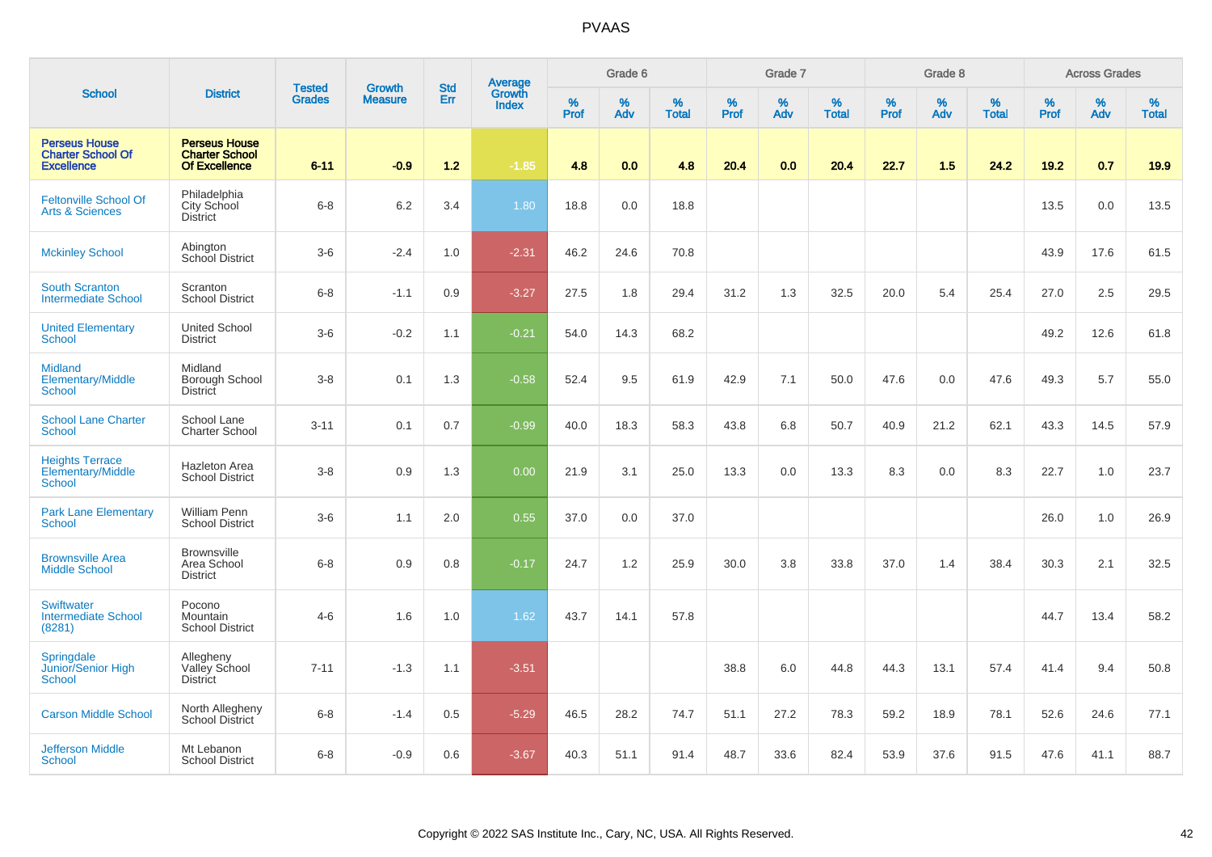# PVAAS

| School | District | Tested Grades | Growth Measure | Std Err | Average Growth Index | Grade 6 | | | Grade 7 | | | Grade 8 | | | Across Grades | | |
|---|---|---|---|---|---|---|---|---|---|---|---|---|---|---|---|---|---|
| | | | | | | % Prof | % Adv | % Total | % Prof | % Adv | % Total | % Prof | % Adv | % Total | % Prof | % Adv | % Total |
| **Perseus House Charter School Of Excellence** | **Perseus House Charter School Of Excellence** | **6-11** | **-0.9** | **1.2** | **-1.85** | **4.8** | **0.0** | **4.8** | **20.4** | **0.0** | **20.4** | **22.7** | **1.5** | **24.2** | **19.2** | **0.7** | **19.9** |
| Feltonville School Of Arts & Sciences | Philadelphia City School District | 6-8 | 6.2 | 3.4 | 1.80 | 18.8 | 0.0 | 18.8 | | | | | | | 13.5 | 0.0 | 13.5 |
| Mckinley School | Abington School District | 3-6 | -2.4 | 1.0 | -2.31 | 46.2 | 24.6 | 70.8 | | | | | | | 43.9 | 17.6 | 61.5 |
| South Scranton Intermediate School | Scranton School District | 6-8 | -1.1 | 0.9 | -3.27 | 27.5 | 1.8 | 29.4 | 31.2 | 1.3 | 32.5 | 20.0 | 5.4 | 25.4 | 27.0 | 2.5 | 29.5 |
| United Elementary School | United School District | 3-6 | -0.2 | 1.1 | -0.21 | 54.0 | 14.3 | 68.2 | | | | | | | 49.2 | 12.6 | 61.8 |
| Midland Elementary/Middle School | Midland Borough School District | 3-8 | 0.1 | 1.3 | -0.58 | 52.4 | 9.5 | 61.9 | 42.9 | 7.1 | 50.0 | 47.6 | 0.0 | 47.6 | 49.3 | 5.7 | 55.0 |
| School Lane Charter School | School Lane Charter School | 3-11 | 0.1 | 0.7 | -0.99 | 40.0 | 18.3 | 58.3 | 43.8 | 6.8 | 50.7 | 40.9 | 21.2 | 62.1 | 43.3 | 14.5 | 57.9 |
| Heights Terrace Elementary/Middle School | Hazleton Area School District | 3-8 | 0.9 | 1.3 | 0.00 | 21.9 | 3.1 | 25.0 | 13.3 | 0.0 | 13.3 | 8.3 | 0.0 | 8.3 | 22.7 | 1.0 | 23.7 |
| Park Lane Elementary School | William Penn School District | 3-6 | 1.1 | 2.0 | 0.55 | 37.0 | 0.0 | 37.0 | | | | | | | 26.0 | 1.0 | 26.9 |
| Brownsville Area Middle School | Brownsville Area School District | 6-8 | 0.9 | 0.8 | -0.17 | 24.7 | 1.2 | 25.9 | 30.0 | 3.8 | 33.8 | 37.0 | 1.4 | 38.4 | 30.3 | 2.1 | 32.5 |
| Swiftwater Intermediate School (8281) | Pocono Mountain School District | 4-6 | 1.6 | 1.0 | 1.62 | 43.7 | 14.1 | 57.8 | | | | | | | 44.7 | 13.4 | 58.2 |
| Springdale Junior/Senior High School | Allegheny Valley School District | 7-11 | -1.3 | 1.1 | -3.51 | | | | 38.8 | 6.0 | 44.8 | 44.3 | 13.1 | 57.4 | 41.4 | 9.4 | 50.8 |
| Carson Middle School | North Allegheny School District | 6-8 | -1.4 | 0.5 | -5.29 | 46.5 | 28.2 | 74.7 | 51.1 | 27.2 | 78.3 | 59.2 | 18.9 | 78.1 | 52.6 | 24.6 | 77.1 |
| Jefferson Middle School | Mt Lebanon School District | 6-8 | -0.9 | 0.6 | -3.67 | 40.3 | 51.1 | 91.4 | 48.7 | 33.6 | 82.4 | 53.9 | 37.6 | 91.5 | 47.6 | 41.1 | 88.7 |

Copyright © 2022 SAS Institute Inc., Cary, NC, USA. All Rights Reserved.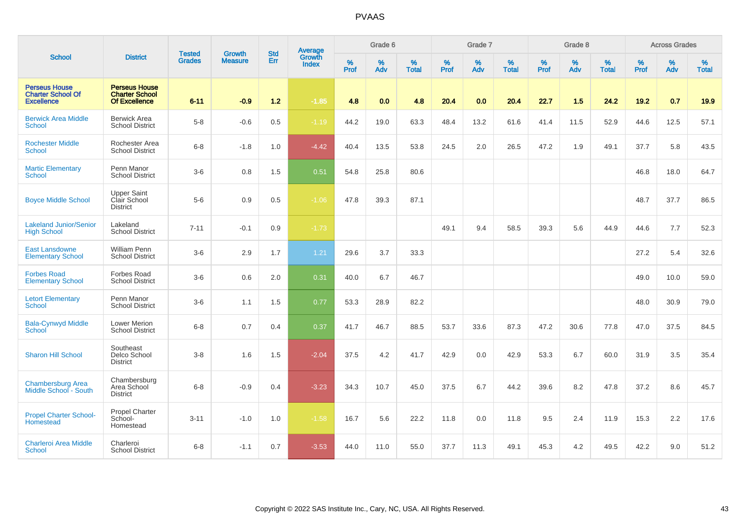# PVAAS

| School | District | Tested Grades | Growth Measure | Std Err | Average Growth Index | Grade 6 | | | Grade 7 | | | Grade 8 | | | Across Grades | | |
|---|---|---|---|---|---|---|---|---|---|---|---|---|---|---|---|---|---|
| | | | | | | % Prof | % Adv | % Total | % Prof | % Adv | % Total | % Prof | % Adv | % Total | % Prof | % Adv | % Total |
| **Perseus House Charter School Of Excellence** | **Perseus House Charter School Of Excellence** | **6-11** | **-0.9** | **1.2** | **-1.85** | **4.8** | **0.0** | **4.8** | **20.4** | **0.0** | **20.4** | **22.7** | **1.5** | **24.2** | **19.2** | **0.7** | **19.9** |
| Berwick Area Middle School | Berwick Area School District | 5-8 | -0.6 | 0.5 | -1.19 | 44.2 | 19.0 | 63.3 | 48.4 | 13.2 | 61.6 | 41.4 | 11.5 | 52.9 | 44.6 | 12.5 | 57.1 |
| Rochester Middle School | Rochester Area School District | 6-8 | -1.8 | 1.0 | -4.42 | 40.4 | 13.5 | 53.8 | 24.5 | 2.0 | 26.5 | 47.2 | 1.9 | 49.1 | 37.7 | 5.8 | 43.5 |
| Martic Elementary School | Penn Manor School District | 3-6 | 0.8 | 1.5 | 0.51 | 54.8 | 25.8 | 80.6 | | | | | | | 46.8 | 18.0 | 64.7 |
| Boyce Middle School | Upper Saint Clair School District | 5-6 | 0.9 | 0.5 | -1.06 | 47.8 | 39.3 | 87.1 | | | | | | | 48.7 | 37.7 | 86.5 |
| Lakeland Junior/Senior High School | Lakeland School District | 7-11 | -0.1 | 0.9 | -1.73 | | | | 49.1 | 9.4 | 58.5 | 39.3 | 5.6 | 44.9 | 44.6 | 7.7 | 52.3 |
| East Lansdowne Elementary School | William Penn School District | 3-6 | 2.9 | 1.7 | 1.21 | 29.6 | 3.7 | 33.3 | | | | | | | 27.2 | 5.4 | 32.6 |
| Forbes Road Elementary School | Forbes Road School District | 3-6 | 0.6 | 2.0 | 0.31 | 40.0 | 6.7 | 46.7 | | | | | | | 49.0 | 10.0 | 59.0 |
| Letort Elementary School | Penn Manor School District | 3-6 | 1.1 | 1.5 | 0.77 | 53.3 | 28.9 | 82.2 | | | | | | | 48.0 | 30.9 | 79.0 |
| Bala-Cynwyd Middle School | Lower Merion School District | 6-8 | 0.7 | 0.4 | 0.37 | 41.7 | 46.7 | 88.5 | 53.7 | 33.6 | 87.3 | 47.2 | 30.6 | 77.8 | 47.0 | 37.5 | 84.5 |
| Sharon Hill School | Southeast Delco School District | 3-8 | 1.6 | 1.5 | -2.04 | 37.5 | 4.2 | 41.7 | 42.9 | 0.0 | 42.9 | 53.3 | 6.7 | 60.0 | 31.9 | 3.5 | 35.4 |
| Chambersburg Area Middle School - South | Chambersburg Area School District | 6-8 | -0.9 | 0.4 | -3.23 | 34.3 | 10.7 | 45.0 | 37.5 | 6.7 | 44.2 | 39.6 | 8.2 | 47.8 | 37.2 | 8.6 | 45.7 |
| Propel Charter School-Homestead | Propel Charter School-Homestead | 3-11 | -1.0 | 1.0 | -1.58 | 16.7 | 5.6 | 22.2 | 11.8 | 0.0 | 11.8 | 9.5 | 2.4 | 11.9 | 15.3 | 2.2 | 17.6 |
| Charleroi Area Middle School | Charleroi School District | 6-8 | -1.1 | 0.7 | -3.53 | 44.0 | 11.0 | 55.0 | 37.7 | 11.3 | 49.1 | 45.3 | 4.2 | 49.5 | 42.2 | 9.0 | 51.2 |

Copyright © 2022 SAS Institute Inc., Cary, NC, USA. All Rights Reserved.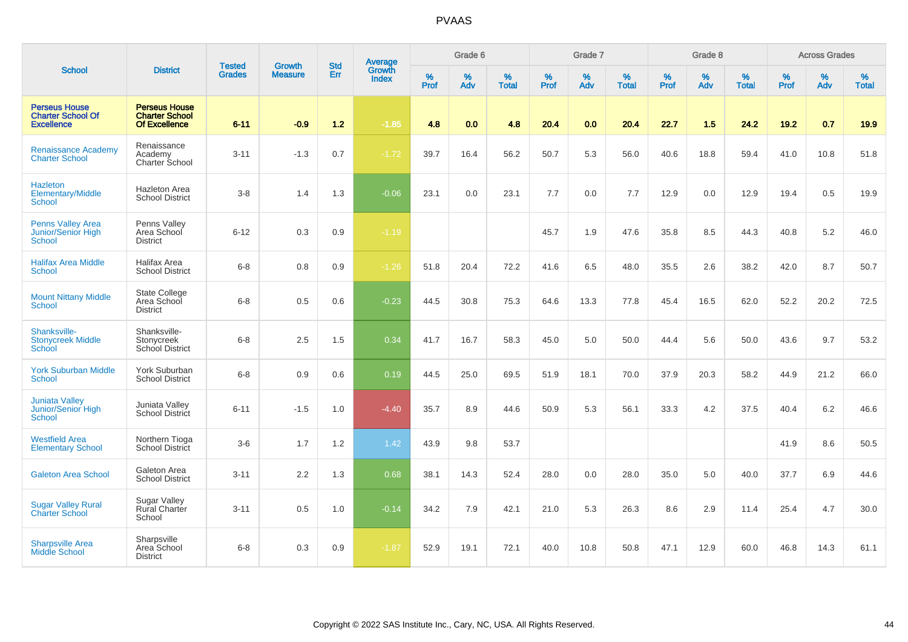# PVAAS

| School | District | Tested Grades | Growth Measure | Std Err | Average Growth Index | Grade 6 | | | Grade 7 | | | Grade 8 | | | Across Grades | | |
|---|---|---|---|---|---|---|---|---|---|---|---|---|---|---|---|---|---|
| | | | | | | % Prof | % Adv | % Total | % Prof | % Adv | % Total | % Prof | % Adv | % Total | % Prof | % Adv | % Total |
| **Perseus House Charter School Of Excellence** | **Perseus House Charter School Of Excellence** | **6-11** | **-0.9** | **1.2** | **-1.85** | **4.8** | **0.0** | **4.8** | **20.4** | **0.0** | **20.4** | **22.7** | **1.5** | **24.2** | **19.2** | **0.7** | **19.9** |
| Renaissance Academy Charter School | Renaissance Academy Charter School | 3-11 | -1.3 | 0.7 | -1.72 | 39.7 | 16.4 | 56.2 | 50.7 | 5.3 | 56.0 | 40.6 | 18.8 | 59.4 | 41.0 | 10.8 | 51.8 |
| Hazleton Elementary/Middle School | Hazleton Area School District | 3-8 | 1.4 | 1.3 | -0.06 | 23.1 | 0.0 | 23.1 | 7.7 | 0.0 | 7.7 | 12.9 | 0.0 | 12.9 | 19.4 | 0.5 | 19.9 |
| Penns Valley Area Junior/Senior High School | Penns Valley Area School District | 6-12 | 0.3 | 0.9 | -1.19 | | | | 45.7 | 1.9 | 47.6 | 35.8 | 8.5 | 44.3 | 40.8 | 5.2 | 46.0 |
| Halifax Area Middle School | Halifax Area School District | 6-8 | 0.8 | 0.9 | -1.26 | 51.8 | 20.4 | 72.2 | 41.6 | 6.5 | 48.0 | 35.5 | 2.6 | 38.2 | 42.0 | 8.7 | 50.7 |
| Mount Nittany Middle School | State College Area School District | 6-8 | 0.5 | 0.6 | -0.23 | 44.5 | 30.8 | 75.3 | 64.6 | 13.3 | 77.8 | 45.4 | 16.5 | 62.0 | 52.2 | 20.2 | 72.5 |
| Shanksville-Stonycreek Middle School | Shanksville-Stonycreek School District | 6-8 | 2.5 | 1.5 | 0.34 | 41.7 | 16.7 | 58.3 | 45.0 | 5.0 | 50.0 | 44.4 | 5.6 | 50.0 | 43.6 | 9.7 | 53.2 |
| York Suburban Middle School | York Suburban School District | 6-8 | 0.9 | 0.6 | 0.19 | 44.5 | 25.0 | 69.5 | 51.9 | 18.1 | 70.0 | 37.9 | 20.3 | 58.2 | 44.9 | 21.2 | 66.0 |
| Juniata Valley Junior/Senior High School | Juniata Valley School District | 6-11 | -1.5 | 1.0 | -4.40 | 35.7 | 8.9 | 44.6 | 50.9 | 5.3 | 56.1 | 33.3 | 4.2 | 37.5 | 40.4 | 6.2 | 46.6 |
| Westfield Area Elementary School | Northern Tioga School District | 3-6 | 1.7 | 1.2 | 1.42 | 43.9 | 9.8 | 53.7 | | | | | | | 41.9 | 8.6 | 50.5 |
| Galeton Area School | Galeton Area School District | 3-11 | 2.2 | 1.3 | 0.68 | 38.1 | 14.3 | 52.4 | 28.0 | 0.0 | 28.0 | 35.0 | 5.0 | 40.0 | 37.7 | 6.9 | 44.6 |
| Sugar Valley Rural Charter School | Sugar Valley Rural Charter School | 3-11 | 0.5 | 1.0 | -0.14 | 34.2 | 7.9 | 42.1 | 21.0 | 5.3 | 26.3 | 8.6 | 2.9 | 11.4 | 25.4 | 4.7 | 30.0 |
| Sharpsville Area Middle School | Sharpsville Area School District | 6-8 | 0.3 | 0.9 | -1.87 | 52.9 | 19.1 | 72.1 | 40.0 | 10.8 | 50.8 | 47.1 | 12.9 | 60.0 | 46.8 | 14.3 | 61.1 |

Copyright © 2022 SAS Institute Inc., Cary, NC, USA. All Rights Reserved.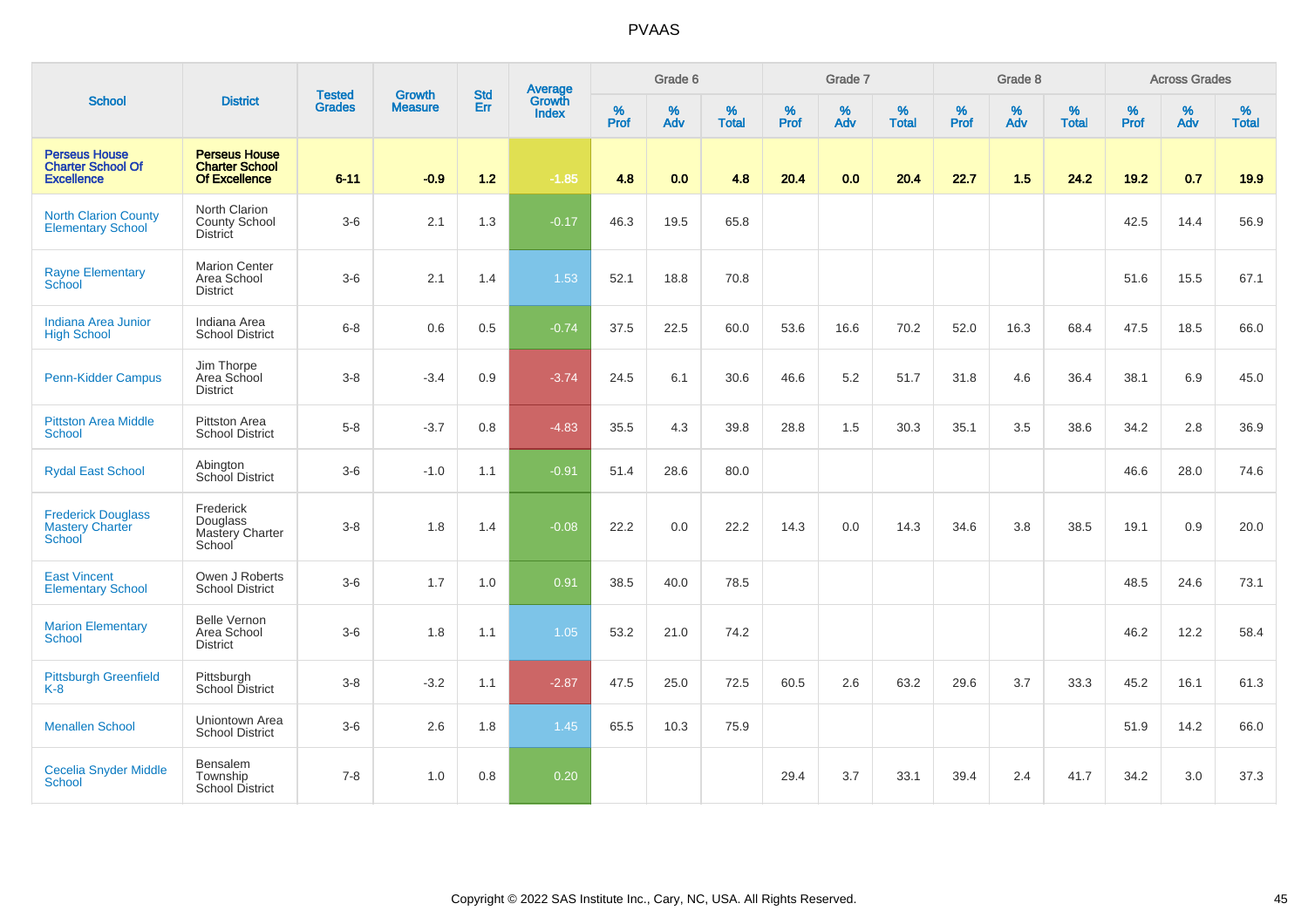# PVAAS

| School | District | Tested Grades | Growth Measure | Std Err | Average Growth Index | Grade 6 | | | Grade 7 | | | Grade 8 | | | Across Grades | | |
|---|---|---|---|---|---|---|---|---|---|---|---|---|---|---|---|---|---|
| | | | | | | % Prof | % Adv | % Total | % Prof | % Adv | % Total | % Prof | % Adv | % Total | % Prof | % Adv | % Total |
| **Perseus House Charter School Of Excellence** | **Perseus House Charter School Of Excellence** | **6-11** | **-0.9** | **1.2** | **-1.85** | **4.8** | **0.0** | **4.8** | **20.4** | **0.0** | **20.4** | **22.7** | **1.5** | **24.2** | **19.2** | **0.7** | **19.9** |
| North Clarion County Elementary School | North Clarion County School District | 3-6 | 2.1 | 1.3 | -0.17 | 46.3 | 19.5 | 65.8 | | | | | | | 42.5 | 14.4 | 56.9 |
| Rayne Elementary School | Marion Center Area School District | 3-6 | 2.1 | 1.4 | 1.53 | 52.1 | 18.8 | 70.8 | | | | | | | 51.6 | 15.5 | 67.1 |
| Indiana Area Junior High School | Indiana Area School District | 6-8 | 0.6 | 0.5 | -0.74 | 37.5 | 22.5 | 60.0 | 53.6 | 16.6 | 70.2 | 52.0 | 16.3 | 68.4 | 47.5 | 18.5 | 66.0 |
| Penn-Kidder Campus | Jim Thorpe Area School District | 3-8 | -3.4 | 0.9 | -3.74 | 24.5 | 6.1 | 30.6 | 46.6 | 5.2 | 51.7 | 31.8 | 4.6 | 36.4 | 38.1 | 6.9 | 45.0 |
| Pittston Area Middle School | Pittston Area School District | 5-8 | -3.7 | 0.8 | -4.83 | 35.5 | 4.3 | 39.8 | 28.8 | 1.5 | 30.3 | 35.1 | 3.5 | 38.6 | 34.2 | 2.8 | 36.9 |
| Rydal East School | Abington School District | 3-6 | -1.0 | 1.1 | -0.91 | 51.4 | 28.6 | 80.0 | | | | | | | 46.6 | 28.0 | 74.6 |
| Frederick Douglass Mastery Charter School | Frederick Douglass Mastery Charter School | 3-8 | 1.8 | 1.4 | -0.08 | 22.2 | 0.0 | 22.2 | 14.3 | 0.0 | 14.3 | 34.6 | 3.8 | 38.5 | 19.1 | 0.9 | 20.0 |
| East Vincent Elementary School | Owen J Roberts School District | 3-6 | 1.7 | 1.0 | 0.91 | 38.5 | 40.0 | 78.5 | | | | | | | 48.5 | 24.6 | 73.1 |
| Marion Elementary School | Belle Vernon Area School District | 3-6 | 1.8 | 1.1 | 1.05 | 53.2 | 21.0 | 74.2 | | | | | | | 46.2 | 12.2 | 58.4 |
| Pittsburgh Greenfield K-8 | Pittsburgh School District | 3-8 | -3.2 | 1.1 | -2.87 | 47.5 | 25.0 | 72.5 | 60.5 | 2.6 | 63.2 | 29.6 | 3.7 | 33.3 | 45.2 | 16.1 | 61.3 |
| Menallen School | Uniontown Area School District | 3-6 | 2.6 | 1.8 | 1.45 | 65.5 | 10.3 | 75.9 | | | | | | | 51.9 | 14.2 | 66.0 |
| Cecelia Snyder Middle School | Bensalem Township School District | 7-8 | 1.0 | 0.8 | 0.20 | | | | 29.4 | 3.7 | 33.1 | 39.4 | 2.4 | 41.7 | 34.2 | 3.0 | 37.3 |

Copyright © 2022 SAS Institute Inc., Cary, NC, USA. All Rights Reserved.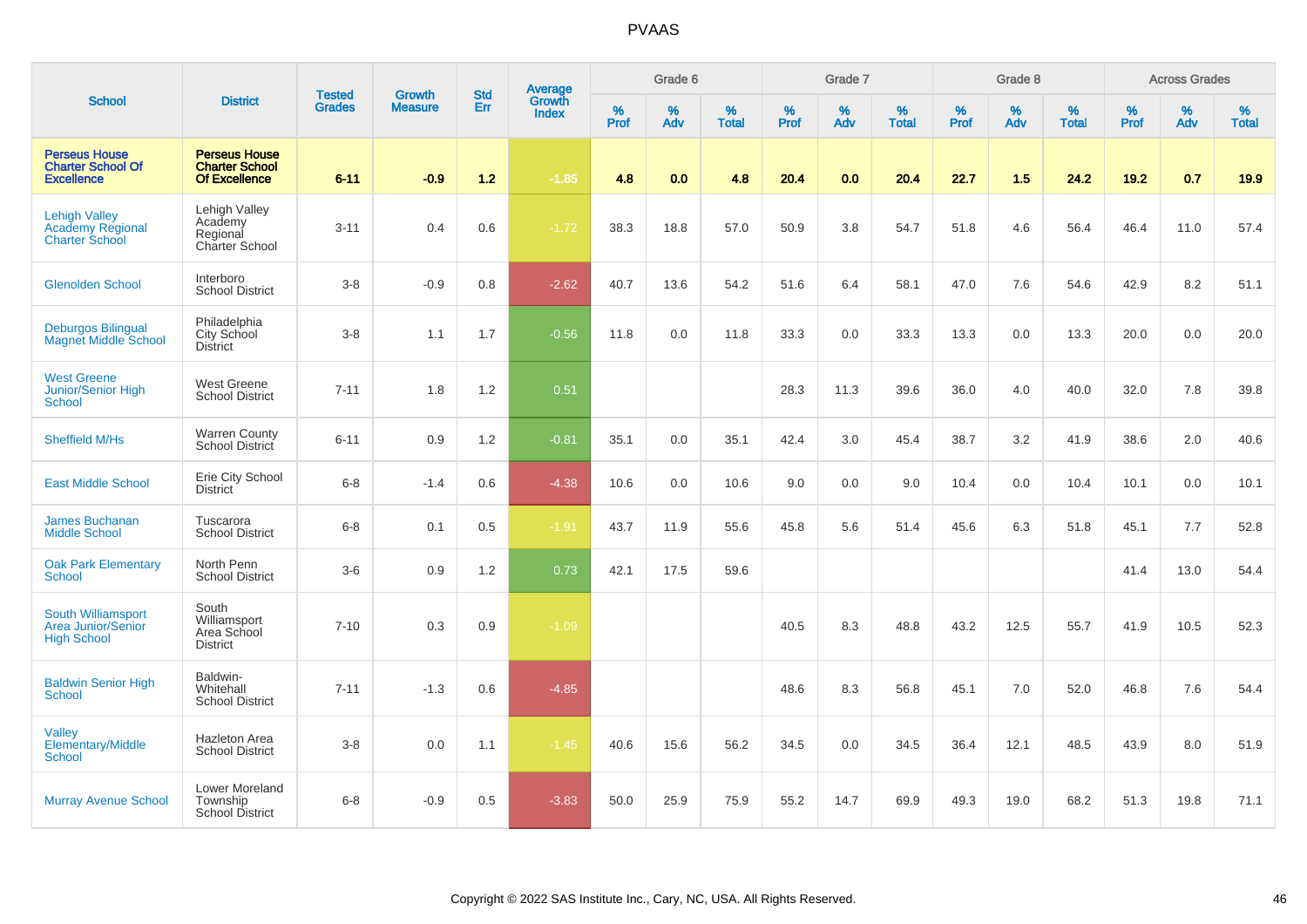# PVAAS

| School | District | Tested Grades | Growth Measure | Std Err | Average Growth Index | Grade 6 | | | Grade 7 | | | Grade 8 | | | Across Grades | | |
|---|---|---|---|---|---|---|---|---|---|---|---|---|---|---|---|---|---|
| | | | | | | % Prof | % Adv | % Total | % Prof | % Adv | % Total | % Prof | % Adv | % Total | % Prof | % Adv | % Total |
| **Perseus House Charter School Of Excellence** | **Perseus House Charter School Of Excellence** | **6-11** | **-0.9** | **1.2** | **-1.85** | **4.8** | **0.0** | **4.8** | **20.4** | **0.0** | **20.4** | **22.7** | **1.5** | **24.2** | **19.2** | **0.7** | **19.9** |
| Lehigh Valley Academy Regional Charter School | Lehigh Valley Academy Regional Charter School | 3-11 | 0.4 | 0.6 | -1.72 | 38.3 | 18.8 | 57.0 | 50.9 | 3.8 | 54.7 | 51.8 | 4.6 | 56.4 | 46.4 | 11.0 | 57.4 |
| Glenolden School | Interboro School District | 3-8 | -0.9 | 0.8 | -2.62 | 40.7 | 13.6 | 54.2 | 51.6 | 6.4 | 58.1 | 47.0 | 7.6 | 54.6 | 42.9 | 8.2 | 51.1 |
| Deburgos Bilingual Magnet Middle School | Philadelphia City School District | 3-8 | 1.1 | 1.7 | -0.56 | 11.8 | 0.0 | 11.8 | 33.3 | 0.0 | 33.3 | 13.3 | 0.0 | 13.3 | 20.0 | 0.0 | 20.0 |
| West Greene Junior/Senior High School | West Greene School District | 7-11 | 1.8 | 1.2 | 0.51 | | | | 28.3 | 11.3 | 39.6 | 36.0 | 4.0 | 40.0 | 32.0 | 7.8 | 39.8 |
| Sheffield M/Hs | Warren County School District | 6-11 | 0.9 | 1.2 | -0.81 | 35.1 | 0.0 | 35.1 | 42.4 | 3.0 | 45.4 | 38.7 | 3.2 | 41.9 | 38.6 | 2.0 | 40.6 |
| East Middle School | Erie City School District | 6-8 | -1.4 | 0.6 | -4.38 | 10.6 | 0.0 | 10.6 | 9.0 | 0.0 | 9.0 | 10.4 | 0.0 | 10.4 | 10.1 | 0.0 | 10.1 |
| James Buchanan Middle School | Tuscarora School District | 6-8 | 0.1 | 0.5 | -1.91 | 43.7 | 11.9 | 55.6 | 45.8 | 5.6 | 51.4 | 45.6 | 6.3 | 51.8 | 45.1 | 7.7 | 52.8 |
| Oak Park Elementary School | North Penn School District | 3-6 | 0.9 | 1.2 | 0.73 | 42.1 | 17.5 | 59.6 | | | | | | | 41.4 | 13.0 | 54.4 |
| South Williamsport Area Junior/Senior High School | South Williamsport Area School District | 7-10 | 0.3 | 0.9 | -1.09 | | | | 40.5 | 8.3 | 48.8 | 43.2 | 12.5 | 55.7 | 41.9 | 10.5 | 52.3 |
| Baldwin Senior High School | Baldwin-Whitehall School District | 7-11 | -1.3 | 0.6 | -4.85 | | | | 48.6 | 8.3 | 56.8 | 45.1 | 7.0 | 52.0 | 46.8 | 7.6 | 54.4 |
| Valley Elementary/Middle School | Hazleton Area School District | 3-8 | 0.0 | 1.1 | -1.45 | 40.6 | 15.6 | 56.2 | 34.5 | 0.0 | 34.5 | 36.4 | 12.1 | 48.5 | 43.9 | 8.0 | 51.9 |
| Murray Avenue School | Lower Moreland Township School District | 6-8 | -0.9 | 0.5 | -3.83 | 50.0 | 25.9 | 75.9 | 55.2 | 14.7 | 69.9 | 49.3 | 19.0 | 68.2 | 51.3 | 19.8 | 71.1 |

Copyright © 2022 SAS Institute Inc., Cary, NC, USA. All Rights Reserved.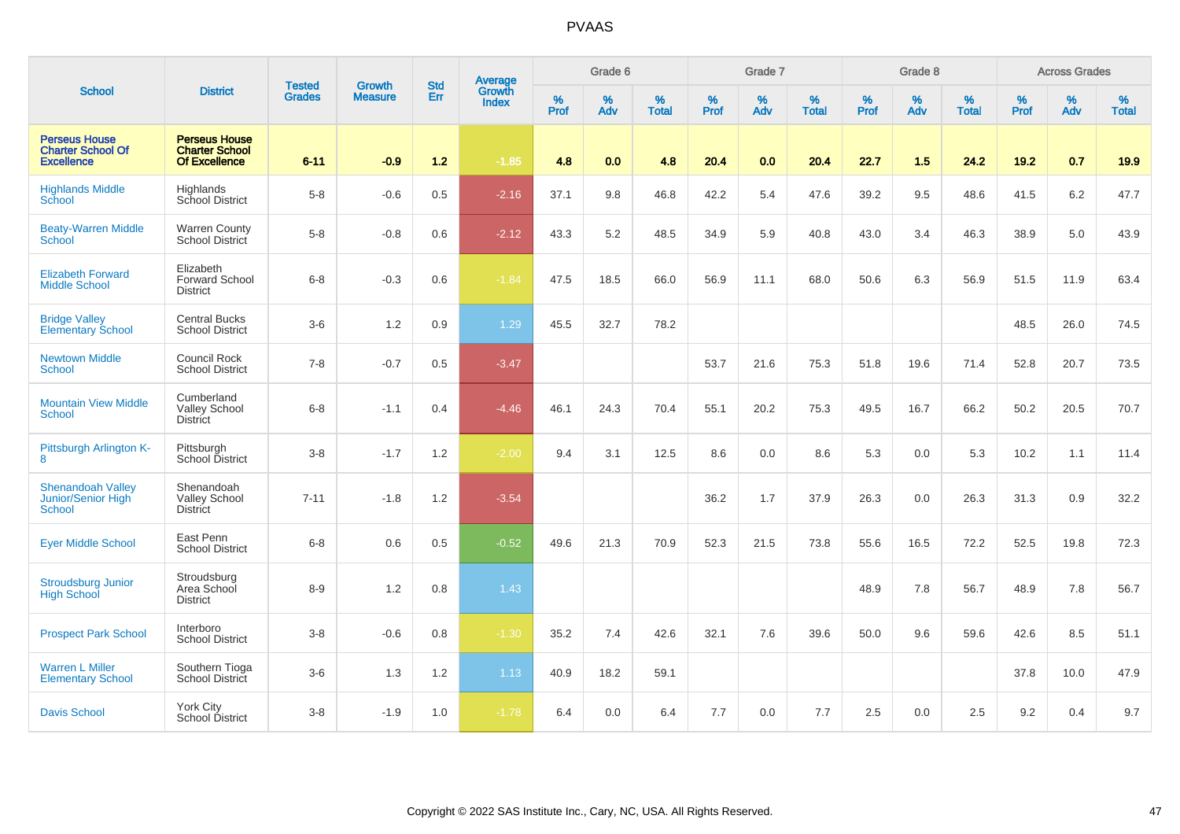# PVAAS

| School | District | Tested Grades | Growth Measure | Std Err | Average Growth Index | Grade 6 | | | Grade 7 | | | Grade 8 | | | Across Grades | | |
|---|---|---|---|---|---|---|---|---|---|---|---|---|---|---|---|---|---|
| | | | | | | % Prof | % Adv | % Total | % Prof | % Adv | % Total | % Prof | % Adv | % Total | % Prof | % Adv | % Total |
| **Perseus House Charter School Of Excellence** | **Perseus House Charter School Of Excellence** | **6-11** | **-0.9** | **1.2** | **-1.85** | **4.8** | **0.0** | **4.8** | **20.4** | **0.0** | **20.4** | **22.7** | **1.5** | **24.2** | **19.2** | **0.7** | **19.9** |
| Highlands Middle School | Highlands School District | 5-8 | -0.6 | 0.5 | -2.16 | 37.1 | 9.8 | 46.8 | 42.2 | 5.4 | 47.6 | 39.2 | 9.5 | 48.6 | 41.5 | 6.2 | 47.7 |
| Beaty-Warren Middle School | Warren County School District | 5-8 | -0.8 | 0.6 | -2.12 | 43.3 | 5.2 | 48.5 | 34.9 | 5.9 | 40.8 | 43.0 | 3.4 | 46.3 | 38.9 | 5.0 | 43.9 |
| Elizabeth Forward Middle School | Elizabeth Forward School District | 6-8 | -0.3 | 0.6 | -1.84 | 47.5 | 18.5 | 66.0 | 56.9 | 11.1 | 68.0 | 50.6 | 6.3 | 56.9 | 51.5 | 11.9 | 63.4 |
| Bridge Valley Elementary School | Central Bucks School District | 3-6 | 1.2 | 0.9 | 1.29 | 45.5 | 32.7 | 78.2 | | | | | | | 48.5 | 26.0 | 74.5 |
| Newtown Middle School | Council Rock School District | 7-8 | -0.7 | 0.5 | -3.47 | | | | 53.7 | 21.6 | 75.3 | 51.8 | 19.6 | 71.4 | 52.8 | 20.7 | 73.5 |
| Mountain View Middle School | Cumberland Valley School District | 6-8 | -1.1 | 0.4 | -4.46 | 46.1 | 24.3 | 70.4 | 55.1 | 20.2 | 75.3 | 49.5 | 16.7 | 66.2 | 50.2 | 20.5 | 70.7 |
| Pittsburgh Arlington K-8 | Pittsburgh School District | 3-8 | -1.7 | 1.2 | -2.00 | 9.4 | 3.1 | 12.5 | 8.6 | 0.0 | 8.6 | 5.3 | 0.0 | 5.3 | 10.2 | 1.1 | 11.4 |
| Shenandoah Valley Junior/Senior High School | Shenandoah Valley School District | 7-11 | -1.8 | 1.2 | -3.54 | | | | 36.2 | 1.7 | 37.9 | 26.3 | 0.0 | 26.3 | 31.3 | 0.9 | 32.2 |
| Eyer Middle School | East Penn School District | 6-8 | 0.6 | 0.5 | -0.52 | 49.6 | 21.3 | 70.9 | 52.3 | 21.5 | 73.8 | 55.6 | 16.5 | 72.2 | 52.5 | 19.8 | 72.3 |
| Stroudsburg Junior High School | Stroudsburg Area School District | 8-9 | 1.2 | 0.8 | 1.43 | | | | | | | 48.9 | 7.8 | 56.7 | 48.9 | 7.8 | 56.7 |
| Prospect Park School | Interboro School District | 3-8 | -0.6 | 0.8 | -1.30 | 35.2 | 7.4 | 42.6 | 32.1 | 7.6 | 39.6 | 50.0 | 9.6 | 59.6 | 42.6 | 8.5 | 51.1 |
| Warren L Miller Elementary School | Southern Tioga School District | 3-6 | 1.3 | 1.2 | 1.13 | 40.9 | 18.2 | 59.1 | | | | | | | 37.8 | 10.0 | 47.9 |
| Davis School | York City School District | 3-8 | -1.9 | 1.0 | -1.78 | 6.4 | 0.0 | 6.4 | 7.7 | 0.0 | 7.7 | 2.5 | 0.0 | 2.5 | 9.2 | 0.4 | 9.7 |

Copyright © 2022 SAS Institute Inc., Cary, NC, USA. All Rights Reserved.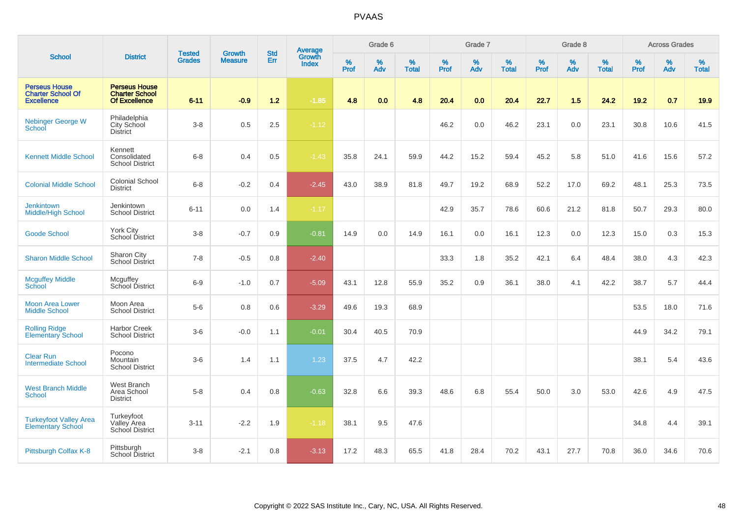# PVAAS

| School | District | Tested Grades | Growth Measure | Std Err | Average Growth Index | Grade 6 | | | Grade 7 | | | Grade 8 | | | Across Grades | | |
|---|---|---|---|---|---|---|---|---|---|---|---|---|---|---|---|---|---|
| | | | | | | % Prof | % Adv | % Total | % Prof | % Adv | % Total | % Prof | % Adv | % Total | % Prof | % Adv | % Total |
| **Perseus House Charter School Of Excellence** | **Perseus House Charter School Of Excellence** | **6-11** | **-0.9** | **1.2** | **-1.85** | **4.8** | **0.0** | **4.8** | **20.4** | **0.0** | **20.4** | **22.7** | **1.5** | **24.2** | **19.2** | **0.7** | **19.9** |
| Nebinger George W School | Philadelphia City School District | 3-8 | 0.5 | 2.5 | -1.12 | | | | 46.2 | 0.0 | 46.2 | 23.1 | 0.0 | 23.1 | 30.8 | 10.6 | 41.5 |
| Kennett Middle School | Kennett Consolidated School District | 6-8 | 0.4 | 0.5 | -1.43 | 35.8 | 24.1 | 59.9 | 44.2 | 15.2 | 59.4 | 45.2 | 5.8 | 51.0 | 41.6 | 15.6 | 57.2 |
| Colonial Middle School | Colonial School District | 6-8 | -0.2 | 0.4 | -2.45 | 43.0 | 38.9 | 81.8 | 49.7 | 19.2 | 68.9 | 52.2 | 17.0 | 69.2 | 48.1 | 25.3 | 73.5 |
| Jenkintown Middle/High School | Jenkintown School District | 6-11 | 0.0 | 1.4 | -1.17 | | | | 42.9 | 35.7 | 78.6 | 60.6 | 21.2 | 81.8 | 50.7 | 29.3 | 80.0 |
| Goode School | York City School District | 3-8 | -0.7 | 0.9 | -0.81 | 14.9 | 0.0 | 14.9 | 16.1 | 0.0 | 16.1 | 12.3 | 0.0 | 12.3 | 15.0 | 0.3 | 15.3 |
| Sharon Middle School | Sharon City School District | 7-8 | -0.5 | 0.8 | -2.40 | | | | 33.3 | 1.8 | 35.2 | 42.1 | 6.4 | 48.4 | 38.0 | 4.3 | 42.3 |
| Mcguffey Middle School | Mcguffey School District | 6-9 | -1.0 | 0.7 | -5.09 | 43.1 | 12.8 | 55.9 | 35.2 | 0.9 | 36.1 | 38.0 | 4.1 | 42.2 | 38.7 | 5.7 | 44.4 |
| Moon Area Lower Middle School | Moon Area School District | 5-6 | 0.8 | 0.6 | -3.29 | 49.6 | 19.3 | 68.9 | | | | | | | 53.5 | 18.0 | 71.6 |
| Rolling Ridge Elementary School | Harbor Creek School District | 3-6 | -0.0 | 1.1 | -0.01 | 30.4 | 40.5 | 70.9 | | | | | | | 44.9 | 34.2 | 79.1 |
| Clear Run Intermediate School | Pocono Mountain School District | 3-6 | 1.4 | 1.1 | 1.23 | 37.5 | 4.7 | 42.2 | | | | | | | 38.1 | 5.4 | 43.6 |
| West Branch Middle School | West Branch Area School District | 5-8 | 0.4 | 0.8 | -0.63 | 32.8 | 6.6 | 39.3 | 48.6 | 6.8 | 55.4 | 50.0 | 3.0 | 53.0 | 42.6 | 4.9 | 47.5 |
| Turkeyfoot Valley Area Elementary School | Turkeyfoot Valley Area School District | 3-11 | -2.2 | 1.9 | -1.18 | 38.1 | 9.5 | 47.6 | | | | | | | 34.8 | 4.4 | 39.1 |
| Pittsburgh Colfax K-8 | Pittsburgh School District | 3-8 | -2.1 | 0.8 | -3.13 | 17.2 | 48.3 | 65.5 | 41.8 | 28.4 | 70.2 | 43.1 | 27.7 | 70.8 | 36.0 | 34.6 | 70.6 |

Copyright © 2022 SAS Institute Inc., Cary, NC, USA. All Rights Reserved.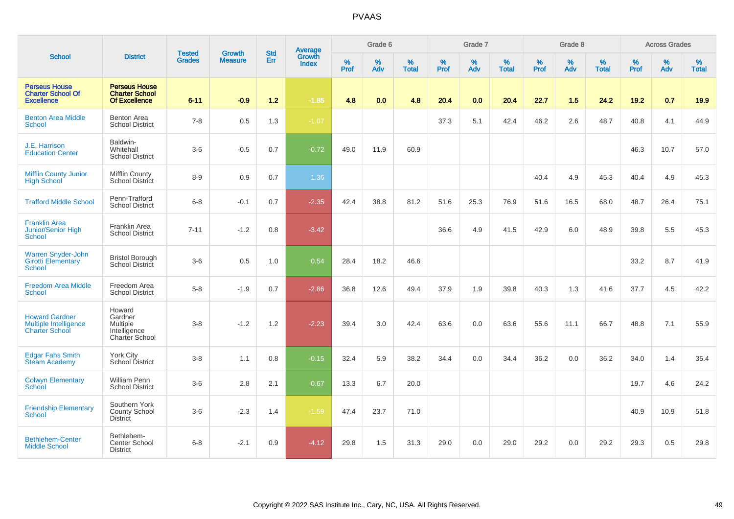# PVAAS

| School | District | Tested Grades | Growth Measure | Std Err | Average Growth Index | Grade 6 | | | Grade 7 | | | Grade 8 | | | Across Grades | | |
|---|---|---|---|---|---|---|---|---|---|---|---|---|---|---|---|---|---|
| | | | | | | % Prof | % Adv | % Total | % Prof | % Adv | % Total | % Prof | % Adv | % Total | % Prof | % Adv | % Total |
| Perseus House Charter School Of Excellence | Perseus House Charter School Of Excellence | 6-11 | -0.9 | 1.2 | -1.85 | 4.8 | 0.0 | 4.8 | 20.4 | 0.0 | 20.4 | 22.7 | 1.5 | 24.2 | 19.2 | 0.7 | 19.9 |
| Benton Area Middle School | Benton Area School District | 7-8 | 0.5 | 1.3 | -1.07 | | | | 37.3 | 5.1 | 42.4 | 46.2 | 2.6 | 48.7 | 40.8 | 4.1 | 44.9 |
| J.E. Harrison Education Center | Baldwin-Whitehall School District | 3-6 | -0.5 | 0.7 | -0.72 | 49.0 | 11.9 | 60.9 | | | | | | | 46.3 | 10.7 | 57.0 |
| Mifflin County Junior High School | Mifflin County School District | 8-9 | 0.9 | 0.7 | 1.36 | | | | | | | 40.4 | 4.9 | 45.3 | 40.4 | 4.9 | 45.3 |
| Trafford Middle School | Penn-Trafford School District | 6-8 | -0.1 | 0.7 | -2.35 | 42.4 | 38.8 | 81.2 | 51.6 | 25.3 | 76.9 | 51.6 | 16.5 | 68.0 | 48.7 | 26.4 | 75.1 |
| Franklin Area Junior/Senior High School | Franklin Area School District | 7-11 | -1.2 | 0.8 | -3.42 | | | | 36.6 | 4.9 | 41.5 | 42.9 | 6.0 | 48.9 | 39.8 | 5.5 | 45.3 |
| Warren Snyder-John Girotti Elementary School | Bristol Borough School District | 3-6 | 0.5 | 1.0 | 0.54 | 28.4 | 18.2 | 46.6 | | | | | | | 33.2 | 8.7 | 41.9 |
| Freedom Area Middle School | Freedom Area School District | 5-8 | -1.9 | 0.7 | -2.86 | 36.8 | 12.6 | 49.4 | 37.9 | 1.9 | 39.8 | 40.3 | 1.3 | 41.6 | 37.7 | 4.5 | 42.2 |
| Howard Gardner Multiple Intelligence Charter School | Howard Gardner Multiple Intelligence Charter School | 3-8 | -1.2 | 1.2 | -2.23 | 39.4 | 3.0 | 42.4 | 63.6 | 0.0 | 63.6 | 55.6 | 11.1 | 66.7 | 48.8 | 7.1 | 55.9 |
| Edgar Fahs Smith Steam Academy | York City School District | 3-8 | 1.1 | 0.8 | -0.15 | 32.4 | 5.9 | 38.2 | 34.4 | 0.0 | 34.4 | 36.2 | 0.0 | 36.2 | 34.0 | 1.4 | 35.4 |
| Colwyn Elementary School | William Penn School District | 3-6 | 2.8 | 2.1 | 0.67 | 13.3 | 6.7 | 20.0 | | | | | | | 19.7 | 4.6 | 24.2 |
| Friendship Elementary School | Southern York County School District | 3-6 | -2.3 | 1.4 | -1.59 | 47.4 | 23.7 | 71.0 | | | | | | | 40.9 | 10.9 | 51.8 |
| Bethlehem-Center Middle School | Bethlehem-Center School District | 6-8 | -2.1 | 0.9 | -4.12 | 29.8 | 1.5 | 31.3 | 29.0 | 0.0 | 29.0 | 29.2 | 0.0 | 29.2 | 29.3 | 0.5 | 29.8 |

Copyright © 2022 SAS Institute Inc., Cary, NC, USA. All Rights Reserved.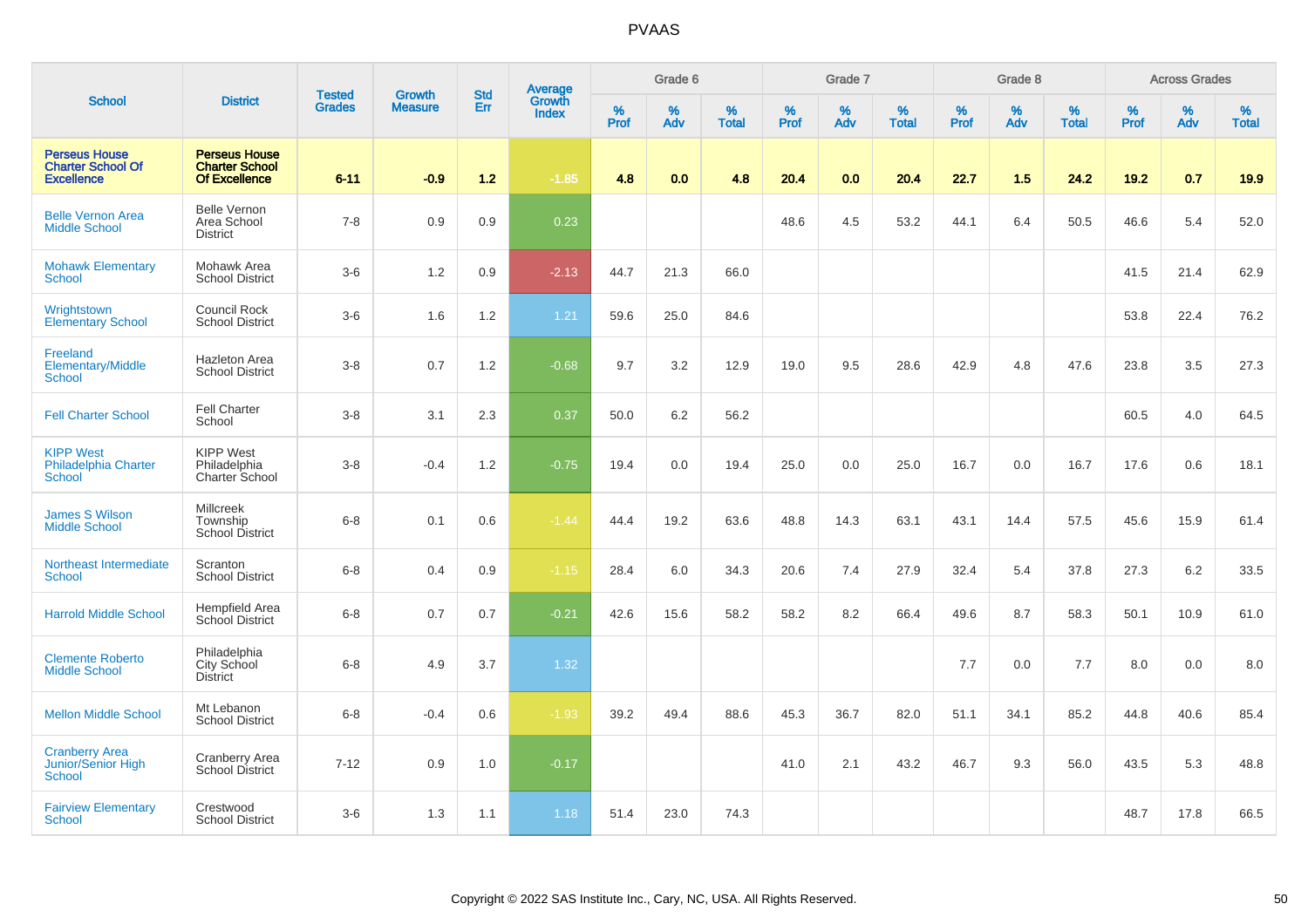# PVAAS

| School | District | Tested Grades | Growth Measure | Std Err | Average Growth Index | Grade 6 | | | Grade 7 | | | Grade 8 | | | Across Grades | | |
|---|---|---|---|---|---|---|---|---|---|---|---|---|---|---|---|---|---|
| | | | | | | % Prof | % Adv | % Total | % Prof | % Adv | % Total | % Prof | % Adv | % Total | % Prof | % Adv | % Total |
| **Perseus House Charter School Of Excellence** | **Perseus House Charter School Of Excellence** | **6-11** | **-0.9** | **1.2** | **-1.85** | **4.8** | **0.0** | **4.8** | **20.4** | **0.0** | **20.4** | **22.7** | **1.5** | **24.2** | **19.2** | **0.7** | **19.9** |
| Belle Vernon Area Middle School | Belle Vernon Area School District | 7-8 | 0.9 | 0.9 | 0.23 | | | | 48.6 | 4.5 | 53.2 | 44.1 | 6.4 | 50.5 | 46.6 | 5.4 | 52.0 |
| Mohawk Elementary School | Mohawk Area School District | 3-6 | 1.2 | 0.9 | -2.13 | 44.7 | 21.3 | 66.0 | | | | | | | 41.5 | 21.4 | 62.9 |
| Wrightstown Elementary School | Council Rock School District | 3-6 | 1.6 | 1.2 | 1.21 | 59.6 | 25.0 | 84.6 | | | | | | | 53.8 | 22.4 | 76.2 |
| Freeland Elementary/Middle School | Hazleton Area School District | 3-8 | 0.7 | 1.2 | -0.68 | 9.7 | 3.2 | 12.9 | 19.0 | 9.5 | 28.6 | 42.9 | 4.8 | 47.6 | 23.8 | 3.5 | 27.3 |
| Fell Charter School | Fell Charter School | 3-8 | 3.1 | 2.3 | 0.37 | 50.0 | 6.2 | 56.2 | | | | | | | 60.5 | 4.0 | 64.5 |
| KIPP West Philadelphia Charter School | KIPP West Philadelphia Charter School | 3-8 | -0.4 | 1.2 | -0.75 | 19.4 | 0.0 | 19.4 | 25.0 | 0.0 | 25.0 | 16.7 | 0.0 | 16.7 | 17.6 | 0.6 | 18.1 |
| James S Wilson Middle School | Millcreek Township School District | 6-8 | 0.1 | 0.6 | -1.44 | 44.4 | 19.2 | 63.6 | 48.8 | 14.3 | 63.1 | 43.1 | 14.4 | 57.5 | 45.6 | 15.9 | 61.4 |
| Northeast Intermediate School | Scranton School District | 6-8 | 0.4 | 0.9 | -1.15 | 28.4 | 6.0 | 34.3 | 20.6 | 7.4 | 27.9 | 32.4 | 5.4 | 37.8 | 27.3 | 6.2 | 33.5 |
| Harrold Middle School | Hempfield Area School District | 6-8 | 0.7 | 0.7 | -0.21 | 42.6 | 15.6 | 58.2 | 58.2 | 8.2 | 66.4 | 49.6 | 8.7 | 58.3 | 50.1 | 10.9 | 61.0 |
| Clemente Roberto Middle School | Philadelphia City School District | 6-8 | 4.9 | 3.7 | 1.32 | | | | | | | 7.7 | 0.0 | 7.7 | 8.0 | 0.0 | 8.0 |
| Mellon Middle School | Mt Lebanon School District | 6-8 | -0.4 | 0.6 | -1.93 | 39.2 | 49.4 | 88.6 | 45.3 | 36.7 | 82.0 | 51.1 | 34.1 | 85.2 | 44.8 | 40.6 | 85.4 |
| Cranberry Area Junior/Senior High School | Cranberry Area School District | 7-12 | 0.9 | 1.0 | -0.17 | | | | 41.0 | 2.1 | 43.2 | 46.7 | 9.3 | 56.0 | 43.5 | 5.3 | 48.8 |
| Fairview Elementary School | Crestwood School District | 3-6 | 1.3 | 1.1 | 1.18 | 51.4 | 23.0 | 74.3 | | | | | | | 48.7 | 17.8 | 66.5 |

Copyright © 2022 SAS Institute Inc., Cary, NC, USA. All Rights Reserved.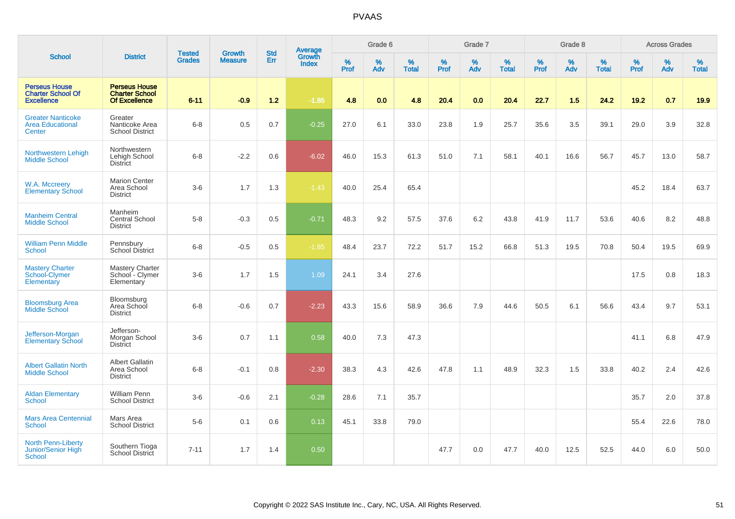# PVAAS

| School | District | Tested Grades | Growth Measure | Std Err | Average Growth Index | Grade 6 | | | Grade 7 | | | Grade 8 | | | Across Grades | | |
|---|---|---|---|---|---|---|---|---|---|---|---|---|---|---|---|---|---|
| | | | | | | % Prof | % Adv | % Total | % Prof | % Adv | % Total | % Prof | % Adv | % Total | % Prof | % Adv | % Total |
| **Perseus House Charter School Of Excellence** | **Perseus House Charter School Of Excellence** | **6-11** | **-0.9** | **1.2** | **-1.85** | **4.8** | **0.0** | **4.8** | **20.4** | **0.0** | **20.4** | **22.7** | **1.5** | **24.2** | **19.2** | **0.7** | **19.9** |
| Greater Nanticoke Area Educational Center | Greater Nanticoke Area School District | 6-8 | 0.5 | 0.7 | -0.25 | 27.0 | 6.1 | 33.0 | 23.8 | 1.9 | 25.7 | 35.6 | 3.5 | 39.1 | 29.0 | 3.9 | 32.8 |
| Northwestern Lehigh Middle School | Northwestern Lehigh School District | 6-8 | -2.2 | 0.6 | -6.02 | 46.0 | 15.3 | 61.3 | 51.0 | 7.1 | 58.1 | 40.1 | 16.6 | 56.7 | 45.7 | 13.0 | 58.7 |
| W.A. Mccreery Elementary School | Marion Center Area School District | 3-6 | 1.7 | 1.3 | -1.43 | 40.0 | 25.4 | 65.4 | | | | | | | 45.2 | 18.4 | 63.7 |
| Manheim Central Middle School | Manheim Central School District | 5-8 | -0.3 | 0.5 | -0.71 | 48.3 | 9.2 | 57.5 | 37.6 | 6.2 | 43.8 | 41.9 | 11.7 | 53.6 | 40.6 | 8.2 | 48.8 |
| William Penn Middle School | Pennsbury School District | 6-8 | -0.5 | 0.5 | -1.85 | 48.4 | 23.7 | 72.2 | 51.7 | 15.2 | 66.8 | 51.3 | 19.5 | 70.8 | 50.4 | 19.5 | 69.9 |
| Mastery Charter School-Clymer Elementary | Mastery Charter School - Clymer Elementary | 3-6 | 1.7 | 1.5 | 1.09 | 24.1 | 3.4 | 27.6 | | | | | | | 17.5 | 0.8 | 18.3 |
| Bloomsburg Area Middle School | Bloomsburg Area School District | 6-8 | -0.6 | 0.7 | -2.23 | 43.3 | 15.6 | 58.9 | 36.6 | 7.9 | 44.6 | 50.5 | 6.1 | 56.6 | 43.4 | 9.7 | 53.1 |
| Jefferson-Morgan Elementary School | Jefferson-Morgan School District | 3-6 | 0.7 | 1.1 | 0.58 | 40.0 | 7.3 | 47.3 | | | | | | | 41.1 | 6.8 | 47.9 |
| Albert Gallatin North Middle School | Albert Gallatin Area School District | 6-8 | -0.1 | 0.8 | -2.30 | 38.3 | 4.3 | 42.6 | 47.8 | 1.1 | 48.9 | 32.3 | 1.5 | 33.8 | 40.2 | 2.4 | 42.6 |
| Aldan Elementary School | William Penn School District | 3-6 | -0.6 | 2.1 | -0.28 | 28.6 | 7.1 | 35.7 | | | | | | | 35.7 | 2.0 | 37.8 |
| Mars Area Centennial School | Mars Area School District | 5-6 | 0.1 | 0.6 | 0.13 | 45.1 | 33.8 | 79.0 | | | | | | | 55.4 | 22.6 | 78.0 |
| North Penn-Liberty Junior/Senior High School | Southern Tioga School District | 7-11 | 1.7 | 1.4 | 0.50 | | | | 47.7 | 0.0 | 47.7 | 40.0 | 12.5 | 52.5 | 44.0 | 6.0 | 50.0 |

Copyright © 2022 SAS Institute Inc., Cary, NC, USA. All Rights Reserved.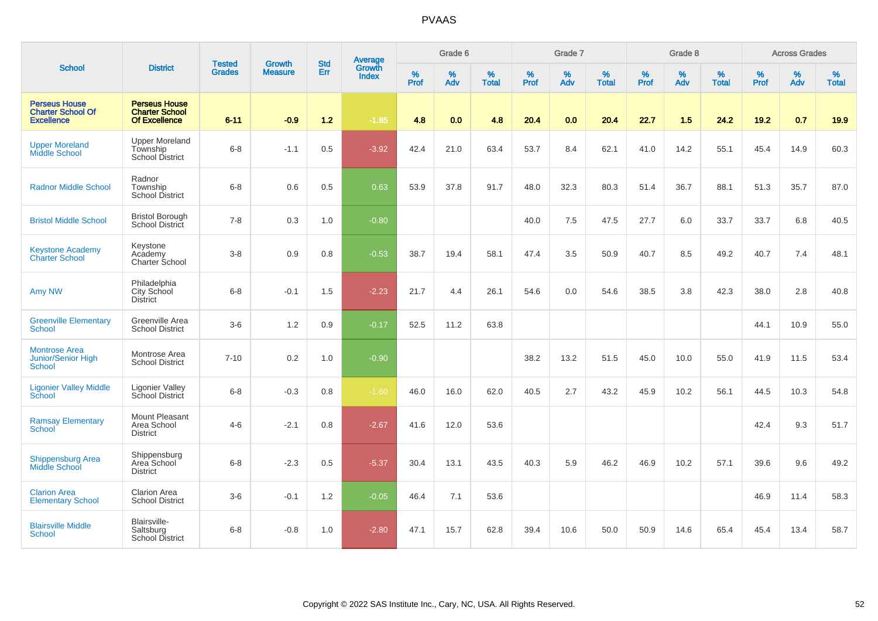# PVAAS

| School | District | Tested Grades | Growth Measure | Std Err | Average Growth Index | Grade 6 | | | Grade 7 | | | Grade 8 | | | Across Grades | | |
|---|---|---|---|---|---|---|---|---|---|---|---|---|---|---|---|---|---|
| | | | | | | % Prof | % Adv | % Total | % Prof | % Adv | % Total | % Prof | % Adv | % Total | % Prof | % Adv | % Total |
| **Perseus House Charter School Of Excellence** | **Perseus House Charter School Of Excellence** | **6-11** | **-0.9** | **1.2** | **-1.85** | **4.8** | **0.0** | **4.8** | **20.4** | **0.0** | **20.4** | **22.7** | **1.5** | **24.2** | **19.2** | **0.7** | **19.9** |
| Upper Moreland Middle School | Upper Moreland Township School District | 6-8 | -1.1 | 0.5 | -3.92 | 42.4 | 21.0 | 63.4 | 53.7 | 8.4 | 62.1 | 41.0 | 14.2 | 55.1 | 45.4 | 14.9 | 60.3 |
| Radnor Middle School | Radnor Township School District | 6-8 | 0.6 | 0.5 | 0.63 | 53.9 | 37.8 | 91.7 | 48.0 | 32.3 | 80.3 | 51.4 | 36.7 | 88.1 | 51.3 | 35.7 | 87.0 |
| Bristol Middle School | Bristol Borough School District | 7-8 | 0.3 | 1.0 | -0.80 | | | | 40.0 | 7.5 | 47.5 | 27.7 | 6.0 | 33.7 | 33.7 | 6.8 | 40.5 |
| Keystone Academy Charter School | Keystone Academy Charter School | 3-8 | 0.9 | 0.8 | -0.53 | 38.7 | 19.4 | 58.1 | 47.4 | 3.5 | 50.9 | 40.7 | 8.5 | 49.2 | 40.7 | 7.4 | 48.1 |
| Amy NW | Philadelphia City School District | 6-8 | -0.1 | 1.5 | -2.23 | 21.7 | 4.4 | 26.1 | 54.6 | 0.0 | 54.6 | 38.5 | 3.8 | 42.3 | 38.0 | 2.8 | 40.8 |
| Greenville Elementary School | Greenville Area School District | 3-6 | 1.2 | 0.9 | -0.17 | 52.5 | 11.2 | 63.8 | | | | | | | 44.1 | 10.9 | 55.0 |
| Montrose Area Junior/Senior High School | Montrose Area School District | 7-10 | 0.2 | 1.0 | -0.90 | | | | 38.2 | 13.2 | 51.5 | 45.0 | 10.0 | 55.0 | 41.9 | 11.5 | 53.4 |
| Ligonier Valley Middle School | Ligonier Valley School District | 6-8 | -0.3 | 0.8 | -1.60 | 46.0 | 16.0 | 62.0 | 40.5 | 2.7 | 43.2 | 45.9 | 10.2 | 56.1 | 44.5 | 10.3 | 54.8 |
| Ramsay Elementary School | Mount Pleasant Area School District | 4-6 | -2.1 | 0.8 | -2.67 | 41.6 | 12.0 | 53.6 | | | | | | | 42.4 | 9.3 | 51.7 |
| Shippensburg Area Middle School | Shippensburg Area School District | 6-8 | -2.3 | 0.5 | -5.37 | 30.4 | 13.1 | 43.5 | 40.3 | 5.9 | 46.2 | 46.9 | 10.2 | 57.1 | 39.6 | 9.6 | 49.2 |
| Clarion Area Elementary School | Clarion Area School District | 3-6 | -0.1 | 1.2 | -0.05 | 46.4 | 7.1 | 53.6 | | | | | | | 46.9 | 11.4 | 58.3 |
| Blairsville Middle School | Blairsville-Saltsburg School District | 6-8 | -0.8 | 1.0 | -2.80 | 47.1 | 15.7 | 62.8 | 39.4 | 10.6 | 50.0 | 50.9 | 14.6 | 65.4 | 45.4 | 13.4 | 58.7 |

Copyright © 2022 SAS Institute Inc., Cary, NC, USA. All Rights Reserved.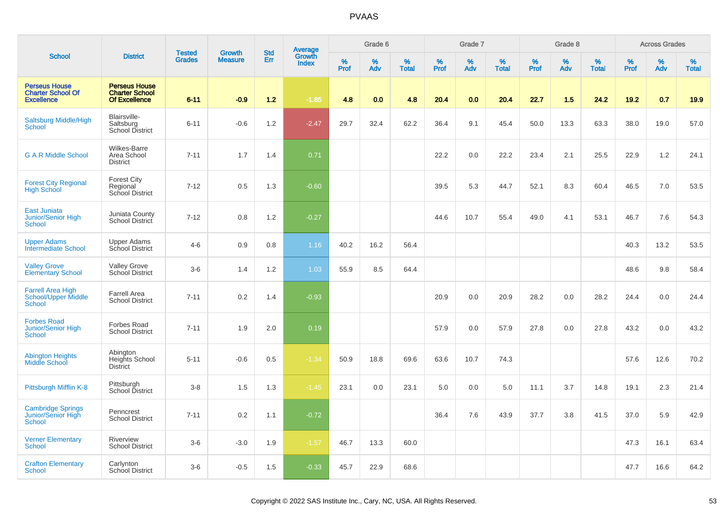# PVAAS

| School | District | Tested Grades | Growth Measure | Std Err | Average Growth Index | Grade 6 | | | Grade 7 | | | Grade 8 | | | Across Grades | | |
|---|---|---|---|---|---|---|---|---|---|---|---|---|---|---|---|---|---|
| | | | | | | % Prof | % Adv | % Total | % Prof | % Adv | % Total | % Prof | % Adv | % Total | % Prof | % Adv | % Total |
| **Perseus House Charter School Of Excellence** | **Perseus House Charter School Of Excellence** | **6-11** | **-0.9** | **1.2** | **-1.85** | **4.8** | **0.0** | **4.8** | **20.4** | **0.0** | **20.4** | **22.7** | **1.5** | **24.2** | **19.2** | **0.7** | **19.9** |
| Saltsburg Middle/High School | Blairsville-Saltsburg School District | 6-11 | -0.6 | 1.2 | -2.47 | 29.7 | 32.4 | 62.2 | 36.4 | 9.1 | 45.4 | 50.0 | 13.3 | 63.3 | 38.0 | 19.0 | 57.0 |
| G A R Middle School | Wilkes-Barre Area School District | 7-11 | 1.7 | 1.4 | 0.71 | | | | 22.2 | 0.0 | 22.2 | 23.4 | 2.1 | 25.5 | 22.9 | 1.2 | 24.1 |
| Forest City Regional High School | Forest City Regional School District | 7-12 | 0.5 | 1.3 | -0.60 | | | | 39.5 | 5.3 | 44.7 | 52.1 | 8.3 | 60.4 | 46.5 | 7.0 | 53.5 |
| East Juniata Junior/Senior High School | Juniata County School District | 7-12 | 0.8 | 1.2 | -0.27 | | | | 44.6 | 10.7 | 55.4 | 49.0 | 4.1 | 53.1 | 46.7 | 7.6 | 54.3 |
| Upper Adams Intermediate School | Upper Adams School District | 4-6 | 0.9 | 0.8 | 1.16 | 40.2 | 16.2 | 56.4 | | | | | | | 40.3 | 13.2 | 53.5 |
| Valley Grove Elementary School | Valley Grove School District | 3-6 | 1.4 | 1.2 | 1.03 | 55.9 | 8.5 | 64.4 | | | | | | | 48.6 | 9.8 | 58.4 |
| Farrell Area High School/Upper Middle School | Farrell Area School District | 7-11 | 0.2 | 1.4 | -0.93 | | | | 20.9 | 0.0 | 20.9 | 28.2 | 0.0 | 28.2 | 24.4 | 0.0 | 24.4 |
| Forbes Road Junior/Senior High School | Forbes Road School District | 7-11 | 1.9 | 2.0 | 0.19 | | | | 57.9 | 0.0 | 57.9 | 27.8 | 0.0 | 27.8 | 43.2 | 0.0 | 43.2 |
| Abington Heights Middle School | Abington Heights School District | 5-11 | -0.6 | 0.5 | -1.34 | 50.9 | 18.8 | 69.6 | 63.6 | 10.7 | 74.3 | | | | 57.6 | 12.6 | 70.2 |
| Pittsburgh Mifflin K-8 | Pittsburgh School District | 3-8 | 1.5 | 1.3 | -1.45 | 23.1 | 0.0 | 23.1 | 5.0 | 0.0 | 5.0 | 11.1 | 3.7 | 14.8 | 19.1 | 2.3 | 21.4 |
| Cambridge Springs Junior/Senior High School | Penncrest School District | 7-11 | 0.2 | 1.1 | -0.72 | | | | 36.4 | 7.6 | 43.9 | 37.7 | 3.8 | 41.5 | 37.0 | 5.9 | 42.9 |
| Verner Elementary School | Riverview School District | 3-6 | -3.0 | 1.9 | -1.57 | 46.7 | 13.3 | 60.0 | | | | | | | 47.3 | 16.1 | 63.4 |
| Crafton Elementary School | Carlynton School District | 3-6 | -0.5 | 1.5 | -0.33 | 45.7 | 22.9 | 68.6 | | | | | | | 47.7 | 16.6 | 64.2 |

Copyright © 2022 SAS Institute Inc., Cary, NC, USA. All Rights Reserved.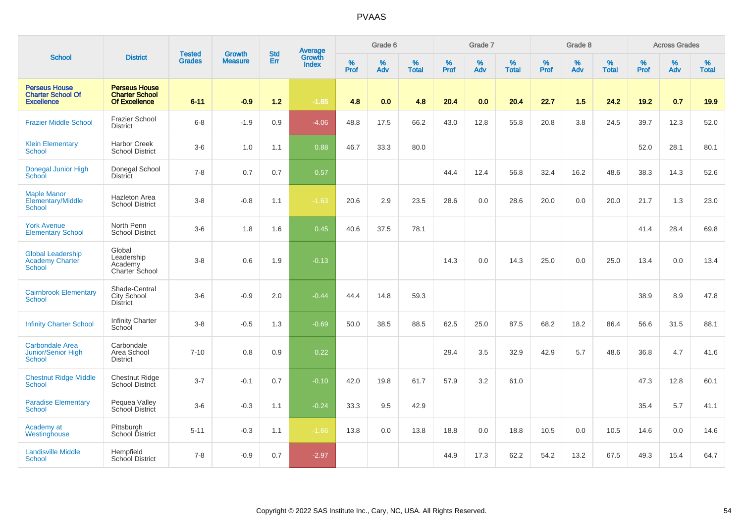# PVAAS

| School | District | Tested Grades | Growth Measure | Std Err | Average Growth Index | Grade 6 | | | Grade 7 | | | Grade 8 | | | Across Grades | | |
|---|---|---|---|---|---|---|---|---|---|---|---|---|---|---|---|---|---|
| | | | | | | % Prof | % Adv | % Total | % Prof | % Adv | % Total | % Prof | % Adv | % Total | % Prof | % Adv | % Total |
| **Perseus House Charter School Of Excellence** | **Perseus House Charter School Of Excellence** | **6-11** | **-0.9** | **1.2** | **-1.85** | **4.8** | **0.0** | **4.8** | **20.4** | **0.0** | **20.4** | **22.7** | **1.5** | **24.2** | **19.2** | **0.7** | **19.9** |
| Frazier Middle School | Frazier School District | 6-8 | -1.9 | 0.9 | -4.06 | 48.8 | 17.5 | 66.2 | 43.0 | 12.8 | 55.8 | 20.8 | 3.8 | 24.5 | 39.7 | 12.3 | 52.0 |
| Klein Elementary School | Harbor Creek School District | 3-6 | 1.0 | 1.1 | 0.88 | 46.7 | 33.3 | 80.0 | | | | | | | 52.0 | 28.1 | 80.1 |
| Donegal Junior High School | Donegal School District | 7-8 | 0.7 | 0.7 | 0.57 | | | | 44.4 | 12.4 | 56.8 | 32.4 | 16.2 | 48.6 | 38.3 | 14.3 | 52.6 |
| Maple Manor Elementary/Middle School | Hazleton Area School District | 3-8 | -0.8 | 1.1 | -1.63 | 20.6 | 2.9 | 23.5 | 28.6 | 0.0 | 28.6 | 20.0 | 0.0 | 20.0 | 21.7 | 1.3 | 23.0 |
| York Avenue Elementary School | North Penn School District | 3-6 | 1.8 | 1.6 | 0.45 | 40.6 | 37.5 | 78.1 | | | | | | | 41.4 | 28.4 | 69.8 |
| Global Leadership Academy Charter School | Global Leadership Academy Charter School | 3-8 | 0.6 | 1.9 | -0.13 | | | | 14.3 | 0.0 | 14.3 | 25.0 | 0.0 | 25.0 | 13.4 | 0.0 | 13.4 |
| Cairnbrook Elementary School | Shade-Central City School District | 3-6 | -0.9 | 2.0 | -0.44 | 44.4 | 14.8 | 59.3 | | | | | | | 38.9 | 8.9 | 47.8 |
| Infinity Charter School | Infinity Charter School | 3-8 | -0.5 | 1.3 | -0.69 | 50.0 | 38.5 | 88.5 | 62.5 | 25.0 | 87.5 | 68.2 | 18.2 | 86.4 | 56.6 | 31.5 | 88.1 |
| Carbondale Area Junior/Senior High School | Carbondale Area School District | 7-10 | 0.8 | 0.9 | 0.22 | | | | 29.4 | 3.5 | 32.9 | 42.9 | 5.7 | 48.6 | 36.8 | 4.7 | 41.6 |
| Chestnut Ridge Middle School | Chestnut Ridge School District | 3-7 | -0.1 | 0.7 | -0.10 | 42.0 | 19.8 | 61.7 | 57.9 | 3.2 | 61.0 | | | | 47.3 | 12.8 | 60.1 |
| Paradise Elementary School | Pequea Valley School District | 3-6 | -0.3 | 1.1 | -0.24 | 33.3 | 9.5 | 42.9 | | | | | | | 35.4 | 5.7 | 41.1 |
| Academy at Westinghouse | Pittsburgh School District | 5-11 | -0.3 | 1.1 | -1.66 | 13.8 | 0.0 | 13.8 | 18.8 | 0.0 | 18.8 | 10.5 | 0.0 | 10.5 | 14.6 | 0.0 | 14.6 |
| Landisville Middle School | Hempfield School District | 7-8 | -0.9 | 0.7 | -2.97 | | | | 44.9 | 17.3 | 62.2 | 54.2 | 13.2 | 67.5 | 49.3 | 15.4 | 64.7 |

Copyright © 2022 SAS Institute Inc., Cary, NC, USA. All Rights Reserved.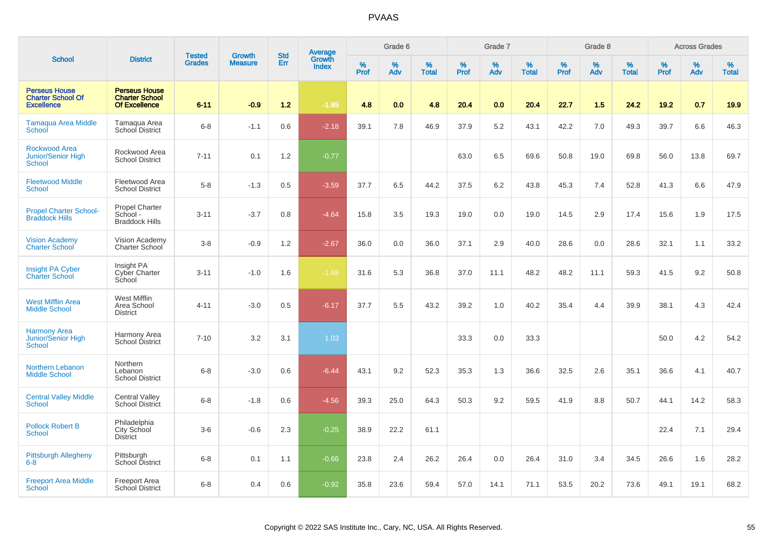# PVAAS

| School | District | Tested Grades | Growth Measure | Std Err | Average Growth Index | Grade 6 | | | Grade 7 | | | Grade 8 | | | Across Grades | | |
|---|---|---|---|---|---|---|---|---|---|---|---|---|---|---|---|---|---|
| | | | | | | % Prof | % Adv | % Total | % Prof | % Adv | % Total | % Prof | % Adv | % Total | % Prof | % Adv | % Total |
| **Perseus House Charter School Of Excellence** | **Perseus House Charter School Of Excellence** | **6-11** | **-0.9** | **1.2** | **-1.85** | **4.8** | **0.0** | **4.8** | **20.4** | **0.0** | **20.4** | **22.7** | **1.5** | **24.2** | **19.2** | **0.7** | **19.9** |
| Tamaqua Area Middle School | Tamaqua Area School District | 6-8 | -1.1 | 0.6 | -2.18 | 39.1 | 7.8 | 46.9 | 37.9 | 5.2 | 43.1 | 42.2 | 7.0 | 49.3 | 39.7 | 6.6 | 46.3 |
| Rockwood Area Junior/Senior High School | Rockwood Area School District | 7-11 | 0.1 | 1.2 | -0.77 | | | | 63.0 | 6.5 | 69.6 | 50.8 | 19.0 | 69.8 | 56.0 | 13.8 | 69.7 |
| Fleetwood Middle School | Fleetwood Area School District | 5-8 | -1.3 | 0.5 | -3.59 | 37.7 | 6.5 | 44.2 | 37.5 | 6.2 | 43.8 | 45.3 | 7.4 | 52.8 | 41.3 | 6.6 | 47.9 |
| Propel Charter School-Braddock Hills | Propel Charter School - Braddock Hills | 3-11 | -3.7 | 0.8 | -4.64 | 15.8 | 3.5 | 19.3 | 19.0 | 0.0 | 19.0 | 14.5 | 2.9 | 17.4 | 15.6 | 1.9 | 17.5 |
| Vision Academy Charter School | Vision Academy Charter School | 3-8 | -0.9 | 1.2 | -2.67 | 36.0 | 0.0 | 36.0 | 37.1 | 2.9 | 40.0 | 28.6 | 0.0 | 28.6 | 32.1 | 1.1 | 33.2 |
| Insight PA Cyber Charter School | Insight PA Cyber Charter School | 3-11 | -1.0 | 1.6 | -1.68 | 31.6 | 5.3 | 36.8 | 37.0 | 11.1 | 48.2 | 48.2 | 11.1 | 59.3 | 41.5 | 9.2 | 50.8 |
| West Mifflin Area Middle School | West Mifflin Area School District | 4-11 | -3.0 | 0.5 | -6.17 | 37.7 | 5.5 | 43.2 | 39.2 | 1.0 | 40.2 | 35.4 | 4.4 | 39.9 | 38.1 | 4.3 | 42.4 |
| Harmony Area Junior/Senior High School | Harmony Area School District | 7-10 | 3.2 | 3.1 | 1.03 | | | | 33.3 | 0.0 | 33.3 | | | | 50.0 | 4.2 | 54.2 |
| Northern Lebanon Middle School | Northern Lebanon School District | 6-8 | -3.0 | 0.6 | -6.44 | 43.1 | 9.2 | 52.3 | 35.3 | 1.3 | 36.6 | 32.5 | 2.6 | 35.1 | 36.6 | 4.1 | 40.7 |
| Central Valley Middle School | Central Valley School District | 6-8 | -1.8 | 0.6 | -4.56 | 39.3 | 25.0 | 64.3 | 50.3 | 9.2 | 59.5 | 41.9 | 8.8 | 50.7 | 44.1 | 14.2 | 58.3 |
| Pollock Robert B School | Philadelphia City School District | 3-6 | -0.6 | 2.3 | -0.25 | 38.9 | 22.2 | 61.1 | | | | | | | 22.4 | 7.1 | 29.4 |
| Pittsburgh Allegheny 6-8 | Pittsburgh School District | 6-8 | 0.1 | 1.1 | -0.66 | 23.8 | 2.4 | 26.2 | 26.4 | 0.0 | 26.4 | 31.0 | 3.4 | 34.5 | 26.6 | 1.6 | 28.2 |
| Freeport Area Middle School | Freeport Area School District | 6-8 | 0.4 | 0.6 | -0.92 | 35.8 | 23.6 | 59.4 | 57.0 | 14.1 | 71.1 | 53.5 | 20.2 | 73.6 | 49.1 | 19.1 | 68.2 |

Copyright © 2022 SAS Institute Inc., Cary, NC, USA. All Rights Reserved.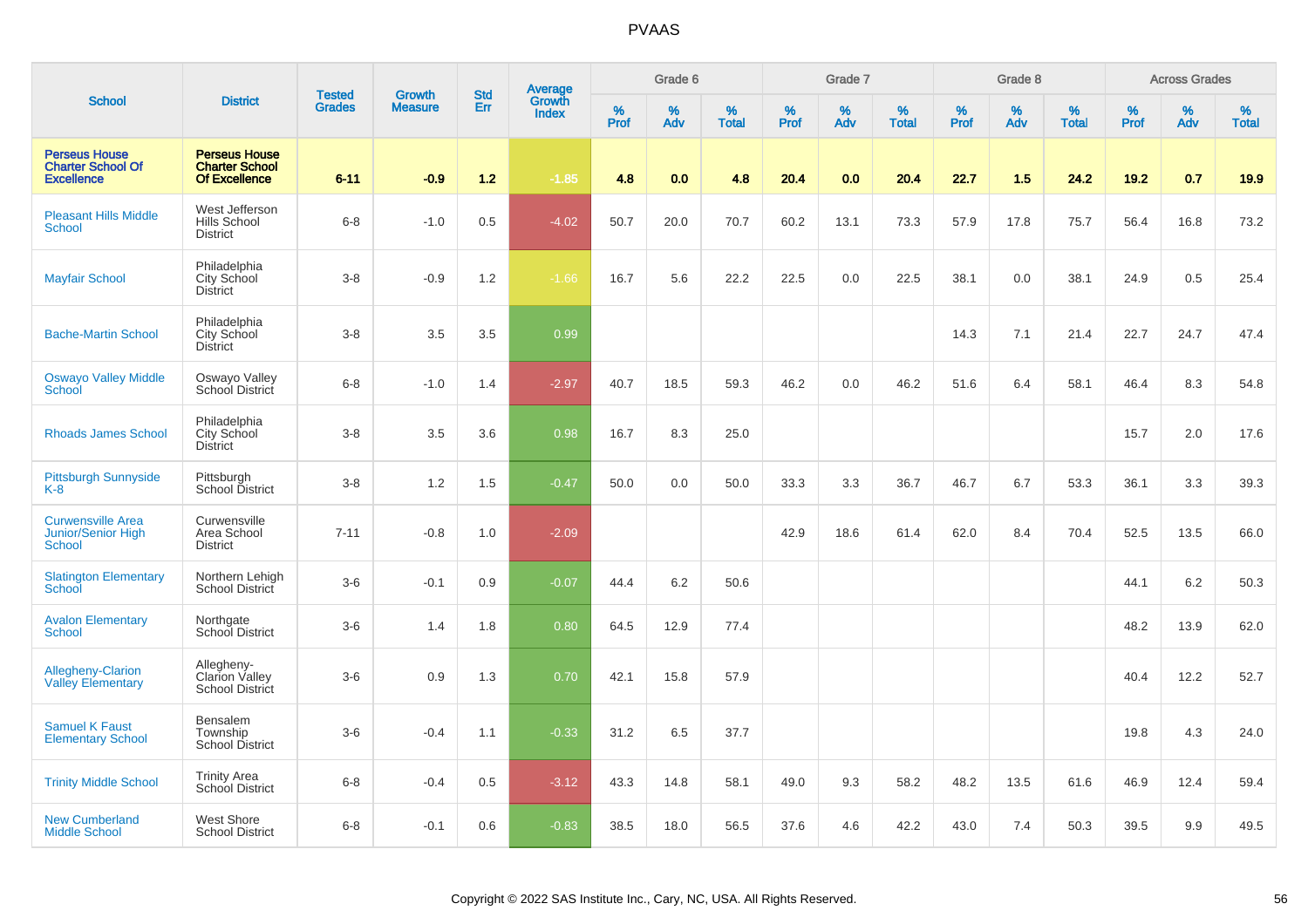# PVAAS

| School | District | Tested Grades | Growth Measure | Std Err | Average Growth Index | Grade 6 | | | Grade 7 | | | Grade 8 | | | Across Grades | | |
|---|---|---|---|---|---|---|---|---|---|---|---|---|---|---|---|---|---|
| | | | | | | % Prof | % Adv | % Total | % Prof | % Adv | % Total | % Prof | % Adv | % Total | % Prof | % Adv | % Total |
| **Perseus House Charter School Of Excellence** | **Perseus House Charter School Of Excellence** | **6-11** | **-0.9** | **1.2** | **-1.85** | **4.8** | **0.0** | **4.8** | **20.4** | **0.0** | **20.4** | **22.7** | **1.5** | **24.2** | **19.2** | **0.7** | **19.9** |
| Pleasant Hills Middle School | West Jefferson Hills School District | 6-8 | -1.0 | 0.5 | -4.02 | 50.7 | 20.0 | 70.7 | 60.2 | 13.1 | 73.3 | 57.9 | 17.8 | 75.7 | 56.4 | 16.8 | 73.2 |
| Mayfair School | Philadelphia City School District | 3-8 | -0.9 | 1.2 | -1.66 | 16.7 | 5.6 | 22.2 | 22.5 | 0.0 | 22.5 | 38.1 | 0.0 | 38.1 | 24.9 | 0.5 | 25.4 |
| Bache-Martin School | Philadelphia City School District | 3-8 | 3.5 | 3.5 | 0.99 | | | | | | | 14.3 | 7.1 | 21.4 | 22.7 | 24.7 | 47.4 |
| Oswayo Valley Middle School | Oswayo Valley School District | 6-8 | -1.0 | 1.4 | -2.97 | 40.7 | 18.5 | 59.3 | 46.2 | 0.0 | 46.2 | 51.6 | 6.4 | 58.1 | 46.4 | 8.3 | 54.8 |
| Rhoads James School | Philadelphia City School District | 3-8 | 3.5 | 3.6 | 0.98 | 16.7 | 8.3 | 25.0 | | | | | | | 15.7 | 2.0 | 17.6 |
| Pittsburgh Sunnyside K-8 | Pittsburgh School District | 3-8 | 1.2 | 1.5 | -0.47 | 50.0 | 0.0 | 50.0 | 33.3 | 3.3 | 36.7 | 46.7 | 6.7 | 53.3 | 36.1 | 3.3 | 39.3 |
| Curwensville Area Junior/Senior High School | Curwensville Area School District | 7-11 | -0.8 | 1.0 | -2.09 | | | | 42.9 | 18.6 | 61.4 | 62.0 | 8.4 | 70.4 | 52.5 | 13.5 | 66.0 |
| Slatington Elementary School | Northern Lehigh School District | 3-6 | -0.1 | 0.9 | -0.07 | 44.4 | 6.2 | 50.6 | | | | | | | 44.1 | 6.2 | 50.3 |
| Avalon Elementary School | Northgate School District | 3-6 | 1.4 | 1.8 | 0.80 | 64.5 | 12.9 | 77.4 | | | | | | | 48.2 | 13.9 | 62.0 |
| Allegheny-Clarion Valley Elementary | Allegheny-Clarion Valley School District | 3-6 | 0.9 | 1.3 | 0.70 | 42.1 | 15.8 | 57.9 | | | | | | | 40.4 | 12.2 | 52.7 |
| Samuel K Faust Elementary School | Bensalem Township School District | 3-6 | -0.4 | 1.1 | -0.33 | 31.2 | 6.5 | 37.7 | | | | | | | 19.8 | 4.3 | 24.0 |
| Trinity Middle School | Trinity Area School District | 6-8 | -0.4 | 0.5 | -3.12 | 43.3 | 14.8 | 58.1 | 49.0 | 9.3 | 58.2 | 48.2 | 13.5 | 61.6 | 46.9 | 12.4 | 59.4 |
| New Cumberland Middle School | West Shore School District | 6-8 | -0.1 | 0.6 | -0.83 | 38.5 | 18.0 | 56.5 | 37.6 | 4.6 | 42.2 | 43.0 | 7.4 | 50.3 | 39.5 | 9.9 | 49.5 |

Copyright © 2022 SAS Institute Inc., Cary, NC, USA. All Rights Reserved.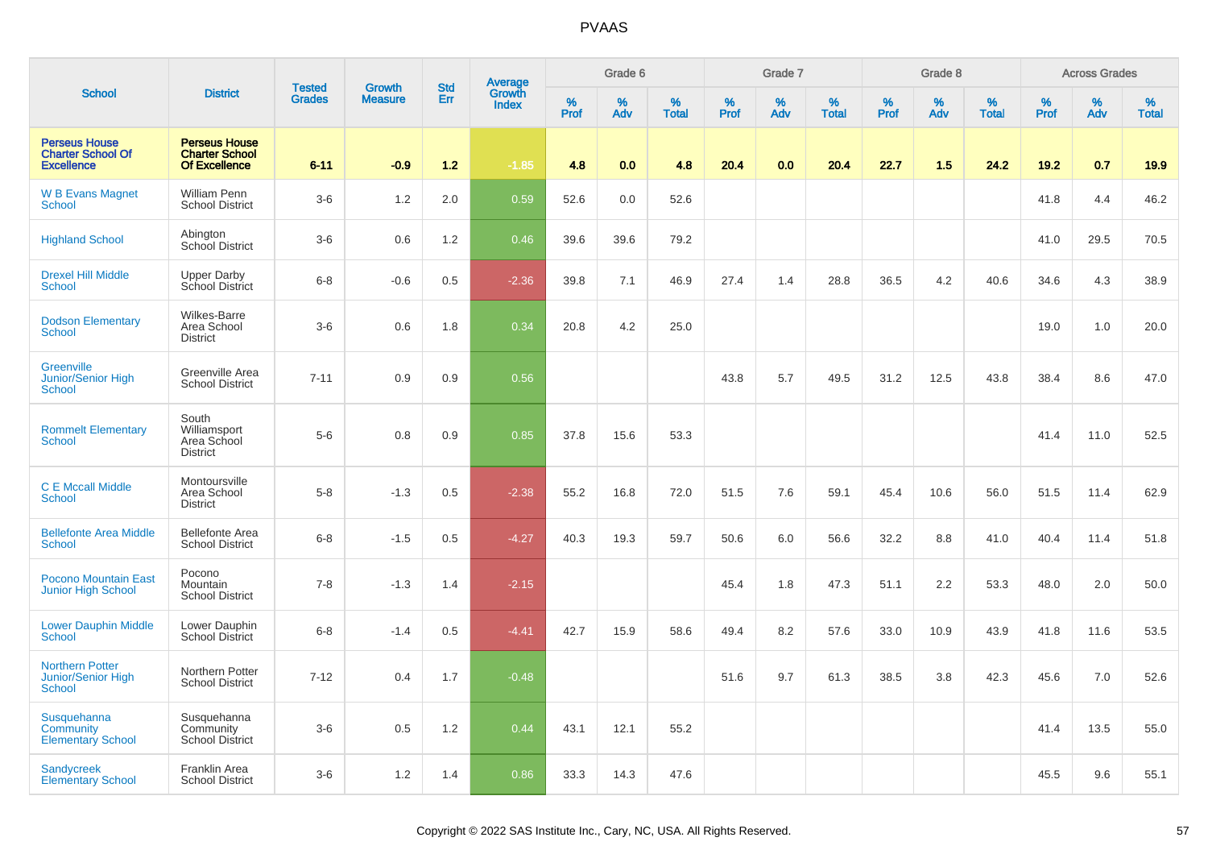# PVAAS

| School | District | Tested Grades | Growth Measure | Std Err | Average Growth Index | Grade 6 | | | Grade 7 | | | Grade 8 | | | Across Grades | | |
|---|---|---|---|---|---|---|---|---|---|---|---|---|---|---|---|---|---|
| | | | | | | % Prof | % Adv | % Total | % Prof | % Adv | % Total | % Prof | % Adv | % Total | % Prof | % Adv | % Total |
| **Perseus House Charter School Of Excellence** | **Perseus House Charter School Of Excellence** | **6-11** | **-0.9** | **1.2** | **-1.85** | **4.8** | **0.0** | **4.8** | **20.4** | **0.0** | **20.4** | **22.7** | **1.5** | **24.2** | **19.2** | **0.7** | **19.9** |
| W B Evans Magnet School | William Penn School District | 3-6 | 1.2 | 2.0 | 0.59 | 52.6 | 0.0 | 52.6 | | | | | | | 41.8 | 4.4 | 46.2 |
| Highland School | Abington School District | 3-6 | 0.6 | 1.2 | 0.46 | 39.6 | 39.6 | 79.2 | | | | | | | 41.0 | 29.5 | 70.5 |
| Drexel Hill Middle School | Upper Darby School District | 6-8 | -0.6 | 0.5 | -2.36 | 39.8 | 7.1 | 46.9 | 27.4 | 1.4 | 28.8 | 36.5 | 4.2 | 40.6 | 34.6 | 4.3 | 38.9 |
| Dodson Elementary School | Wilkes-Barre Area School District | 3-6 | 0.6 | 1.8 | 0.34 | 20.8 | 4.2 | 25.0 | | | | | | | 19.0 | 1.0 | 20.0 |
| Greenville Junior/Senior High School | Greenville Area School District | 7-11 | 0.9 | 0.9 | 0.56 | | | | 43.8 | 5.7 | 49.5 | 31.2 | 12.5 | 43.8 | 38.4 | 8.6 | 47.0 |
| Rommelt Elementary School | South Williamsport Area School District | 5-6 | 0.8 | 0.9 | 0.85 | 37.8 | 15.6 | 53.3 | | | | | | | 41.4 | 11.0 | 52.5 |
| C E Mccall Middle School | Montoursville Area School District | 5-8 | -1.3 | 0.5 | -2.38 | 55.2 | 16.8 | 72.0 | 51.5 | 7.6 | 59.1 | 45.4 | 10.6 | 56.0 | 51.5 | 11.4 | 62.9 |
| Bellefonte Area Middle School | Bellefonte Area School District | 6-8 | -1.5 | 0.5 | -4.27 | 40.3 | 19.3 | 59.7 | 50.6 | 6.0 | 56.6 | 32.2 | 8.8 | 41.0 | 40.4 | 11.4 | 51.8 |
| Pocono Mountain East Junior High School | Pocono Mountain School District | 7-8 | -1.3 | 1.4 | -2.15 | | | | 45.4 | 1.8 | 47.3 | 51.1 | 2.2 | 53.3 | 48.0 | 2.0 | 50.0 |
| Lower Dauphin Middle School | Lower Dauphin School District | 6-8 | -1.4 | 0.5 | -4.41 | 42.7 | 15.9 | 58.6 | 49.4 | 8.2 | 57.6 | 33.0 | 10.9 | 43.9 | 41.8 | 11.6 | 53.5 |
| Northern Potter Junior/Senior High School | Northern Potter School District | 7-12 | 0.4 | 1.7 | -0.48 | | | | 51.6 | 9.7 | 61.3 | 38.5 | 3.8 | 42.3 | 45.6 | 7.0 | 52.6 |
| Susquehanna Community Elementary School | Susquehanna Community School District | 3-6 | 0.5 | 1.2 | 0.44 | 43.1 | 12.1 | 55.2 | | | | | | | 41.4 | 13.5 | 55.0 |
| Sandycreek Elementary School | Franklin Area School District | 3-6 | 1.2 | 1.4 | 0.86 | 33.3 | 14.3 | 47.6 | | | | | | | 45.5 | 9.6 | 55.1 |

Copyright © 2022 SAS Institute Inc., Cary, NC, USA. All Rights Reserved.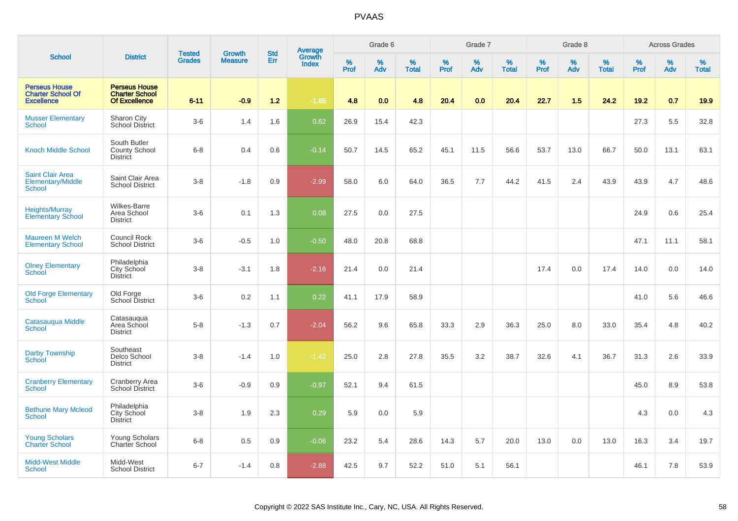# PVAAS

| School | District | Tested Grades | Growth Measure | Std Err | Average Growth Index | Grade 6 | | | Grade 7 | | | Grade 8 | | | Across Grades | | |
|---|---|---|---|---|---|---|---|---|---|---|---|---|---|---|---|---|---|
| | | | | | | % Prof | % Adv | % Total | % Prof | % Adv | % Total | % Prof | % Adv | % Total | % Prof | % Adv | % Total |
| **Perseus House Charter School Of Excellence** | **Perseus House Charter School Of Excellence** | **6-11** | **-0.9** | **1.2** | **-1.85** | **4.8** | **0.0** | **4.8** | **20.4** | **0.0** | **20.4** | **22.7** | **1.5** | **24.2** | **19.2** | **0.7** | **19.9** |
| Musser Elementary School | Sharon City School District | 3-6 | 1.4 | 1.6 | 0.62 | 26.9 | 15.4 | 42.3 | | | | | | | 27.3 | 5.5 | 32.8 |
| Knoch Middle School | South Butler County School District | 6-8 | 0.4 | 0.6 | -0.14 | 50.7 | 14.5 | 65.2 | 45.1 | 11.5 | 56.6 | 53.7 | 13.0 | 66.7 | 50.0 | 13.1 | 63.1 |
| Saint Clair Area Elementary/Middle School | Saint Clair Area School District | 3-8 | -1.8 | 0.9 | -2.99 | 58.0 | 6.0 | 64.0 | 36.5 | 7.7 | 44.2 | 41.5 | 2.4 | 43.9 | 43.9 | 4.7 | 48.6 |
| Heights/Murray Elementary School | Wilkes-Barre Area School District | 3-6 | 0.1 | 1.3 | 0.08 | 27.5 | 0.0 | 27.5 | | | | | | | 24.9 | 0.6 | 25.4 |
| Maureen M Welch Elementary School | Council Rock School District | 3-6 | -0.5 | 1.0 | -0.50 | 48.0 | 20.8 | 68.8 | | | | | | | 47.1 | 11.1 | 58.1 |
| Olney Elementary School | Philadelphia City School District | 3-8 | -3.1 | 1.8 | -2.16 | 21.4 | 0.0 | 21.4 | | | | 17.4 | 0.0 | 17.4 | 14.0 | 0.0 | 14.0 |
| Old Forge Elementary School | Old Forge School District | 3-6 | 0.2 | 1.1 | 0.22 | 41.1 | 17.9 | 58.9 | | | | | | | 41.0 | 5.6 | 46.6 |
| Catasauqua Middle School | Catasauqua Area School District | 5-8 | -1.3 | 0.7 | -2.04 | 56.2 | 9.6 | 65.8 | 33.3 | 2.9 | 36.3 | 25.0 | 8.0 | 33.0 | 35.4 | 4.8 | 40.2 |
| Darby Township School | Southeast Delco School District | 3-8 | -1.4 | 1.0 | -1.42 | 25.0 | 2.8 | 27.8 | 35.5 | 3.2 | 38.7 | 32.6 | 4.1 | 36.7 | 31.3 | 2.6 | 33.9 |
| Cranberry Elementary School | Cranberry Area School District | 3-6 | -0.9 | 0.9 | -0.97 | 52.1 | 9.4 | 61.5 | | | | | | | 45.0 | 8.9 | 53.8 |
| Bethune Mary Mcleod School | Philadelphia City School District | 3-8 | 1.9 | 2.3 | 0.29 | 5.9 | 0.0 | 5.9 | | | | | | | 4.3 | 0.0 | 4.3 |
| Young Scholars Charter School | Young Scholars Charter School | 6-8 | 0.5 | 0.9 | -0.06 | 23.2 | 5.4 | 28.6 | 14.3 | 5.7 | 20.0 | 13.0 | 0.0 | 13.0 | 16.3 | 3.4 | 19.7 |
| Midd-West Middle School | Midd-West School District | 6-7 | -1.4 | 0.8 | -2.88 | 42.5 | 9.7 | 52.2 | 51.0 | 5.1 | 56.1 | | | | 46.1 | 7.8 | 53.9 |

Copyright © 2022 SAS Institute Inc., Cary, NC, USA. All Rights Reserved.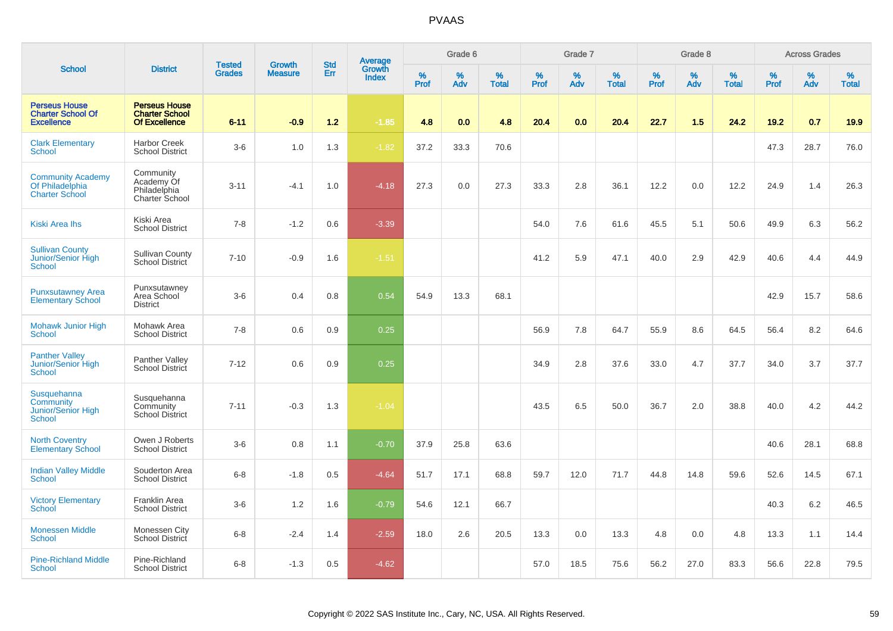# PVAAS

| School | District | Tested Grades | Growth Measure | Std Err | Average Growth Index | Grade 6 | | | Grade 7 | | | Grade 8 | | | Across Grades | | |
|---|---|---|---|---|---|---|---|---|---|---|---|---|---|---|---|---|---|
| | | | | | | % Prof | % Adv | % Total | % Prof | % Adv | % Total | % Prof | % Adv | % Total | % Prof | % Adv | % Total |
| **Perseus House Charter School Of Excellence** | **Perseus House Charter School Of Excellence** | **6-11** | **-0.9** | **1.2** | **-1.85** | **4.8** | **0.0** | **4.8** | **20.4** | **0.0** | **20.4** | **22.7** | **1.5** | **24.2** | **19.2** | **0.7** | **19.9** |
| Clark Elementary School | Harbor Creek School District | 3-6 | 1.0 | 1.3 | -1.82 | 37.2 | 33.3 | 70.6 | | | | | | | 47.3 | 28.7 | 76.0 |
| Community Academy Of Philadelphia Charter School | Community Academy Of Philadelphia Charter School | 3-11 | -4.1 | 1.0 | -4.18 | 27.3 | 0.0 | 27.3 | 33.3 | 2.8 | 36.1 | 12.2 | 0.0 | 12.2 | 24.9 | 1.4 | 26.3 |
| Kiski Area Ihs | Kiski Area School District | 7-8 | -1.2 | 0.6 | -3.39 | | | | 54.0 | 7.6 | 61.6 | 45.5 | 5.1 | 50.6 | 49.9 | 6.3 | 56.2 |
| Sullivan County Junior/Senior High School | Sullivan County School District | 7-10 | -0.9 | 1.6 | -1.51 | | | | 41.2 | 5.9 | 47.1 | 40.0 | 2.9 | 42.9 | 40.6 | 4.4 | 44.9 |
| Punxsutawney Area Elementary School | Punxsutawney Area School District | 3-6 | 0.4 | 0.8 | 0.54 | 54.9 | 13.3 | 68.1 | | | | | | | 42.9 | 15.7 | 58.6 |
| Mohawk Junior High School | Mohawk Area School District | 7-8 | 0.6 | 0.9 | 0.25 | | | | 56.9 | 7.8 | 64.7 | 55.9 | 8.6 | 64.5 | 56.4 | 8.2 | 64.6 |
| Panther Valley Junior/Senior High School | Panther Valley School District | 7-12 | 0.6 | 0.9 | 0.25 | | | | 34.9 | 2.8 | 37.6 | 33.0 | 4.7 | 37.7 | 34.0 | 3.7 | 37.7 |
| Susquehanna Community Junior/Senior High School | Susquehanna Community School District | 7-11 | -0.3 | 1.3 | -1.04 | | | | 43.5 | 6.5 | 50.0 | 36.7 | 2.0 | 38.8 | 40.0 | 4.2 | 44.2 |
| North Coventry Elementary School | Owen J Roberts School District | 3-6 | 0.8 | 1.1 | -0.70 | 37.9 | 25.8 | 63.6 | | | | | | | 40.6 | 28.1 | 68.8 |
| Indian Valley Middle School | Souderton Area School District | 6-8 | -1.8 | 0.5 | -4.64 | 51.7 | 17.1 | 68.8 | 59.7 | 12.0 | 71.7 | 44.8 | 14.8 | 59.6 | 52.6 | 14.5 | 67.1 |
| Victory Elementary School | Franklin Area School District | 3-6 | 1.2 | 1.6 | -0.79 | 54.6 | 12.1 | 66.7 | | | | | | | 40.3 | 6.2 | 46.5 |
| Monessen Middle School | Monessen City School District | 6-8 | -2.4 | 1.4 | -2.59 | 18.0 | 2.6 | 20.5 | 13.3 | 0.0 | 13.3 | 4.8 | 0.0 | 4.8 | 13.3 | 1.1 | 14.4 |
| Pine-Richland Middle School | Pine-Richland School District | 6-8 | -1.3 | 0.5 | -4.62 | | | | 57.0 | 18.5 | 75.6 | 56.2 | 27.0 | 83.3 | 56.6 | 22.8 | 79.5 |

Copyright © 2022 SAS Institute Inc., Cary, NC, USA. All Rights Reserved.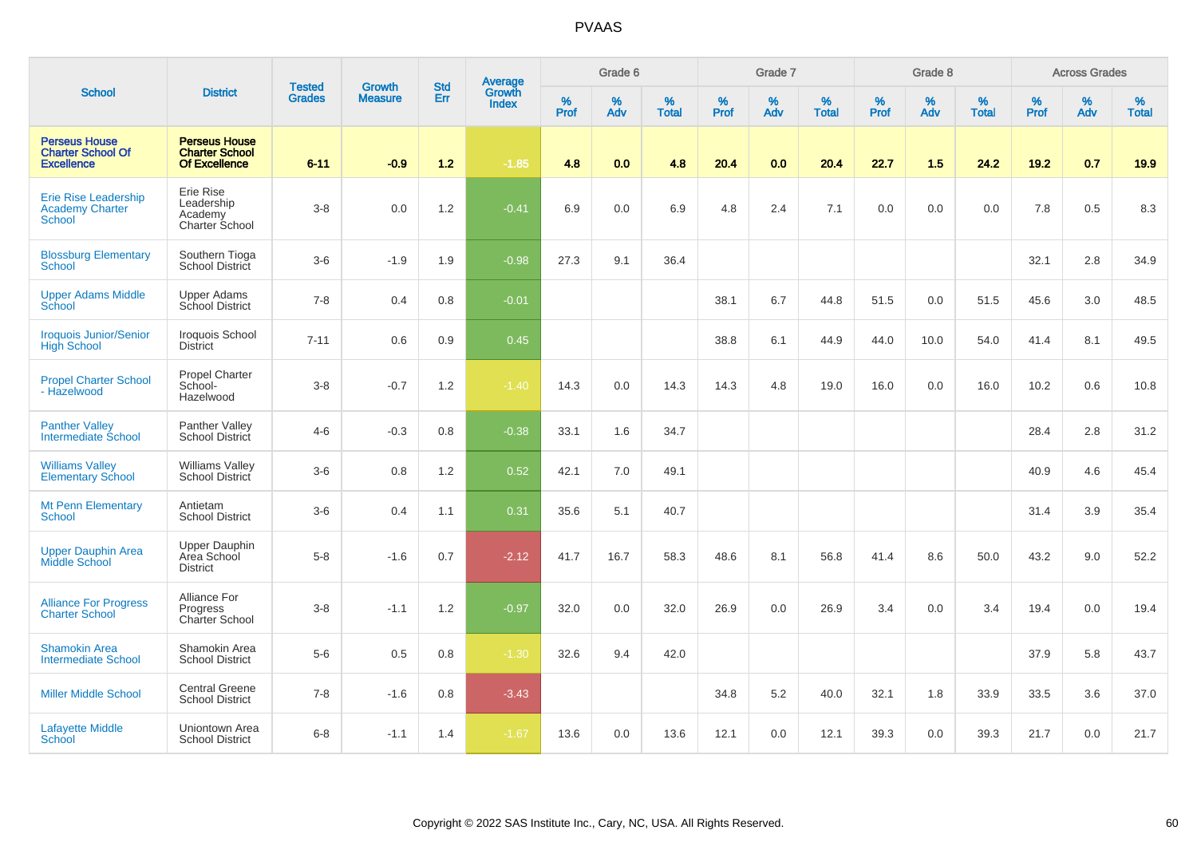# PVAAS

| School | District | Tested Grades | Growth Measure | Std Err | Average Growth Index | Grade 6 | | | Grade 7 | | | Grade 8 | | | Across Grades | | |
|---|---|---|---|---|---|---|---|---|---|---|---|---|---|---|---|---|---|
| | | | | | | % Prof | % Adv | % Total | % Prof | % Adv | % Total | % Prof | % Adv | % Total | % Prof | % Adv | % Total |
| **Perseus House Charter School Of Excellence** | **Perseus House Charter School Of Excellence** | **6-11** | **-0.9** | **1.2** | **-1.85** | **4.8** | **0.0** | **4.8** | **20.4** | **0.0** | **20.4** | **22.7** | **1.5** | **24.2** | **19.2** | **0.7** | **19.9** |
| Erie Rise Leadership Academy Charter School | Erie Rise Leadership Academy Charter School | 3-8 | 0.0 | 1.2 | -0.41 | 6.9 | 0.0 | 6.9 | 4.8 | 2.4 | 7.1 | 0.0 | 0.0 | 0.0 | 7.8 | 0.5 | 8.3 |
| Blossburg Elementary School | Southern Tioga School District | 3-6 | -1.9 | 1.9 | -0.98 | 27.3 | 9.1 | 36.4 | | | | | | | 32.1 | 2.8 | 34.9 |
| Upper Adams Middle School | Upper Adams School District | 7-8 | 0.4 | 0.8 | -0.01 | | | | 38.1 | 6.7 | 44.8 | 51.5 | 0.0 | 51.5 | 45.6 | 3.0 | 48.5 |
| Iroquois Junior/Senior High School | Iroquois School District | 7-11 | 0.6 | 0.9 | 0.45 | | | | 38.8 | 6.1 | 44.9 | 44.0 | 10.0 | 54.0 | 41.4 | 8.1 | 49.5 |
| Propel Charter School - Hazelwood | Propel Charter School-Hazelwood | 3-8 | -0.7 | 1.2 | -1.40 | 14.3 | 0.0 | 14.3 | 14.3 | 4.8 | 19.0 | 16.0 | 0.0 | 16.0 | 10.2 | 0.6 | 10.8 |
| Panther Valley Intermediate School | Panther Valley School District | 4-6 | -0.3 | 0.8 | -0.38 | 33.1 | 1.6 | 34.7 | | | | | | | 28.4 | 2.8 | 31.2 |
| Williams Valley Elementary School | Williams Valley School District | 3-6 | 0.8 | 1.2 | 0.52 | 42.1 | 7.0 | 49.1 | | | | | | | 40.9 | 4.6 | 45.4 |
| Mt Penn Elementary School | Antietam School District | 3-6 | 0.4 | 1.1 | 0.31 | 35.6 | 5.1 | 40.7 | | | | | | | 31.4 | 3.9 | 35.4 |
| Upper Dauphin Area Middle School | Upper Dauphin Area School District | 5-8 | -1.6 | 0.7 | -2.12 | 41.7 | 16.7 | 58.3 | 48.6 | 8.1 | 56.8 | 41.4 | 8.6 | 50.0 | 43.2 | 9.0 | 52.2 |
| Alliance For Progress Charter School | Alliance For Progress Charter School | 3-8 | -1.1 | 1.2 | -0.97 | 32.0 | 0.0 | 32.0 | 26.9 | 0.0 | 26.9 | 3.4 | 0.0 | 3.4 | 19.4 | 0.0 | 19.4 |
| Shamokin Area Intermediate School | Shamokin Area School District | 5-6 | 0.5 | 0.8 | -1.30 | 32.6 | 9.4 | 42.0 | | | | | | | 37.9 | 5.8 | 43.7 |
| Miller Middle School | Central Greene School District | 7-8 | -1.6 | 0.8 | -3.43 | | | | 34.8 | 5.2 | 40.0 | 32.1 | 1.8 | 33.9 | 33.5 | 3.6 | 37.0 |
| Lafayette Middle School | Uniontown Area School District | 6-8 | -1.1 | 1.4 | -1.67 | 13.6 | 0.0 | 13.6 | 12.1 | 0.0 | 12.1 | 39.3 | 0.0 | 39.3 | 21.7 | 0.0 | 21.7 |

Copyright © 2022 SAS Institute Inc., Cary, NC, USA. All Rights Reserved.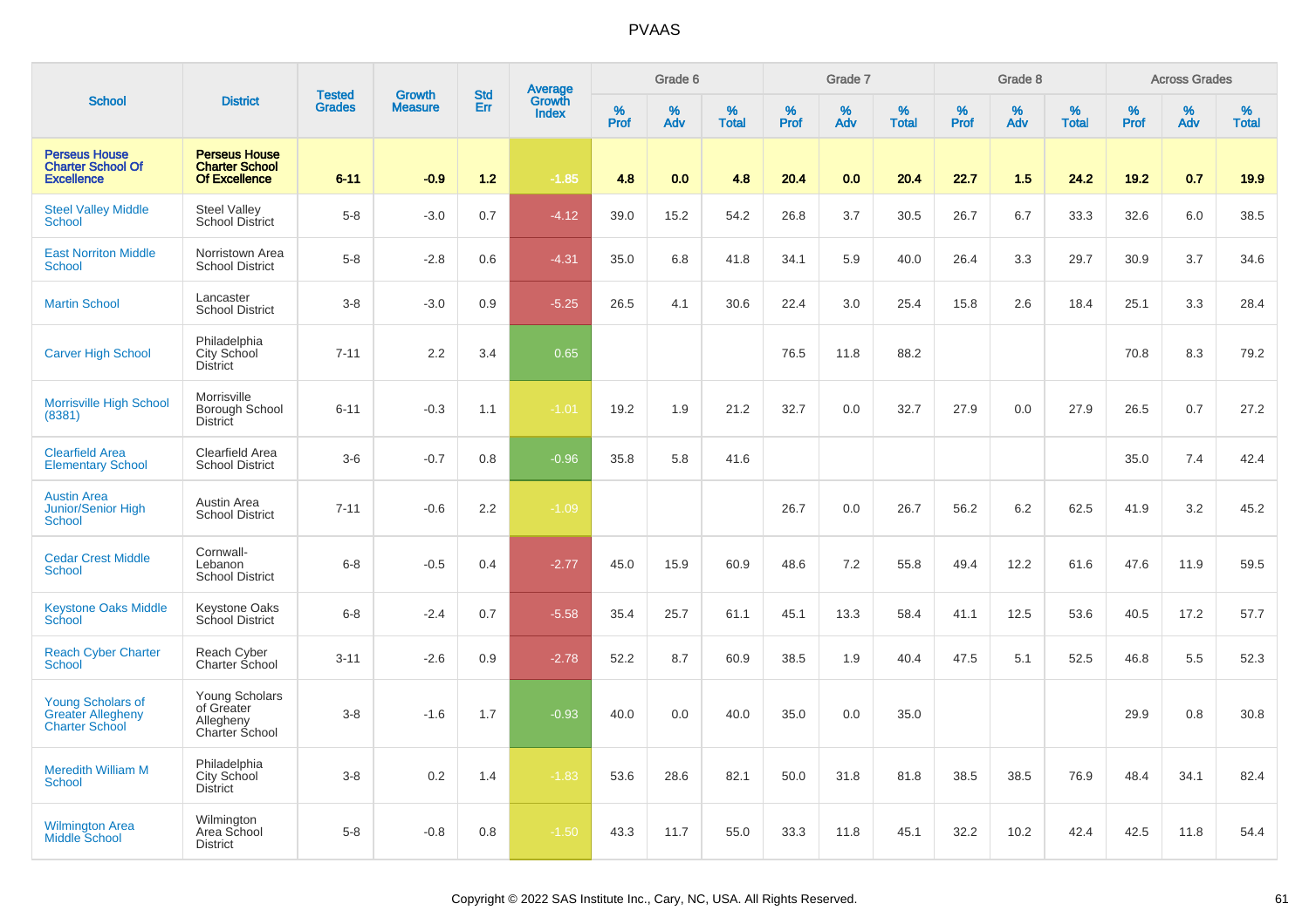# PVAAS

| School | District | Tested Grades | Growth Measure | Std Err | Average Growth Index | Grade 6 | | | Grade 7 | | | Grade 8 | | | Across Grades | | |
|---|---|---|---|---|---|---|---|---|---|---|---|---|---|---|---|---|---|
| | | | | | | % Prof | % Adv | % Total | % Prof | % Adv | % Total | % Prof | % Adv | % Total | % Prof | % Adv | % Total |
| **Perseus House Charter School Of Excellence** | **Perseus House Charter School Of Excellence** | **6-11** | **-0.9** | **1.2** | **-1.85** | **4.8** | **0.0** | **4.8** | **20.4** | **0.0** | **20.4** | **22.7** | **1.5** | **24.2** | **19.2** | **0.7** | **19.9** |
| Steel Valley Middle School | Steel Valley School District | 5-8 | -3.0 | 0.7 | -4.12 | 39.0 | 15.2 | 54.2 | 26.8 | 3.7 | 30.5 | 26.7 | 6.7 | 33.3 | 32.6 | 6.0 | 38.5 |
| East Norriton Middle School | Norristown Area School District | 5-8 | -2.8 | 0.6 | -4.31 | 35.0 | 6.8 | 41.8 | 34.1 | 5.9 | 40.0 | 26.4 | 3.3 | 29.7 | 30.9 | 3.7 | 34.6 |
| Martin School | Lancaster School District | 3-8 | -3.0 | 0.9 | -5.25 | 26.5 | 4.1 | 30.6 | 22.4 | 3.0 | 25.4 | 15.8 | 2.6 | 18.4 | 25.1 | 3.3 | 28.4 |
| Carver High School | Philadelphia City School District | 7-11 | 2.2 | 3.4 | 0.65 | | | | 76.5 | 11.8 | 88.2 | | | | 70.8 | 8.3 | 79.2 |
| Morrisville High School (8381) | Morrisville Borough School District | 6-11 | -0.3 | 1.1 | -1.01 | 19.2 | 1.9 | 21.2 | 32.7 | 0.0 | 32.7 | 27.9 | 0.0 | 27.9 | 26.5 | 0.7 | 27.2 |
| Clearfield Area Elementary School | Clearfield Area School District | 3-6 | -0.7 | 0.8 | -0.96 | 35.8 | 5.8 | 41.6 | | | | | | | 35.0 | 7.4 | 42.4 |
| Austin Area Junior/Senior High School | Austin Area School District | 7-11 | -0.6 | 2.2 | -1.09 | | | | 26.7 | 0.0 | 26.7 | 56.2 | 6.2 | 62.5 | 41.9 | 3.2 | 45.2 |
| Cedar Crest Middle School | Cornwall-Lebanon School District | 6-8 | -0.5 | 0.4 | -2.77 | 45.0 | 15.9 | 60.9 | 48.6 | 7.2 | 55.8 | 49.4 | 12.2 | 61.6 | 47.6 | 11.9 | 59.5 |
| Keystone Oaks Middle School | Keystone Oaks School District | 6-8 | -2.4 | 0.7 | -5.58 | 35.4 | 25.7 | 61.1 | 45.1 | 13.3 | 58.4 | 41.1 | 12.5 | 53.6 | 40.5 | 17.2 | 57.7 |
| Reach Cyber Charter School | Reach Cyber Charter School | 3-11 | -2.6 | 0.9 | -2.78 | 52.2 | 8.7 | 60.9 | 38.5 | 1.9 | 40.4 | 47.5 | 5.1 | 52.5 | 46.8 | 5.5 | 52.3 |
| Young Scholars of Greater Allegheny Charter School | Young Scholars of Greater Allegheny Charter School | 3-8 | -1.6 | 1.7 | -0.93 | 40.0 | 0.0 | 40.0 | 35.0 | 0.0 | 35.0 | | | | 29.9 | 0.8 | 30.8 |
| Meredith William M School | Philadelphia City School District | 3-8 | 0.2 | 1.4 | -1.83 | 53.6 | 28.6 | 82.1 | 50.0 | 31.8 | 81.8 | 38.5 | 38.5 | 76.9 | 48.4 | 34.1 | 82.4 |
| Wilmington Area Middle School | Wilmington Area School District | 5-8 | -0.8 | 0.8 | -1.50 | 43.3 | 11.7 | 55.0 | 33.3 | 11.8 | 45.1 | 32.2 | 10.2 | 42.4 | 42.5 | 11.8 | 54.4 |

Copyright © 2022 SAS Institute Inc., Cary, NC, USA. All Rights Reserved.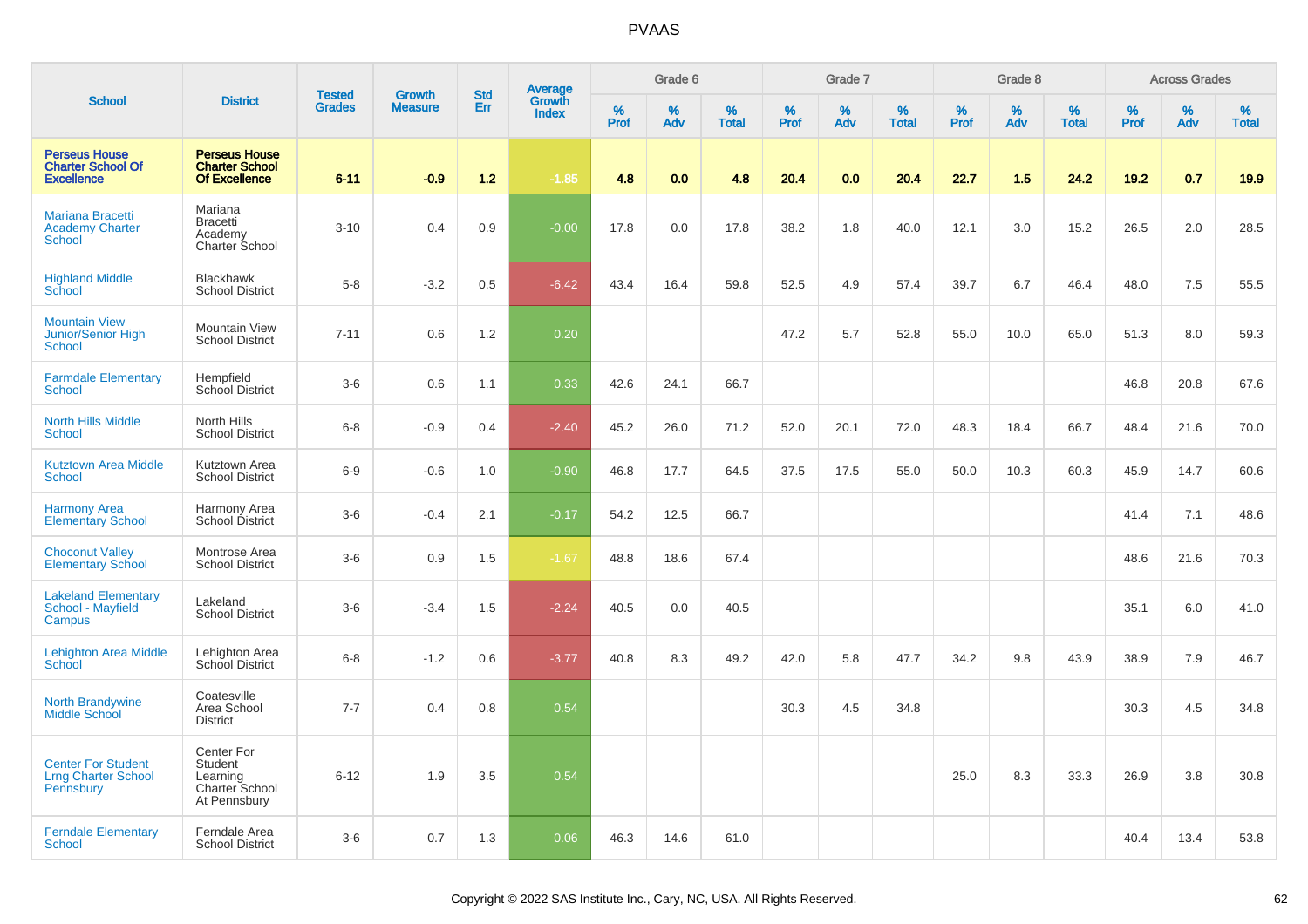# PVAAS

| School | District | Tested Grades | Growth Measure | Std Err | Average Growth Index | Grade 6 | | | Grade 7 | | | Grade 8 | | | Across Grades | | |
|---|---|---|---|---|---|---|---|---|---|---|---|---|---|---|---|---|---|
| | | | | | | % Prof | % Adv | % Total | % Prof | % Adv | % Total | % Prof | % Adv | % Total | % Prof | % Adv | % Total |
| **Perseus House Charter School Of Excellence** | **Perseus House Charter School Of Excellence** | **6-11** | **-0.9** | **1.2** | **-1.85** | **4.8** | **0.0** | **4.8** | **20.4** | **0.0** | **20.4** | **22.7** | **1.5** | **24.2** | **19.2** | **0.7** | **19.9** |
| Mariana Bracetti Academy Charter School | Mariana Bracetti Academy Charter School | 3-10 | 0.4 | 0.9 | -0.00 | 17.8 | 0.0 | 17.8 | 38.2 | 1.8 | 40.0 | 12.1 | 3.0 | 15.2 | 26.5 | 2.0 | 28.5 |
| Highland Middle School | Blackhawk School District | 5-8 | -3.2 | 0.5 | -6.42 | 43.4 | 16.4 | 59.8 | 52.5 | 4.9 | 57.4 | 39.7 | 6.7 | 46.4 | 48.0 | 7.5 | 55.5 |
| Mountain View Junior/Senior High School | Mountain View School District | 7-11 | 0.6 | 1.2 | 0.20 | | | | 47.2 | 5.7 | 52.8 | 55.0 | 10.0 | 65.0 | 51.3 | 8.0 | 59.3 |
| Farmdale Elementary School | Hempfield School District | 3-6 | 0.6 | 1.1 | 0.33 | 42.6 | 24.1 | 66.7 | | | | | | | 46.8 | 20.8 | 67.6 |
| North Hills Middle School | North Hills School District | 6-8 | -0.9 | 0.4 | -2.40 | 45.2 | 26.0 | 71.2 | 52.0 | 20.1 | 72.0 | 48.3 | 18.4 | 66.7 | 48.4 | 21.6 | 70.0 |
| Kutztown Area Middle School | Kutztown Area School District | 6-9 | -0.6 | 1.0 | -0.90 | 46.8 | 17.7 | 64.5 | 37.5 | 17.5 | 55.0 | 50.0 | 10.3 | 60.3 | 45.9 | 14.7 | 60.6 |
| Harmony Area Elementary School | Harmony Area School District | 3-6 | -0.4 | 2.1 | -0.17 | 54.2 | 12.5 | 66.7 | | | | | | | 41.4 | 7.1 | 48.6 |
| Choconut Valley Elementary School | Montrose Area School District | 3-6 | 0.9 | 1.5 | -1.67 | 48.8 | 18.6 | 67.4 | | | | | | | 48.6 | 21.6 | 70.3 |
| Lakeland Elementary School - Mayfield Campus | Lakeland School District | 3-6 | -3.4 | 1.5 | -2.24 | 40.5 | 0.0 | 40.5 | | | | | | | 35.1 | 6.0 | 41.0 |
| Lehighton Area Middle School | Lehighton Area School District | 6-8 | -1.2 | 0.6 | -3.77 | 40.8 | 8.3 | 49.2 | 42.0 | 5.8 | 47.7 | 34.2 | 9.8 | 43.9 | 38.9 | 7.9 | 46.7 |
| North Brandywine Middle School | Coatesville Area School District | 7-7 | 0.4 | 0.8 | 0.54 | | | | 30.3 | 4.5 | 34.8 | | | | 30.3 | 4.5 | 34.8 |
| Center For Student Lrng Charter School Pennsbury | Center For Student Learning Charter School At Pennsbury | 6-12 | 1.9 | 3.5 | 0.54 | | | | | | | 25.0 | 8.3 | 33.3 | 26.9 | 3.8 | 30.8 |
| Ferndale Elementary School | Ferndale Area School District | 3-6 | 0.7 | 1.3 | 0.06 | 46.3 | 14.6 | 61.0 | | | | | | | 40.4 | 13.4 | 53.8 |

Copyright © 2022 SAS Institute Inc., Cary, NC, USA. All Rights Reserved.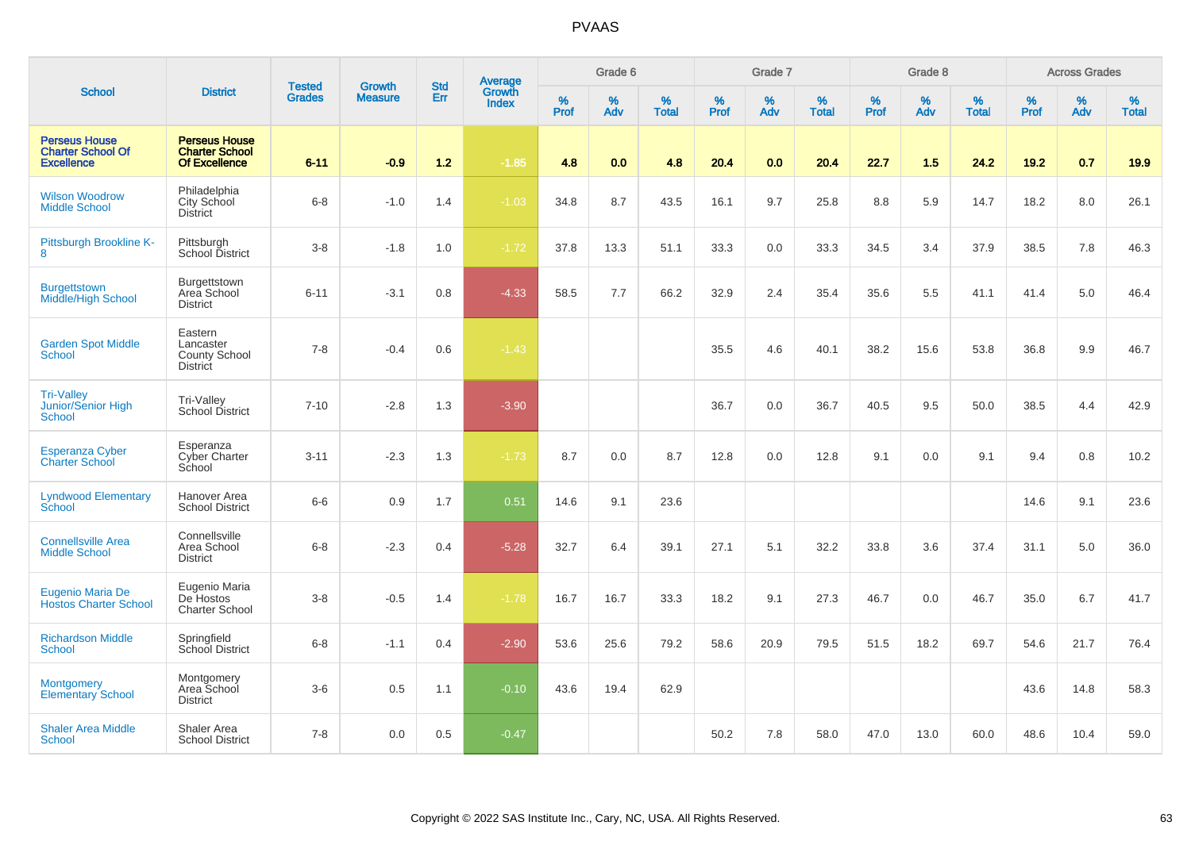# PVAAS

| School | District | Tested Grades | Growth Measure | Std Err | Average Growth Index | Grade 6 | | | Grade 7 | | | Grade 8 | | | Across Grades | | |
|---|---|---|---|---|---|---|---|---|---|---|---|---|---|---|---|---|---|
| | | | | | | % Prof | % Adv | % Total | % Prof | % Adv | % Total | % Prof | % Adv | % Total | % Prof | % Adv | % Total |
| **Perseus House Charter School Of Excellence** | **Perseus House Charter School Of Excellence** | **6-11** | **-0.9** | **1.2** | **-1.85** | **4.8** | **0.0** | **4.8** | **20.4** | **0.0** | **20.4** | **22.7** | **1.5** | **24.2** | **19.2** | **0.7** | **19.9** |
| Wilson Woodrow Middle School | Philadelphia City School District | 6-8 | -1.0 | 1.4 | -1.03 | 34.8 | 8.7 | 43.5 | 16.1 | 9.7 | 25.8 | 8.8 | 5.9 | 14.7 | 18.2 | 8.0 | 26.1 |
| Pittsburgh Brookline K-8 | Pittsburgh School District | 3-8 | -1.8 | 1.0 | -1.72 | 37.8 | 13.3 | 51.1 | 33.3 | 0.0 | 33.3 | 34.5 | 3.4 | 37.9 | 38.5 | 7.8 | 46.3 |
| Burgettstown Middle/High School | Burgettstown Area School District | 6-11 | -3.1 | 0.8 | -4.33 | 58.5 | 7.7 | 66.2 | 32.9 | 2.4 | 35.4 | 35.6 | 5.5 | 41.1 | 41.4 | 5.0 | 46.4 |
| Garden Spot Middle School | Eastern Lancaster County School District | 7-8 | -0.4 | 0.6 | -1.43 | | | | 35.5 | 4.6 | 40.1 | 38.2 | 15.6 | 53.8 | 36.8 | 9.9 | 46.7 |
| Tri-Valley Junior/Senior High School | Tri-Valley School District | 7-10 | -2.8 | 1.3 | -3.90 | | | | 36.7 | 0.0 | 36.7 | 40.5 | 9.5 | 50.0 | 38.5 | 4.4 | 42.9 |
| Esperanza Cyber Charter School | Esperanza Cyber Charter School | 3-11 | -2.3 | 1.3 | -1.73 | 8.7 | 0.0 | 8.7 | 12.8 | 0.0 | 12.8 | 9.1 | 0.0 | 9.1 | 9.4 | 0.8 | 10.2 |
| Lyndwood Elementary School | Hanover Area School District | 6-6 | 0.9 | 1.7 | 0.51 | 14.6 | 9.1 | 23.6 | | | | | | | 14.6 | 9.1 | 23.6 |
| Connellsville Area Middle School | Connellsville Area School District | 6-8 | -2.3 | 0.4 | -5.28 | 32.7 | 6.4 | 39.1 | 27.1 | 5.1 | 32.2 | 33.8 | 3.6 | 37.4 | 31.1 | 5.0 | 36.0 |
| Eugenio Maria De Hostos Charter School | Eugenio Maria De Hostos Charter School | 3-8 | -0.5 | 1.4 | -1.78 | 16.7 | 16.7 | 33.3 | 18.2 | 9.1 | 27.3 | 46.7 | 0.0 | 46.7 | 35.0 | 6.7 | 41.7 |
| Richardson Middle School | Springfield School District | 6-8 | -1.1 | 0.4 | -2.90 | 53.6 | 25.6 | 79.2 | 58.6 | 20.9 | 79.5 | 51.5 | 18.2 | 69.7 | 54.6 | 21.7 | 76.4 |
| Montgomery Elementary School | Montgomery Area School District | 3-6 | 0.5 | 1.1 | -0.10 | 43.6 | 19.4 | 62.9 | | | | | | | 43.6 | 14.8 | 58.3 |
| Shaler Area Middle School | Shaler Area School District | 7-8 | 0.0 | 0.5 | -0.47 | | | | 50.2 | 7.8 | 58.0 | 47.0 | 13.0 | 60.0 | 48.6 | 10.4 | 59.0 |

Copyright © 2022 SAS Institute Inc., Cary, NC, USA. All Rights Reserved.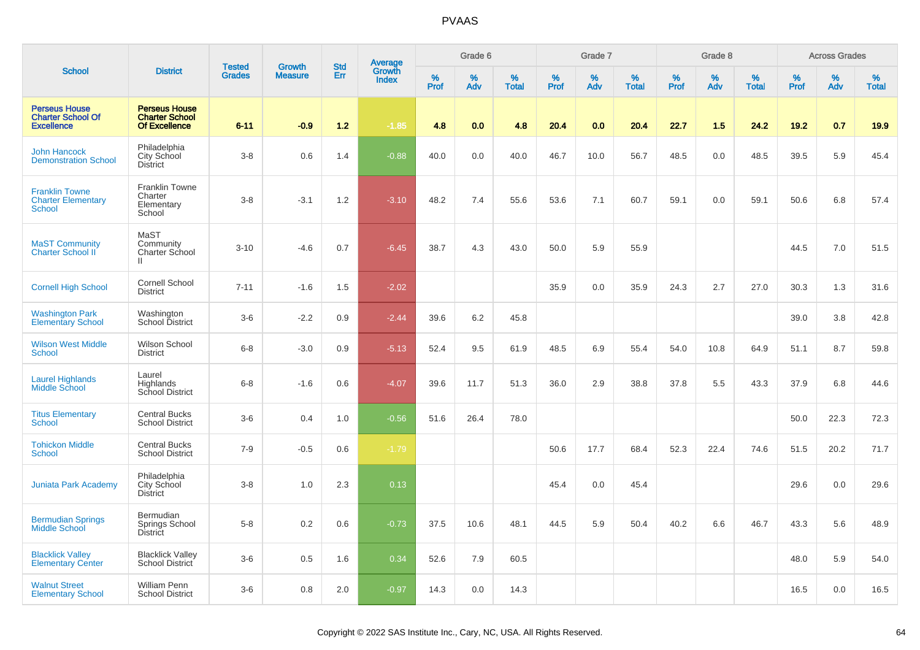# PVAAS

| School | District | Tested Grades | Growth Measure | Std Err | Average Growth Index | Grade 6 | | | Grade 7 | | | Grade 8 | | | Across Grades | | |
|---|---|---|---|---|---|---|---|---|---|---|---|---|---|---|---|---|---|
| | | | | | | % Prof | % Adv | % Total | % Prof | % Adv | % Total | % Prof | % Adv | % Total | % Prof | % Adv | % Total |
| **Perseus House Charter School Of Excellence** | **Perseus House Charter School Of Excellence** | **6-11** | **-0.9** | **1.2** | **-1.85** | **4.8** | **0.0** | **4.8** | **20.4** | **0.0** | **20.4** | **22.7** | **1.5** | **24.2** | **19.2** | **0.7** | **19.9** |
| John Hancock Demonstration School | Philadelphia City School District | 3-8 | 0.6 | 1.4 | -0.88 | 40.0 | 0.0 | 40.0 | 46.7 | 10.0 | 56.7 | 48.5 | 0.0 | 48.5 | 39.5 | 5.9 | 45.4 |
| Franklin Towne Charter Elementary School | Franklin Towne Charter Elementary School | 3-8 | -3.1 | 1.2 | -3.10 | 48.2 | 7.4 | 55.6 | 53.6 | 7.1 | 60.7 | 59.1 | 0.0 | 59.1 | 50.6 | 6.8 | 57.4 |
| MaST Community Charter School II | MaST Community Charter School II | 3-10 | -4.6 | 0.7 | -6.45 | 38.7 | 4.3 | 43.0 | 50.0 | 5.9 | 55.9 | | | | 44.5 | 7.0 | 51.5 |
| Cornell High School | Cornell School District | 7-11 | -1.6 | 1.5 | -2.02 | | | | 35.9 | 0.0 | 35.9 | 24.3 | 2.7 | 27.0 | 30.3 | 1.3 | 31.6 |
| Washington Park Elementary School | Washington School District | 3-6 | -2.2 | 0.9 | -2.44 | 39.6 | 6.2 | 45.8 | | | | | | | 39.0 | 3.8 | 42.8 |
| Wilson West Middle School | Wilson School District | 6-8 | -3.0 | 0.9 | -5.13 | 52.4 | 9.5 | 61.9 | 48.5 | 6.9 | 55.4 | 54.0 | 10.8 | 64.9 | 51.1 | 8.7 | 59.8 |
| Laurel Highlands Middle School | Laurel Highlands School District | 6-8 | -1.6 | 0.6 | -4.07 | 39.6 | 11.7 | 51.3 | 36.0 | 2.9 | 38.8 | 37.8 | 5.5 | 43.3 | 37.9 | 6.8 | 44.6 |
| Titus Elementary School | Central Bucks School District | 3-6 | 0.4 | 1.0 | -0.56 | 51.6 | 26.4 | 78.0 | | | | | | | 50.0 | 22.3 | 72.3 |
| Tohickon Middle School | Central Bucks School District | 7-9 | -0.5 | 0.6 | -1.79 | | | | 50.6 | 17.7 | 68.4 | 52.3 | 22.4 | 74.6 | 51.5 | 20.2 | 71.7 |
| Juniata Park Academy | Philadelphia City School District | 3-8 | 1.0 | 2.3 | 0.13 | | | | 45.4 | 0.0 | 45.4 | | | | 29.6 | 0.0 | 29.6 |
| Bermudian Springs Middle School | Bermudian Springs School District | 5-8 | 0.2 | 0.6 | -0.73 | 37.5 | 10.6 | 48.1 | 44.5 | 5.9 | 50.4 | 40.2 | 6.6 | 46.7 | 43.3 | 5.6 | 48.9 |
| Blacklick Valley Elementary Center | Blacklick Valley School District | 3-6 | 0.5 | 1.6 | 0.34 | 52.6 | 7.9 | 60.5 | | | | | | | 48.0 | 5.9 | 54.0 |
| Walnut Street Elementary School | William Penn School District | 3-6 | 0.8 | 2.0 | -0.97 | 14.3 | 0.0 | 14.3 | | | | | | | 16.5 | 0.0 | 16.5 |

Copyright © 2022 SAS Institute Inc., Cary, NC, USA. All Rights Reserved.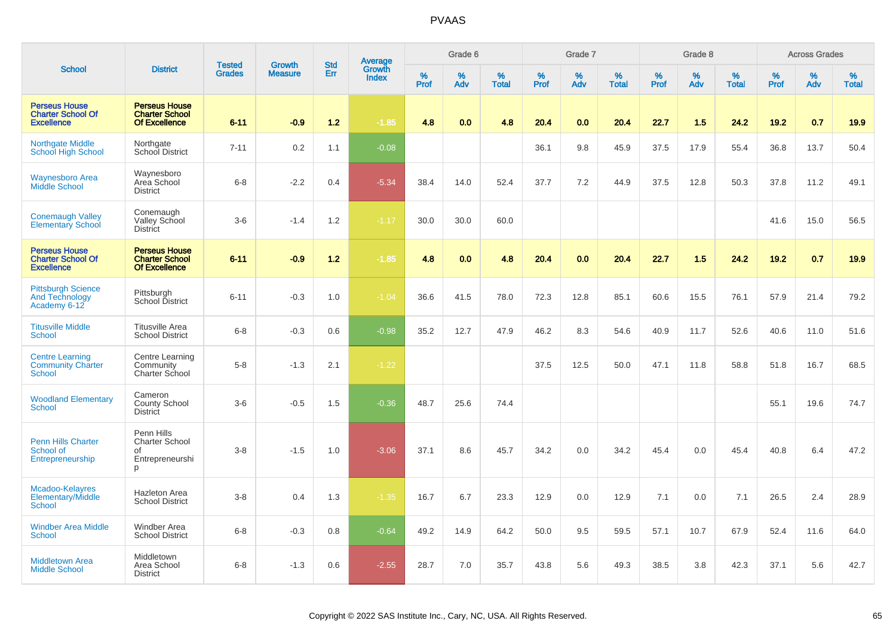# PVAAS

| School | District | Tested Grades | Growth Measure | Std Err | Average Growth Index | Grade 6 | | | Grade 7 | | | Grade 8 | | | Across Grades | | |
|---|---|---|---|---|---|---|---|---|---|---|---|---|---|---|---|---|---|
| | | | | | | % Prof | % Adv | % Total | % Prof | % Adv | % Total | % Prof | % Adv | % Total | % Prof | % Adv | % Total |
| **Perseus House Charter School Of Excellence** | **Perseus House Charter School Of Excellence** | **6-11** | **-0.9** | **1.2** | **-1.85** | **4.8** | **0.0** | **4.8** | **20.4** | **0.0** | **20.4** | **22.7** | **1.5** | **24.2** | **19.2** | **0.7** | **19.9** |
| Northgate Middle School High School | Northgate School District | 7-11 | 0.2 | 1.1 | -0.08 | | | | 36.1 | 9.8 | 45.9 | 37.5 | 17.9 | 55.4 | 36.8 | 13.7 | 50.4 |
| Waynesboro Area Middle School | Waynesboro Area School District | 6-8 | -2.2 | 0.4 | -5.34 | 38.4 | 14.0 | 52.4 | 37.7 | 7.2 | 44.9 | 37.5 | 12.8 | 50.3 | 37.8 | 11.2 | 49.1 |
| Conemaugh Valley Elementary School | Conemaugh Valley School District | 3-6 | -1.4 | 1.2 | -1.17 | 30.0 | 30.0 | 60.0 | | | | | | | 41.6 | 15.0 | 56.5 |
| **Perseus House Charter School Of Excellence** | **Perseus House Charter School Of Excellence** | **6-11** | **-0.9** | **1.2** | **-1.85** | **4.8** | **0.0** | **4.8** | **20.4** | **0.0** | **20.4** | **22.7** | **1.5** | **24.2** | **19.2** | **0.7** | **19.9** |
| Pittsburgh Science And Technology Academy 6-12 | Pittsburgh School District | 6-11 | -0.3 | 1.0 | -1.04 | 36.6 | 41.5 | 78.0 | 72.3 | 12.8 | 85.1 | 60.6 | 15.5 | 76.1 | 57.9 | 21.4 | 79.2 |
| Titusville Middle School | Titusville Area School District | 6-8 | -0.3 | 0.6 | -0.98 | 35.2 | 12.7 | 47.9 | 46.2 | 8.3 | 54.6 | 40.9 | 11.7 | 52.6 | 40.6 | 11.0 | 51.6 |
| Centre Learning Community Charter School | Centre Learning Community Charter School | 5-8 | -1.3 | 2.1 | -1.22 | | | | 37.5 | 12.5 | 50.0 | 47.1 | 11.8 | 58.8 | 51.8 | 16.7 | 68.5 |
| Woodland Elementary School | Cameron County School District | 3-6 | -0.5 | 1.5 | -0.36 | 48.7 | 25.6 | 74.4 | | | | | | | 55.1 | 19.6 | 74.7 |
| Penn Hills Charter School of Entrepreneurship | Penn Hills Charter School of Entrepreneurship | 3-8 | -1.5 | 1.0 | -3.06 | 37.1 | 8.6 | 45.7 | 34.2 | 0.0 | 34.2 | 45.4 | 0.0 | 45.4 | 40.8 | 6.4 | 47.2 |
| Mcadoo-Kelayres Elementary/Middle School | Hazleton Area School District | 3-8 | 0.4 | 1.3 | -1.35 | 16.7 | 6.7 | 23.3 | 12.9 | 0.0 | 12.9 | 7.1 | 0.0 | 7.1 | 26.5 | 2.4 | 28.9 |
| Windber Area Middle School | Windber Area School District | 6-8 | -0.3 | 0.8 | -0.64 | 49.2 | 14.9 | 64.2 | 50.0 | 9.5 | 59.5 | 57.1 | 10.7 | 67.9 | 52.4 | 11.6 | 64.0 |
| Middletown Area Middle School | Middletown Area School District | 6-8 | -1.3 | 0.6 | -2.55 | 28.7 | 7.0 | 35.7 | 43.8 | 5.6 | 49.3 | 38.5 | 3.8 | 42.3 | 37.1 | 5.6 | 42.7 |

Copyright © 2022 SAS Institute Inc., Cary, NC, USA. All Rights Reserved.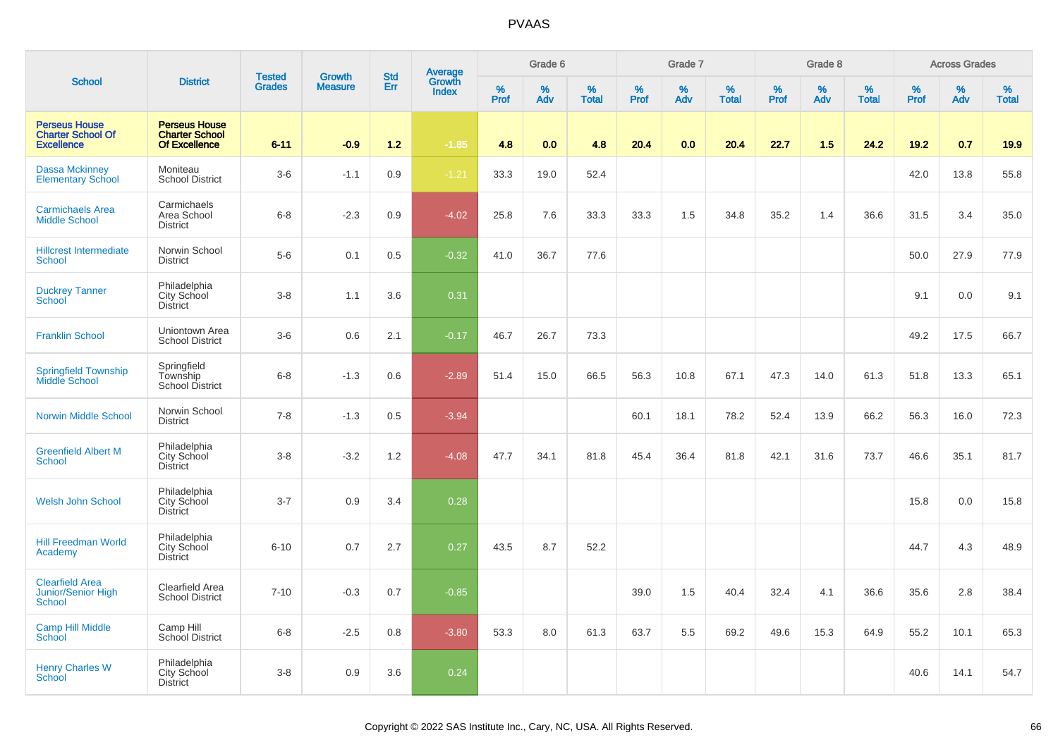# PVAAS

| School | District | Tested Grades | Growth Measure | Std Err | Average Growth Index | Grade 6 | | | Grade 7 | | | Grade 8 | | | Across Grades | | |
|---|---|---|---|---|---|---|---|---|---|---|---|---|---|---|---|---|---|
| | | | | | | % Prof | % Adv | % Total | % Prof | % Adv | % Total | % Prof | % Adv | % Total | % Prof | % Adv | % Total |
| **Perseus House Charter School Of Excellence** | **Perseus House Charter School Of Excellence** | **6-11** | **-0.9** | **1.2** | **-1.85** | **4.8** | **0.0** | **4.8** | **20.4** | **0.0** | **20.4** | **22.7** | **1.5** | **24.2** | **19.2** | **0.7** | **19.9** |
| Dassa Mckinney Elementary School | Moniteau School District | 3-6 | -1.1 | 0.9 | -1.21 | 33.3 | 19.0 | 52.4 | | | | | | | 42.0 | 13.8 | 55.8 |
| Carmichaels Area Middle School | Carmichaels Area School District | 6-8 | -2.3 | 0.9 | -4.02 | 25.8 | 7.6 | 33.3 | 33.3 | 1.5 | 34.8 | 35.2 | 1.4 | 36.6 | 31.5 | 3.4 | 35.0 |
| Hillcrest Intermediate School | Norwin School District | 5-6 | 0.1 | 0.5 | -0.32 | 41.0 | 36.7 | 77.6 | | | | | | | 50.0 | 27.9 | 77.9 |
| Duckrey Tanner School | Philadelphia City School District | 3-8 | 1.1 | 3.6 | 0.31 | | | | | | | | | | 9.1 | 0.0 | 9.1 |
| Franklin School | Uniontown Area School District | 3-6 | 0.6 | 2.1 | -0.17 | 46.7 | 26.7 | 73.3 | | | | | | | 49.2 | 17.5 | 66.7 |
| Springfield Township Middle School | Springfield Township School District | 6-8 | -1.3 | 0.6 | -2.89 | 51.4 | 15.0 | 66.5 | 56.3 | 10.8 | 67.1 | 47.3 | 14.0 | 61.3 | 51.8 | 13.3 | 65.1 |
| Norwin Middle School | Norwin School District | 7-8 | -1.3 | 0.5 | -3.94 | | | | 60.1 | 18.1 | 78.2 | 52.4 | 13.9 | 66.2 | 56.3 | 16.0 | 72.3 |
| Greenfield Albert M School | Philadelphia City School District | 3-8 | -3.2 | 1.2 | -4.08 | 47.7 | 34.1 | 81.8 | 45.4 | 36.4 | 81.8 | 42.1 | 31.6 | 73.7 | 46.6 | 35.1 | 81.7 |
| Welsh John School | Philadelphia City School District | 3-7 | 0.9 | 3.4 | 0.28 | | | | | | | | | | 15.8 | 0.0 | 15.8 |
| Hill Freedman World Academy | Philadelphia City School District | 6-10 | 0.7 | 2.7 | 0.27 | 43.5 | 8.7 | 52.2 | | | | | | | 44.7 | 4.3 | 48.9 |
| Clearfield Area Junior/Senior High School | Clearfield Area School District | 7-10 | -0.3 | 0.7 | -0.85 | | | | 39.0 | 1.5 | 40.4 | 32.4 | 4.1 | 36.6 | 35.6 | 2.8 | 38.4 |
| Camp Hill Middle School | Camp Hill School District | 6-8 | -2.5 | 0.8 | -3.80 | 53.3 | 8.0 | 61.3 | 63.7 | 5.5 | 69.2 | 49.6 | 15.3 | 64.9 | 55.2 | 10.1 | 65.3 |
| Henry Charles W School | Philadelphia City School District | 3-8 | 0.9 | 3.6 | 0.24 | | | | | | | | | | 40.6 | 14.1 | 54.7 |

Copyright © 2022 SAS Institute Inc., Cary, NC, USA. All Rights Reserved.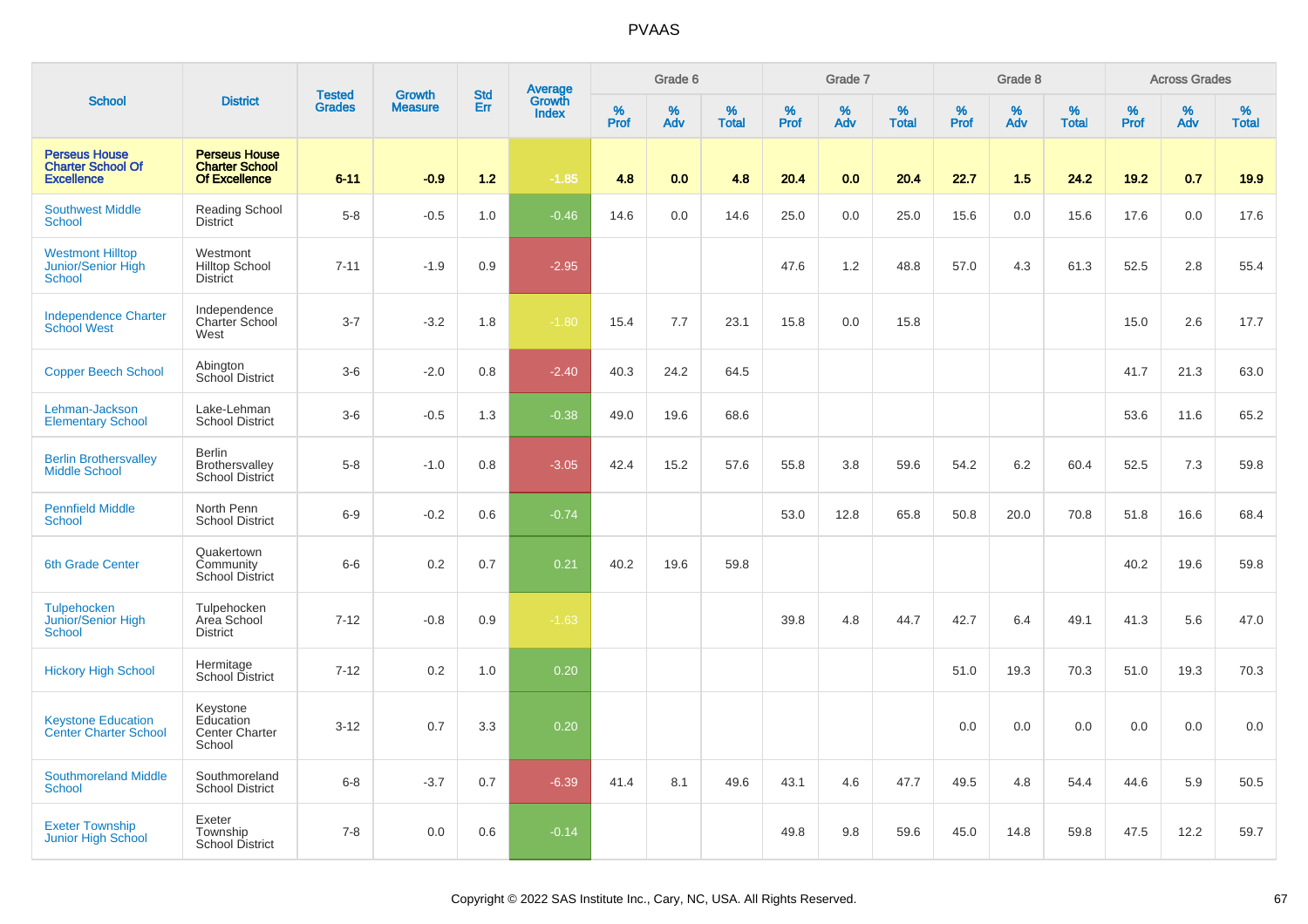# PVAAS

| School | District | Tested Grades | Growth Measure | Std Err | Average Growth Index | Grade 6 | | | Grade 7 | | | Grade 8 | | | Across Grades | | |
|---|---|---|---|---|---|---|---|---|---|---|---|---|---|---|---|---|---|
| | | | | | | % Prof | % Adv | % Total | % Prof | % Adv | % Total | % Prof | % Adv | % Total | % Prof | % Adv | % Total |
| **Perseus House Charter School Of Excellence** | **Perseus House Charter School Of Excellence** | **6-11** | **-0.9** | **1.2** | **-1.85** | **4.8** | **0.0** | **4.8** | **20.4** | **0.0** | **20.4** | **22.7** | **1.5** | **24.2** | **19.2** | **0.7** | **19.9** |
| Southwest Middle School | Reading School District | 5-8 | -0.5 | 1.0 | -0.46 | 14.6 | 0.0 | 14.6 | 25.0 | 0.0 | 25.0 | 15.6 | 0.0 | 15.6 | 17.6 | 0.0 | 17.6 |
| Westmont Hilltop Junior/Senior High School | Westmont Hilltop School District | 7-11 | -1.9 | 0.9 | -2.95 | | | | 47.6 | 1.2 | 48.8 | 57.0 | 4.3 | 61.3 | 52.5 | 2.8 | 55.4 |
| Independence Charter School West | Independence Charter School West | 3-7 | -3.2 | 1.8 | -1.80 | 15.4 | 7.7 | 23.1 | 15.8 | 0.0 | 15.8 | | | | 15.0 | 2.6 | 17.7 |
| Copper Beech School | Abington School District | 3-6 | -2.0 | 0.8 | -2.40 | 40.3 | 24.2 | 64.5 | | | | | | | 41.7 | 21.3 | 63.0 |
| Lehman-Jackson Elementary School | Lake-Lehman School District | 3-6 | -0.5 | 1.3 | -0.38 | 49.0 | 19.6 | 68.6 | | | | | | | 53.6 | 11.6 | 65.2 |
| Berlin Brothersvalley Middle School | Berlin Brothersvalley School District | 5-8 | -1.0 | 0.8 | -3.05 | 42.4 | 15.2 | 57.6 | 55.8 | 3.8 | 59.6 | 54.2 | 6.2 | 60.4 | 52.5 | 7.3 | 59.8 |
| Pennfield Middle School | North Penn School District | 6-9 | -0.2 | 0.6 | -0.74 | | | | 53.0 | 12.8 | 65.8 | 50.8 | 20.0 | 70.8 | 51.8 | 16.6 | 68.4 |
| 6th Grade Center | Quakertown Community School District | 6-6 | 0.2 | 0.7 | 0.21 | 40.2 | 19.6 | 59.8 | | | | | | | 40.2 | 19.6 | 59.8 |
| Tulpehocken Junior/Senior High School | Tulpehocken Area School District | 7-12 | -0.8 | 0.9 | -1.63 | | | | 39.8 | 4.8 | 44.7 | 42.7 | 6.4 | 49.1 | 41.3 | 5.6 | 47.0 |
| Hickory High School | Hermitage School District | 7-12 | 0.2 | 1.0 | 0.20 | | | | | | | 51.0 | 19.3 | 70.3 | 51.0 | 19.3 | 70.3 |
| Keystone Education Center Charter School | Keystone Education Center Charter School | 3-12 | 0.7 | 3.3 | 0.20 | | | | | | | 0.0 | 0.0 | 0.0 | 0.0 | 0.0 | 0.0 |
| Southmoreland Middle School | Southmoreland School District | 6-8 | -3.7 | 0.7 | -6.39 | 41.4 | 8.1 | 49.6 | 43.1 | 4.6 | 47.7 | 49.5 | 4.8 | 54.4 | 44.6 | 5.9 | 50.5 |
| Exeter Township Junior High School | Exeter Township School District | 7-8 | 0.0 | 0.6 | -0.14 | | | | 49.8 | 9.8 | 59.6 | 45.0 | 14.8 | 59.8 | 47.5 | 12.2 | 59.7 |

Copyright © 2022 SAS Institute Inc., Cary, NC, USA. All Rights Reserved.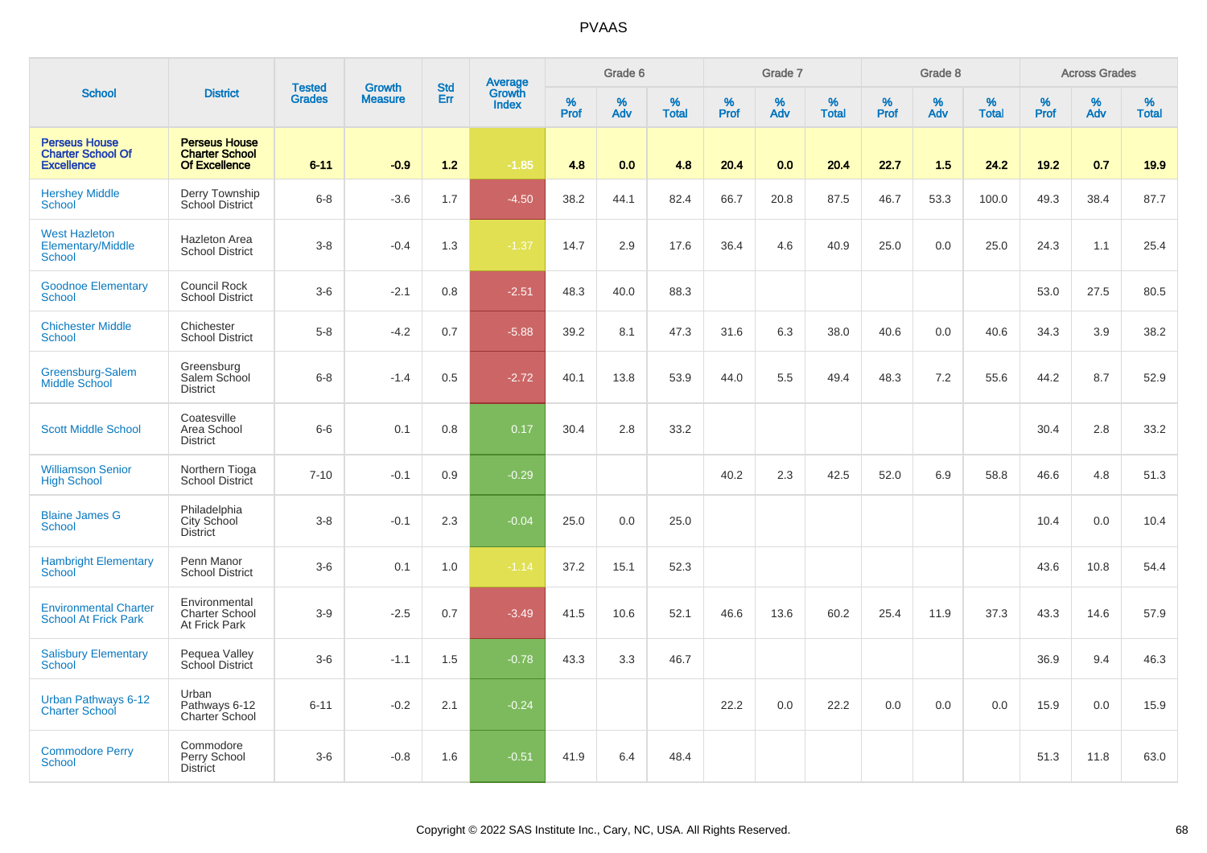# PVAAS

| School | District | Tested Grades | Growth Measure | Std Err | Average Growth Index | Grade 6 | | | Grade 7 | | | Grade 8 | | | Across Grades | | |
|---|---|---|---|---|---|---|---|---|---|---|---|---|---|---|---|---|---|
| | | | | | | % Prof | % Adv | % Total | % Prof | % Adv | % Total | % Prof | % Adv | % Total | % Prof | % Adv | % Total |
| **Perseus House Charter School Of Excellence** | **Perseus House Charter School Of Excellence** | **6-11** | **-0.9** | **1.2** | **-1.85** | **4.8** | **0.0** | **4.8** | **20.4** | **0.0** | **20.4** | **22.7** | **1.5** | **24.2** | **19.2** | **0.7** | **19.9** |
| Hershey Middle School | Derry Township School District | 6-8 | -3.6 | 1.7 | -4.50 | 38.2 | 44.1 | 82.4 | 66.7 | 20.8 | 87.5 | 46.7 | 53.3 | 100.0 | 49.3 | 38.4 | 87.7 |
| West Hazleton Elementary/Middle School | Hazleton Area School District | 3-8 | -0.4 | 1.3 | -1.37 | 14.7 | 2.9 | 17.6 | 36.4 | 4.6 | 40.9 | 25.0 | 0.0 | 25.0 | 24.3 | 1.1 | 25.4 |
| Goodnoe Elementary School | Council Rock School District | 3-6 | -2.1 | 0.8 | -2.51 | 48.3 | 40.0 | 88.3 | | | | | | | 53.0 | 27.5 | 80.5 |
| Chichester Middle School | Chichester School District | 5-8 | -4.2 | 0.7 | -5.88 | 39.2 | 8.1 | 47.3 | 31.6 | 6.3 | 38.0 | 40.6 | 0.0 | 40.6 | 34.3 | 3.9 | 38.2 |
| Greensburg-Salem Middle School | Greensburg Salem School District | 6-8 | -1.4 | 0.5 | -2.72 | 40.1 | 13.8 | 53.9 | 44.0 | 5.5 | 49.4 | 48.3 | 7.2 | 55.6 | 44.2 | 8.7 | 52.9 |
| Scott Middle School | Coatesville Area School District | 6-6 | 0.1 | 0.8 | 0.17 | 30.4 | 2.8 | 33.2 | | | | | | | 30.4 | 2.8 | 33.2 |
| Williamson Senior High School | Northern Tioga School District | 7-10 | -0.1 | 0.9 | -0.29 | | | | 40.2 | 2.3 | 42.5 | 52.0 | 6.9 | 58.8 | 46.6 | 4.8 | 51.3 |
| Blaine James G School | Philadelphia City School District | 3-8 | -0.1 | 2.3 | -0.04 | 25.0 | 0.0 | 25.0 | | | | | | | 10.4 | 0.0 | 10.4 |
| Hambright Elementary School | Penn Manor School District | 3-6 | 0.1 | 1.0 | -1.14 | 37.2 | 15.1 | 52.3 | | | | | | | 43.6 | 10.8 | 54.4 |
| Environmental Charter School At Frick Park | Environmental Charter School At Frick Park | 3-9 | -2.5 | 0.7 | -3.49 | 41.5 | 10.6 | 52.1 | 46.6 | 13.6 | 60.2 | 25.4 | 11.9 | 37.3 | 43.3 | 14.6 | 57.9 |
| Salisbury Elementary School | Pequea Valley School District | 3-6 | -1.1 | 1.5 | -0.78 | 43.3 | 3.3 | 46.7 | | | | | | | 36.9 | 9.4 | 46.3 |
| Urban Pathways 6-12 Charter School | Urban Pathways 6-12 Charter School | 6-11 | -0.2 | 2.1 | -0.24 | | | | 22.2 | 0.0 | 22.2 | 0.0 | 0.0 | 0.0 | 15.9 | 0.0 | 15.9 |
| Commodore Perry School | Commodore Perry School District | 3-6 | -0.8 | 1.6 | -0.51 | 41.9 | 6.4 | 48.4 | | | | | | | 51.3 | 11.8 | 63.0 |

Copyright © 2022 SAS Institute Inc., Cary, NC, USA. All Rights Reserved.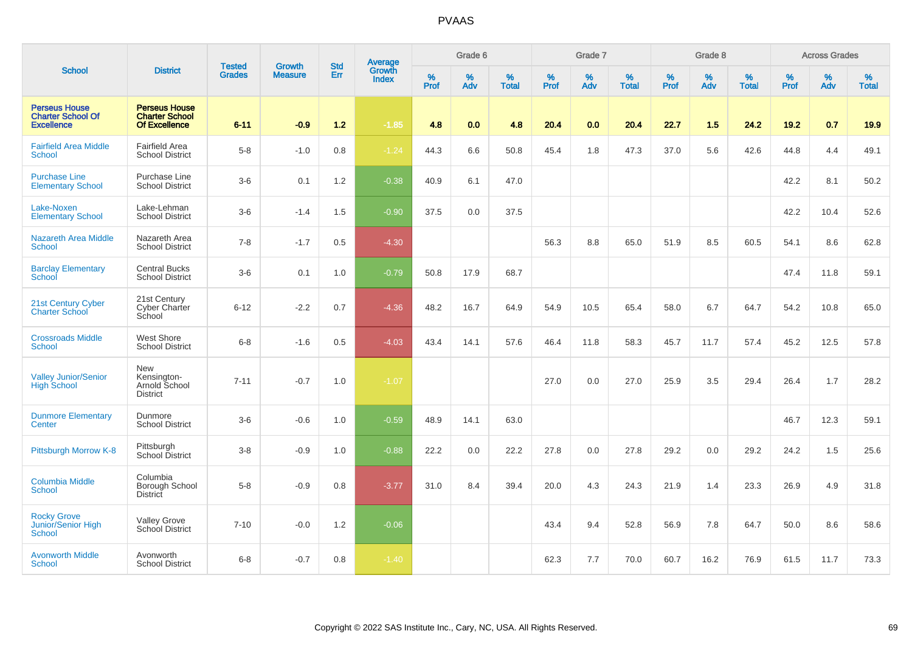# PVAAS

| School | District | Tested Grades | Growth Measure | Std Err | Average Growth Index | Grade 6 | | | Grade 7 | | | Grade 8 | | | Across Grades | | |
|---|---|---|---|---|---|---|---|---|---|---|---|---|---|---|---|---|---|
| | | | | | | % Prof | % Adv | % Total | % Prof | % Adv | % Total | % Prof | % Adv | % Total | % Prof | % Adv | % Total |
| **Perseus House Charter School Of Excellence** | **Perseus House Charter School Of Excellence** | **6-11** | **-0.9** | **1.2** | **-1.85** | **4.8** | **0.0** | **4.8** | **20.4** | **0.0** | **20.4** | **22.7** | **1.5** | **24.2** | **19.2** | **0.7** | **19.9** |
| Fairfield Area Middle School | Fairfield Area School District | 5-8 | -1.0 | 0.8 | -1.24 | 44.3 | 6.6 | 50.8 | 45.4 | 1.8 | 47.3 | 37.0 | 5.6 | 42.6 | 44.8 | 4.4 | 49.1 |
| Purchase Line Elementary School | Purchase Line School District | 3-6 | 0.1 | 1.2 | -0.38 | 40.9 | 6.1 | 47.0 | | | | | | | 42.2 | 8.1 | 50.2 |
| Lake-Noxen Elementary School | Lake-Lehman School District | 3-6 | -1.4 | 1.5 | -0.90 | 37.5 | 0.0 | 37.5 | | | | | | | 42.2 | 10.4 | 52.6 |
| Nazareth Area Middle School | Nazareth Area School District | 7-8 | -1.7 | 0.5 | -4.30 | | | | 56.3 | 8.8 | 65.0 | 51.9 | 8.5 | 60.5 | 54.1 | 8.6 | 62.8 |
| Barclay Elementary School | Central Bucks School District | 3-6 | 0.1 | 1.0 | -0.79 | 50.8 | 17.9 | 68.7 | | | | | | | 47.4 | 11.8 | 59.1 |
| 21st Century Cyber Charter School | 21st Century Cyber Charter School | 6-12 | -2.2 | 0.7 | -4.36 | 48.2 | 16.7 | 64.9 | 54.9 | 10.5 | 65.4 | 58.0 | 6.7 | 64.7 | 54.2 | 10.8 | 65.0 |
| Crossroads Middle School | West Shore School District | 6-8 | -1.6 | 0.5 | -4.03 | 43.4 | 14.1 | 57.6 | 46.4 | 11.8 | 58.3 | 45.7 | 11.7 | 57.4 | 45.2 | 12.5 | 57.8 |
| Valley Junior/Senior High School | New Kensington-Arnold School District | 7-11 | -0.7 | 1.0 | -1.07 | | | | 27.0 | 0.0 | 27.0 | 25.9 | 3.5 | 29.4 | 26.4 | 1.7 | 28.2 |
| Dunmore Elementary Center | Dunmore School District | 3-6 | -0.6 | 1.0 | -0.59 | 48.9 | 14.1 | 63.0 | | | | | | | 46.7 | 12.3 | 59.1 |
| Pittsburgh Morrow K-8 | Pittsburgh School District | 3-8 | -0.9 | 1.0 | -0.88 | 22.2 | 0.0 | 22.2 | 27.8 | 0.0 | 27.8 | 29.2 | 0.0 | 29.2 | 24.2 | 1.5 | 25.6 |
| Columbia Middle School | Columbia Borough School District | 5-8 | -0.9 | 0.8 | -3.77 | 31.0 | 8.4 | 39.4 | 20.0 | 4.3 | 24.3 | 21.9 | 1.4 | 23.3 | 26.9 | 4.9 | 31.8 |
| Rocky Grove Junior/Senior High School | Valley Grove School District | 7-10 | -0.0 | 1.2 | -0.06 | | | | 43.4 | 9.4 | 52.8 | 56.9 | 7.8 | 64.7 | 50.0 | 8.6 | 58.6 |
| Avonworth Middle School | Avonworth School District | 6-8 | -0.7 | 0.8 | -1.40 | | | | 62.3 | 7.7 | 70.0 | 60.7 | 16.2 | 76.9 | 61.5 | 11.7 | 73.3 |

Copyright © 2022 SAS Institute Inc., Cary, NC, USA. All Rights Reserved.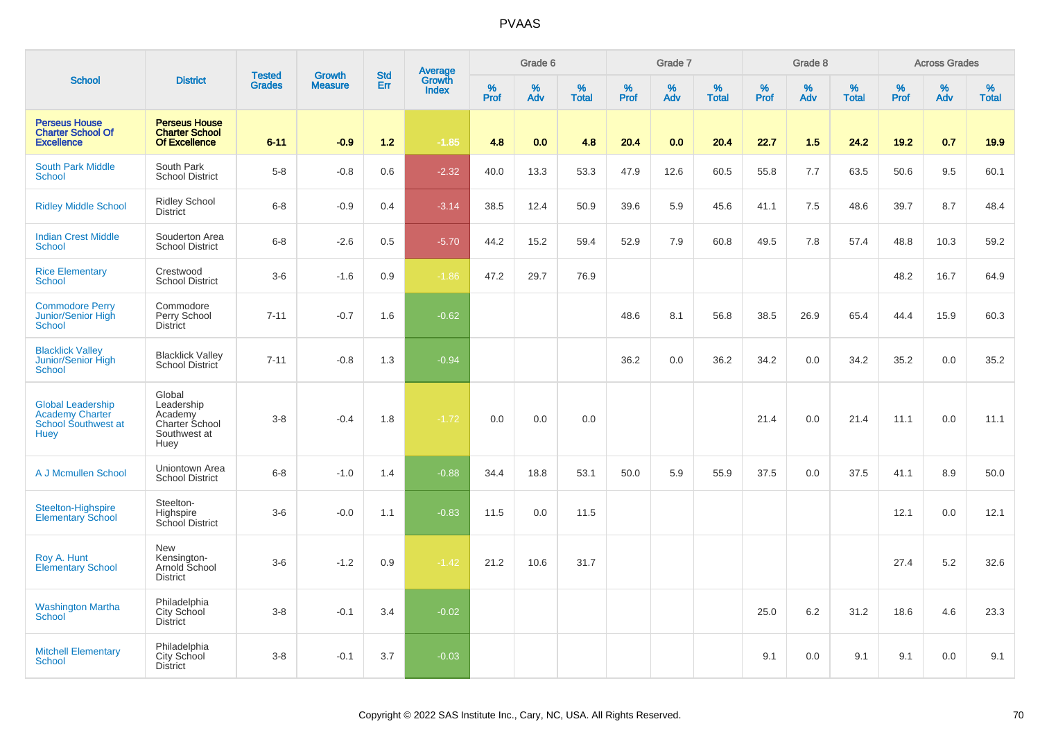# PVAAS

| School | District | Tested Grades | Growth Measure | Std Err | Average Growth Index | Grade 6 | | | Grade 7 | | | Grade 8 | | | Across Grades | | |
|---|---|---|---|---|---|---|---|---|---|---|---|---|---|---|---|---|---|
| | | | | | | % Prof | % Adv | % Total | % Prof | % Adv | % Total | % Prof | % Adv | % Total | % Prof | % Adv | % Total |
| **Perseus House Charter School Of Excellence** | **Perseus House Charter School Of Excellence** | **6-11** | **-0.9** | **1.2** | **-1.85** | **4.8** | **0.0** | **4.8** | **20.4** | **0.0** | **20.4** | **22.7** | **1.5** | **24.2** | **19.2** | **0.7** | **19.9** |
| South Park Middle School | South Park School District | 5-8 | -0.8 | 0.6 | -2.32 | 40.0 | 13.3 | 53.3 | 47.9 | 12.6 | 60.5 | 55.8 | 7.7 | 63.5 | 50.6 | 9.5 | 60.1 |
| Ridley Middle School | Ridley School District | 6-8 | -0.9 | 0.4 | -3.14 | 38.5 | 12.4 | 50.9 | 39.6 | 5.9 | 45.6 | 41.1 | 7.5 | 48.6 | 39.7 | 8.7 | 48.4 |
| Indian Crest Middle School | Souderton Area School District | 6-8 | -2.6 | 0.5 | -5.70 | 44.2 | 15.2 | 59.4 | 52.9 | 7.9 | 60.8 | 49.5 | 7.8 | 57.4 | 48.8 | 10.3 | 59.2 |
| Rice Elementary School | Crestwood School District | 3-6 | -1.6 | 0.9 | -1.86 | 47.2 | 29.7 | 76.9 | | | | | | | 48.2 | 16.7 | 64.9 |
| Commodore Perry Junior/Senior High School | Commodore Perry School District | 7-11 | -0.7 | 1.6 | -0.62 | | | | 48.6 | 8.1 | 56.8 | 38.5 | 26.9 | 65.4 | 44.4 | 15.9 | 60.3 |
| Blacklick Valley Junior/Senior High School | Blacklick Valley School District | 7-11 | -0.8 | 1.3 | -0.94 | | | | 36.2 | 0.0 | 36.2 | 34.2 | 0.0 | 34.2 | 35.2 | 0.0 | 35.2 |
| Global Leadership Academy Charter School Southwest at Huey | Global Leadership Academy Charter School Southwest at Huey | 3-8 | -0.4 | 1.8 | -1.72 | 0.0 | 0.0 | 0.0 | | | | 21.4 | 0.0 | 21.4 | 11.1 | 0.0 | 11.1 |
| A J Mcmullen School | Uniontown Area School District | 6-8 | -1.0 | 1.4 | -0.88 | 34.4 | 18.8 | 53.1 | 50.0 | 5.9 | 55.9 | 37.5 | 0.0 | 37.5 | 41.1 | 8.9 | 50.0 |
| Steelton-Highspire Elementary School | Steelton-Highspire School District | 3-6 | -0.0 | 1.1 | -0.83 | 11.5 | 0.0 | 11.5 | | | | | | | 12.1 | 0.0 | 12.1 |
| Roy A. Hunt Elementary School | New Kensington-Arnold School District | 3-6 | -1.2 | 0.9 | -1.42 | 21.2 | 10.6 | 31.7 | | | | | | | 27.4 | 5.2 | 32.6 |
| Washington Martha School | Philadelphia City School District | 3-8 | -0.1 | 3.4 | -0.02 | | | | | | | 25.0 | 6.2 | 31.2 | 18.6 | 4.6 | 23.3 |
| Mitchell Elementary School | Philadelphia City School District | 3-8 | -0.1 | 3.7 | -0.03 | | | | | | | 9.1 | 0.0 | 9.1 | 9.1 | 0.0 | 9.1 |

Copyright © 2022 SAS Institute Inc., Cary, NC, USA. All Rights Reserved.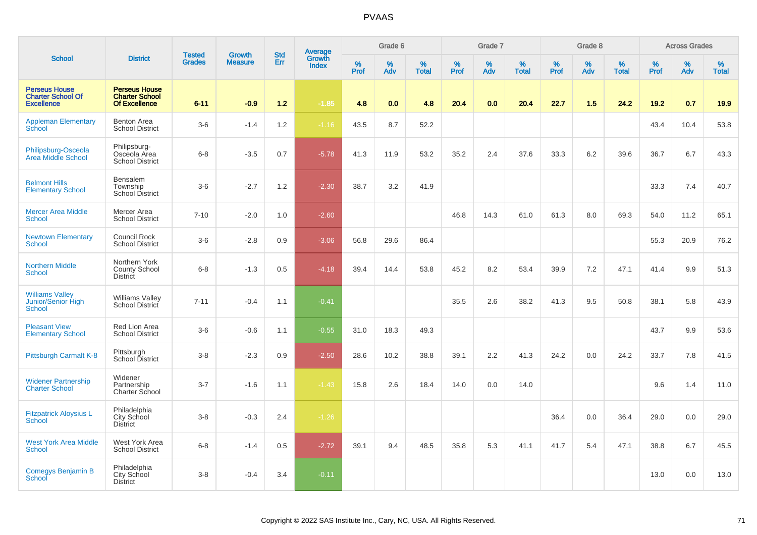# PVAAS

| School | District | Tested Grades | Growth Measure | Std Err | Average Growth Index | Grade 6 | | | Grade 7 | | | Grade 8 | | | Across Grades | | |
|---|---|---|---|---|---|---|---|---|---|---|---|---|---|---|---|---|---|
| | | | | | | % Prof | % Adv | % Total | % Prof | % Adv | % Total | % Prof | % Adv | % Total | % Prof | % Adv | % Total |
| **Perseus House Charter School Of Excellence** | **Perseus House Charter School Of Excellence** | **6-11** | **-0.9** | **1.2** | **-1.85** | **4.8** | **0.0** | **4.8** | **20.4** | **0.0** | **20.4** | **22.7** | **1.5** | **24.2** | **19.2** | **0.7** | **19.9** |
| Appleman Elementary School | Benton Area School District | 3-6 | -1.4 | 1.2 | -1.16 | 43.5 | 8.7 | 52.2 | | | | | | | 43.4 | 10.4 | 53.8 |
| Philipsburg-Osceola Area Middle School | Philipsburg-Osceola Area School District | 6-8 | -3.5 | 0.7 | -5.78 | 41.3 | 11.9 | 53.2 | 35.2 | 2.4 | 37.6 | 33.3 | 6.2 | 39.6 | 36.7 | 6.7 | 43.3 |
| Belmont Hills Elementary School | Bensalem Township School District | 3-6 | -2.7 | 1.2 | -2.30 | 38.7 | 3.2 | 41.9 | | | | | | | 33.3 | 7.4 | 40.7 |
| Mercer Area Middle School | Mercer Area School District | 7-10 | -2.0 | 1.0 | -2.60 | | | | 46.8 | 14.3 | 61.0 | 61.3 | 8.0 | 69.3 | 54.0 | 11.2 | 65.1 |
| Newtown Elementary School | Council Rock School District | 3-6 | -2.8 | 0.9 | -3.06 | 56.8 | 29.6 | 86.4 | | | | | | | 55.3 | 20.9 | 76.2 |
| Northern Middle School | Northern York County School District | 6-8 | -1.3 | 0.5 | -4.18 | 39.4 | 14.4 | 53.8 | 45.2 | 8.2 | 53.4 | 39.9 | 7.2 | 47.1 | 41.4 | 9.9 | 51.3 |
| Williams Valley Junior/Senior High School | Williams Valley School District | 7-11 | -0.4 | 1.1 | -0.41 | | | | 35.5 | 2.6 | 38.2 | 41.3 | 9.5 | 50.8 | 38.1 | 5.8 | 43.9 |
| Pleasant View Elementary School | Red Lion Area School District | 3-6 | -0.6 | 1.1 | -0.55 | 31.0 | 18.3 | 49.3 | | | | | | | 43.7 | 9.9 | 53.6 |
| Pittsburgh Carmalt K-8 | Pittsburgh School District | 3-8 | -2.3 | 0.9 | -2.50 | 28.6 | 10.2 | 38.8 | 39.1 | 2.2 | 41.3 | 24.2 | 0.0 | 24.2 | 33.7 | 7.8 | 41.5 |
| Widener Partnership Charter School | Widener Partnership Charter School | 3-7 | -1.6 | 1.1 | -1.43 | 15.8 | 2.6 | 18.4 | 14.0 | 0.0 | 14.0 | | | | 9.6 | 1.4 | 11.0 |
| Fitzpatrick Aloysius L School | Philadelphia City School District | 3-8 | -0.3 | 2.4 | -1.26 | | | | | | | 36.4 | 0.0 | 36.4 | 29.0 | 0.0 | 29.0 |
| West York Area Middle School | West York Area School District | 6-8 | -1.4 | 0.5 | -2.72 | 39.1 | 9.4 | 48.5 | 35.8 | 5.3 | 41.1 | 41.7 | 5.4 | 47.1 | 38.8 | 6.7 | 45.5 |
| Comegys Benjamin B School | Philadelphia City School District | 3-8 | -0.4 | 3.4 | -0.11 | | | | | | | | | | 13.0 | 0.0 | 13.0 |

Copyright © 2022 SAS Institute Inc., Cary, NC, USA. All Rights Reserved.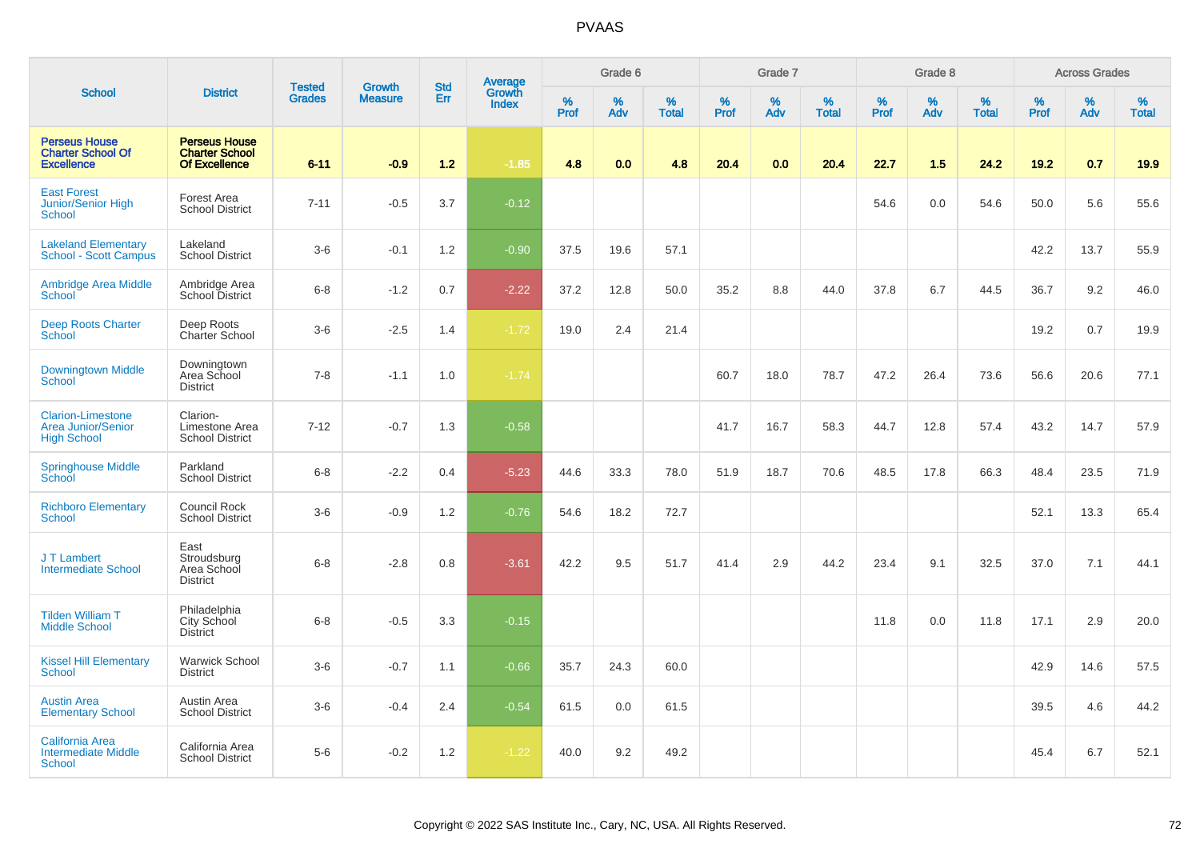# PVAAS

| School | District | Tested Grades | Growth Measure | Std Err | Average Growth Index | Grade 6 | | | Grade 7 | | | Grade 8 | | | Across Grades | | |
|---|---|---|---|---|---|---|---|---|---|---|---|---|---|---|---|---|---|
| | | | | | | % Prof | % Adv | % Total | % Prof | % Adv | % Total | % Prof | % Adv | % Total | % Prof | % Adv | % Total |
| **Perseus House Charter School Of Excellence** | **Perseus House Charter School Of Excellence** | **6-11** | **-0.9** | **1.2** | **-1.85** | **4.8** | **0.0** | **4.8** | **20.4** | **0.0** | **20.4** | **22.7** | **1.5** | **24.2** | **19.2** | **0.7** | **19.9** |
| East Forest Junior/Senior High School | Forest Area School District | 7-11 | -0.5 | 3.7 | -0.12 | | | | | | | 54.6 | 0.0 | 54.6 | 50.0 | 5.6 | 55.6 |
| Lakeland Elementary School - Scott Campus | Lakeland School District | 3-6 | -0.1 | 1.2 | -0.90 | 37.5 | 19.6 | 57.1 | | | | | | | 42.2 | 13.7 | 55.9 |
| Ambridge Area Middle School | Ambridge Area School District | 6-8 | -1.2 | 0.7 | -2.22 | 37.2 | 12.8 | 50.0 | 35.2 | 8.8 | 44.0 | 37.8 | 6.7 | 44.5 | 36.7 | 9.2 | 46.0 |
| Deep Roots Charter School | Deep Roots Charter School | 3-6 | -2.5 | 1.4 | -1.72 | 19.0 | 2.4 | 21.4 | | | | | | | 19.2 | 0.7 | 19.9 |
| Downingtown Middle School | Downingtown Area School District | 7-8 | -1.1 | 1.0 | -1.74 | | | | 60.7 | 18.0 | 78.7 | 47.2 | 26.4 | 73.6 | 56.6 | 20.6 | 77.1 |
| Clarion-Limestone Area Junior/Senior High School | Clarion-Limestone Area School District | 7-12 | -0.7 | 1.3 | -0.58 | | | | 41.7 | 16.7 | 58.3 | 44.7 | 12.8 | 57.4 | 43.2 | 14.7 | 57.9 |
| Springhouse Middle School | Parkland School District | 6-8 | -2.2 | 0.4 | -5.23 | 44.6 | 33.3 | 78.0 | 51.9 | 18.7 | 70.6 | 48.5 | 17.8 | 66.3 | 48.4 | 23.5 | 71.9 |
| Richboro Elementary School | Council Rock School District | 3-6 | -0.9 | 1.2 | -0.76 | 54.6 | 18.2 | 72.7 | | | | | | | 52.1 | 13.3 | 65.4 |
| J T Lambert Intermediate School | East Stroudsburg Area School District | 6-8 | -2.8 | 0.8 | -3.61 | 42.2 | 9.5 | 51.7 | 41.4 | 2.9 | 44.2 | 23.4 | 9.1 | 32.5 | 37.0 | 7.1 | 44.1 |
| Tilden William T Middle School | Philadelphia City School District | 6-8 | -0.5 | 3.3 | -0.15 | | | | | | | 11.8 | 0.0 | 11.8 | 17.1 | 2.9 | 20.0 |
| Kissel Hill Elementary School | Warwick School District | 3-6 | -0.7 | 1.1 | -0.66 | 35.7 | 24.3 | 60.0 | | | | | | | 42.9 | 14.6 | 57.5 |
| Austin Area Elementary School | Austin Area School District | 3-6 | -0.4 | 2.4 | -0.54 | 61.5 | 0.0 | 61.5 | | | | | | | 39.5 | 4.6 | 44.2 |
| California Area Intermediate Middle School | California Area School District | 5-6 | -0.2 | 1.2 | -1.22 | 40.0 | 9.2 | 49.2 | | | | | | | 45.4 | 6.7 | 52.1 |

Copyright © 2022 SAS Institute Inc., Cary, NC, USA. All Rights Reserved.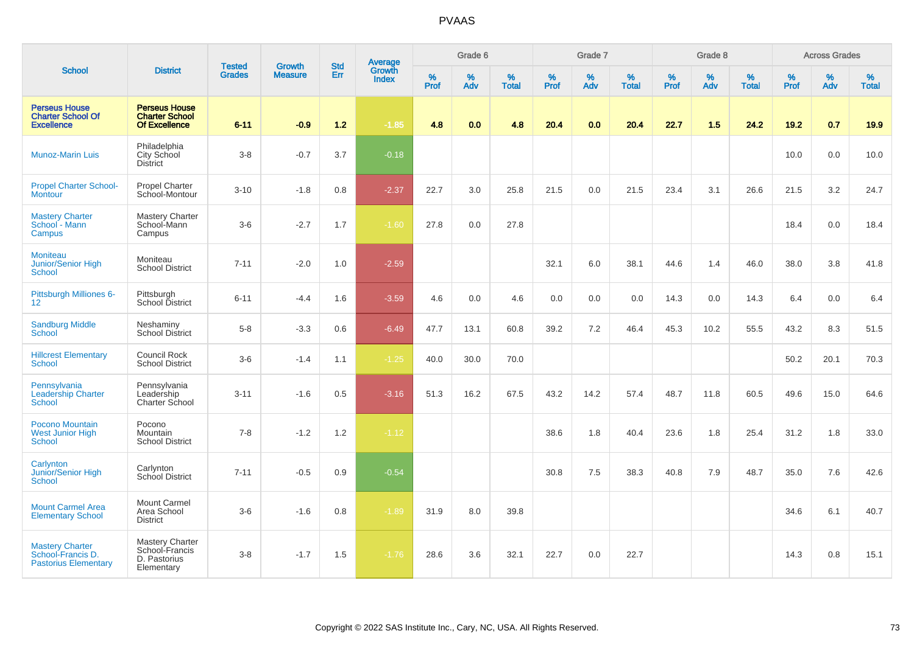# PVAAS

| School | District | Tested Grades | Growth Measure | Std Err | Average Growth Index | Grade 6 | | | Grade 7 | | | Grade 8 | | | Across Grades | | |
|---|---|---|---|---|---|---|---|---|---|---|---|---|---|---|---|---|---|
| | | | | | | % Prof | % Adv | % Total | % Prof | % Adv | % Total | % Prof | % Adv | % Total | % Prof | % Adv | % Total |
| **Perseus House Charter School Of Excellence** | **Perseus House Charter School Of Excellence** | **6-11** | **-0.9** | **1.2** | **-1.85** | **4.8** | **0.0** | **4.8** | **20.4** | **0.0** | **20.4** | **22.7** | **1.5** | **24.2** | **19.2** | **0.7** | **19.9** |
| Munoz-Marin Luis | Philadelphia City School District | 3-8 | -0.7 | 3.7 | -0.18 | | | | | | | | | | 10.0 | 0.0 | 10.0 |
| Propel Charter School-Montour | Propel Charter School-Montour | 3-10 | -1.8 | 0.8 | -2.37 | 22.7 | 3.0 | 25.8 | 21.5 | 0.0 | 21.5 | 23.4 | 3.1 | 26.6 | 21.5 | 3.2 | 24.7 |
| Mastery Charter School - Mann Campus | Mastery Charter School-Mann Campus | 3-6 | -2.7 | 1.7 | -1.60 | 27.8 | 0.0 | 27.8 | | | | | | | 18.4 | 0.0 | 18.4 |
| Moniteau Junior/Senior High School | Moniteau School District | 7-11 | -2.0 | 1.0 | -2.59 | | | | 32.1 | 6.0 | 38.1 | 44.6 | 1.4 | 46.0 | 38.0 | 3.8 | 41.8 |
| Pittsburgh Milliones 6-12 | Pittsburgh School District | 6-11 | -4.4 | 1.6 | -3.59 | 4.6 | 0.0 | 4.6 | 0.0 | 0.0 | 0.0 | 14.3 | 0.0 | 14.3 | 6.4 | 0.0 | 6.4 |
| Sandburg Middle School | Neshaminy School District | 5-8 | -3.3 | 0.6 | -6.49 | 47.7 | 13.1 | 60.8 | 39.2 | 7.2 | 46.4 | 45.3 | 10.2 | 55.5 | 43.2 | 8.3 | 51.5 |
| Hillcrest Elementary School | Council Rock School District | 3-6 | -1.4 | 1.1 | -1.25 | 40.0 | 30.0 | 70.0 | | | | | | | 50.2 | 20.1 | 70.3 |
| Pennsylvania Leadership Charter School | Pennsylvania Leadership Charter School | 3-11 | -1.6 | 0.5 | -3.16 | 51.3 | 16.2 | 67.5 | 43.2 | 14.2 | 57.4 | 48.7 | 11.8 | 60.5 | 49.6 | 15.0 | 64.6 |
| Pocono Mountain West Junior High School | Pocono Mountain School District | 7-8 | -1.2 | 1.2 | -1.12 | | | | 38.6 | 1.8 | 40.4 | 23.6 | 1.8 | 25.4 | 31.2 | 1.8 | 33.0 |
| Carlynton Junior/Senior High School | Carlynton School District | 7-11 | -0.5 | 0.9 | -0.54 | | | | 30.8 | 7.5 | 38.3 | 40.8 | 7.9 | 48.7 | 35.0 | 7.6 | 42.6 |
| Mount Carmel Area Elementary School | Mount Carmel Area School District | 3-6 | -1.6 | 0.8 | -1.89 | 31.9 | 8.0 | 39.8 | | | | | | | 34.6 | 6.1 | 40.7 |
| Mastery Charter School-Francis D. Pastorius Elementary | Mastery Charter School-Francis D. Pastorius Elementary | 3-8 | -1.7 | 1.5 | -1.76 | 28.6 | 3.6 | 32.1 | 22.7 | 0.0 | 22.7 | | | | 14.3 | 0.8 | 15.1 |

Copyright © 2022 SAS Institute Inc., Cary, NC, USA. All Rights Reserved.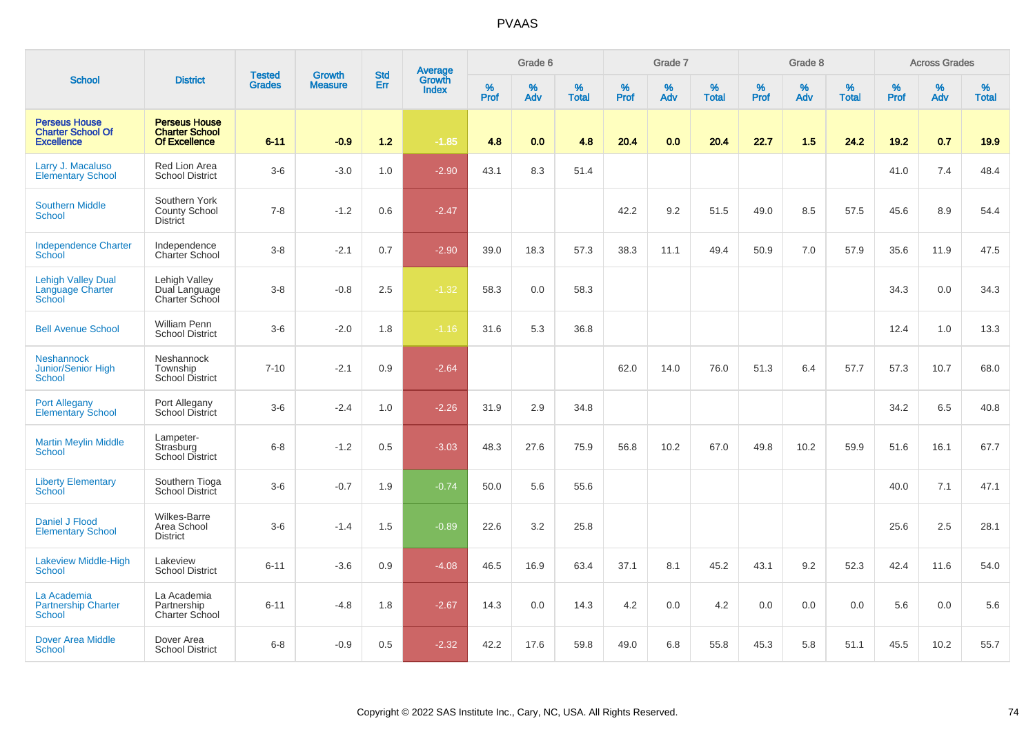# PVAAS

| School | District | Tested Grades | Growth Measure | Std Err | Average Growth Index | Grade 6 | | | Grade 7 | | | Grade 8 | | | Across Grades | | |
|---|---|---|---|---|---|---|---|---|---|---|---|---|---|---|---|---|---|
| | | | | | | % Prof | % Adv | % Total | % Prof | % Adv | % Total | % Prof | % Adv | % Total | % Prof | % Adv | % Total |
| **Perseus House Charter School Of Excellence** | **Perseus House Charter School Of Excellence** | **6-11** | **-0.9** | **1.2** | **-1.85** | **4.8** | **0.0** | **4.8** | **20.4** | **0.0** | **20.4** | **22.7** | **1.5** | **24.2** | **19.2** | **0.7** | **19.9** |
| Larry J. Macaluso Elementary School | Red Lion Area School District | 3-6 | -3.0 | 1.0 | -2.90 | 43.1 | 8.3 | 51.4 | | | | | | | 41.0 | 7.4 | 48.4 |
| Southern Middle School | Southern York County School District | 7-8 | -1.2 | 0.6 | -2.47 | | | | 42.2 | 9.2 | 51.5 | 49.0 | 8.5 | 57.5 | 45.6 | 8.9 | 54.4 |
| Independence Charter School | Independence Charter School | 3-8 | -2.1 | 0.7 | -2.90 | 39.0 | 18.3 | 57.3 | 38.3 | 11.1 | 49.4 | 50.9 | 7.0 | 57.9 | 35.6 | 11.9 | 47.5 |
| Lehigh Valley Dual Language Charter School | Lehigh Valley Dual Language Charter School | 3-8 | -0.8 | 2.5 | -1.32 | 58.3 | 0.0 | 58.3 | | | | | | | 34.3 | 0.0 | 34.3 |
| Bell Avenue School | William Penn School District | 3-6 | -2.0 | 1.8 | -1.16 | 31.6 | 5.3 | 36.8 | | | | | | | 12.4 | 1.0 | 13.3 |
| Neshannock Junior/Senior High School | Neshannock Township School District | 7-10 | -2.1 | 0.9 | -2.64 | | | | 62.0 | 14.0 | 76.0 | 51.3 | 6.4 | 57.7 | 57.3 | 10.7 | 68.0 |
| Port Allegany Elementary School | Port Allegany School District | 3-6 | -2.4 | 1.0 | -2.26 | 31.9 | 2.9 | 34.8 | | | | | | | 34.2 | 6.5 | 40.8 |
| Martin Meylin Middle School | Lampeter-Strasburg School District | 6-8 | -1.2 | 0.5 | -3.03 | 48.3 | 27.6 | 75.9 | 56.8 | 10.2 | 67.0 | 49.8 | 10.2 | 59.9 | 51.6 | 16.1 | 67.7 |
| Liberty Elementary School | Southern Tioga School District | 3-6 | -0.7 | 1.9 | -0.74 | 50.0 | 5.6 | 55.6 | | | | | | | 40.0 | 7.1 | 47.1 |
| Daniel J Flood Elementary School | Wilkes-Barre Area School District | 3-6 | -1.4 | 1.5 | -0.89 | 22.6 | 3.2 | 25.8 | | | | | | | 25.6 | 2.5 | 28.1 |
| Lakeview Middle-High School | Lakeview School District | 6-11 | -3.6 | 0.9 | -4.08 | 46.5 | 16.9 | 63.4 | 37.1 | 8.1 | 45.2 | 43.1 | 9.2 | 52.3 | 42.4 | 11.6 | 54.0 |
| La Academia Partnership Charter School | La Academia Partnership Charter School | 6-11 | -4.8 | 1.8 | -2.67 | 14.3 | 0.0 | 14.3 | 4.2 | 0.0 | 4.2 | 0.0 | 0.0 | 0.0 | 5.6 | 0.0 | 5.6 |
| Dover Area Middle School | Dover Area School District | 6-8 | -0.9 | 0.5 | -2.32 | 42.2 | 17.6 | 59.8 | 49.0 | 6.8 | 55.8 | 45.3 | 5.8 | 51.1 | 45.5 | 10.2 | 55.7 |

Copyright © 2022 SAS Institute Inc., Cary, NC, USA. All Rights Reserved.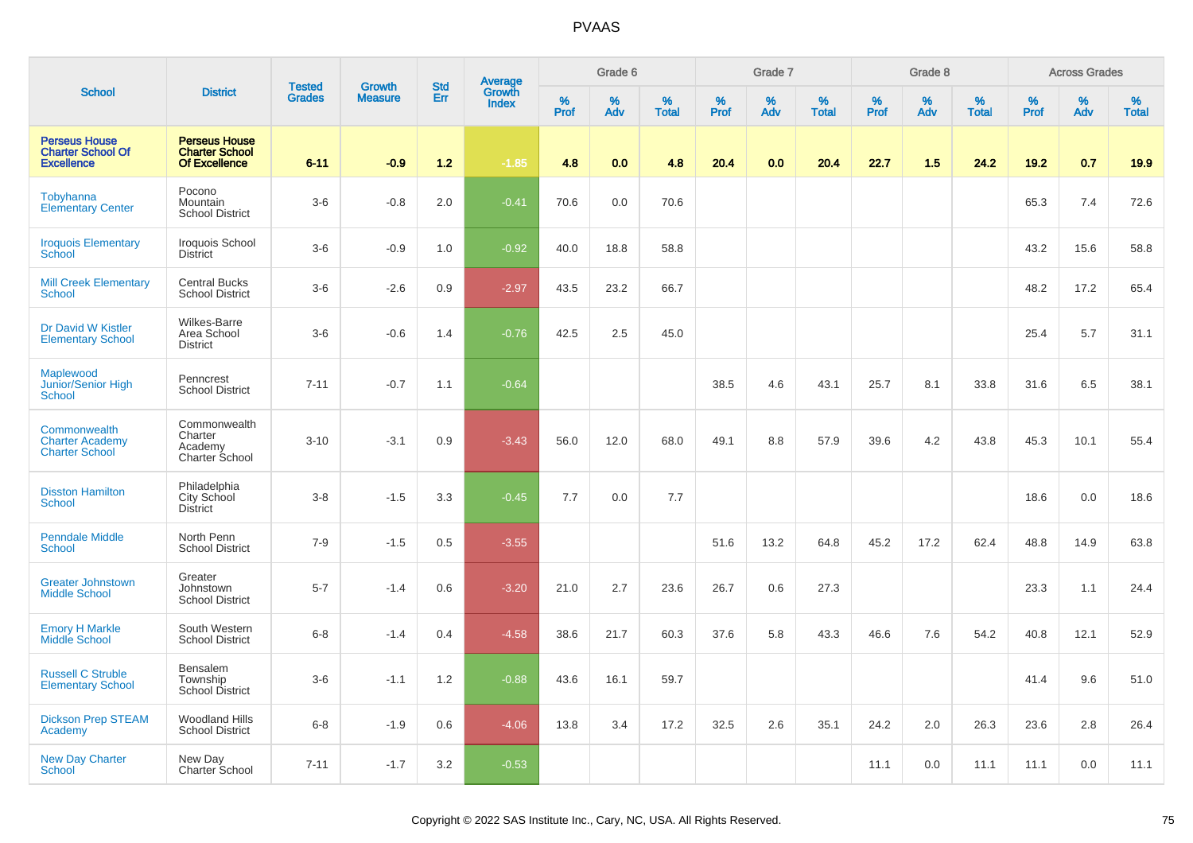# PVAAS

| School | District | Tested Grades | Growth Measure | Std Err | Average Growth Index | Grade 6 | | | Grade 7 | | | Grade 8 | | | Across Grades | | |
|---|---|---|---|---|---|---|---|---|---|---|---|---|---|---|---|---|---|
| | | | | | | % Prof | % Adv | % Total | % Prof | % Adv | % Total | % Prof | % Adv | % Total | % Prof | % Adv | % Total |
| **Perseus House Charter School Of Excellence** | **Perseus House Charter School Of Excellence** | **6-11** | **-0.9** | **1.2** | **-1.85** | **4.8** | **0.0** | **4.8** | **20.4** | **0.0** | **20.4** | **22.7** | **1.5** | **24.2** | **19.2** | **0.7** | **19.9** |
| Tobyhanna Elementary Center | Pocono Mountain School District | 3-6 | -0.8 | 2.0 | -0.41 | 70.6 | 0.0 | 70.6 | | | | | | | 65.3 | 7.4 | 72.6 |
| Iroquois Elementary School | Iroquois School District | 3-6 | -0.9 | 1.0 | -0.92 | 40.0 | 18.8 | 58.8 | | | | | | | 43.2 | 15.6 | 58.8 |
| Mill Creek Elementary School | Central Bucks School District | 3-6 | -2.6 | 0.9 | -2.97 | 43.5 | 23.2 | 66.7 | | | | | | | 48.2 | 17.2 | 65.4 |
| Dr David W Kistler Elementary School | Wilkes-Barre Area School District | 3-6 | -0.6 | 1.4 | -0.76 | 42.5 | 2.5 | 45.0 | | | | | | | 25.4 | 5.7 | 31.1 |
| Maplewood Junior/Senior High School | Penncrest School District | 7-11 | -0.7 | 1.1 | -0.64 | | | | 38.5 | 4.6 | 43.1 | 25.7 | 8.1 | 33.8 | 31.6 | 6.5 | 38.1 |
| Commonwealth Charter Academy Charter School | Commonwealth Charter Academy Charter School | 3-10 | -3.1 | 0.9 | -3.43 | 56.0 | 12.0 | 68.0 | 49.1 | 8.8 | 57.9 | 39.6 | 4.2 | 43.8 | 45.3 | 10.1 | 55.4 |
| Disston Hamilton School | Philadelphia City School District | 3-8 | -1.5 | 3.3 | -0.45 | 7.7 | 0.0 | 7.7 | | | | | | | 18.6 | 0.0 | 18.6 |
| Penndale Middle School | North Penn School District | 7-9 | -1.5 | 0.5 | -3.55 | | | | 51.6 | 13.2 | 64.8 | 45.2 | 17.2 | 62.4 | 48.8 | 14.9 | 63.8 |
| Greater Johnstown Middle School | Greater Johnstown School District | 5-7 | -1.4 | 0.6 | -3.20 | 21.0 | 2.7 | 23.6 | 26.7 | 0.6 | 27.3 | | | | 23.3 | 1.1 | 24.4 |
| Emory H Markle Middle School | South Western School District | 6-8 | -1.4 | 0.4 | -4.58 | 38.6 | 21.7 | 60.3 | 37.6 | 5.8 | 43.3 | 46.6 | 7.6 | 54.2 | 40.8 | 12.1 | 52.9 |
| Russell C Struble Elementary School | Bensalem Township School District | 3-6 | -1.1 | 1.2 | -0.88 | 43.6 | 16.1 | 59.7 | | | | | | | 41.4 | 9.6 | 51.0 |
| Dickson Prep STEAM Academy | Woodland Hills School District | 6-8 | -1.9 | 0.6 | -4.06 | 13.8 | 3.4 | 17.2 | 32.5 | 2.6 | 35.1 | 24.2 | 2.0 | 26.3 | 23.6 | 2.8 | 26.4 |
| New Day Charter School | New Day Charter School | 7-11 | -1.7 | 3.2 | -0.53 | | | | | | | 11.1 | 0.0 | 11.1 | 11.1 | 0.0 | 11.1 |

Copyright © 2022 SAS Institute Inc., Cary, NC, USA. All Rights Reserved.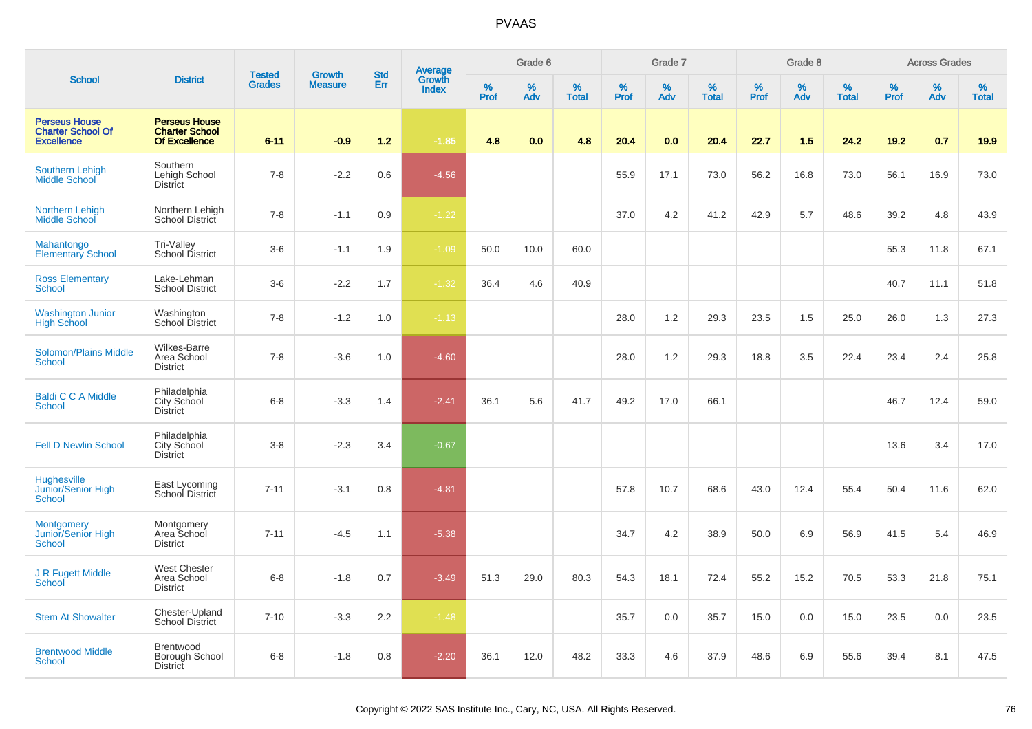# PVAAS

| School | District | Tested Grades | Growth Measure | Std Err | Average Growth Index | Grade 6 | | | Grade 7 | | | Grade 8 | | | Across Grades | | |
|---|---|---|---|---|---|---|---|---|---|---|---|---|---|---|---|---|---|
| | | | | | | % Prof | % Adv | % Total | % Prof | % Adv | % Total | % Prof | % Adv | % Total | % Prof | % Adv | % Total |
| **Perseus House Charter School Of Excellence** | **Perseus House Charter School Of Excellence** | **6-11** | **-0.9** | **1.2** | **-1.85** | **4.8** | **0.0** | **4.8** | **20.4** | **0.0** | **20.4** | **22.7** | **1.5** | **24.2** | **19.2** | **0.7** | **19.9** |
| Southern Lehigh Middle School | Southern Lehigh School District | 7-8 | -2.2 | 0.6 | -4.56 | | | | 55.9 | 17.1 | 73.0 | 56.2 | 16.8 | 73.0 | 56.1 | 16.9 | 73.0 |
| Northern Lehigh Middle School | Northern Lehigh School District | 7-8 | -1.1 | 0.9 | -1.22 | | | | 37.0 | 4.2 | 41.2 | 42.9 | 5.7 | 48.6 | 39.2 | 4.8 | 43.9 |
| Mahantongo Elementary School | Tri-Valley School District | 3-6 | -1.1 | 1.9 | -1.09 | 50.0 | 10.0 | 60.0 | | | | | | | 55.3 | 11.8 | 67.1 |
| Ross Elementary School | Lake-Lehman School District | 3-6 | -2.2 | 1.7 | -1.32 | 36.4 | 4.6 | 40.9 | | | | | | | 40.7 | 11.1 | 51.8 |
| Washington Junior High School | Washington School District | 7-8 | -1.2 | 1.0 | -1.13 | | | | 28.0 | 1.2 | 29.3 | 23.5 | 1.5 | 25.0 | 26.0 | 1.3 | 27.3 |
| Solomon/Plains Middle School | Wilkes-Barre Area School District | 7-8 | -3.6 | 1.0 | -4.60 | | | | 28.0 | 1.2 | 29.3 | 18.8 | 3.5 | 22.4 | 23.4 | 2.4 | 25.8 |
| Baldi C C A Middle School | Philadelphia City School District | 6-8 | -3.3 | 1.4 | -2.41 | 36.1 | 5.6 | 41.7 | 49.2 | 17.0 | 66.1 | | | | 46.7 | 12.4 | 59.0 |
| Fell D Newlin School | Philadelphia City School District | 3-8 | -2.3 | 3.4 | -0.67 | | | | | | | | | | 13.6 | 3.4 | 17.0 |
| Hughesville Junior/Senior High School | East Lycoming School District | 7-11 | -3.1 | 0.8 | -4.81 | | | | 57.8 | 10.7 | 68.6 | 43.0 | 12.4 | 55.4 | 50.4 | 11.6 | 62.0 |
| Montgomery Junior/Senior High School | Montgomery Area School District | 7-11 | -4.5 | 1.1 | -5.38 | | | | 34.7 | 4.2 | 38.9 | 50.0 | 6.9 | 56.9 | 41.5 | 5.4 | 46.9 |
| J R Fugett Middle School | West Chester Area School District | 6-8 | -1.8 | 0.7 | -3.49 | 51.3 | 29.0 | 80.3 | 54.3 | 18.1 | 72.4 | 55.2 | 15.2 | 70.5 | 53.3 | 21.8 | 75.1 |
| Stem At Showalter | Chester-Upland School District | 7-10 | -3.3 | 2.2 | -1.48 | | | | 35.7 | 0.0 | 35.7 | 15.0 | 0.0 | 15.0 | 23.5 | 0.0 | 23.5 |
| Brentwood Middle School | Brentwood Borough School District | 6-8 | -1.8 | 0.8 | -2.20 | 36.1 | 12.0 | 48.2 | 33.3 | 4.6 | 37.9 | 48.6 | 6.9 | 55.6 | 39.4 | 8.1 | 47.5 |

Copyright © 2022 SAS Institute Inc., Cary, NC, USA. All Rights Reserved.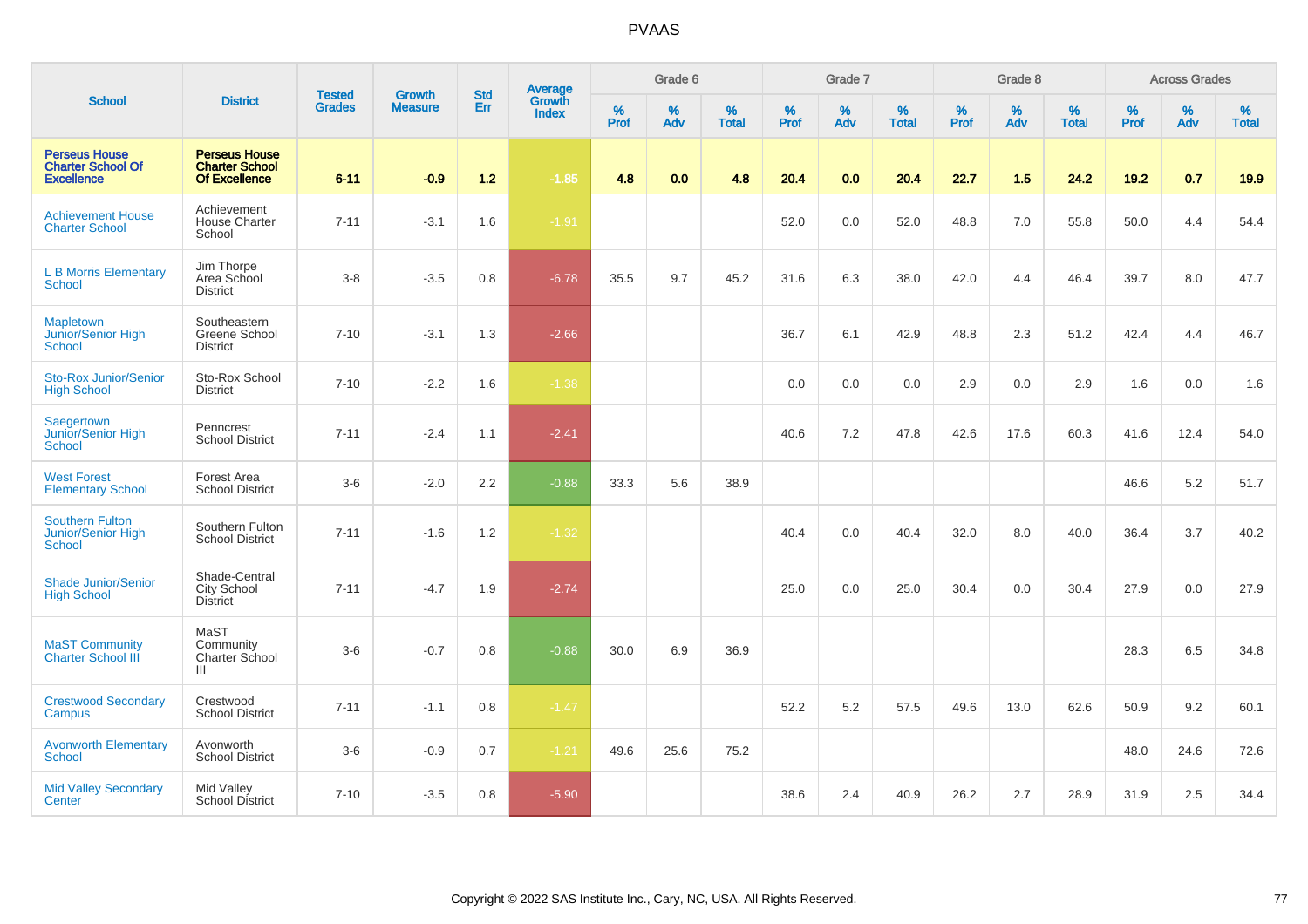# PVAAS

| School | District | Tested Grades | Growth Measure | Std Err | Average Growth Index | Grade 6 | | | Grade 7 | | | Grade 8 | | | Across Grades | | |
|---|---|---|---|---|---|---|---|---|---|---|---|---|---|---|---|---|---|
| | | | | | | % Prof | % Adv | % Total | % Prof | % Adv | % Total | % Prof | % Adv | % Total | % Prof | % Adv | % Total |
| **Perseus House Charter School Of Excellence** | **Perseus House Charter School Of Excellence** | **6-11** | **-0.9** | **1.2** | **-1.85** | **4.8** | **0.0** | **4.8** | **20.4** | **0.0** | **20.4** | **22.7** | **1.5** | **24.2** | **19.2** | **0.7** | **19.9** |
| Achievement House Charter School | Achievement House Charter School | 7-11 | -3.1 | 1.6 | -1.91 | | | | 52.0 | 0.0 | 52.0 | 48.8 | 7.0 | 55.8 | 50.0 | 4.4 | 54.4 |
| L B Morris Elementary School | Jim Thorpe Area School District | 3-8 | -3.5 | 0.8 | -6.78 | 35.5 | 9.7 | 45.2 | 31.6 | 6.3 | 38.0 | 42.0 | 4.4 | 46.4 | 39.7 | 8.0 | 47.7 |
| Mapletown Junior/Senior High School | Southeastern Greene School District | 7-10 | -3.1 | 1.3 | -2.66 | | | | 36.7 | 6.1 | 42.9 | 48.8 | 2.3 | 51.2 | 42.4 | 4.4 | 46.7 |
| Sto-Rox Junior/Senior High School | Sto-Rox School District | 7-10 | -2.2 | 1.6 | -1.38 | | | | 0.0 | 0.0 | 0.0 | 2.9 | 0.0 | 2.9 | 1.6 | 0.0 | 1.6 |
| Saegertown Junior/Senior High School | Penncrest School District | 7-11 | -2.4 | 1.1 | -2.41 | | | | 40.6 | 7.2 | 47.8 | 42.6 | 17.6 | 60.3 | 41.6 | 12.4 | 54.0 |
| West Forest Elementary School | Forest Area School District | 3-6 | -2.0 | 2.2 | -0.88 | 33.3 | 5.6 | 38.9 | | | | | | | 46.6 | 5.2 | 51.7 |
| Southern Fulton Junior/Senior High School | Southern Fulton School District | 7-11 | -1.6 | 1.2 | -1.32 | | | | 40.4 | 0.0 | 40.4 | 32.0 | 8.0 | 40.0 | 36.4 | 3.7 | 40.2 |
| Shade Junior/Senior High School | Shade-Central City School District | 7-11 | -4.7 | 1.9 | -2.74 | | | | 25.0 | 0.0 | 25.0 | 30.4 | 0.0 | 30.4 | 27.9 | 0.0 | 27.9 |
| MaST Community Charter School III | MaST Community Charter School III | 3-6 | -0.7 | 0.8 | -0.88 | 30.0 | 6.9 | 36.9 | | | | | | | 28.3 | 6.5 | 34.8 |
| Crestwood Secondary Campus | Crestwood School District | 7-11 | -1.1 | 0.8 | -1.47 | | | | 52.2 | 5.2 | 57.5 | 49.6 | 13.0 | 62.6 | 50.9 | 9.2 | 60.1 |
| Avonworth Elementary School | Avonworth School District | 3-6 | -0.9 | 0.7 | -1.21 | 49.6 | 25.6 | 75.2 | | | | | | | 48.0 | 24.6 | 72.6 |
| Mid Valley Secondary Center | Mid Valley School District | 7-10 | -3.5 | 0.8 | -5.90 | | | | 38.6 | 2.4 | 40.9 | 26.2 | 2.7 | 28.9 | 31.9 | 2.5 | 34.4 |

Copyright © 2022 SAS Institute Inc., Cary, NC, USA. All Rights Reserved.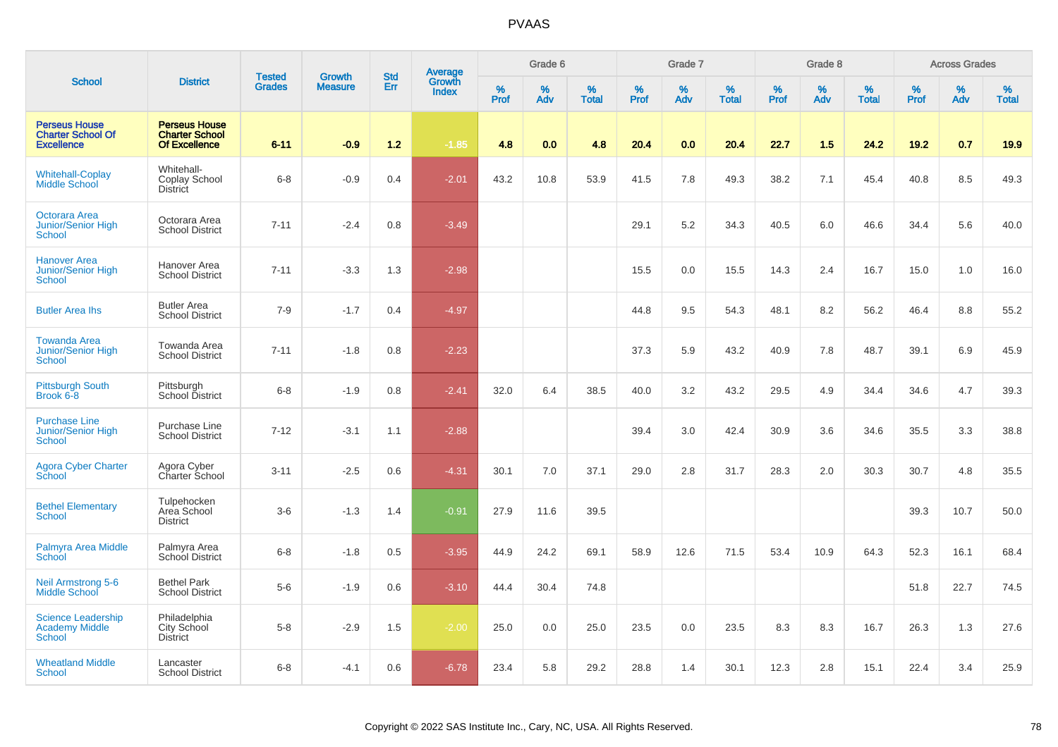# PVAAS

| School | District | Tested Grades | Growth Measure | Std Err | Average Growth Index | Grade 6 | | | Grade 7 | | | Grade 8 | | | Across Grades | | |
|---|---|---|---|---|---|---|---|---|---|---|---|---|---|---|---|---|---|
| | | | | | | % Prof | % Adv | % Total | % Prof | % Adv | % Total | % Prof | % Adv | % Total | % Prof | % Adv | % Total |
| **Perseus House Charter School Of Excellence** | **Perseus House Charter School Of Excellence** | **6-11** | **-0.9** | **1.2** | **-1.85** | **4.8** | **0.0** | **4.8** | **20.4** | **0.0** | **20.4** | **22.7** | **1.5** | **24.2** | **19.2** | **0.7** | **19.9** |
| Whitehall-Coplay Middle School | Whitehall-Coplay School District | 6-8 | -0.9 | 0.4 | -2.01 | 43.2 | 10.8 | 53.9 | 41.5 | 7.8 | 49.3 | 38.2 | 7.1 | 45.4 | 40.8 | 8.5 | 49.3 |
| Octorara Area Junior/Senior High School | Octorara Area School District | 7-11 | -2.4 | 0.8 | -3.49 | | | | 29.1 | 5.2 | 34.3 | 40.5 | 6.0 | 46.6 | 34.4 | 5.6 | 40.0 |
| Hanover Area Junior/Senior High School | Hanover Area School District | 7-11 | -3.3 | 1.3 | -2.98 | | | | 15.5 | 0.0 | 15.5 | 14.3 | 2.4 | 16.7 | 15.0 | 1.0 | 16.0 |
| Butler Area Ihs | Butler Area School District | 7-9 | -1.7 | 0.4 | -4.97 | | | | 44.8 | 9.5 | 54.3 | 48.1 | 8.2 | 56.2 | 46.4 | 8.8 | 55.2 |
| Towanda Area Junior/Senior High School | Towanda Area School District | 7-11 | -1.8 | 0.8 | -2.23 | | | | 37.3 | 5.9 | 43.2 | 40.9 | 7.8 | 48.7 | 39.1 | 6.9 | 45.9 |
| Pittsburgh South Brook 6-8 | Pittsburgh School District | 6-8 | -1.9 | 0.8 | -2.41 | 32.0 | 6.4 | 38.5 | 40.0 | 3.2 | 43.2 | 29.5 | 4.9 | 34.4 | 34.6 | 4.7 | 39.3 |
| Purchase Line Junior/Senior High School | Purchase Line School District | 7-12 | -3.1 | 1.1 | -2.88 | | | | 39.4 | 3.0 | 42.4 | 30.9 | 3.6 | 34.6 | 35.5 | 3.3 | 38.8 |
| Agora Cyber Charter School | Agora Cyber Charter School | 3-11 | -2.5 | 0.6 | -4.31 | 30.1 | 7.0 | 37.1 | 29.0 | 2.8 | 31.7 | 28.3 | 2.0 | 30.3 | 30.7 | 4.8 | 35.5 |
| Bethel Elementary School | Tulpehocken Area School District | 3-6 | -1.3 | 1.4 | -0.91 | 27.9 | 11.6 | 39.5 | | | | | | | 39.3 | 10.7 | 50.0 |
| Palmyra Area Middle School | Palmyra Area School District | 6-8 | -1.8 | 0.5 | -3.95 | 44.9 | 24.2 | 69.1 | 58.9 | 12.6 | 71.5 | 53.4 | 10.9 | 64.3 | 52.3 | 16.1 | 68.4 |
| Neil Armstrong 5-6 Middle School | Bethel Park School District | 5-6 | -1.9 | 0.6 | -3.10 | 44.4 | 30.4 | 74.8 | | | | | | | 51.8 | 22.7 | 74.5 |
| Science Leadership Academy Middle School | Philadelphia City School District | 5-8 | -2.9 | 1.5 | -2.00 | 25.0 | 0.0 | 25.0 | 23.5 | 0.0 | 23.5 | 8.3 | 8.3 | 16.7 | 26.3 | 1.3 | 27.6 |
| Wheatland Middle School | Lancaster School District | 6-8 | -4.1 | 0.6 | -6.78 | 23.4 | 5.8 | 29.2 | 28.8 | 1.4 | 30.1 | 12.3 | 2.8 | 15.1 | 22.4 | 3.4 | 25.9 |

Copyright © 2022 SAS Institute Inc., Cary, NC, USA. All Rights Reserved.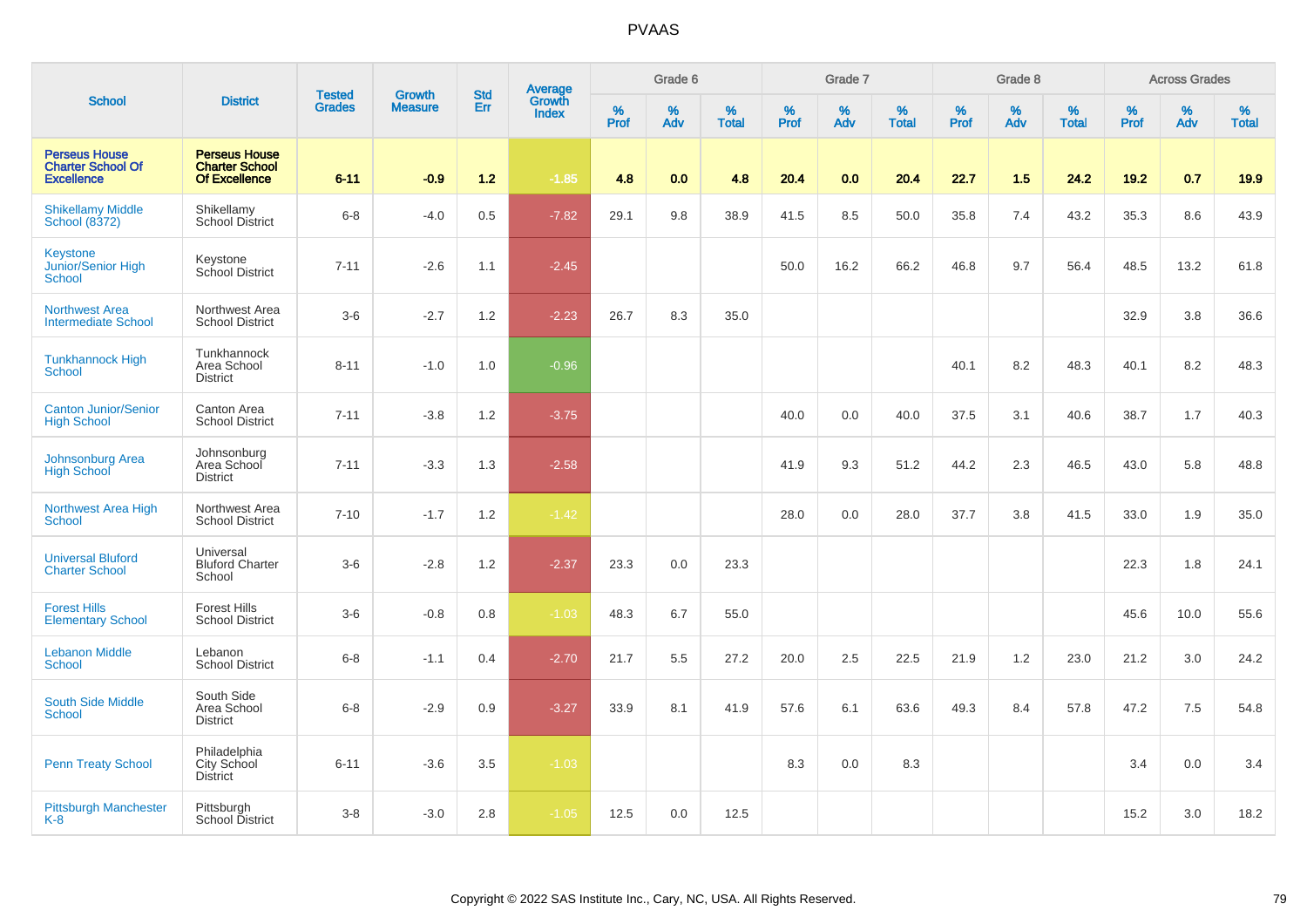# PVAAS

| School | District | Tested Grades | Growth Measure | Std Err | Average Growth Index | Grade 6 | | | Grade 7 | | | Grade 8 | | | Across Grades | | |
|---|---|---|---|---|---|---|---|---|---|---|---|---|---|---|---|---|---|
| | | | | | | % Prof | % Adv | % Total | % Prof | % Adv | % Total | % Prof | % Adv | % Total | % Prof | % Adv | % Total |
| **Perseus House Charter School Of Excellence** | **Perseus House Charter School Of Excellence** | **6-11** | **-0.9** | **1.2** | **-1.85** | **4.8** | **0.0** | **4.8** | **20.4** | **0.0** | **20.4** | **22.7** | **1.5** | **24.2** | **19.2** | **0.7** | **19.9** |
| Shikellamy Middle School (8372) | Shikellamy School District | 6-8 | -4.0 | 0.5 | -7.82 | 29.1 | 9.8 | 38.9 | 41.5 | 8.5 | 50.0 | 35.8 | 7.4 | 43.2 | 35.3 | 8.6 | 43.9 |
| Keystone Junior/Senior High School | Keystone School District | 7-11 | -2.6 | 1.1 | -2.45 | | | | 50.0 | 16.2 | 66.2 | 46.8 | 9.7 | 56.4 | 48.5 | 13.2 | 61.8 |
| Northwest Area Intermediate School | Northwest Area School District | 3-6 | -2.7 | 1.2 | -2.23 | 26.7 | 8.3 | 35.0 | | | | | | | 32.9 | 3.8 | 36.6 |
| Tunkhannock High School | Tunkhannock Area School District | 8-11 | -1.0 | 1.0 | -0.96 | | | | | | | 40.1 | 8.2 | 48.3 | 40.1 | 8.2 | 48.3 |
| Canton Junior/Senior High School | Canton Area School District | 7-11 | -3.8 | 1.2 | -3.75 | | | | 40.0 | 0.0 | 40.0 | 37.5 | 3.1 | 40.6 | 38.7 | 1.7 | 40.3 |
| Johnsonburg Area High School | Johnsonburg Area School District | 7-11 | -3.3 | 1.3 | -2.58 | | | | 41.9 | 9.3 | 51.2 | 44.2 | 2.3 | 46.5 | 43.0 | 5.8 | 48.8 |
| Northwest Area High School | Northwest Area School District | 7-10 | -1.7 | 1.2 | -1.42 | | | | 28.0 | 0.0 | 28.0 | 37.7 | 3.8 | 41.5 | 33.0 | 1.9 | 35.0 |
| Universal Bluford Charter School | Universal Bluford Charter School | 3-6 | -2.8 | 1.2 | -2.37 | 23.3 | 0.0 | 23.3 | | | | | | | 22.3 | 1.8 | 24.1 |
| Forest Hills Elementary School | Forest Hills School District | 3-6 | -0.8 | 0.8 | -1.03 | 48.3 | 6.7 | 55.0 | | | | | | | 45.6 | 10.0 | 55.6 |
| Lebanon Middle School | Lebanon School District | 6-8 | -1.1 | 0.4 | -2.70 | 21.7 | 5.5 | 27.2 | 20.0 | 2.5 | 22.5 | 21.9 | 1.2 | 23.0 | 21.2 | 3.0 | 24.2 |
| South Side Middle School | South Side Area School District | 6-8 | -2.9 | 0.9 | -3.27 | 33.9 | 8.1 | 41.9 | 57.6 | 6.1 | 63.6 | 49.3 | 8.4 | 57.8 | 47.2 | 7.5 | 54.8 |
| Penn Treaty School | Philadelphia City School District | 6-11 | -3.6 | 3.5 | -1.03 | | | | 8.3 | 0.0 | 8.3 | | | | 3.4 | 0.0 | 3.4 |
| Pittsburgh Manchester K-8 | Pittsburgh School District | 3-8 | -3.0 | 2.8 | -1.05 | 12.5 | 0.0 | 12.5 | | | | | | | 15.2 | 3.0 | 18.2 |

Copyright © 2022 SAS Institute Inc., Cary, NC, USA. All Rights Reserved.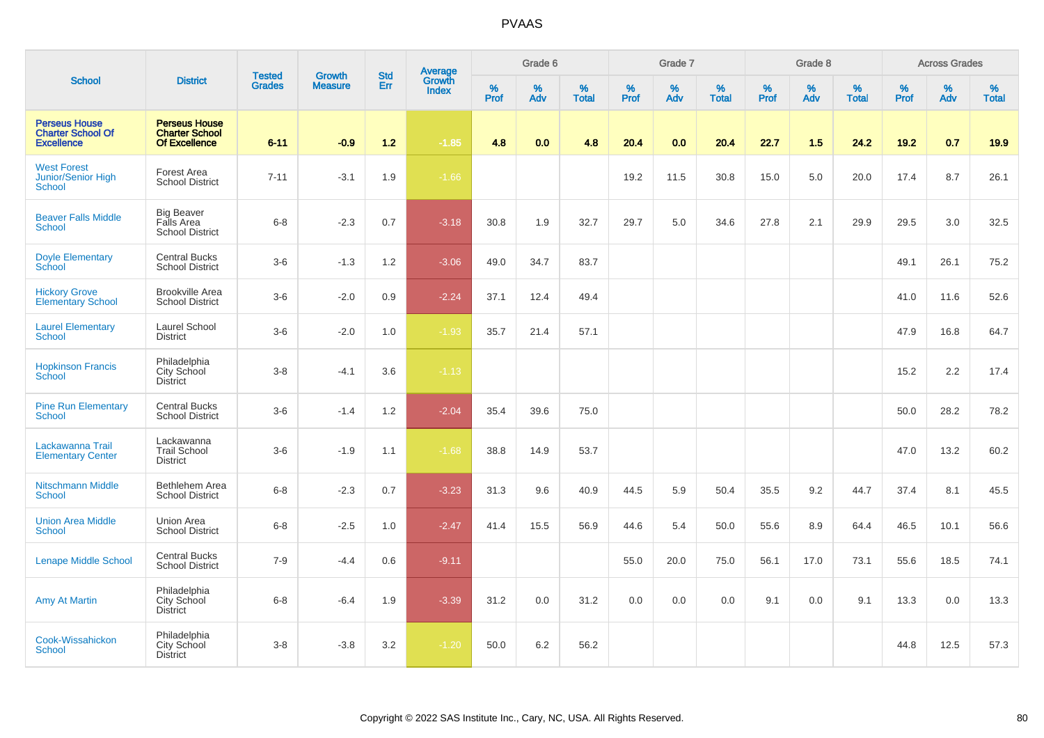# PVAAS

| School | District | Tested Grades | Growth Measure | Std Err | Average Growth Index | Grade 6 | | | Grade 7 | | | Grade 8 | | | Across Grades | | |
|---|---|---|---|---|---|---|---|---|---|---|---|---|---|---|---|---|---|
| | | | | | | % Prof | % Adv | % Total | % Prof | % Adv | % Total | % Prof | % Adv | % Total | % Prof | % Adv | % Total |
| **Perseus House Charter School Of Excellence** | **Perseus House Charter School Of Excellence** | **6-11** | **-0.9** | **1.2** | **-1.85** | **4.8** | **0.0** | **4.8** | **20.4** | **0.0** | **20.4** | **22.7** | **1.5** | **24.2** | **19.2** | **0.7** | **19.9** |
| West Forest Junior/Senior High School | Forest Area School District | 7-11 | -3.1 | 1.9 | -1.66 | | | | 19.2 | 11.5 | 30.8 | 15.0 | 5.0 | 20.0 | 17.4 | 8.7 | 26.1 |
| Beaver Falls Middle School | Big Beaver Falls Area School District | 6-8 | -2.3 | 0.7 | -3.18 | 30.8 | 1.9 | 32.7 | 29.7 | 5.0 | 34.6 | 27.8 | 2.1 | 29.9 | 29.5 | 3.0 | 32.5 |
| Doyle Elementary School | Central Bucks School District | 3-6 | -1.3 | 1.2 | -3.06 | 49.0 | 34.7 | 83.7 | | | | | | | 49.1 | 26.1 | 75.2 |
| Hickory Grove Elementary School | Brookville Area School District | 3-6 | -2.0 | 0.9 | -2.24 | 37.1 | 12.4 | 49.4 | | | | | | | 41.0 | 11.6 | 52.6 |
| Laurel Elementary School | Laurel School District | 3-6 | -2.0 | 1.0 | -1.93 | 35.7 | 21.4 | 57.1 | | | | | | | 47.9 | 16.8 | 64.7 |
| Hopkinson Francis School | Philadelphia City School District | 3-8 | -4.1 | 3.6 | -1.13 | | | | | | | | | | 15.2 | 2.2 | 17.4 |
| Pine Run Elementary School | Central Bucks School District | 3-6 | -1.4 | 1.2 | -2.04 | 35.4 | 39.6 | 75.0 | | | | | | | 50.0 | 28.2 | 78.2 |
| Lackawanna Trail Elementary Center | Lackawanna Trail School District | 3-6 | -1.9 | 1.1 | -1.68 | 38.8 | 14.9 | 53.7 | | | | | | | 47.0 | 13.2 | 60.2 |
| Nitschmann Middle School | Bethlehem Area School District | 6-8 | -2.3 | 0.7 | -3.23 | 31.3 | 9.6 | 40.9 | 44.5 | 5.9 | 50.4 | 35.5 | 9.2 | 44.7 | 37.4 | 8.1 | 45.5 |
| Union Area Middle School | Union Area School District | 6-8 | -2.5 | 1.0 | -2.47 | 41.4 | 15.5 | 56.9 | 44.6 | 5.4 | 50.0 | 55.6 | 8.9 | 64.4 | 46.5 | 10.1 | 56.6 |
| Lenape Middle School | Central Bucks School District | 7-9 | -4.4 | 0.6 | -9.11 | | | | 55.0 | 20.0 | 75.0 | 56.1 | 17.0 | 73.1 | 55.6 | 18.5 | 74.1 |
| Amy At Martin | Philadelphia City School District | 6-8 | -6.4 | 1.9 | -3.39 | 31.2 | 0.0 | 31.2 | 0.0 | 0.0 | 0.0 | 9.1 | 0.0 | 9.1 | 13.3 | 0.0 | 13.3 |
| Cook-Wissahickon School | Philadelphia City School District | 3-8 | -3.8 | 3.2 | -1.20 | 50.0 | 6.2 | 56.2 | | | | | | | 44.8 | 12.5 | 57.3 |

Copyright © 2022 SAS Institute Inc., Cary, NC, USA. All Rights Reserved.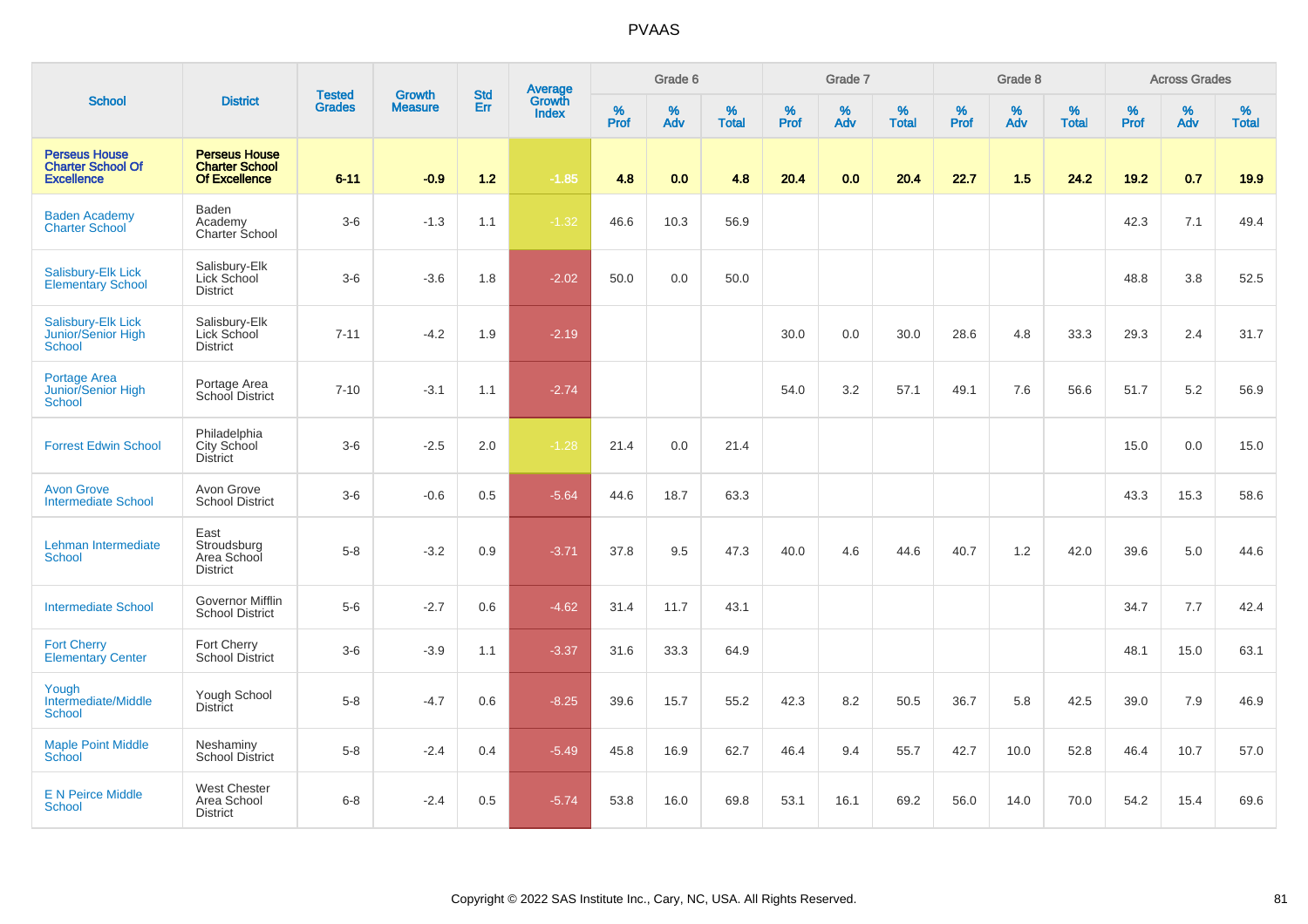# PVAAS

| School | District | Tested Grades | Growth Measure | Std Err | Average Growth Index | Grade 6 | | | Grade 7 | | | Grade 8 | | | Across Grades | | |
|---|---|---|---|---|---|---|---|---|---|---|---|---|---|---|---|---|---|
| | | | | | | % Prof | % Adv | % Total | % Prof | % Adv | % Total | % Prof | % Adv | % Total | % Prof | % Adv | % Total |
| **Perseus House Charter School Of Excellence** | **Perseus House Charter School Of Excellence** | **6-11** | **-0.9** | **1.2** | **-1.85** | **4.8** | **0.0** | **4.8** | **20.4** | **0.0** | **20.4** | **22.7** | **1.5** | **24.2** | **19.2** | **0.7** | **19.9** |
| Baden Academy Charter School | Baden Academy Charter School | 3-6 | -1.3 | 1.1 | -1.32 | 46.6 | 10.3 | 56.9 | | | | | | | 42.3 | 7.1 | 49.4 |
| Salisbury-Elk Lick Elementary School | Salisbury-Elk Lick School District | 3-6 | -3.6 | 1.8 | -2.02 | 50.0 | 0.0 | 50.0 | | | | | | | 48.8 | 3.8 | 52.5 |
| Salisbury-Elk Lick Junior/Senior High School | Salisbury-Elk Lick School District | 7-11 | -4.2 | 1.9 | -2.19 | | | | 30.0 | 0.0 | 30.0 | 28.6 | 4.8 | 33.3 | 29.3 | 2.4 | 31.7 |
| Portage Area Junior/Senior High School | Portage Area School District | 7-10 | -3.1 | 1.1 | -2.74 | | | | 54.0 | 3.2 | 57.1 | 49.1 | 7.6 | 56.6 | 51.7 | 5.2 | 56.9 |
| Forrest Edwin School | Philadelphia City School District | 3-6 | -2.5 | 2.0 | -1.28 | 21.4 | 0.0 | 21.4 | | | | | | | 15.0 | 0.0 | 15.0 |
| Avon Grove Intermediate School | Avon Grove School District | 3-6 | -0.6 | 0.5 | -5.64 | 44.6 | 18.7 | 63.3 | | | | | | | 43.3 | 15.3 | 58.6 |
| Lehman Intermediate School | East Stroudsburg Area School District | 5-8 | -3.2 | 0.9 | -3.71 | 37.8 | 9.5 | 47.3 | 40.0 | 4.6 | 44.6 | 40.7 | 1.2 | 42.0 | 39.6 | 5.0 | 44.6 |
| Intermediate School | Governor Mifflin School District | 5-6 | -2.7 | 0.6 | -4.62 | 31.4 | 11.7 | 43.1 | | | | | | | 34.7 | 7.7 | 42.4 |
| Fort Cherry Elementary Center | Fort Cherry School District | 3-6 | -3.9 | 1.1 | -3.37 | 31.6 | 33.3 | 64.9 | | | | | | | 48.1 | 15.0 | 63.1 |
| Yough Intermediate/Middle School | Yough School District | 5-8 | -4.7 | 0.6 | -8.25 | 39.6 | 15.7 | 55.2 | 42.3 | 8.2 | 50.5 | 36.7 | 5.8 | 42.5 | 39.0 | 7.9 | 46.9 |
| Maple Point Middle School | Neshaminy School District | 5-8 | -2.4 | 0.4 | -5.49 | 45.8 | 16.9 | 62.7 | 46.4 | 9.4 | 55.7 | 42.7 | 10.0 | 52.8 | 46.4 | 10.7 | 57.0 |
| E N Peirce Middle School | West Chester Area School District | 6-8 | -2.4 | 0.5 | -5.74 | 53.8 | 16.0 | 69.8 | 53.1 | 16.1 | 69.2 | 56.0 | 14.0 | 70.0 | 54.2 | 15.4 | 69.6 |

Copyright © 2022 SAS Institute Inc., Cary, NC, USA. All Rights Reserved.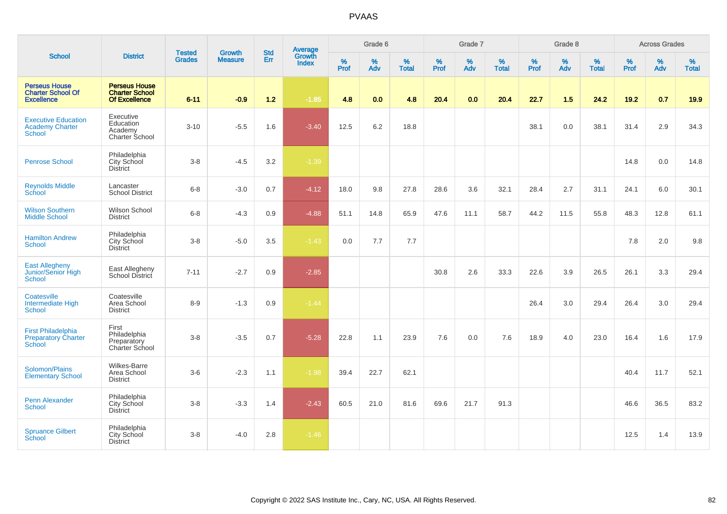# PVAAS

| School | District | Tested Grades | Growth Measure | Std Err | Average Growth Index | Grade 6 | | | Grade 7 | | | Grade 8 | | | Across Grades | | |
|---|---|---|---|---|---|---|---|---|---|---|---|---|---|---|---|---|---|
| | | | | | | % Prof | % Adv | % Total | % Prof | % Adv | % Total | % Prof | % Adv | % Total | % Prof | % Adv | % Total |
| **Perseus House Charter School Of Excellence** | **Perseus House Charter School Of Excellence** | **6-11** | **-0.9** | **1.2** | **-1.85** | **4.8** | **0.0** | **4.8** | **20.4** | **0.0** | **20.4** | **22.7** | **1.5** | **24.2** | **19.2** | **0.7** | **19.9** |
| Executive Education Academy Charter School | Executive Education Academy Charter School | 3-10 | -5.5 | 1.6 | -3.40 | 12.5 | 6.2 | 18.8 | | | | 38.1 | 0.0 | 38.1 | 31.4 | 2.9 | 34.3 |
| Penrose School | Philadelphia City School District | 3-8 | -4.5 | 3.2 | -1.39 | | | | | | | | | | 14.8 | 0.0 | 14.8 |
| Reynolds Middle School | Lancaster School District | 6-8 | -3.0 | 0.7 | -4.12 | 18.0 | 9.8 | 27.8 | 28.6 | 3.6 | 32.1 | 28.4 | 2.7 | 31.1 | 24.1 | 6.0 | 30.1 |
| Wilson Southern Middle School | Wilson School District | 6-8 | -4.3 | 0.9 | -4.88 | 51.1 | 14.8 | 65.9 | 47.6 | 11.1 | 58.7 | 44.2 | 11.5 | 55.8 | 48.3 | 12.8 | 61.1 |
| Hamilton Andrew School | Philadelphia City School District | 3-8 | -5.0 | 3.5 | -1.43 | 0.0 | 7.7 | 7.7 | | | | | | | 7.8 | 2.0 | 9.8 |
| East Allegheny Junior/Senior High School | East Allegheny School District | 7-11 | -2.7 | 0.9 | -2.85 | | | | 30.8 | 2.6 | 33.3 | 22.6 | 3.9 | 26.5 | 26.1 | 3.3 | 29.4 |
| Coatesville Intermediate High School | Coatesville Area School District | 8-9 | -1.3 | 0.9 | -1.44 | | | | | | | 26.4 | 3.0 | 29.4 | 26.4 | 3.0 | 29.4 |
| First Philadelphia Preparatory Charter School | First Philadelphia Preparatory Charter School | 3-8 | -3.5 | 0.7 | -5.28 | 22.8 | 1.1 | 23.9 | 7.6 | 0.0 | 7.6 | 18.9 | 4.0 | 23.0 | 16.4 | 1.6 | 17.9 |
| Solomon/Plains Elementary School | Wilkes-Barre Area School District | 3-6 | -2.3 | 1.1 | -1.98 | 39.4 | 22.7 | 62.1 | | | | | | | 40.4 | 11.7 | 52.1 |
| Penn Alexander School | Philadelphia City School District | 3-8 | -3.3 | 1.4 | -2.43 | 60.5 | 21.0 | 81.6 | 69.6 | 21.7 | 91.3 | | | | 46.6 | 36.5 | 83.2 |
| Spruance Gilbert School | Philadelphia City School District | 3-8 | -4.0 | 2.8 | -1.46 | | | | | | | | | | 12.5 | 1.4 | 13.9 |

Copyright © 2022 SAS Institute Inc., Cary, NC, USA. All Rights Reserved.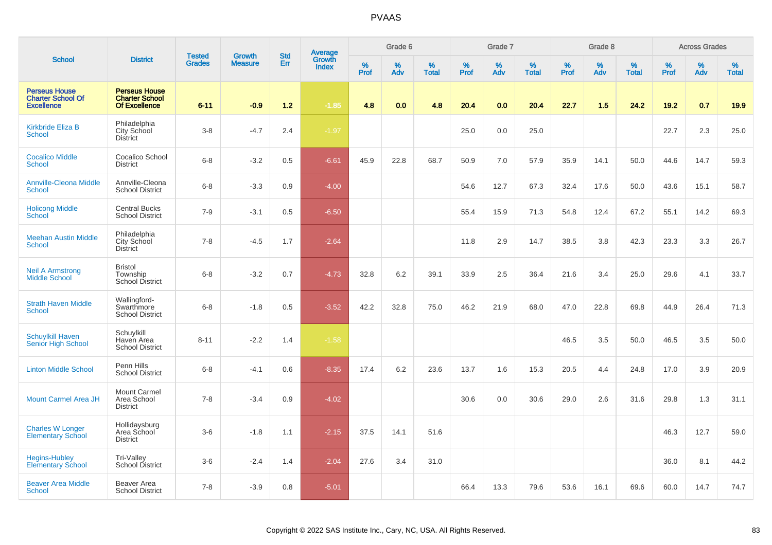# PVAAS

| School | District | Tested Grades | Growth Measure | Std Err | Average Growth Index | Grade 6 | | | Grade 7 | | | Grade 8 | | | Across Grades | | |
|---|---|---|---|---|---|---|---|---|---|---|---|---|---|---|---|---|---|
| | | | | | | % Prof | % Adv | % Total | % Prof | % Adv | % Total | % Prof | % Adv | % Total | % Prof | % Adv | % Total |
| **Perseus House Charter School Of Excellence** | **Perseus House Charter School Of Excellence** | **6-11** | **-0.9** | **1.2** | **-1.85** | **4.8** | **0.0** | **4.8** | **20.4** | **0.0** | **20.4** | **22.7** | **1.5** | **24.2** | **19.2** | **0.7** | **19.9** |
| Kirkbride Eliza B School | Philadelphia City School District | 3-8 | -4.7 | 2.4 | -1.97 | | | | 25.0 | 0.0 | 25.0 | | | | 22.7 | 2.3 | 25.0 |
| Cocalico Middle School | Cocalico School District | 6-8 | -3.2 | 0.5 | -6.61 | 45.9 | 22.8 | 68.7 | 50.9 | 7.0 | 57.9 | 35.9 | 14.1 | 50.0 | 44.6 | 14.7 | 59.3 |
| Annville-Cleona Middle School | Annville-Cleona School District | 6-8 | -3.3 | 0.9 | -4.00 | | | | 54.6 | 12.7 | 67.3 | 32.4 | 17.6 | 50.0 | 43.6 | 15.1 | 58.7 |
| Holicong Middle School | Central Bucks School District | 7-9 | -3.1 | 0.5 | -6.50 | | | | 55.4 | 15.9 | 71.3 | 54.8 | 12.4 | 67.2 | 55.1 | 14.2 | 69.3 |
| Meehan Austin Middle School | Philadelphia City School District | 7-8 | -4.5 | 1.7 | -2.64 | | | | 11.8 | 2.9 | 14.7 | 38.5 | 3.8 | 42.3 | 23.3 | 3.3 | 26.7 |
| Neil A Armstrong Middle School | Bristol Township School District | 6-8 | -3.2 | 0.7 | -4.73 | 32.8 | 6.2 | 39.1 | 33.9 | 2.5 | 36.4 | 21.6 | 3.4 | 25.0 | 29.6 | 4.1 | 33.7 |
| Strath Haven Middle School | Wallingford-Swarthmore School District | 6-8 | -1.8 | 0.5 | -3.52 | 42.2 | 32.8 | 75.0 | 46.2 | 21.9 | 68.0 | 47.0 | 22.8 | 69.8 | 44.9 | 26.4 | 71.3 |
| Schuylkill Haven Senior High School | Schuylkill Haven Area School District | 8-11 | -2.2 | 1.4 | -1.58 | | | | | | | 46.5 | 3.5 | 50.0 | 46.5 | 3.5 | 50.0 |
| Linton Middle School | Penn Hills School District | 6-8 | -4.1 | 0.6 | -8.35 | 17.4 | 6.2 | 23.6 | 13.7 | 1.6 | 15.3 | 20.5 | 4.4 | 24.8 | 17.0 | 3.9 | 20.9 |
| Mount Carmel Area JH | Mount Carmel Area School District | 7-8 | -3.4 | 0.9 | -4.02 | | | | 30.6 | 0.0 | 30.6 | 29.0 | 2.6 | 31.6 | 29.8 | 1.3 | 31.1 |
| Charles W Longer Elementary School | Hollidaysburg Area School District | 3-6 | -1.8 | 1.1 | -2.15 | 37.5 | 14.1 | 51.6 | | | | | | | 46.3 | 12.7 | 59.0 |
| Hegins-Hubley Elementary School | Tri-Valley School District | 3-6 | -2.4 | 1.4 | -2.04 | 27.6 | 3.4 | 31.0 | | | | | | | 36.0 | 8.1 | 44.2 |
| Beaver Area Middle School | Beaver Area School District | 7-8 | -3.9 | 0.8 | -5.01 | | | | 66.4 | 13.3 | 79.6 | 53.6 | 16.1 | 69.6 | 60.0 | 14.7 | 74.7 |

Copyright © 2022 SAS Institute Inc., Cary, NC, USA. All Rights Reserved.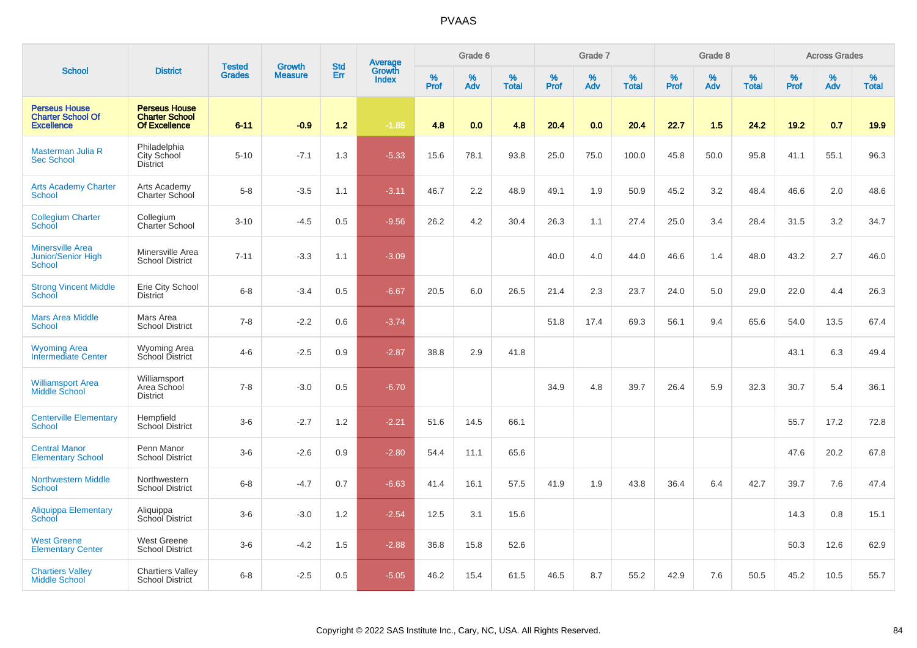# PVAAS

| School | District | Tested Grades | Growth Measure | Std Err | Average Growth Index | Grade 6 | | | Grade 7 | | | Grade 8 | | | Across Grades | | |
|---|---|---|---|---|---|---|---|---|---|---|---|---|---|---|---|---|---|
| | | | | | | % Prof | % Adv | % Total | % Prof | % Adv | % Total | % Prof | % Adv | % Total | % Prof | % Adv | % Total |
| **Perseus House Charter School Of Excellence** | **Perseus House Charter School Of Excellence** | **6-11** | **-0.9** | **1.2** | **-1.85** | **4.8** | **0.0** | **4.8** | **20.4** | **0.0** | **20.4** | **22.7** | **1.5** | **24.2** | **19.2** | **0.7** | **19.9** |
| Masterman Julia R Sec School | Philadelphia City School District | 5-10 | -7.1 | 1.3 | -5.33 | 15.6 | 78.1 | 93.8 | 25.0 | 75.0 | 100.0 | 45.8 | 50.0 | 95.8 | 41.1 | 55.1 | 96.3 |
| Arts Academy Charter School | Arts Academy Charter School | 5-8 | -3.5 | 1.1 | -3.11 | 46.7 | 2.2 | 48.9 | 49.1 | 1.9 | 50.9 | 45.2 | 3.2 | 48.4 | 46.6 | 2.0 | 48.6 |
| Collegium Charter School | Collegium Charter School | 3-10 | -4.5 | 0.5 | -9.56 | 26.2 | 4.2 | 30.4 | 26.3 | 1.1 | 27.4 | 25.0 | 3.4 | 28.4 | 31.5 | 3.2 | 34.7 |
| Minersville Area Junior/Senior High School | Minersville Area School District | 7-11 | -3.3 | 1.1 | -3.09 | | | | 40.0 | 4.0 | 44.0 | 46.6 | 1.4 | 48.0 | 43.2 | 2.7 | 46.0 |
| Strong Vincent Middle School | Erie City School District | 6-8 | -3.4 | 0.5 | -6.67 | 20.5 | 6.0 | 26.5 | 21.4 | 2.3 | 23.7 | 24.0 | 5.0 | 29.0 | 22.0 | 4.4 | 26.3 |
| Mars Area Middle School | Mars Area School District | 7-8 | -2.2 | 0.6 | -3.74 | | | | 51.8 | 17.4 | 69.3 | 56.1 | 9.4 | 65.6 | 54.0 | 13.5 | 67.4 |
| Wyoming Area Intermediate Center | Wyoming Area School District | 4-6 | -2.5 | 0.9 | -2.87 | 38.8 | 2.9 | 41.8 | | | | | | | 43.1 | 6.3 | 49.4 |
| Williamsport Area Middle School | Williamsport Area School District | 7-8 | -3.0 | 0.5 | -6.70 | | | | 34.9 | 4.8 | 39.7 | 26.4 | 5.9 | 32.3 | 30.7 | 5.4 | 36.1 |
| Centerville Elementary School | Hempfield School District | 3-6 | -2.7 | 1.2 | -2.21 | 51.6 | 14.5 | 66.1 | | | | | | | 55.7 | 17.2 | 72.8 |
| Central Manor Elementary School | Penn Manor School District | 3-6 | -2.6 | 0.9 | -2.80 | 54.4 | 11.1 | 65.6 | | | | | | | 47.6 | 20.2 | 67.8 |
| Northwestern Middle School | Northwestern School District | 6-8 | -4.7 | 0.7 | -6.63 | 41.4 | 16.1 | 57.5 | 41.9 | 1.9 | 43.8 | 36.4 | 6.4 | 42.7 | 39.7 | 7.6 | 47.4 |
| Aliquippa Elementary School | Aliquippa School District | 3-6 | -3.0 | 1.2 | -2.54 | 12.5 | 3.1 | 15.6 | | | | | | | 14.3 | 0.8 | 15.1 |
| West Greene Elementary Center | West Greene School District | 3-6 | -4.2 | 1.5 | -2.88 | 36.8 | 15.8 | 52.6 | | | | | | | 50.3 | 12.6 | 62.9 |
| Chartiers Valley Middle School | Chartiers Valley School District | 6-8 | -2.5 | 0.5 | -5.05 | 46.2 | 15.4 | 61.5 | 46.5 | 8.7 | 55.2 | 42.9 | 7.6 | 50.5 | 45.2 | 10.5 | 55.7 |

Copyright © 2022 SAS Institute Inc., Cary, NC, USA. All Rights Reserved.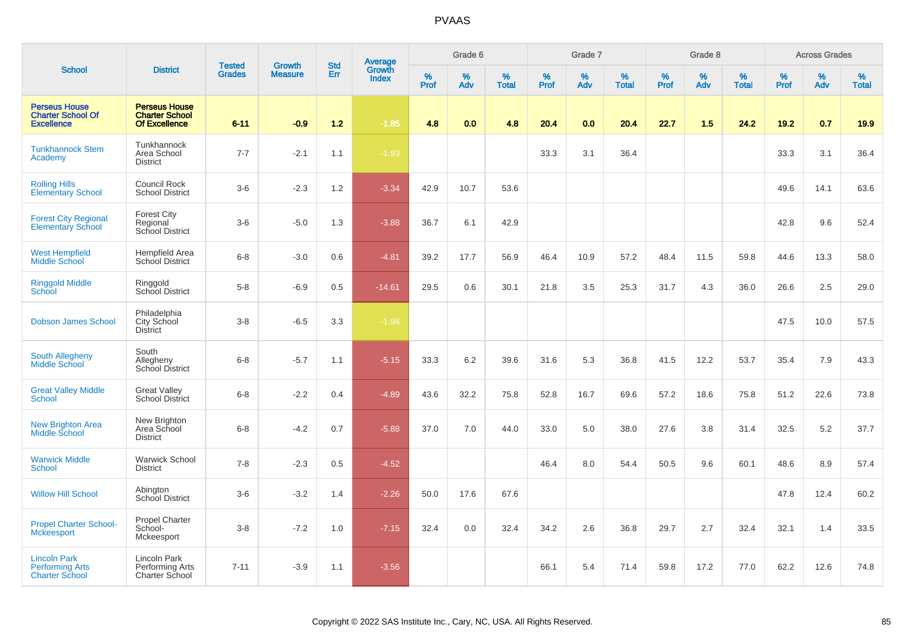PVAAS

| School | District | Tested Grades | Growth Measure | Std Err | Average Growth Index | Grade 6 | | | Grade 7 | | | Grade 8 | | | Across Grades | | |
|---|---|---|---|---|---|---|---|---|---|---|---|---|---|---|---|---|---|
| | | | | | | % Prof | % Adv | % Total | % Prof | % Adv | % Total | % Prof | % Adv | % Total | % Prof | % Adv | % Total |
| **Perseus House Charter School Of Excellence** | **Perseus House Charter School Of Excellence** | **6-11** | **-0.9** | **1.2** | **-1.85** | **4.8** | **0.0** | **4.8** | **20.4** | **0.0** | **20.4** | **22.7** | **1.5** | **24.2** | **19.2** | **0.7** | **19.9** |
| Tunkhannock Stem Academy | Tunkhannock Area School District | 7-7 | -2.1 | 1.1 | -1.93 | | | | 33.3 | 3.1 | 36.4 | | | | 33.3 | 3.1 | 36.4 |
| Rolling Hills Elementary School | Council Rock School District | 3-6 | -2.3 | 1.2 | -3.34 | 42.9 | 10.7 | 53.6 | | | | | | | 49.6 | 14.1 | 63.6 |
| Forest City Regional Elementary School | Forest City Regional School District | 3-6 | -5.0 | 1.3 | -3.88 | 36.7 | 6.1 | 42.9 | | | | | | | 42.8 | 9.6 | 52.4 |
| West Hempfield Middle School | Hempfield Area School District | 6-8 | -3.0 | 0.6 | -4.81 | 39.2 | 17.7 | 56.9 | 46.4 | 10.9 | 57.2 | 48.4 | 11.5 | 59.8 | 44.6 | 13.3 | 58.0 |
| Ringgold Middle School | Ringgold School District | 5-8 | -6.9 | 0.5 | -14.61 | 29.5 | 0.6 | 30.1 | 21.8 | 3.5 | 25.3 | 31.7 | 4.3 | 36.0 | 26.6 | 2.5 | 29.0 |
| Dobson James School | Philadelphia City School District | 3-8 | -6.5 | 3.3 | -1.98 | | | | | | | | | | 47.5 | 10.0 | 57.5 |
| South Allegheny Middle School | South Allegheny School District | 6-8 | -5.7 | 1.1 | -5.15 | 33.3 | 6.2 | 39.6 | 31.6 | 5.3 | 36.8 | 41.5 | 12.2 | 53.7 | 35.4 | 7.9 | 43.3 |
| Great Valley Middle School | Great Valley School District | 6-8 | -2.2 | 0.4 | -4.89 | 43.6 | 32.2 | 75.8 | 52.8 | 16.7 | 69.6 | 57.2 | 18.6 | 75.8 | 51.2 | 22.6 | 73.8 |
| New Brighton Area Middle School | New Brighton Area School District | 6-8 | -4.2 | 0.7 | -5.88 | 37.0 | 7.0 | 44.0 | 33.0 | 5.0 | 38.0 | 27.6 | 3.8 | 31.4 | 32.5 | 5.2 | 37.7 |
| Warwick Middle School | Warwick School District | 7-8 | -2.3 | 0.5 | -4.52 | | | | 46.4 | 8.0 | 54.4 | 50.5 | 9.6 | 60.1 | 48.6 | 8.9 | 57.4 |
| Willow Hill School | Abington School District | 3-6 | -3.2 | 1.4 | -2.26 | 50.0 | 17.6 | 67.6 | | | | | | | 47.8 | 12.4 | 60.2 |
| Propel Charter School-Mckeesport | Propel Charter School-Mckeesport | 3-8 | -7.2 | 1.0 | -7.15 | 32.4 | 0.0 | 32.4 | 34.2 | 2.6 | 36.8 | 29.7 | 2.7 | 32.4 | 32.1 | 1.4 | 33.5 |
| Lincoln Park Performing Arts Charter School | Lincoln Park Performing Arts Charter School | 7-11 | -3.9 | 1.1 | -3.56 | | | | 66.1 | 5.4 | 71.4 | 59.8 | 17.2 | 77.0 | 62.2 | 12.6 | 74.8 |

Copyright © 2022 SAS Institute Inc., Cary, NC, USA. All Rights Reserved.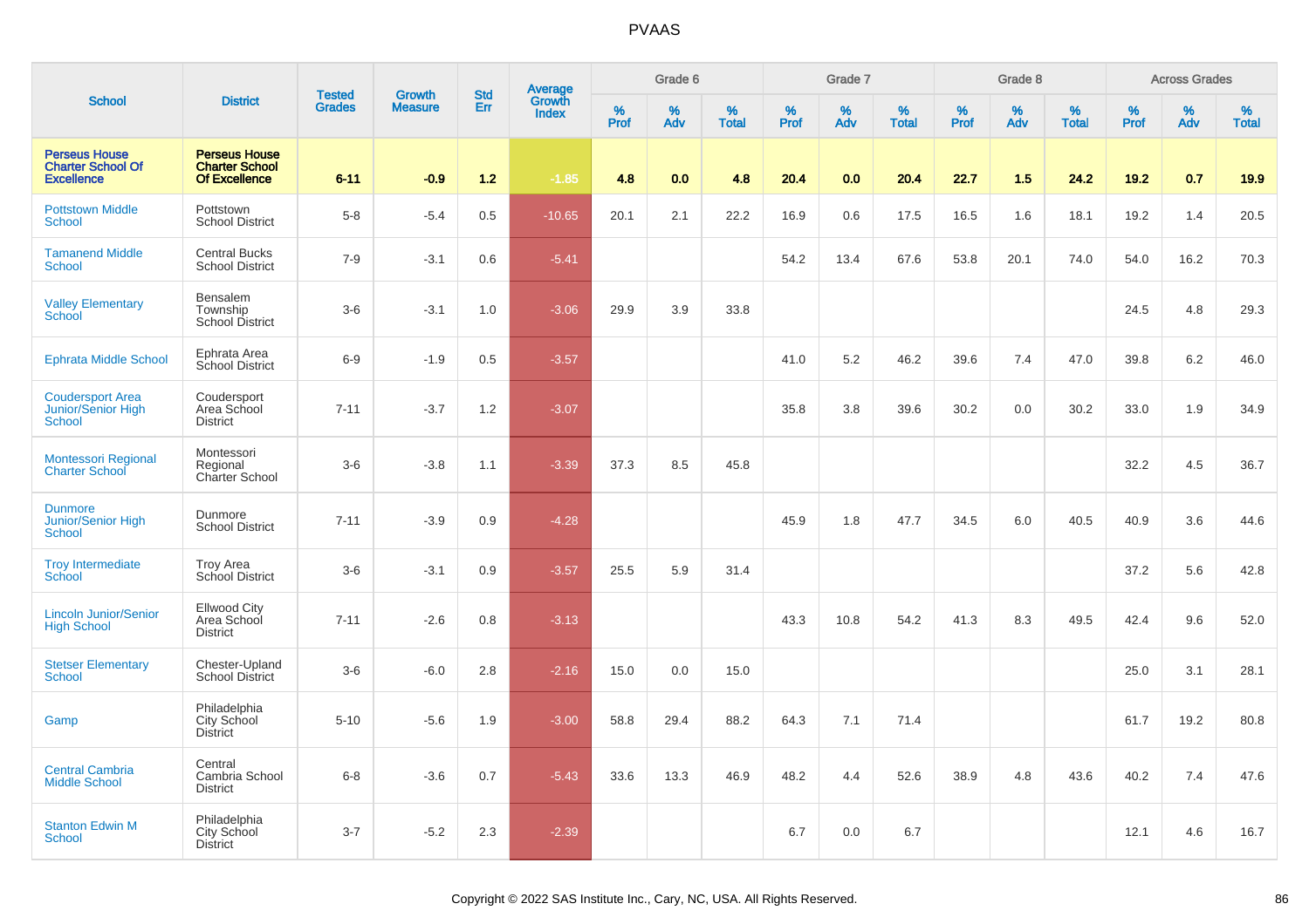# PVAAS

| School | District | Tested Grades | Growth Measure | Std Err | Average Growth Index | Grade 6 | | | Grade 7 | | | Grade 8 | | | Across Grades | | |
|---|---|---|---|---|---|---|---|---|---|---|---|---|---|---|---|---|---|
| | | | | | | % Prof | % Adv | % Total | % Prof | % Adv | % Total | % Prof | % Adv | % Total | % Prof | % Adv | % Total |
| **Perseus House Charter School Of Excellence** | **Perseus House Charter School Of Excellence** | **6-11** | **-0.9** | **1.2** | **-1.85** | **4.8** | **0.0** | **4.8** | **20.4** | **0.0** | **20.4** | **22.7** | **1.5** | **24.2** | **19.2** | **0.7** | **19.9** |
| Pottstown Middle School | Pottstown School District | 5-8 | -5.4 | 0.5 | -10.65 | 20.1 | 2.1 | 22.2 | 16.9 | 0.6 | 17.5 | 16.5 | 1.6 | 18.1 | 19.2 | 1.4 | 20.5 |
| Tamanend Middle School | Central Bucks School District | 7-9 | -3.1 | 0.6 | -5.41 | | | | 54.2 | 13.4 | 67.6 | 53.8 | 20.1 | 74.0 | 54.0 | 16.2 | 70.3 |
| Valley Elementary School | Bensalem Township School District | 3-6 | -3.1 | 1.0 | -3.06 | 29.9 | 3.9 | 33.8 | | | | | | | 24.5 | 4.8 | 29.3 |
| Ephrata Middle School | Ephrata Area School District | 6-9 | -1.9 | 0.5 | -3.57 | | | | 41.0 | 5.2 | 46.2 | 39.6 | 7.4 | 47.0 | 39.8 | 6.2 | 46.0 |
| Coudersport Area Junior/Senior High School | Coudersport Area School District | 7-11 | -3.7 | 1.2 | -3.07 | | | | 35.8 | 3.8 | 39.6 | 30.2 | 0.0 | 30.2 | 33.0 | 1.9 | 34.9 |
| Montessori Regional Charter School | Montessori Regional Charter School | 3-6 | -3.8 | 1.1 | -3.39 | 37.3 | 8.5 | 45.8 | | | | | | | 32.2 | 4.5 | 36.7 |
| Dunmore Junior/Senior High School | Dunmore School District | 7-11 | -3.9 | 0.9 | -4.28 | | | | 45.9 | 1.8 | 47.7 | 34.5 | 6.0 | 40.5 | 40.9 | 3.6 | 44.6 |
| Troy Intermediate School | Troy Area School District | 3-6 | -3.1 | 0.9 | -3.57 | 25.5 | 5.9 | 31.4 | | | | | | | 37.2 | 5.6 | 42.8 |
| Lincoln Junior/Senior High School | Ellwood City Area School District | 7-11 | -2.6 | 0.8 | -3.13 | | | | 43.3 | 10.8 | 54.2 | 41.3 | 8.3 | 49.5 | 42.4 | 9.6 | 52.0 |
| Stetser Elementary School | Chester-Upland School District | 3-6 | -6.0 | 2.8 | -2.16 | 15.0 | 0.0 | 15.0 | | | | | | | 25.0 | 3.1 | 28.1 |
| Gamp | Philadelphia City School District | 5-10 | -5.6 | 1.9 | -3.00 | 58.8 | 29.4 | 88.2 | 64.3 | 7.1 | 71.4 | | | | 61.7 | 19.2 | 80.8 |
| Central Cambria Middle School | Central Cambria School District | 6-8 | -3.6 | 0.7 | -5.43 | 33.6 | 13.3 | 46.9 | 48.2 | 4.4 | 52.6 | 38.9 | 4.8 | 43.6 | 40.2 | 7.4 | 47.6 |
| Stanton Edwin M School | Philadelphia City School District | 3-7 | -5.2 | 2.3 | -2.39 | | | | 6.7 | 0.0 | 6.7 | | | | 12.1 | 4.6 | 16.7 |

Copyright © 2022 SAS Institute Inc., Cary, NC, USA. All Rights Reserved.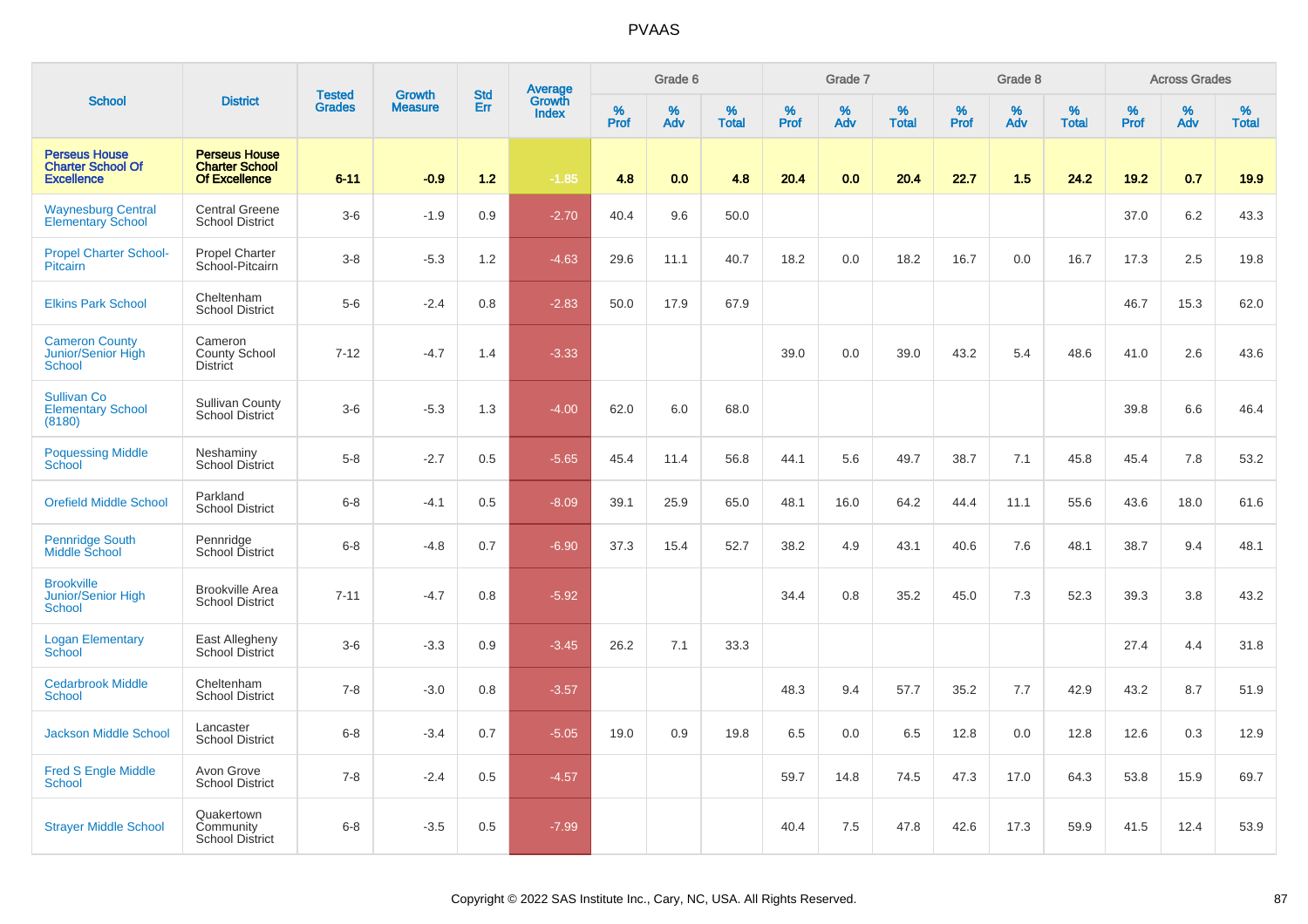# PVAAS

| School | District | Tested Grades | Growth Measure | Std Err | Average Growth Index | Grade 6 | | | Grade 7 | | | Grade 8 | | | Across Grades | | |
|---|---|---|---|---|---|---|---|---|---|---|---|---|---|---|---|---|---|
| | | | | | | % Prof | % Adv | % Total | % Prof | % Adv | % Total | % Prof | % Adv | % Total | % Prof | % Adv | % Total |
| **Perseus House Charter School Of Excellence** | **Perseus House Charter School Of Excellence** | **6-11** | **-0.9** | **1.2** | **-1.85** | **4.8** | **0.0** | **4.8** | **20.4** | **0.0** | **20.4** | **22.7** | **1.5** | **24.2** | **19.2** | **0.7** | **19.9** |
| Waynesburg Central Elementary School | Central Greene School District | 3-6 | -1.9 | 0.9 | -2.70 | 40.4 | 9.6 | 50.0 | | | | | | | 37.0 | 6.2 | 43.3 |
| Propel Charter School-Pitcairn | Propel Charter School-Pitcairn | 3-8 | -5.3 | 1.2 | -4.63 | 29.6 | 11.1 | 40.7 | 18.2 | 0.0 | 18.2 | 16.7 | 0.0 | 16.7 | 17.3 | 2.5 | 19.8 |
| Elkins Park School | Cheltenham School District | 5-6 | -2.4 | 0.8 | -2.83 | 50.0 | 17.9 | 67.9 | | | | | | | 46.7 | 15.3 | 62.0 |
| Cameron County Junior/Senior High School | Cameron County School District | 7-12 | -4.7 | 1.4 | -3.33 | | | | 39.0 | 0.0 | 39.0 | 43.2 | 5.4 | 48.6 | 41.0 | 2.6 | 43.6 |
| Sullivan Co Elementary School (8180) | Sullivan County School District | 3-6 | -5.3 | 1.3 | -4.00 | 62.0 | 6.0 | 68.0 | | | | | | | 39.8 | 6.6 | 46.4 |
| Poquessing Middle School | Neshaminy School District | 5-8 | -2.7 | 0.5 | -5.65 | 45.4 | 11.4 | 56.8 | 44.1 | 5.6 | 49.7 | 38.7 | 7.1 | 45.8 | 45.4 | 7.8 | 53.2 |
| Orefield Middle School | Parkland School District | 6-8 | -4.1 | 0.5 | -8.09 | 39.1 | 25.9 | 65.0 | 48.1 | 16.0 | 64.2 | 44.4 | 11.1 | 55.6 | 43.6 | 18.0 | 61.6 |
| Pennridge South Middle School | Pennridge School District | 6-8 | -4.8 | 0.7 | -6.90 | 37.3 | 15.4 | 52.7 | 38.2 | 4.9 | 43.1 | 40.6 | 7.6 | 48.1 | 38.7 | 9.4 | 48.1 |
| Brookville Junior/Senior High School | Brookville Area School District | 7-11 | -4.7 | 0.8 | -5.92 | | | | 34.4 | 0.8 | 35.2 | 45.0 | 7.3 | 52.3 | 39.3 | 3.8 | 43.2 |
| Logan Elementary School | East Allegheny School District | 3-6 | -3.3 | 0.9 | -3.45 | 26.2 | 7.1 | 33.3 | | | | | | | 27.4 | 4.4 | 31.8 |
| Cedarbrook Middle School | Cheltenham School District | 7-8 | -3.0 | 0.8 | -3.57 | | | | 48.3 | 9.4 | 57.7 | 35.2 | 7.7 | 42.9 | 43.2 | 8.7 | 51.9 |
| Jackson Middle School | Lancaster School District | 6-8 | -3.4 | 0.7 | -5.05 | 19.0 | 0.9 | 19.8 | 6.5 | 0.0 | 6.5 | 12.8 | 0.0 | 12.8 | 12.6 | 0.3 | 12.9 |
| Fred S Engle Middle School | Avon Grove School District | 7-8 | -2.4 | 0.5 | -4.57 | | | | 59.7 | 14.8 | 74.5 | 47.3 | 17.0 | 64.3 | 53.8 | 15.9 | 69.7 |
| Strayer Middle School | Quakertown Community School District | 6-8 | -3.5 | 0.5 | -7.99 | | | | 40.4 | 7.5 | 47.8 | 42.6 | 17.3 | 59.9 | 41.5 | 12.4 | 53.9 |

Copyright © 2022 SAS Institute Inc., Cary, NC, USA. All Rights Reserved.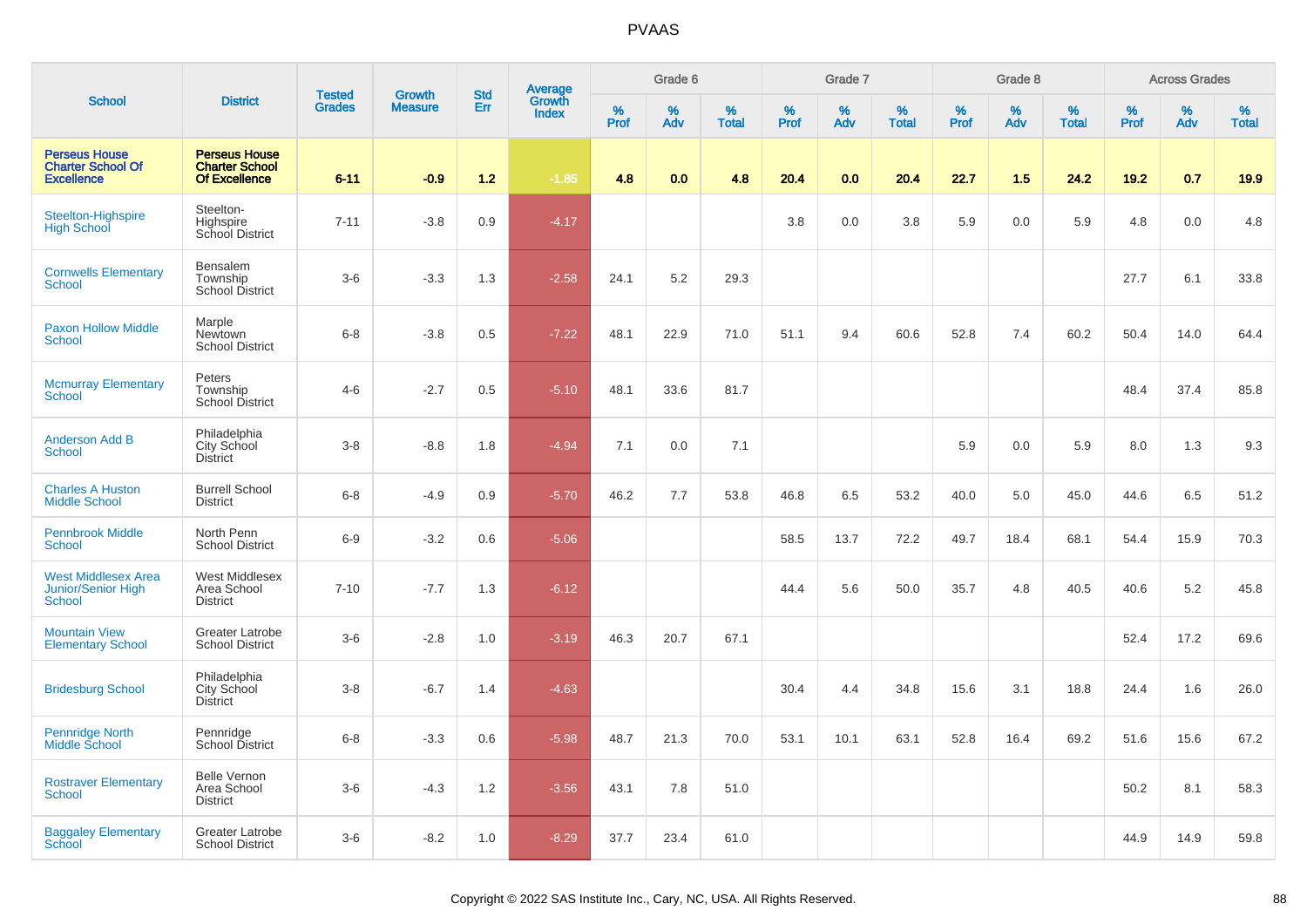PVAAS

| School | District | Tested Grades | Growth Measure | Std Err | Average Growth Index | Grade 6 | | | Grade 7 | | | Grade 8 | | | Across Grades | | |
|---|---|---|---|---|---|---|---|---|---|---|---|---|---|---|---|---|---|
| | | | | | | % Prof | % Adv | % Total | % Prof | % Adv | % Total | % Prof | % Adv | % Total | % Prof | % Adv | % Total |
| **Perseus House Charter School Of Excellence** | **Perseus House Charter School Of Excellence** | **6-11** | **-0.9** | **1.2** | **-1.85** | **4.8** | **0.0** | **4.8** | **20.4** | **0.0** | **20.4** | **22.7** | **1.5** | **24.2** | **19.2** | **0.7** | **19.9** |
| Steelton-Highspire High School | Steelton-Highspire School District | 7-11 | -3.8 | 0.9 | -4.17 | | | | 3.8 | 0.0 | 3.8 | 5.9 | 0.0 | 5.9 | 4.8 | 0.0 | 4.8 |
| Cornwells Elementary School | Bensalem Township School District | 3-6 | -3.3 | 1.3 | -2.58 | 24.1 | 5.2 | 29.3 | | | | | | | 27.7 | 6.1 | 33.8 |
| Paxon Hollow Middle School | Marple Newtown School District | 6-8 | -3.8 | 0.5 | -7.22 | 48.1 | 22.9 | 71.0 | 51.1 | 9.4 | 60.6 | 52.8 | 7.4 | 60.2 | 50.4 | 14.0 | 64.4 |
| Mcmurray Elementary School | Peters Township School District | 4-6 | -2.7 | 0.5 | -5.10 | 48.1 | 33.6 | 81.7 | | | | | | | 48.4 | 37.4 | 85.8 |
| Anderson Add B School | Philadelphia City School District | 3-8 | -8.8 | 1.8 | -4.94 | 7.1 | 0.0 | 7.1 | | | | 5.9 | 0.0 | 5.9 | 8.0 | 1.3 | 9.3 |
| Charles A Huston Middle School | Burrell School District | 6-8 | -4.9 | 0.9 | -5.70 | 46.2 | 7.7 | 53.8 | 46.8 | 6.5 | 53.2 | 40.0 | 5.0 | 45.0 | 44.6 | 6.5 | 51.2 |
| Pennbrook Middle School | North Penn School District | 6-9 | -3.2 | 0.6 | -5.06 | | | | 58.5 | 13.7 | 72.2 | 49.7 | 18.4 | 68.1 | 54.4 | 15.9 | 70.3 |
| West Middlesex Area Junior/Senior High School | West Middlesex Area School District | 7-10 | -7.7 | 1.3 | -6.12 | | | | 44.4 | 5.6 | 50.0 | 35.7 | 4.8 | 40.5 | 40.6 | 5.2 | 45.8 |
| Mountain View Elementary School | Greater Latrobe School District | 3-6 | -2.8 | 1.0 | -3.19 | 46.3 | 20.7 | 67.1 | | | | | | | 52.4 | 17.2 | 69.6 |
| Bridesburg School | Philadelphia City School District | 3-8 | -6.7 | 1.4 | -4.63 | | | | 30.4 | 4.4 | 34.8 | 15.6 | 3.1 | 18.8 | 24.4 | 1.6 | 26.0 |
| Pennridge North Middle School | Pennridge School District | 6-8 | -3.3 | 0.6 | -5.98 | 48.7 | 21.3 | 70.0 | 53.1 | 10.1 | 63.1 | 52.8 | 16.4 | 69.2 | 51.6 | 15.6 | 67.2 |
| Rostraver Elementary School | Belle Vernon Area School District | 3-6 | -4.3 | 1.2 | -3.56 | 43.1 | 7.8 | 51.0 | | | | | | | 50.2 | 8.1 | 58.3 |
| Baggaley Elementary School | Greater Latrobe School District | 3-6 | -8.2 | 1.0 | -8.29 | 37.7 | 23.4 | 61.0 | | | | | | | 44.9 | 14.9 | 59.8 |

Copyright © 2022 SAS Institute Inc., Cary, NC, USA. All Rights Reserved.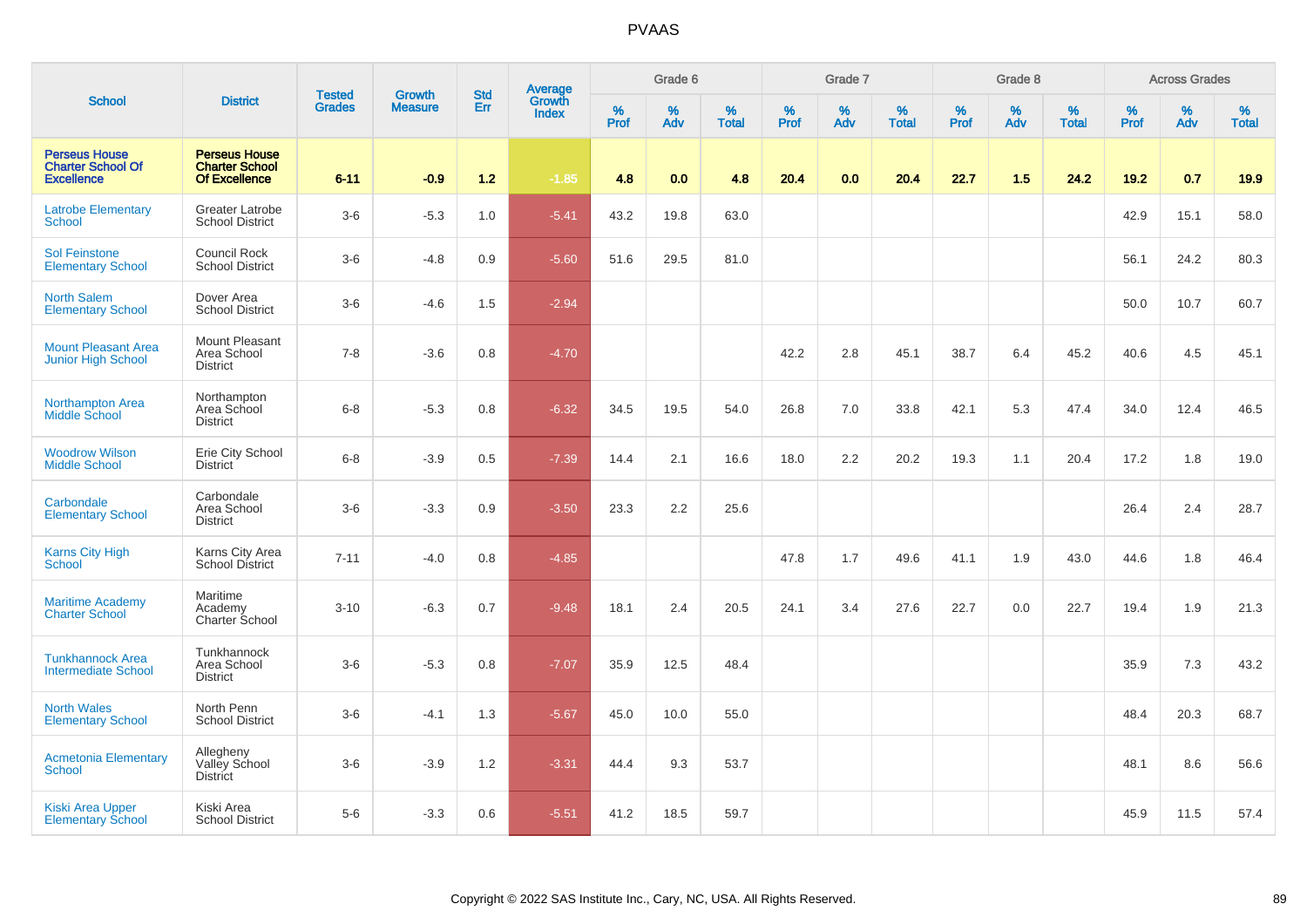# PVAAS

| School | District | Tested Grades | Growth Measure | Std Err | Average Growth Index | Grade 6 | | | Grade 7 | | | Grade 8 | | | Across Grades | | |
|---|---|---|---|---|---|---|---|---|---|---|---|---|---|---|---|---|---|
| | | | | | | % Prof | % Adv | % Total | % Prof | % Adv | % Total | % Prof | % Adv | % Total | % Prof | % Adv | % Total |
| **Perseus House Charter School Of Excellence** | **Perseus House Charter School Of Excellence** | **6-11** | **-0.9** | **1.2** | **-1.85** | **4.8** | **0.0** | **4.8** | **20.4** | **0.0** | **20.4** | **22.7** | **1.5** | **24.2** | **19.2** | **0.7** | **19.9** |
| Latrobe Elementary School | Greater Latrobe School District | 3-6 | -5.3 | 1.0 | -5.41 | 43.2 | 19.8 | 63.0 | | | | | | | 42.9 | 15.1 | 58.0 |
| Sol Feinstone Elementary School | Council Rock School District | 3-6 | -4.8 | 0.9 | -5.60 | 51.6 | 29.5 | 81.0 | | | | | | | 56.1 | 24.2 | 80.3 |
| North Salem Elementary School | Dover Area School District | 3-6 | -4.6 | 1.5 | -2.94 | | | | | | | | | | 50.0 | 10.7 | 60.7 |
| Mount Pleasant Area Junior High School | Mount Pleasant Area School District | 7-8 | -3.6 | 0.8 | -4.70 | | | | 42.2 | 2.8 | 45.1 | 38.7 | 6.4 | 45.2 | 40.6 | 4.5 | 45.1 |
| Northampton Area Middle School | Northampton Area School District | 6-8 | -5.3 | 0.8 | -6.32 | 34.5 | 19.5 | 54.0 | 26.8 | 7.0 | 33.8 | 42.1 | 5.3 | 47.4 | 34.0 | 12.4 | 46.5 |
| Woodrow Wilson Middle School | Erie City School District | 6-8 | -3.9 | 0.5 | -7.39 | 14.4 | 2.1 | 16.6 | 18.0 | 2.2 | 20.2 | 19.3 | 1.1 | 20.4 | 17.2 | 1.8 | 19.0 |
| Carbondale Elementary School | Carbondale Area School District | 3-6 | -3.3 | 0.9 | -3.50 | 23.3 | 2.2 | 25.6 | | | | | | | 26.4 | 2.4 | 28.7 |
| Karns City High School | Karns City Area School District | 7-11 | -4.0 | 0.8 | -4.85 | | | | 47.8 | 1.7 | 49.6 | 41.1 | 1.9 | 43.0 | 44.6 | 1.8 | 46.4 |
| Maritime Academy Charter School | Maritime Academy Charter School | 3-10 | -6.3 | 0.7 | -9.48 | 18.1 | 2.4 | 20.5 | 24.1 | 3.4 | 27.6 | 22.7 | 0.0 | 22.7 | 19.4 | 1.9 | 21.3 |
| Tunkhannock Area Intermediate School | Tunkhannock Area School District | 3-6 | -5.3 | 0.8 | -7.07 | 35.9 | 12.5 | 48.4 | | | | | | | 35.9 | 7.3 | 43.2 |
| North Wales Elementary School | North Penn School District | 3-6 | -4.1 | 1.3 | -5.67 | 45.0 | 10.0 | 55.0 | | | | | | | 48.4 | 20.3 | 68.7 |
| Acmetonia Elementary School | Allegheny Valley School District | 3-6 | -3.9 | 1.2 | -3.31 | 44.4 | 9.3 | 53.7 | | | | | | | 48.1 | 8.6 | 56.6 |
| Kiski Area Upper Elementary School | Kiski Area School District | 5-6 | -3.3 | 0.6 | -5.51 | 41.2 | 18.5 | 59.7 | | | | | | | 45.9 | 11.5 | 57.4 |

Copyright © 2022 SAS Institute Inc., Cary, NC, USA. All Rights Reserved.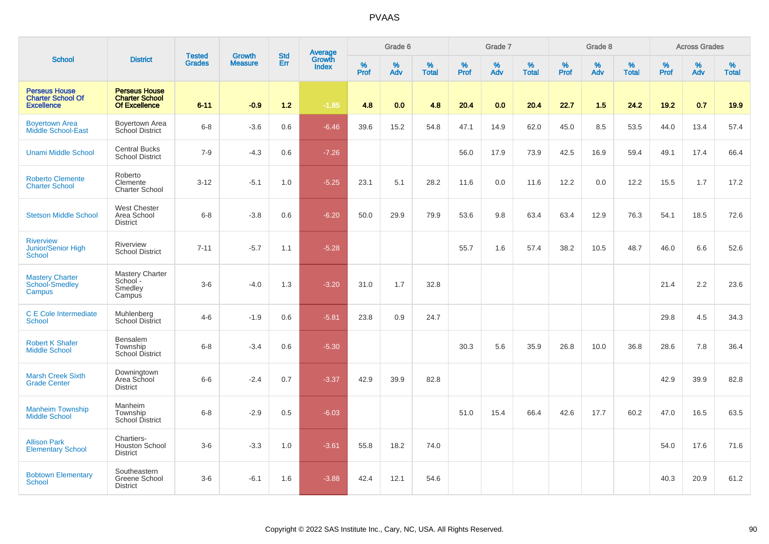PVAAS

| School | District | Tested Grades | Growth Measure | Std Err | Average Growth Index | Grade 6 | | | Grade 7 | | | Grade 8 | | | Across Grades | | |
|---|---|---|---|---|---|---|---|---|---|---|---|---|---|---|---|---|---|
| | | | | | | % Prof | % Adv | % Total | % Prof | % Adv | % Total | % Prof | % Adv | % Total | % Prof | % Adv | % Total |
| **Perseus House Charter School Of Excellence** | **Perseus House Charter School Of Excellence** | **6-11** | **-0.9** | **1.2** | **-1.85** | **4.8** | **0.0** | **4.8** | **20.4** | **0.0** | **20.4** | **22.7** | **1.5** | **24.2** | **19.2** | **0.7** | **19.9** |
| Boyertown Area Middle School-East | Boyertown Area School District | 6-8 | -3.6 | 0.6 | -6.46 | 39.6 | 15.2 | 54.8 | 47.1 | 14.9 | 62.0 | 45.0 | 8.5 | 53.5 | 44.0 | 13.4 | 57.4 |
| Unami Middle School | Central Bucks School District | 7-9 | -4.3 | 0.6 | -7.26 | | | | 56.0 | 17.9 | 73.9 | 42.5 | 16.9 | 59.4 | 49.1 | 17.4 | 66.4 |
| Roberto Clemente Charter School | Roberto Clemente Charter School | 3-12 | -5.1 | 1.0 | -5.25 | 23.1 | 5.1 | 28.2 | 11.6 | 0.0 | 11.6 | 12.2 | 0.0 | 12.2 | 15.5 | 1.7 | 17.2 |
| Stetson Middle School | West Chester Area School District | 6-8 | -3.8 | 0.6 | -6.20 | 50.0 | 29.9 | 79.9 | 53.6 | 9.8 | 63.4 | 63.4 | 12.9 | 76.3 | 54.1 | 18.5 | 72.6 |
| Riverview Junior/Senior High School | Riverview School District | 7-11 | -5.7 | 1.1 | -5.28 | | | | 55.7 | 1.6 | 57.4 | 38.2 | 10.5 | 48.7 | 46.0 | 6.6 | 52.6 |
| Mastery Charter School-Smedley Campus | Mastery Charter School - Smedley Campus | 3-6 | -4.0 | 1.3 | -3.20 | 31.0 | 1.7 | 32.8 | | | | | | | 21.4 | 2.2 | 23.6 |
| C E Cole Intermediate School | Muhlenberg School District | 4-6 | -1.9 | 0.6 | -5.81 | 23.8 | 0.9 | 24.7 | | | | | | | 29.8 | 4.5 | 34.3 |
| Robert K Shafer Middle School | Bensalem Township School District | 6-8 | -3.4 | 0.6 | -5.30 | | | | 30.3 | 5.6 | 35.9 | 26.8 | 10.0 | 36.8 | 28.6 | 7.8 | 36.4 |
| Marsh Creek Sixth Grade Center | Downingtown Area School District | 6-6 | -2.4 | 0.7 | -3.37 | 42.9 | 39.9 | 82.8 | | | | | | | 42.9 | 39.9 | 82.8 |
| Manheim Township Middle School | Manheim Township School District | 6-8 | -2.9 | 0.5 | -6.03 | | | | 51.0 | 15.4 | 66.4 | 42.6 | 17.7 | 60.2 | 47.0 | 16.5 | 63.5 |
| Allison Park Elementary School | Chartiers-Houston School District | 3-6 | -3.3 | 1.0 | -3.61 | 55.8 | 18.2 | 74.0 | | | | | | | 54.0 | 17.6 | 71.6 |
| Bobtown Elementary School | Southeastern Greene School District | 3-6 | -6.1 | 1.6 | -3.88 | 42.4 | 12.1 | 54.6 | | | | | | | 40.3 | 20.9 | 61.2 |

Copyright © 2022 SAS Institute Inc., Cary, NC, USA. All Rights Reserved.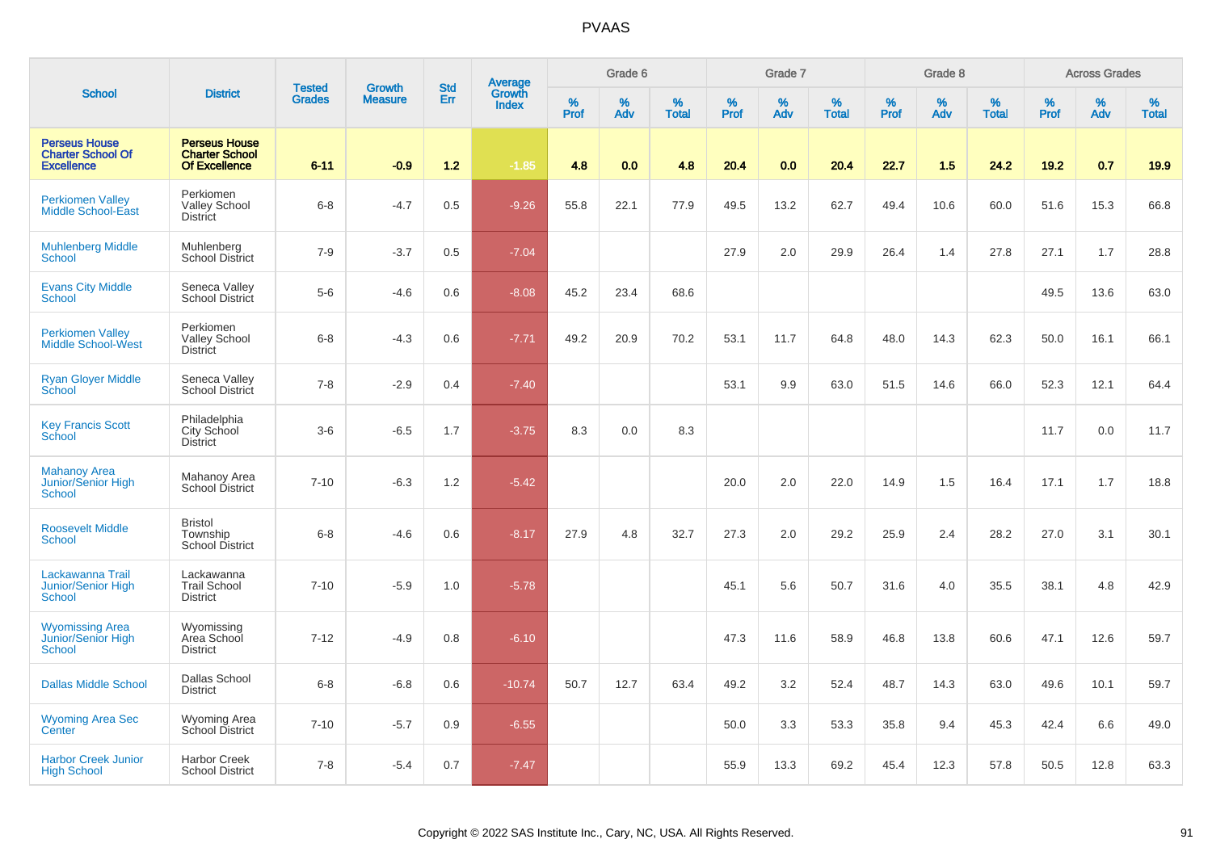| School | District | Tested Grades | Growth Measure | Std Err | Average Growth Index | Grade 6 | | | Grade 7 | | | Grade 8 | | | Across Grades | | |
|---|---|---|---|---|---|---|---|---|---|---|---|---|---|---|---|---|---|
| | | | | | | % Prof | % Adv | % Total | % Prof | % Adv | % Total | % Prof | % Adv | % Total | % Prof | % Adv | % Total |
| **Perseus House Charter School Of Excellence** | **Perseus House Charter School Of Excellence** | **6-11** | **-0.9** | **1.2** | **-1.85** | **4.8** | **0.0** | **4.8** | **20.4** | **0.0** | **20.4** | **22.7** | **1.5** | **24.2** | **19.2** | **0.7** | **19.9** |
| Perkiomen Valley Middle School-East | Perkiomen Valley School District | 6-8 | -4.7 | 0.5 | -9.26 | 55.8 | 22.1 | 77.9 | 49.5 | 13.2 | 62.7 | 49.4 | 10.6 | 60.0 | 51.6 | 15.3 | 66.8 |
| Muhlenberg Middle School | Muhlenberg School District | 7-9 | -3.7 | 0.5 | -7.04 | | | | 27.9 | 2.0 | 29.9 | 26.4 | 1.4 | 27.8 | 27.1 | 1.7 | 28.8 |
| Evans City Middle School | Seneca Valley School District | 5-6 | -4.6 | 0.6 | -8.08 | 45.2 | 23.4 | 68.6 | | | | | | | 49.5 | 13.6 | 63.0 |
| Perkiomen Valley Middle School-West | Perkiomen Valley School District | 6-8 | -4.3 | 0.6 | -7.71 | 49.2 | 20.9 | 70.2 | 53.1 | 11.7 | 64.8 | 48.0 | 14.3 | 62.3 | 50.0 | 16.1 | 66.1 |
| Ryan Gloyer Middle School | Seneca Valley School District | 7-8 | -2.9 | 0.4 | -7.40 | | | | 53.1 | 9.9 | 63.0 | 51.5 | 14.6 | 66.0 | 52.3 | 12.1 | 64.4 |
| Key Francis Scott School | Philadelphia City School District | 3-6 | -6.5 | 1.7 | -3.75 | 8.3 | 0.0 | 8.3 | | | | | | | 11.7 | 0.0 | 11.7 |
| Mahanoy Area Junior/Senior High School | Mahanoy Area School District | 7-10 | -6.3 | 1.2 | -5.42 | | | | 20.0 | 2.0 | 22.0 | 14.9 | 1.5 | 16.4 | 17.1 | 1.7 | 18.8 |
| Roosevelt Middle School | Bristol Township School District | 6-8 | -4.6 | 0.6 | -8.17 | 27.9 | 4.8 | 32.7 | 27.3 | 2.0 | 29.2 | 25.9 | 2.4 | 28.2 | 27.0 | 3.1 | 30.1 |
| Lackawanna Trail Junior/Senior High School | Lackawanna Trail School District | 7-10 | -5.9 | 1.0 | -5.78 | | | | 45.1 | 5.6 | 50.7 | 31.6 | 4.0 | 35.5 | 38.1 | 4.8 | 42.9 |
| Wyomissing Area Junior/Senior High School | Wyomissing Area School District | 7-12 | -4.9 | 0.8 | -6.10 | | | | 47.3 | 11.6 | 58.9 | 46.8 | 13.8 | 60.6 | 47.1 | 12.6 | 59.7 |
| Dallas Middle School | Dallas School District | 6-8 | -6.8 | 0.6 | -10.74 | 50.7 | 12.7 | 63.4 | 49.2 | 3.2 | 52.4 | 48.7 | 14.3 | 63.0 | 49.6 | 10.1 | 59.7 |
| Wyoming Area Sec Center | Wyoming Area School District | 7-10 | -5.7 | 0.9 | -6.55 | | | | 50.0 | 3.3 | 53.3 | 35.8 | 9.4 | 45.3 | 42.4 | 6.6 | 49.0 |
| Harbor Creek Junior High School | Harbor Creek School District | 7-8 | -5.4 | 0.7 | -7.47 | | | | 55.9 | 13.3 | 69.2 | 45.4 | 12.3 | 57.8 | 50.5 | 12.8 | 63.3 |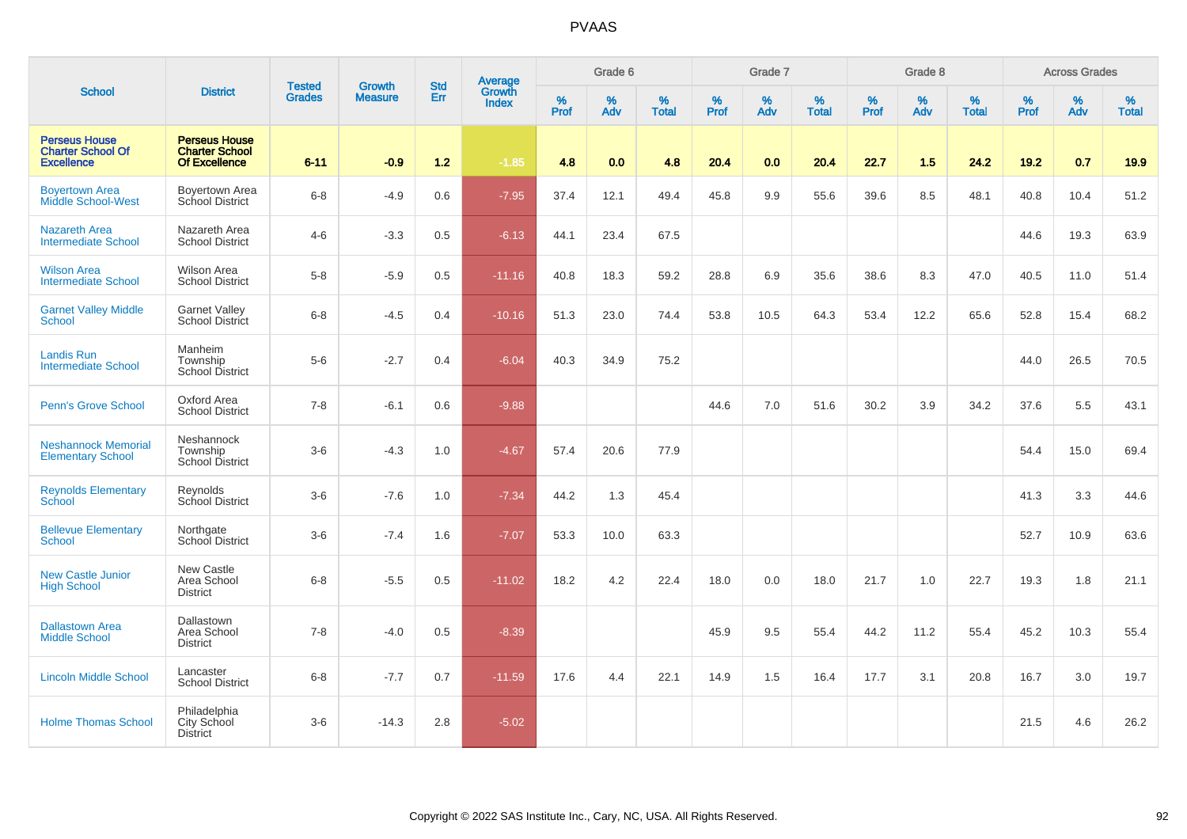# PVAAS

| School | District | Tested Grades | Growth Measure | Std Err | Average Growth Index | Grade 6 | | | Grade 7 | | | Grade 8 | | | Across Grades | | |
|---|---|---|---|---|---|---|---|---|---|---|---|---|---|---|---|---|---|
| | | | | | | % Prof | % Adv | % Total | % Prof | % Adv | % Total | % Prof | % Adv | % Total | % Prof | % Adv | % Total |
| **Perseus House Charter School Of Excellence** | **Perseus House Charter School Of Excellence** | **6-11** | **-0.9** | **1.2** | **-1.85** | **4.8** | **0.0** | **4.8** | **20.4** | **0.0** | **20.4** | **22.7** | **1.5** | **24.2** | **19.2** | **0.7** | **19.9** |
| Boyertown Area Middle School-West | Boyertown Area School District | 6-8 | -4.9 | 0.6 | -7.95 | 37.4 | 12.1 | 49.4 | 45.8 | 9.9 | 55.6 | 39.6 | 8.5 | 48.1 | 40.8 | 10.4 | 51.2 |
| Nazareth Area Intermediate School | Nazareth Area School District | 4-6 | -3.3 | 0.5 | -6.13 | 44.1 | 23.4 | 67.5 | | | | | | | 44.6 | 19.3 | 63.9 |
| Wilson Area Intermediate School | Wilson Area School District | 5-8 | -5.9 | 0.5 | -11.16 | 40.8 | 18.3 | 59.2 | 28.8 | 6.9 | 35.6 | 38.6 | 8.3 | 47.0 | 40.5 | 11.0 | 51.4 |
| Garnet Valley Middle School | Garnet Valley School District | 6-8 | -4.5 | 0.4 | -10.16 | 51.3 | 23.0 | 74.4 | 53.8 | 10.5 | 64.3 | 53.4 | 12.2 | 65.6 | 52.8 | 15.4 | 68.2 |
| Landis Run Intermediate School | Manheim Township School District | 5-6 | -2.7 | 0.4 | -6.04 | 40.3 | 34.9 | 75.2 | | | | | | | 44.0 | 26.5 | 70.5 |
| Penn's Grove School | Oxford Area School District | 7-8 | -6.1 | 0.6 | -9.88 | | | | 44.6 | 7.0 | 51.6 | 30.2 | 3.9 | 34.2 | 37.6 | 5.5 | 43.1 |
| Neshannock Memorial Elementary School | Neshannock Township School District | 3-6 | -4.3 | 1.0 | -4.67 | 57.4 | 20.6 | 77.9 | | | | | | | 54.4 | 15.0 | 69.4 |
| Reynolds Elementary School | Reynolds School District | 3-6 | -7.6 | 1.0 | -7.34 | 44.2 | 1.3 | 45.4 | | | | | | | 41.3 | 3.3 | 44.6 |
| Bellevue Elementary School | Northgate School District | 3-6 | -7.4 | 1.6 | -7.07 | 53.3 | 10.0 | 63.3 | | | | | | | 52.7 | 10.9 | 63.6 |
| New Castle Junior High School | New Castle Area School District | 6-8 | -5.5 | 0.5 | -11.02 | 18.2 | 4.2 | 22.4 | 18.0 | 0.0 | 18.0 | 21.7 | 1.0 | 22.7 | 19.3 | 1.8 | 21.1 |
| Dallastown Area Middle School | Dallastown Area School District | 7-8 | -4.0 | 0.5 | -8.39 | | | | 45.9 | 9.5 | 55.4 | 44.2 | 11.2 | 55.4 | 45.2 | 10.3 | 55.4 |
| Lincoln Middle School | Lancaster School District | 6-8 | -7.7 | 0.7 | -11.59 | 17.6 | 4.4 | 22.1 | 14.9 | 1.5 | 16.4 | 17.7 | 3.1 | 20.8 | 16.7 | 3.0 | 19.7 |
| Holme Thomas School | Philadelphia City School District | 3-6 | -14.3 | 2.8 | -5.02 | | | | | | | | | | 21.5 | 4.6 | 26.2 |

Copyright © 2022 SAS Institute Inc., Cary, NC, USA. All Rights Reserved.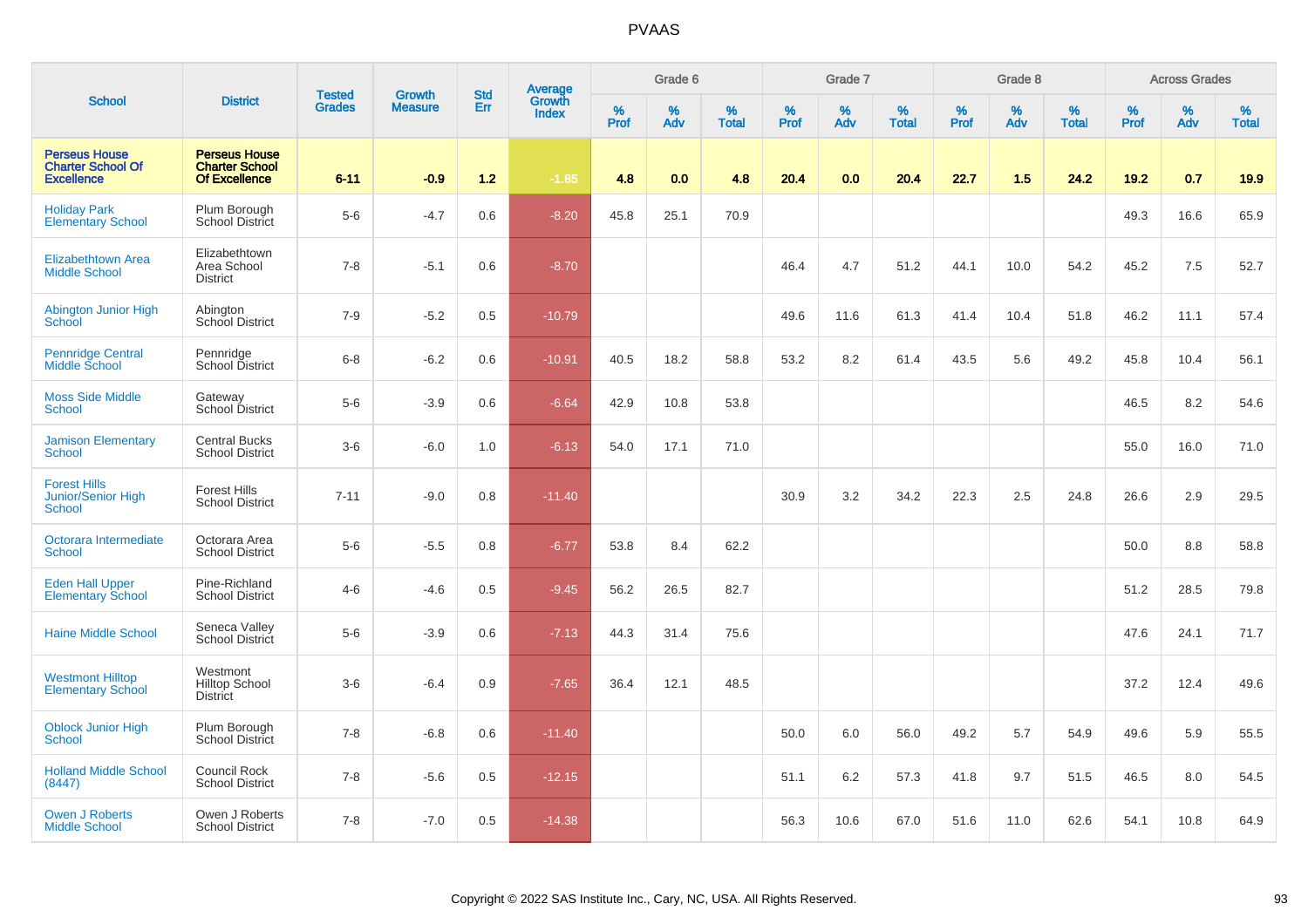# PVAAS

| School | District | Tested Grades | Growth Measure | Std Err | Average Growth Index | Grade 6 | | | Grade 7 | | | Grade 8 | | | Across Grades | | |
|---|---|---|---|---|---|---|---|---|---|---|---|---|---|---|---|---|---|
| | | | | | | % Prof | % Adv | % Total | % Prof | % Adv | % Total | % Prof | % Adv | % Total | % Prof | % Adv | % Total |
| **Perseus House Charter School Of Excellence** | **Perseus House Charter School Of Excellence** | **6-11** | **-0.9** | **1.2** | **-1.85** | **4.8** | **0.0** | **4.8** | **20.4** | **0.0** | **20.4** | **22.7** | **1.5** | **24.2** | **19.2** | **0.7** | **19.9** |
| Holiday Park Elementary School | Plum Borough School District | 5-6 | -4.7 | 0.6 | -8.20 | 45.8 | 25.1 | 70.9 | | | | | | | 49.3 | 16.6 | 65.9 |
| Elizabethtown Area Middle School | Elizabethtown Area School District | 7-8 | -5.1 | 0.6 | -8.70 | | | | 46.4 | 4.7 | 51.2 | 44.1 | 10.0 | 54.2 | 45.2 | 7.5 | 52.7 |
| Abington Junior High School | Abington School District | 7-9 | -5.2 | 0.5 | -10.79 | | | | 49.6 | 11.6 | 61.3 | 41.4 | 10.4 | 51.8 | 46.2 | 11.1 | 57.4 |
| Pennridge Central Middle School | Pennridge School District | 6-8 | -6.2 | 0.6 | -10.91 | 40.5 | 18.2 | 58.8 | 53.2 | 8.2 | 61.4 | 43.5 | 5.6 | 49.2 | 45.8 | 10.4 | 56.1 |
| Moss Side Middle School | Gateway School District | 5-6 | -3.9 | 0.6 | -6.64 | 42.9 | 10.8 | 53.8 | | | | | | | 46.5 | 8.2 | 54.6 |
| Jamison Elementary School | Central Bucks School District | 3-6 | -6.0 | 1.0 | -6.13 | 54.0 | 17.1 | 71.0 | | | | | | | 55.0 | 16.0 | 71.0 |
| Forest Hills Junior/Senior High School | Forest Hills School District | 7-11 | -9.0 | 0.8 | -11.40 | | | | 30.9 | 3.2 | 34.2 | 22.3 | 2.5 | 24.8 | 26.6 | 2.9 | 29.5 |
| Octorara Intermediate School | Octorara Area School District | 5-6 | -5.5 | 0.8 | -6.77 | 53.8 | 8.4 | 62.2 | | | | | | | 50.0 | 8.8 | 58.8 |
| Eden Hall Upper Elementary School | Pine-Richland School District | 4-6 | -4.6 | 0.5 | -9.45 | 56.2 | 26.5 | 82.7 | | | | | | | 51.2 | 28.5 | 79.8 |
| Haine Middle School | Seneca Valley School District | 5-6 | -3.9 | 0.6 | -7.13 | 44.3 | 31.4 | 75.6 | | | | | | | 47.6 | 24.1 | 71.7 |
| Westmont Hilltop Elementary School | Westmont Hilltop School District | 3-6 | -6.4 | 0.9 | -7.65 | 36.4 | 12.1 | 48.5 | | | | | | | 37.2 | 12.4 | 49.6 |
| Oblock Junior High School | Plum Borough School District | 7-8 | -6.8 | 0.6 | -11.40 | | | | 50.0 | 6.0 | 56.0 | 49.2 | 5.7 | 54.9 | 49.6 | 5.9 | 55.5 |
| Holland Middle School (8447) | Council Rock School District | 7-8 | -5.6 | 0.5 | -12.15 | | | | 51.1 | 6.2 | 57.3 | 41.8 | 9.7 | 51.5 | 46.5 | 8.0 | 54.5 |
| Owen J Roberts Middle School | Owen J Roberts School District | 7-8 | -7.0 | 0.5 | -14.38 | | | | 56.3 | 10.6 | 67.0 | 51.6 | 11.0 | 62.6 | 54.1 | 10.8 | 64.9 |

Copyright © 2022 SAS Institute Inc., Cary, NC, USA. All Rights Reserved.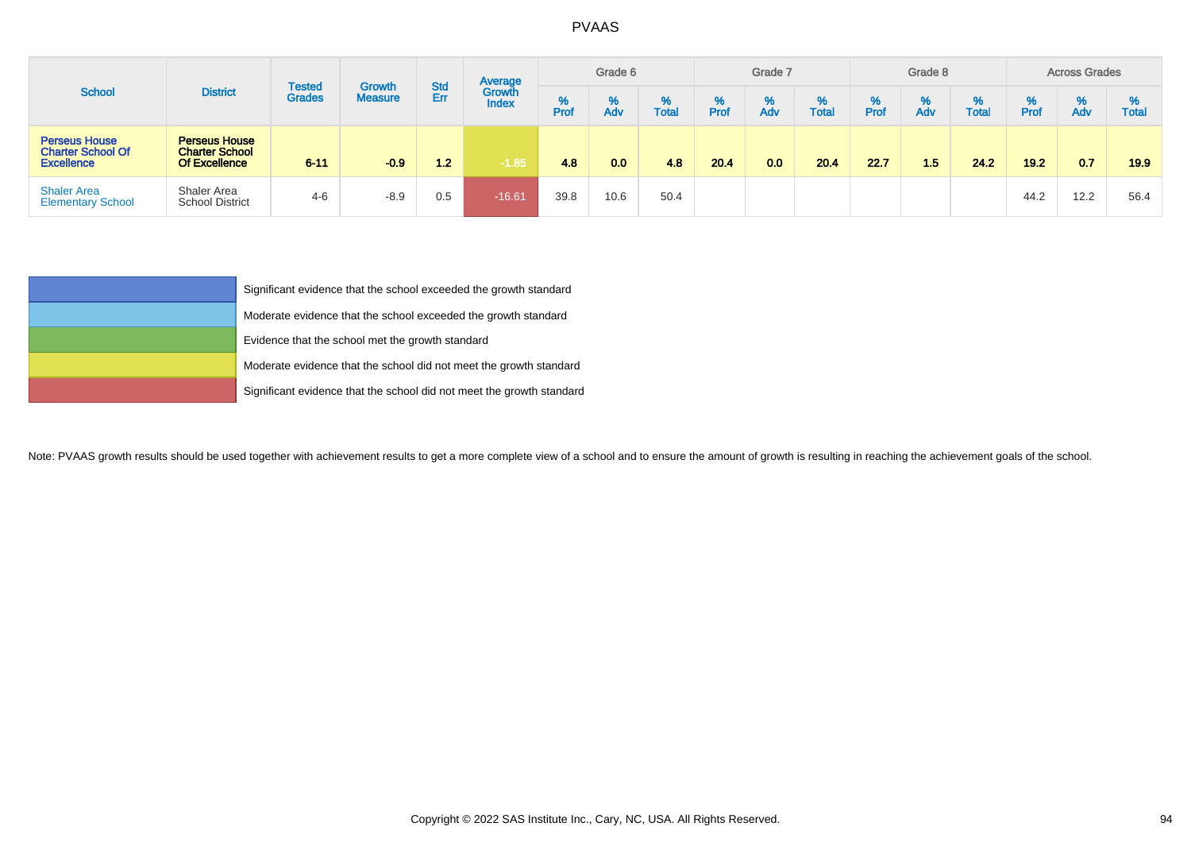# PVAAS

| School | District | Tested Grades | Growth Measure | Std Err | Average Growth Index | Grade 6 | | | Grade 7 | | | Grade 8 | | | Across Grades | | |
|---|---|---|---|---|---|---|---|---|---|---|---|---|---|---|---|---|---|
| | | | | | | % Prof | % Adv | % Total | % Prof | % Adv | % Total | % Prof | % Adv | % Total | % Prof | % Adv | % Total |
| **Perseus House Charter School Of Excellence** | **Perseus House Charter School Of Excellence** | **6-11** | **-0.9** | **1.2** | **-1.85** | **4.8** | **0.0** | **4.8** | **20.4** | **0.0** | **20.4** | **22.7** | **1.5** | **24.2** | **19.2** | **0.7** | **19.9** |
| Shaler Area Elementary School | Shaler Area School District | 4-6 | -8.9 | 0.5 | -16.61 | 39.8 | 10.6 | 50.4 | | | | | | | 44.2 | 12.2 | 56.4 |

- Significant evidence that the school exceeded the growth standard
- Moderate evidence that the school exceeded the growth standard
- Evidence that the school met the growth standard
- Moderate evidence that the school did not meet the growth standard
- Significant evidence that the school did not meet the growth standard

Note: PVAAS growth results should be used together with achievement results to get a more complete view of a school and to ensure the amount of growth is resulting in reaching the achievement goals of the school.

Copyright © 2022 SAS Institute Inc., Cary, NC, USA. All Rights Reserved.